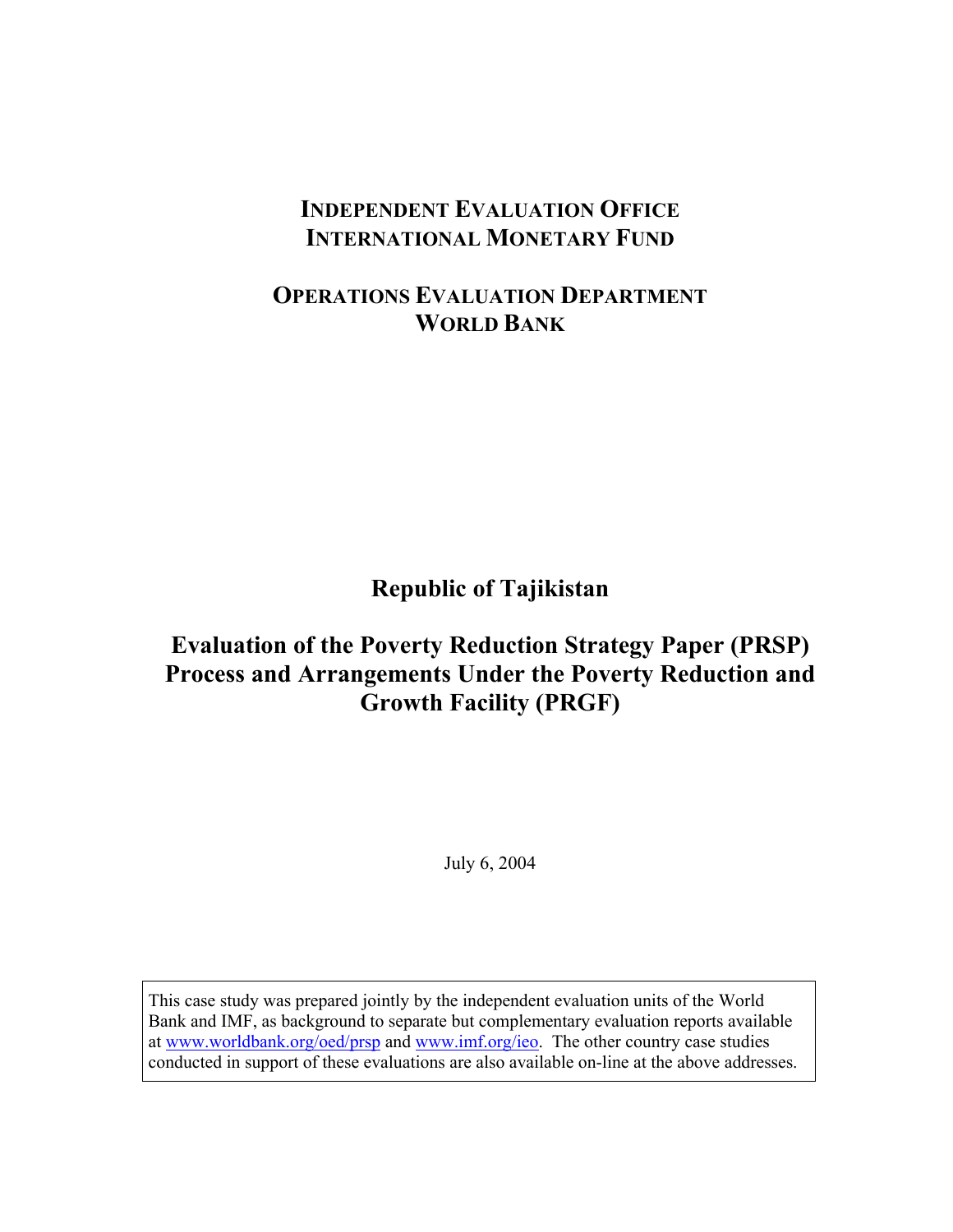**INDEPENDENT EVALUATION OFFICE**
**INTERNATIONAL MONETARY FUND**

**OPERATIONS EVALUATION DEPARTMENT**
**WORLD BANK**

# Republic of Tajikistan

# Evaluation of the Poverty Reduction Strategy Paper (PRSP) Process and Arrangements Under the Poverty Reduction and Growth Facility (PRGF)

July 6, 2004

This case study was prepared jointly by the independent evaluation units of the World Bank and IMF, as background to separate but complementary evaluation reports available at www.worldbank.org/oed/prsp and www.imf.org/ieo. The other country case studies conducted in support of these evaluations are also available on-line at the above addresses.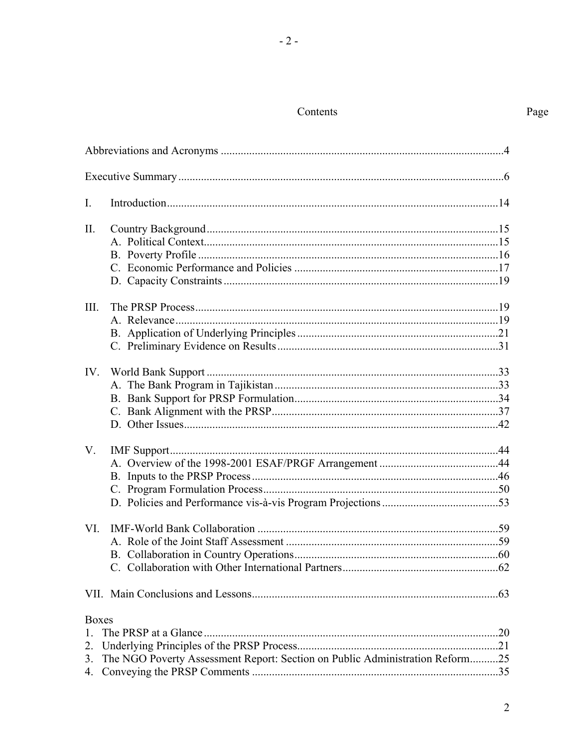# Contents

Page

Abbreviations and Acronyms ....................................................................................................4

Executive Summary ..................................................................................................................6

I. Introduction....................................................................................................................14

II. Country Background ......................................................................................................15
   A. Political Context.......................................................................................................15
   B. Poverty Profile .........................................................................................................16
   C. Economic Performance and Policies ........................................................................17
   D. Capacity Constraints ................................................................................................19

III. The PRSP Process...........................................................................................................19
   A. Relevance .................................................................................................................19
   B. Application of Underlying Principles ......................................................................21
   C. Preliminary Evidence on Results .............................................................................31

IV. World Bank Support .......................................................................................................33
   A. The Bank Program in Tajikistan ..............................................................................33
   B. Bank Support for PRSP Formulation.......................................................................34
   C. Bank Alignment with the PRSP...............................................................................37
   D. Other Issues..............................................................................................................42

V. IMF Support....................................................................................................................44
   A. Overview of the 1998-2001 ESAF/PRGF Arrangement ..........................................44
   B. Inputs to the PRSP Process ......................................................................................46
   C. Program Formulation Process ..................................................................................50
   D. Policies and Performance vis-à-vis Program Projections .........................................53

VI. IMF-World Bank Collaboration .....................................................................................59
   A. Role of the Joint Staff Assessment ...........................................................................59
   B. Collaboration in Country Operations.......................................................................60
   C. Collaboration with Other International Partners.......................................................62

VII. Main Conclusions and Lessons.......................................................................................63

Boxes
1. The PRSP at a Glance........................................................................................................20
2. Underlying Principles of the PRSP Process.......................................................................21
3. The NGO Poverty Assessment Report: Section on Public Administration Reform..........25
4. Conveying the PRSP Comments .......................................................................................35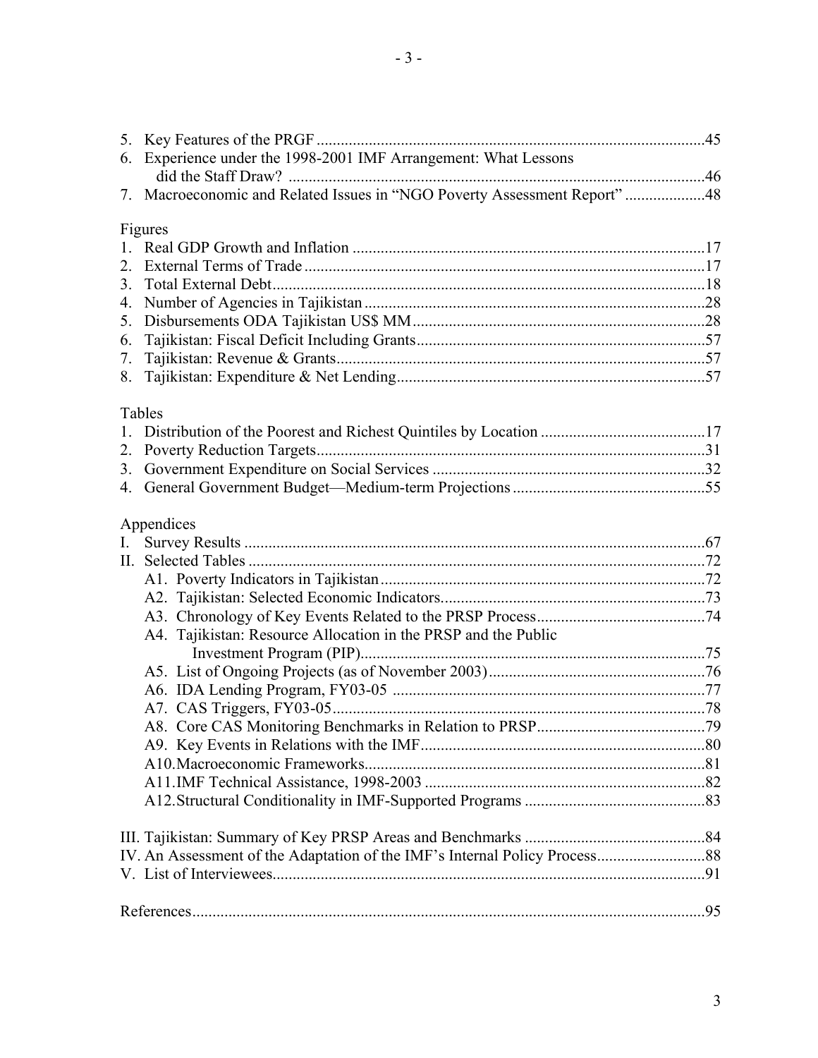5. Key Features of the PRGF ....................................................................................................45
6. Experience under the 1998-2001 IMF Arrangement: What Lessons did the Staff Draw? ........................................................................................................46
7. Macroeconomic and Related Issues in "NGO Poverty Assessment Report" ....................48

Figures

1. Real GDP Growth and Inflation ........................................................................................17
2. External Terms of Trade ....................................................................................................17
3. Total External Debt............................................................................................................18
4. Number of Agencies in Tajikistan .....................................................................................28
5. Disbursements ODA Tajikistan US$ MM .........................................................................28
6. Tajikistan: Fiscal Deficit Including Grants........................................................................57
7. Tajikistan: Revenue & Grants.............................................................................................57
8. Tajikistan: Expenditure & Net Lending..............................................................................57

Tables

1. Distribution of the Poorest and Richest Quintiles by Location .........................................17
2. Poverty Reduction Targets..................................................................................................31
3. Government Expenditure on Social Services ....................................................................32
4. General Government Budget—Medium-term Projections .................................................55

Appendices

I. Survey Results ...................................................................................................................67
II. Selected Tables ..................................................................................................................72
   A1. Poverty Indicators in Tajikistan .................................................................................72
   A2. Tajikistan: Selected Economic Indicators..................................................................73
   A3. Chronology of Key Events Related to the PRSP Process..........................................74
   A4. Tajikistan: Resource Allocation in the PRSP and the Public Investment Program (PIP).....................................................................................75
   A5. List of Ongoing Projects (as of November 2003) ......................................................76
   A6. IDA Lending Program, FY03-05 ..............................................................................77
   A7. CAS Triggers, FY03-05.............................................................................................78
   A8. Core CAS Monitoring Benchmarks in Relation to PRSP..........................................79
   A9. Key Events in Relations with the IMF.......................................................................80
   A10. Macroeconomic Frameworks.....................................................................................81
   A11. IMF Technical Assistance, 1998-2003 ......................................................................82
   A12. Structural Conditionality in IMF-Supported Programs .............................................83

III. Tajikistan: Summary of Key PRSP Areas and Benchmarks .............................................84
IV. An Assessment of the Adaptation of the IMF's Internal Policy Process...........................88
V. List of Interviewees............................................................................................................91

References................................................................................................................................95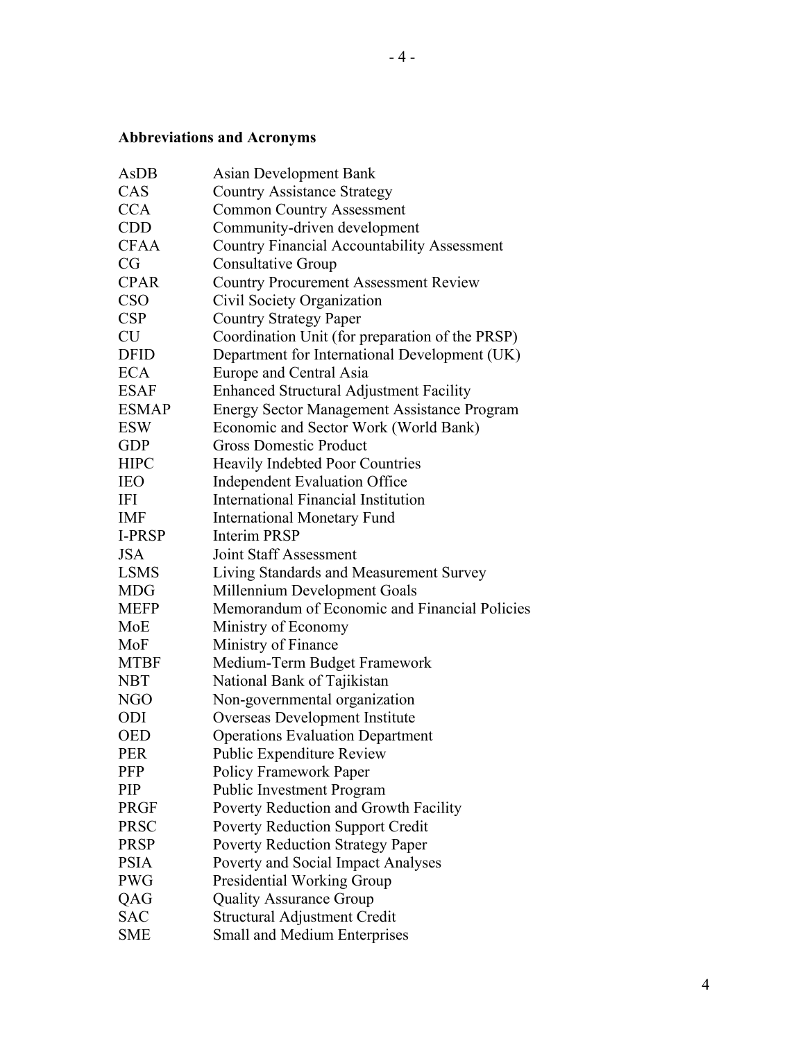## Abbreviations and Acronyms

| | |
|---|---|
| AsDB | Asian Development Bank |
| CAS | Country Assistance Strategy |
| CCA | Common Country Assessment |
| CDD | Community-driven development |
| CFAA | Country Financial Accountability Assessment |
| CG | Consultative Group |
| CPAR | Country Procurement Assessment Review |
| CSO | Civil Society Organization |
| CSP | Country Strategy Paper |
| CU | Coordination Unit (for preparation of the PRSP) |
| DFID | Department for International Development (UK) |
| ECA | Europe and Central Asia |
| ESAF | Enhanced Structural Adjustment Facility |
| ESMAP | Energy Sector Management Assistance Program |
| ESW | Economic and Sector Work (World Bank) |
| GDP | Gross Domestic Product |
| HIPC | Heavily Indebted Poor Countries |
| IEO | Independent Evaluation Office |
| IFI | International Financial Institution |
| IMF | International Monetary Fund |
| I-PRSP | Interim PRSP |
| JSA | Joint Staff Assessment |
| LSMS | Living Standards and Measurement Survey |
| MDG | Millennium Development Goals |
| MEFP | Memorandum of Economic and Financial Policies |
| MoE | Ministry of Economy |
| MoF | Ministry of Finance |
| MTBF | Medium-Term Budget Framework |
| NBT | National Bank of Tajikistan |
| NGO | Non-governmental organization |
| ODI | Overseas Development Institute |
| OED | Operations Evaluation Department |
| PER | Public Expenditure Review |
| PFP | Policy Framework Paper |
| PIP | Public Investment Program |
| PRGF | Poverty Reduction and Growth Facility |
| PRSC | Poverty Reduction Support Credit |
| PRSP | Poverty Reduction Strategy Paper |
| PSIA | Poverty and Social Impact Analyses |
| PWG | Presidential Working Group |
| QAG | Quality Assurance Group |
| SAC | Structural Adjustment Credit |
| SME | Small and Medium Enterprises |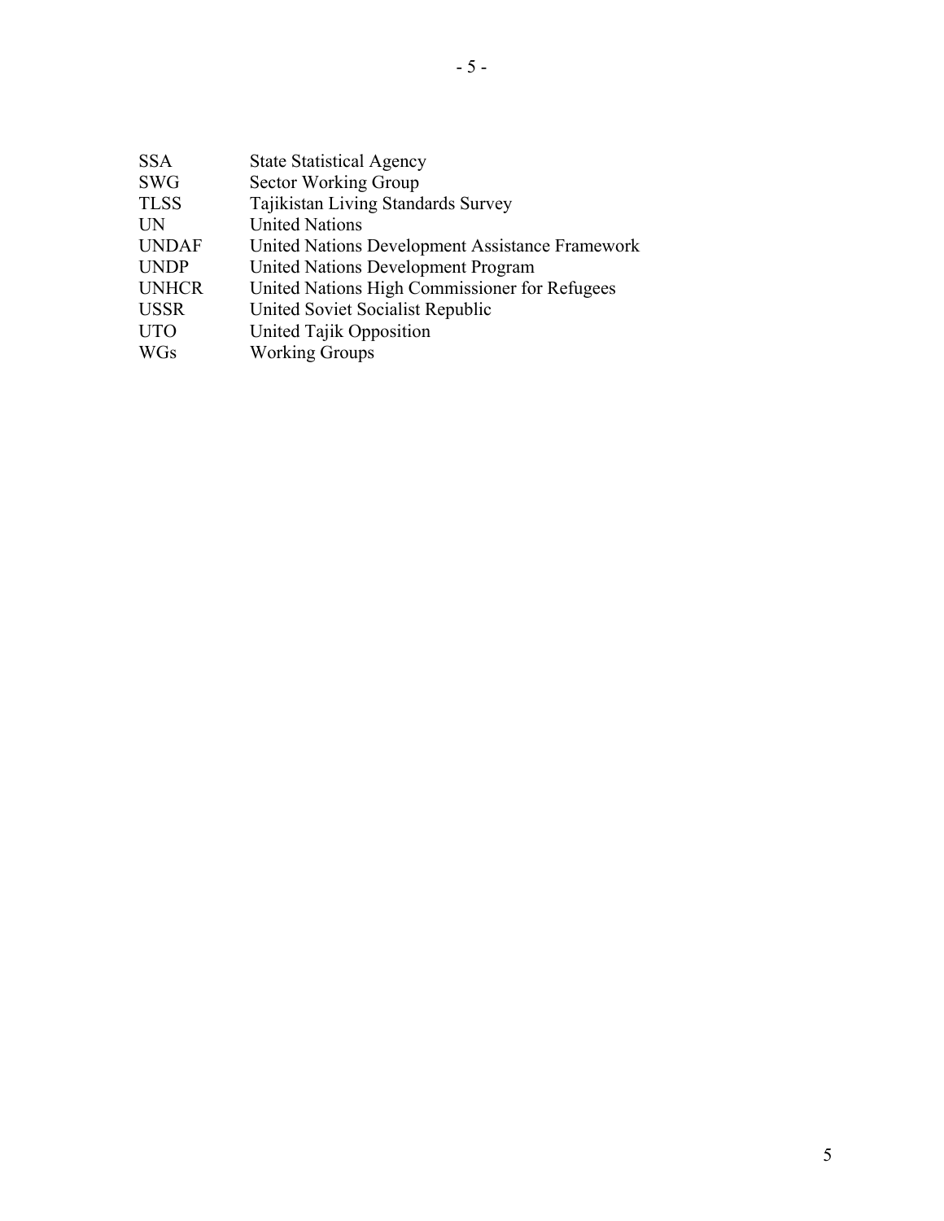| | |
|---|---|
| SSA | State Statistical Agency |
| SWG | Sector Working Group |
| TLSS | Tajikistan Living Standards Survey |
| UN | United Nations |
| UNDAF | United Nations Development Assistance Framework |
| UNDP | United Nations Development Program |
| UNHCR | United Nations High Commissioner for Refugees |
| USSR | United Soviet Socialist Republic |
| UTO | United Tajik Opposition |
| WGs | Working Groups |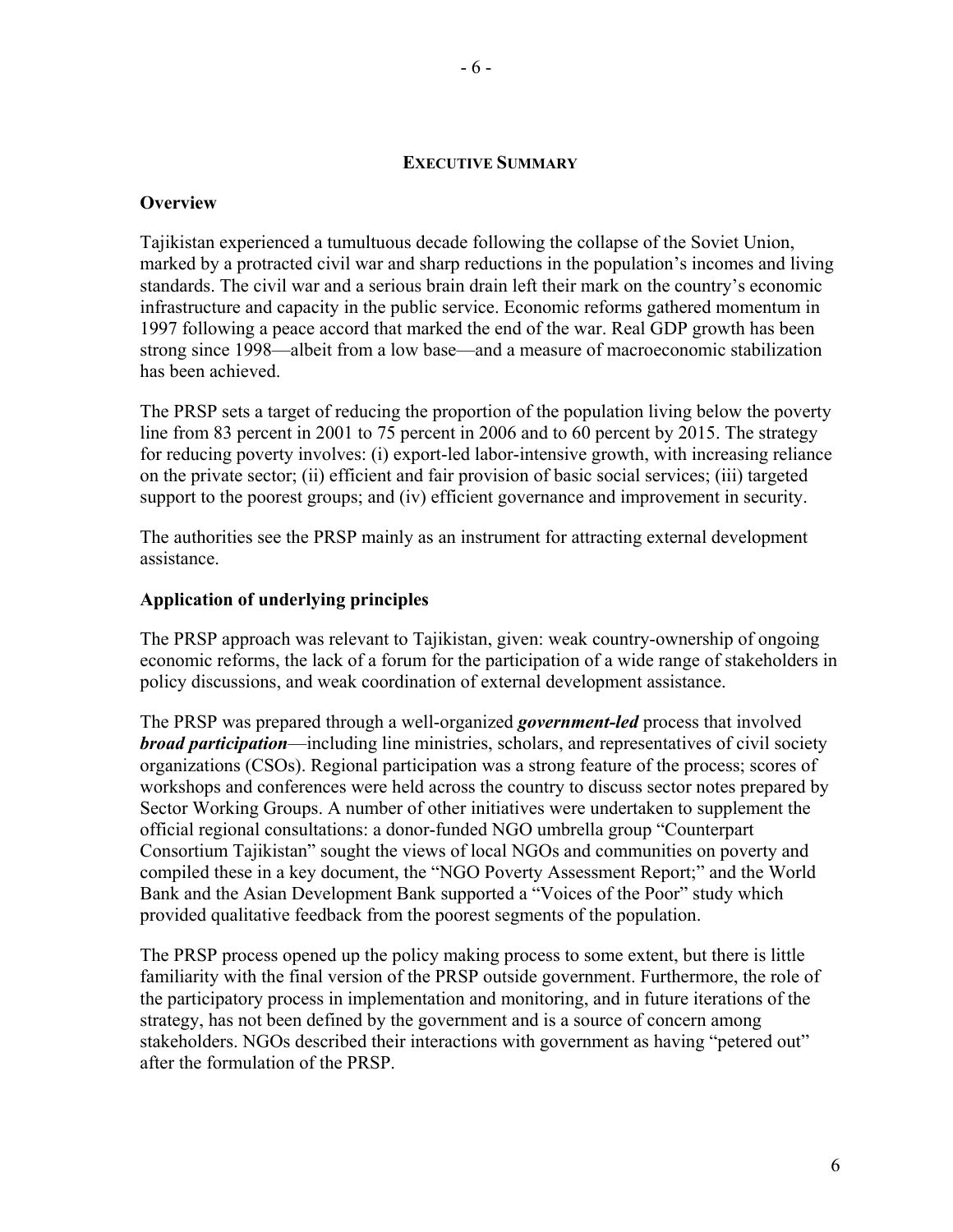## EXECUTIVE SUMMARY

### Overview

Tajikistan experienced a tumultuous decade following the collapse of the Soviet Union, marked by a protracted civil war and sharp reductions in the population's incomes and living standards. The civil war and a serious brain drain left their mark on the country's economic infrastructure and capacity in the public service. Economic reforms gathered momentum in 1997 following a peace accord that marked the end of the war. Real GDP growth has been strong since 1998—albeit from a low base—and a measure of macroeconomic stabilization has been achieved.

The PRSP sets a target of reducing the proportion of the population living below the poverty line from 83 percent in 2001 to 75 percent in 2006 and to 60 percent by 2015. The strategy for reducing poverty involves: (i) export-led labor-intensive growth, with increasing reliance on the private sector; (ii) efficient and fair provision of basic social services; (iii) targeted support to the poorest groups; and (iv) efficient governance and improvement in security.

The authorities see the PRSP mainly as an instrument for attracting external development assistance.

### Application of underlying principles

The PRSP approach was relevant to Tajikistan, given: weak country-ownership of ongoing economic reforms, the lack of a forum for the participation of a wide range of stakeholders in policy discussions, and weak coordination of external development assistance.

The PRSP was prepared through a well-organized ***government-led*** process that involved ***broad participation***—including line ministries, scholars, and representatives of civil society organizations (CSOs). Regional participation was a strong feature of the process; scores of workshops and conferences were held across the country to discuss sector notes prepared by Sector Working Groups. A number of other initiatives were undertaken to supplement the official regional consultations: a donor-funded NGO umbrella group "Counterpart Consortium Tajikistan" sought the views of local NGOs and communities on poverty and compiled these in a key document, the "NGO Poverty Assessment Report;" and the World Bank and the Asian Development Bank supported a "Voices of the Poor" study which provided qualitative feedback from the poorest segments of the population.

The PRSP process opened up the policy making process to some extent, but there is little familiarity with the final version of the PRSP outside government. Furthermore, the role of the participatory process in implementation and monitoring, and in future iterations of the strategy, has not been defined by the government and is a source of concern among stakeholders. NGOs described their interactions with government as having "petered out" after the formulation of the PRSP.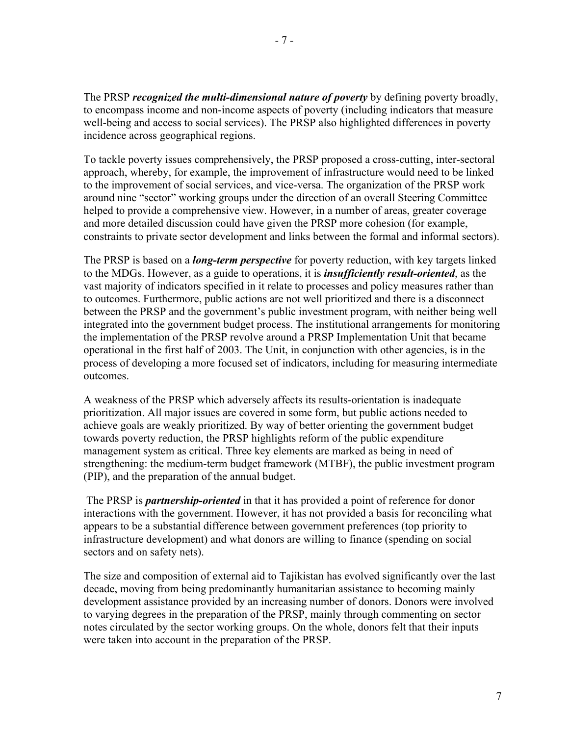The PRSP ***recognized the multi-dimensional nature of poverty*** by defining poverty broadly, to encompass income and non-income aspects of poverty (including indicators that measure well-being and access to social services). The PRSP also highlighted differences in poverty incidence across geographical regions.

To tackle poverty issues comprehensively, the PRSP proposed a cross-cutting, inter-sectoral approach, whereby, for example, the improvement of infrastructure would need to be linked to the improvement of social services, and vice-versa. The organization of the PRSP work around nine "sector" working groups under the direction of an overall Steering Committee helped to provide a comprehensive view. However, in a number of areas, greater coverage and more detailed discussion could have given the PRSP more cohesion (for example, constraints to private sector development and links between the formal and informal sectors).

The PRSP is based on a ***long-term perspective*** for poverty reduction, with key targets linked to the MDGs. However, as a guide to operations, it is ***insufficiently result-oriented***, as the vast majority of indicators specified in it relate to processes and policy measures rather than to outcomes. Furthermore, public actions are not well prioritized and there is a disconnect between the PRSP and the government's public investment program, with neither being well integrated into the government budget process. The institutional arrangements for monitoring the implementation of the PRSP revolve around a PRSP Implementation Unit that became operational in the first half of 2003. The Unit, in conjunction with other agencies, is in the process of developing a more focused set of indicators, including for measuring intermediate outcomes.

A weakness of the PRSP which adversely affects its results-orientation is inadequate prioritization. All major issues are covered in some form, but public actions needed to achieve goals are weakly prioritized. By way of better orienting the government budget towards poverty reduction, the PRSP highlights reform of the public expenditure management system as critical. Three key elements are marked as being in need of strengthening: the medium-term budget framework (MTBF), the public investment program (PIP), and the preparation of the annual budget.

The PRSP is ***partnership-oriented*** in that it has provided a point of reference for donor interactions with the government. However, it has not provided a basis for reconciling what appears to be a substantial difference between government preferences (top priority to infrastructure development) and what donors are willing to finance (spending on social sectors and on safety nets).

The size and composition of external aid to Tajikistan has evolved significantly over the last decade, moving from being predominantly humanitarian assistance to becoming mainly development assistance provided by an increasing number of donors. Donors were involved to varying degrees in the preparation of the PRSP, mainly through commenting on sector notes circulated by the sector working groups. On the whole, donors felt that their inputs were taken into account in the preparation of the PRSP.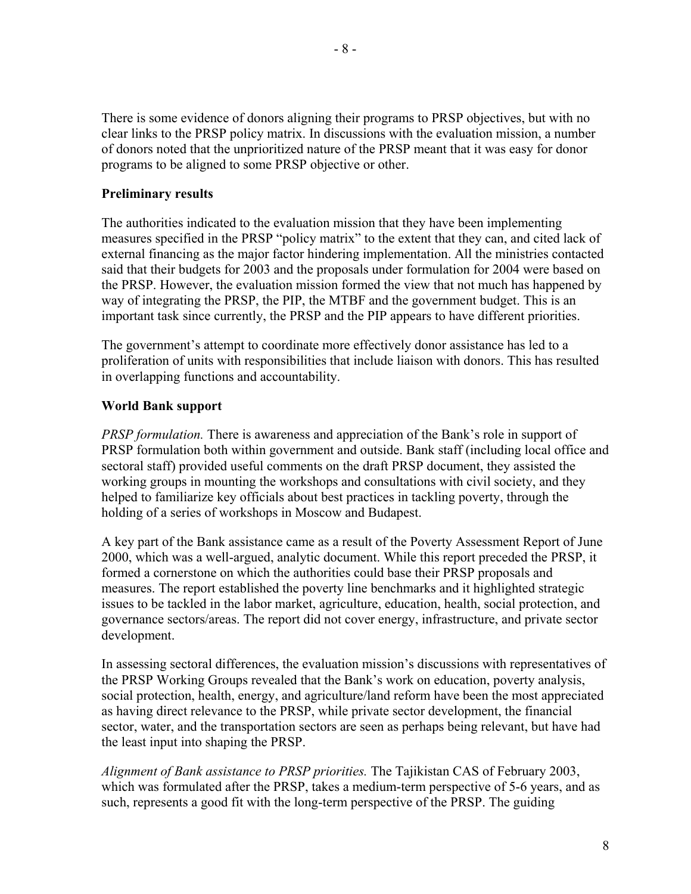There is some evidence of donors aligning their programs to PRSP objectives, but with no clear links to the PRSP policy matrix. In discussions with the evaluation mission, a number of donors noted that the unprioritized nature of the PRSP meant that it was easy for donor programs to be aligned to some PRSP objective or other.

**Preliminary results**

The authorities indicated to the evaluation mission that they have been implementing measures specified in the PRSP "policy matrix" to the extent that they can, and cited lack of external financing as the major factor hindering implementation. All the ministries contacted said that their budgets for 2003 and the proposals under formulation for 2004 were based on the PRSP. However, the evaluation mission formed the view that not much has happened by way of integrating the PRSP, the PIP, the MTBF and the government budget. This is an important task since currently, the PRSP and the PIP appears to have different priorities.

The government's attempt to coordinate more effectively donor assistance has led to a proliferation of units with responsibilities that include liaison with donors. This has resulted in overlapping functions and accountability.

**World Bank support**

*PRSP formulation.* There is awareness and appreciation of the Bank's role in support of PRSP formulation both within government and outside. Bank staff (including local office and sectoral staff) provided useful comments on the draft PRSP document, they assisted the working groups in mounting the workshops and consultations with civil society, and they helped to familiarize key officials about best practices in tackling poverty, through the holding of a series of workshops in Moscow and Budapest.

A key part of the Bank assistance came as a result of the Poverty Assessment Report of June 2000, which was a well-argued, analytic document. While this report preceded the PRSP, it formed a cornerstone on which the authorities could base their PRSP proposals and measures. The report established the poverty line benchmarks and it highlighted strategic issues to be tackled in the labor market, agriculture, education, health, social protection, and governance sectors/areas. The report did not cover energy, infrastructure, and private sector development.

In assessing sectoral differences, the evaluation mission's discussions with representatives of the PRSP Working Groups revealed that the Bank's work on education, poverty analysis, social protection, health, energy, and agriculture/land reform have been the most appreciated as having direct relevance to the PRSP, while private sector development, the financial sector, water, and the transportation sectors are seen as perhaps being relevant, but have had the least input into shaping the PRSP.

*Alignment of Bank assistance to PRSP priorities.* The Tajikistan CAS of February 2003, which was formulated after the PRSP, takes a medium-term perspective of 5-6 years, and as such, represents a good fit with the long-term perspective of the PRSP. The guiding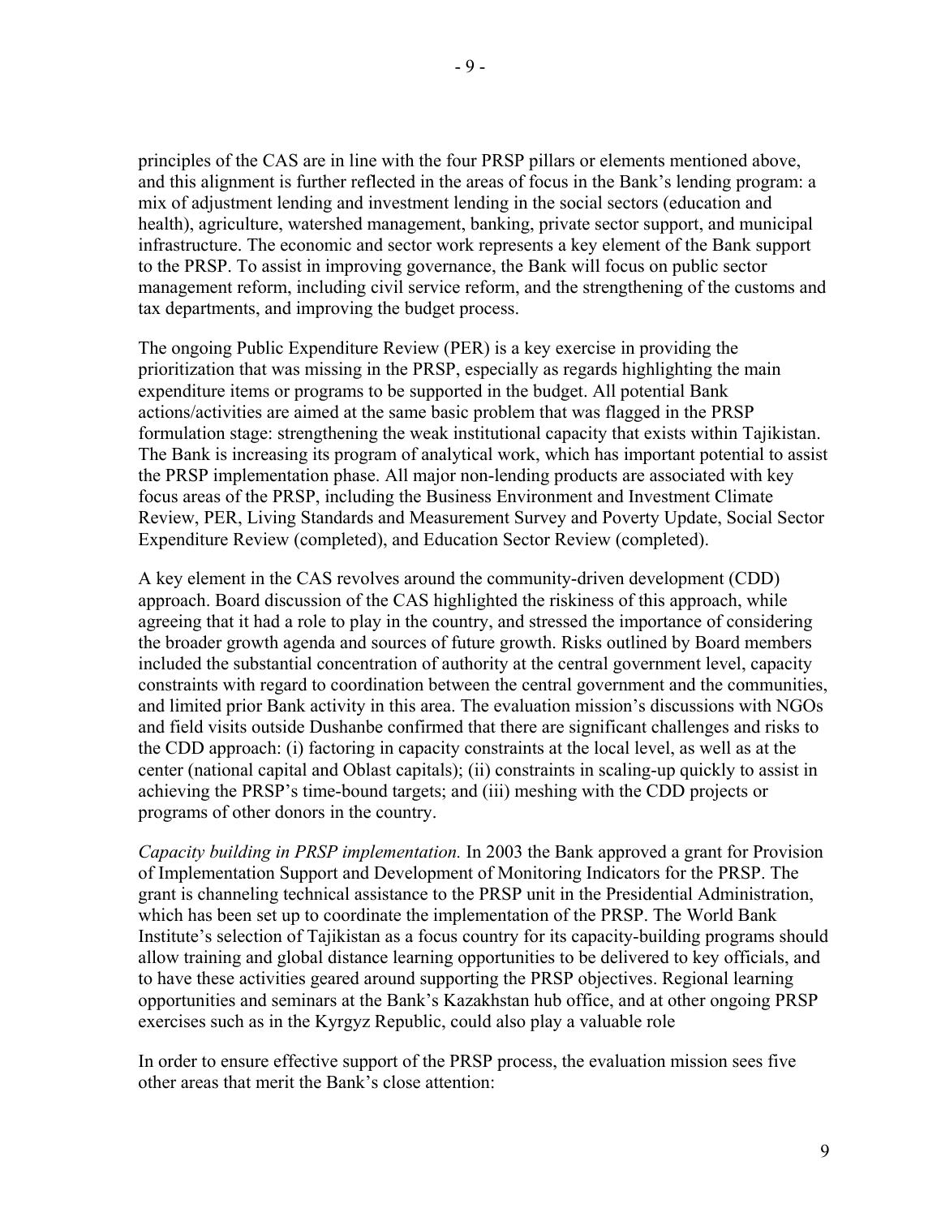principles of the CAS are in line with the four PRSP pillars or elements mentioned above, and this alignment is further reflected in the areas of focus in the Bank's lending program: a mix of adjustment lending and investment lending in the social sectors (education and health), agriculture, watershed management, banking, private sector support, and municipal infrastructure. The economic and sector work represents a key element of the Bank support to the PRSP. To assist in improving governance, the Bank will focus on public sector management reform, including civil service reform, and the strengthening of the customs and tax departments, and improving the budget process.

The ongoing Public Expenditure Review (PER) is a key exercise in providing the prioritization that was missing in the PRSP, especially as regards highlighting the main expenditure items or programs to be supported in the budget. All potential Bank actions/activities are aimed at the same basic problem that was flagged in the PRSP formulation stage: strengthening the weak institutional capacity that exists within Tajikistan. The Bank is increasing its program of analytical work, which has important potential to assist the PRSP implementation phase. All major non-lending products are associated with key focus areas of the PRSP, including the Business Environment and Investment Climate Review, PER, Living Standards and Measurement Survey and Poverty Update, Social Sector Expenditure Review (completed), and Education Sector Review (completed).

A key element in the CAS revolves around the community-driven development (CDD) approach. Board discussion of the CAS highlighted the riskiness of this approach, while agreeing that it had a role to play in the country, and stressed the importance of considering the broader growth agenda and sources of future growth. Risks outlined by Board members included the substantial concentration of authority at the central government level, capacity constraints with regard to coordination between the central government and the communities, and limited prior Bank activity in this area. The evaluation mission's discussions with NGOs and field visits outside Dushanbe confirmed that there are significant challenges and risks to the CDD approach: (i) factoring in capacity constraints at the local level, as well as at the center (national capital and Oblast capitals); (ii) constraints in scaling-up quickly to assist in achieving the PRSP's time-bound targets; and (iii) meshing with the CDD projects or programs of other donors in the country.

*Capacity building in PRSP implementation.* In 2003 the Bank approved a grant for Provision of Implementation Support and Development of Monitoring Indicators for the PRSP. The grant is channeling technical assistance to the PRSP unit in the Presidential Administration, which has been set up to coordinate the implementation of the PRSP. The World Bank Institute's selection of Tajikistan as a focus country for its capacity-building programs should allow training and global distance learning opportunities to be delivered to key officials, and to have these activities geared around supporting the PRSP objectives. Regional learning opportunities and seminars at the Bank's Kazakhstan hub office, and at other ongoing PRSP exercises such as in the Kyrgyz Republic, could also play a valuable role

In order to ensure effective support of the PRSP process, the evaluation mission sees five other areas that merit the Bank's close attention: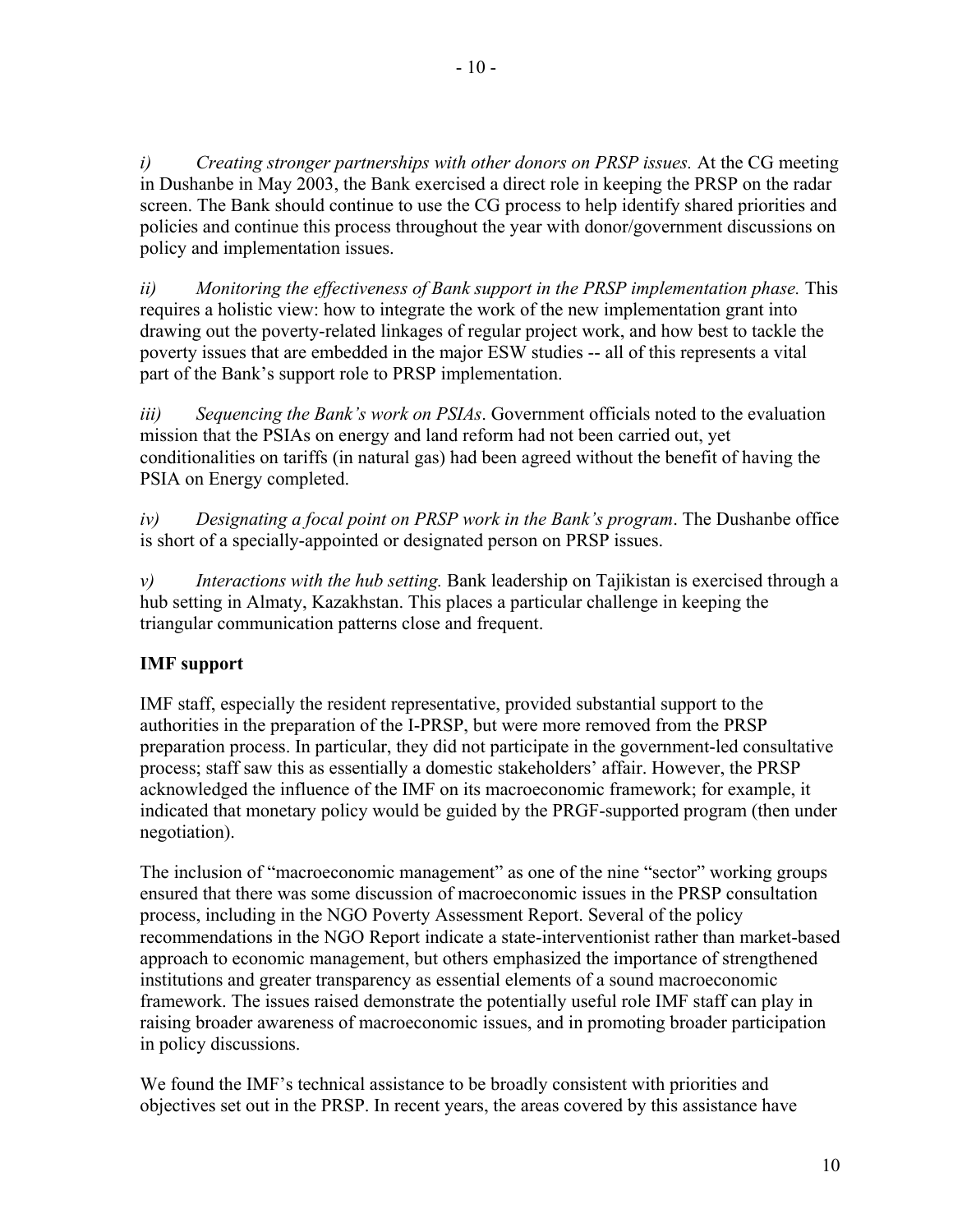*i) Creating stronger partnerships with other donors on PRSP issues.* At the CG meeting in Dushanbe in May 2003, the Bank exercised a direct role in keeping the PRSP on the radar screen. The Bank should continue to use the CG process to help identify shared priorities and policies and continue this process throughout the year with donor/government discussions on policy and implementation issues.

*ii) Monitoring the effectiveness of Bank support in the PRSP implementation phase.* This requires a holistic view: how to integrate the work of the new implementation grant into drawing out the poverty-related linkages of regular project work, and how best to tackle the poverty issues that are embedded in the major ESW studies -- all of this represents a vital part of the Bank's support role to PRSP implementation.

*iii) Sequencing the Bank's work on PSIAs*. Government officials noted to the evaluation mission that the PSIAs on energy and land reform had not been carried out, yet conditionalities on tariffs (in natural gas) had been agreed without the benefit of having the PSIA on Energy completed.

*iv) Designating a focal point on PRSP work in the Bank's program*. The Dushanbe office is short of a specially-appointed or designated person on PRSP issues.

*v) Interactions with the hub setting.* Bank leadership on Tajikistan is exercised through a hub setting in Almaty, Kazakhstan. This places a particular challenge in keeping the triangular communication patterns close and frequent.

**IMF support**

IMF staff, especially the resident representative, provided substantial support to the authorities in the preparation of the I-PRSP, but were more removed from the PRSP preparation process. In particular, they did not participate in the government-led consultative process; staff saw this as essentially a domestic stakeholders' affair. However, the PRSP acknowledged the influence of the IMF on its macroeconomic framework; for example, it indicated that monetary policy would be guided by the PRGF-supported program (then under negotiation).

The inclusion of "macroeconomic management" as one of the nine "sector" working groups ensured that there was some discussion of macroeconomic issues in the PRSP consultation process, including in the NGO Poverty Assessment Report. Several of the policy recommendations in the NGO Report indicate a state-interventionist rather than market-based approach to economic management, but others emphasized the importance of strengthened institutions and greater transparency as essential elements of a sound macroeconomic framework. The issues raised demonstrate the potentially useful role IMF staff can play in raising broader awareness of macroeconomic issues, and in promoting broader participation in policy discussions.

We found the IMF's technical assistance to be broadly consistent with priorities and objectives set out in the PRSP. In recent years, the areas covered by this assistance have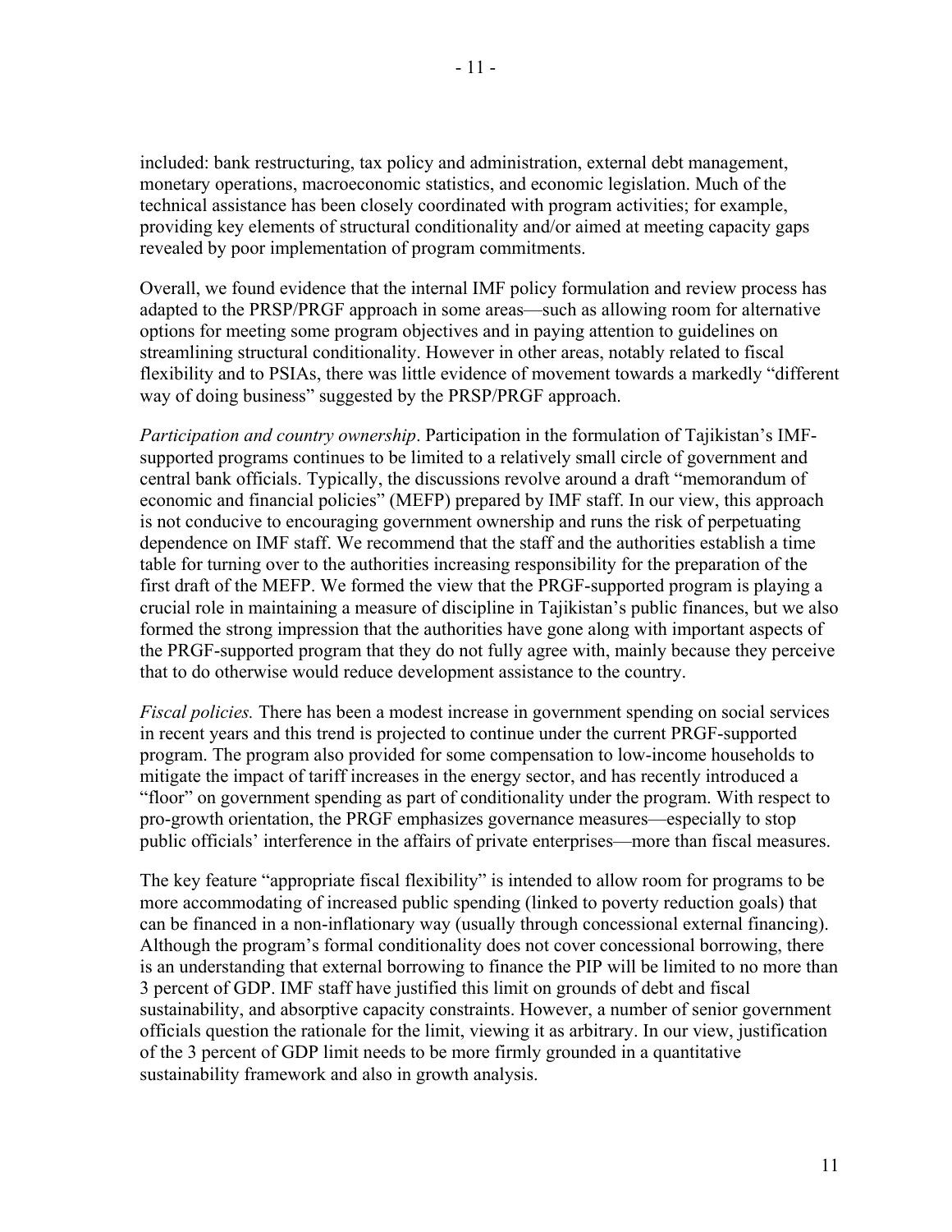included: bank restructuring, tax policy and administration, external debt management, monetary operations, macroeconomic statistics, and economic legislation. Much of the technical assistance has been closely coordinated with program activities; for example, providing key elements of structural conditionality and/or aimed at meeting capacity gaps revealed by poor implementation of program commitments.

Overall, we found evidence that the internal IMF policy formulation and review process has adapted to the PRSP/PRGF approach in some areas—such as allowing room for alternative options for meeting some program objectives and in paying attention to guidelines on streamlining structural conditionality. However in other areas, notably related to fiscal flexibility and to PSIAs, there was little evidence of movement towards a markedly "different way of doing business" suggested by the PRSP/PRGF approach.

*Participation and country ownership*. Participation in the formulation of Tajikistan's IMF-supported programs continues to be limited to a relatively small circle of government and central bank officials. Typically, the discussions revolve around a draft "memorandum of economic and financial policies" (MEFP) prepared by IMF staff. In our view, this approach is not conducive to encouraging government ownership and runs the risk of perpetuating dependence on IMF staff. We recommend that the staff and the authorities establish a time table for turning over to the authorities increasing responsibility for the preparation of the first draft of the MEFP. We formed the view that the PRGF-supported program is playing a crucial role in maintaining a measure of discipline in Tajikistan's public finances, but we also formed the strong impression that the authorities have gone along with important aspects of the PRGF-supported program that they do not fully agree with, mainly because they perceive that to do otherwise would reduce development assistance to the country.

*Fiscal policies.* There has been a modest increase in government spending on social services in recent years and this trend is projected to continue under the current PRGF-supported program. The program also provided for some compensation to low-income households to mitigate the impact of tariff increases in the energy sector, and has recently introduced a "floor" on government spending as part of conditionality under the program. With respect to pro-growth orientation, the PRGF emphasizes governance measures—especially to stop public officials' interference in the affairs of private enterprises—more than fiscal measures.

The key feature "appropriate fiscal flexibility" is intended to allow room for programs to be more accommodating of increased public spending (linked to poverty reduction goals) that can be financed in a non-inflationary way (usually through concessional external financing). Although the program's formal conditionality does not cover concessional borrowing, there is an understanding that external borrowing to finance the PIP will be limited to no more than 3 percent of GDP. IMF staff have justified this limit on grounds of debt and fiscal sustainability, and absorptive capacity constraints. However, a number of senior government officials question the rationale for the limit, viewing it as arbitrary. In our view, justification of the 3 percent of GDP limit needs to be more firmly grounded in a quantitative sustainability framework and also in growth analysis.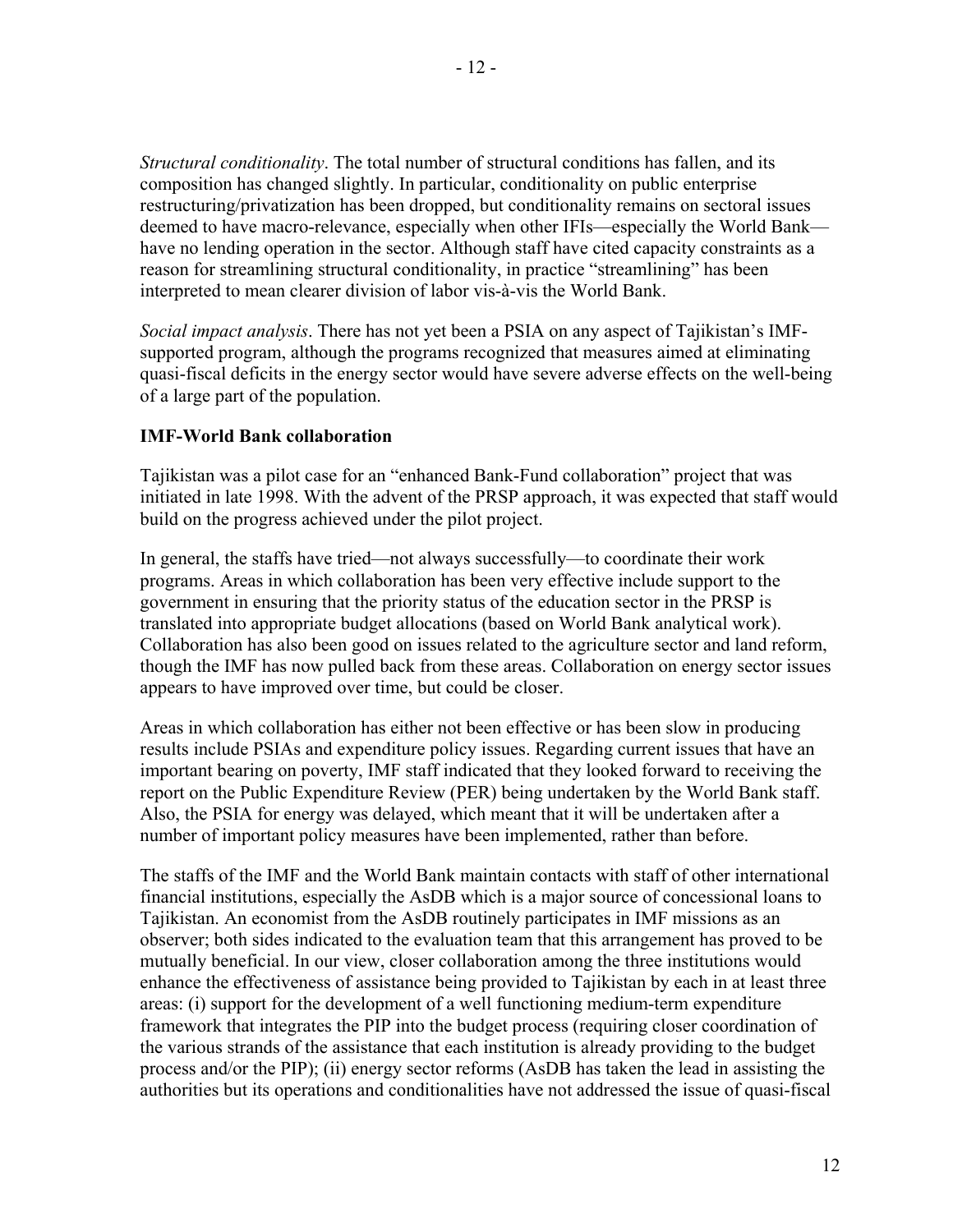*Structural conditionality*. The total number of structural conditions has fallen, and its composition has changed slightly. In particular, conditionality on public enterprise restructuring/privatization has been dropped, but conditionality remains on sectoral issues deemed to have macro-relevance, especially when other IFIs—especially the World Bank—have no lending operation in the sector. Although staff have cited capacity constraints as a reason for streamlining structural conditionality, in practice "streamlining" has been interpreted to mean clearer division of labor vis-à-vis the World Bank.

*Social impact analysis*. There has not yet been a PSIA on any aspect of Tajikistan's IMF-supported program, although the programs recognized that measures aimed at eliminating quasi-fiscal deficits in the energy sector would have severe adverse effects on the well-being of a large part of the population.

**IMF-World Bank collaboration**

Tajikistan was a pilot case for an "enhanced Bank-Fund collaboration" project that was initiated in late 1998. With the advent of the PRSP approach, it was expected that staff would build on the progress achieved under the pilot project.

In general, the staffs have tried—not always successfully—to coordinate their work programs. Areas in which collaboration has been very effective include support to the government in ensuring that the priority status of the education sector in the PRSP is translated into appropriate budget allocations (based on World Bank analytical work). Collaboration has also been good on issues related to the agriculture sector and land reform, though the IMF has now pulled back from these areas. Collaboration on energy sector issues appears to have improved over time, but could be closer.

Areas in which collaboration has either not been effective or has been slow in producing results include PSIAs and expenditure policy issues. Regarding current issues that have an important bearing on poverty, IMF staff indicated that they looked forward to receiving the report on the Public Expenditure Review (PER) being undertaken by the World Bank staff. Also, the PSIA for energy was delayed, which meant that it will be undertaken after a number of important policy measures have been implemented, rather than before.

The staffs of the IMF and the World Bank maintain contacts with staff of other international financial institutions, especially the AsDB which is a major source of concessional loans to Tajikistan. An economist from the AsDB routinely participates in IMF missions as an observer; both sides indicated to the evaluation team that this arrangement has proved to be mutually beneficial. In our view, closer collaboration among the three institutions would enhance the effectiveness of assistance being provided to Tajikistan by each in at least three areas: (i) support for the development of a well functioning medium-term expenditure framework that integrates the PIP into the budget process (requiring closer coordination of the various strands of the assistance that each institution is already providing to the budget process and/or the PIP); (ii) energy sector reforms (AsDB has taken the lead in assisting the authorities but its operations and conditionalities have not addressed the issue of quasi-fiscal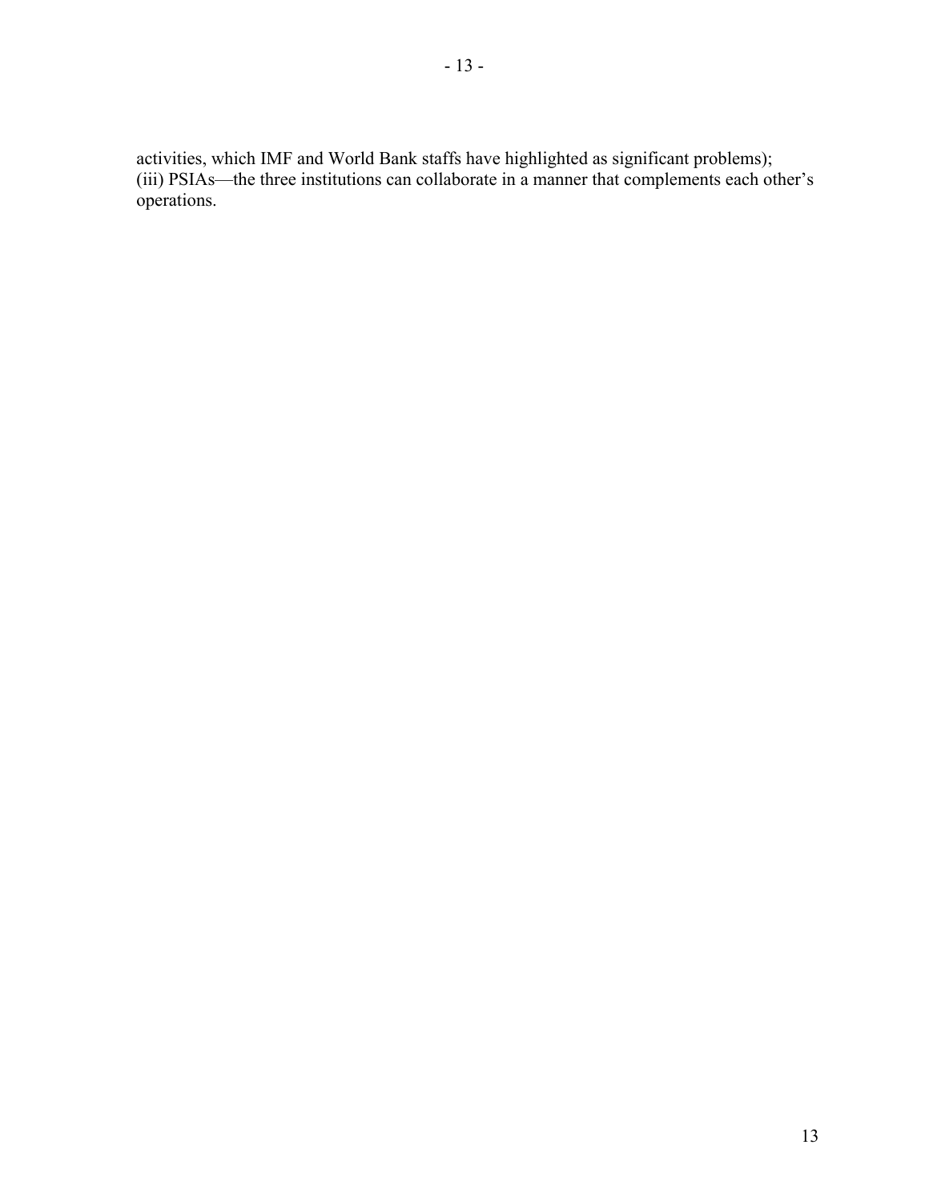activities, which IMF and World Bank staffs have highlighted as significant problems); (iii) PSIAs—the three institutions can collaborate in a manner that complements each other's operations.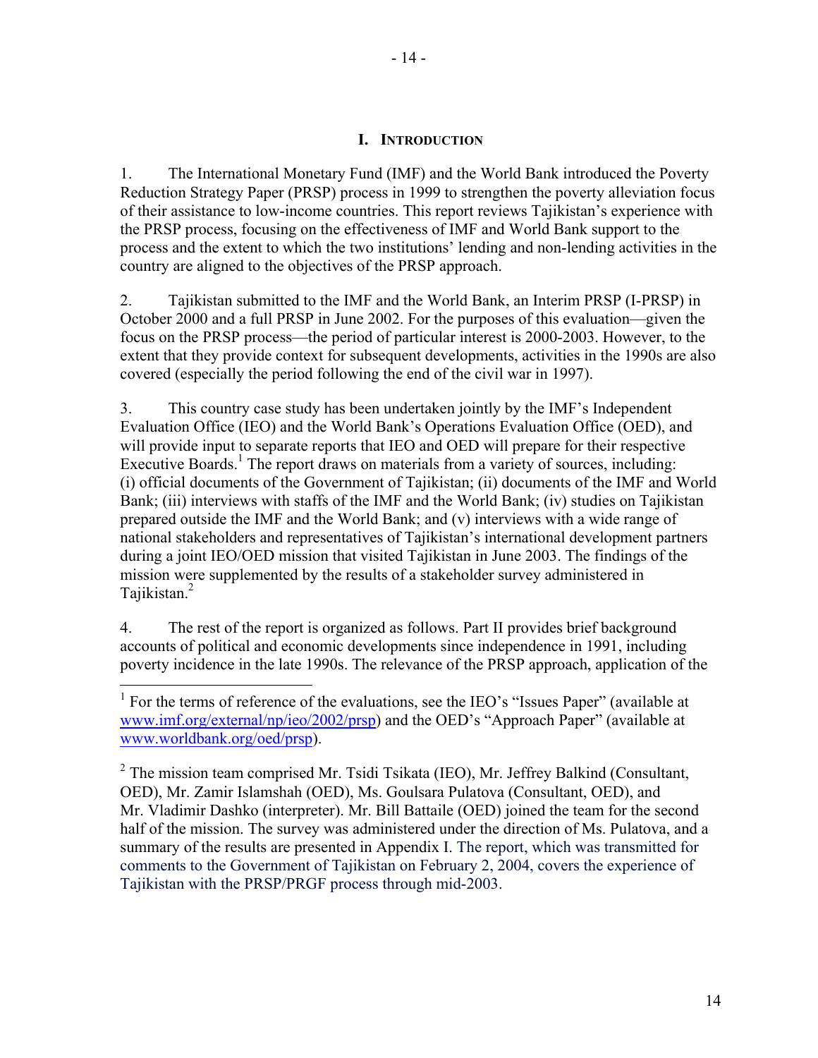# I. Introduction

1. The International Monetary Fund (IMF) and the World Bank introduced the Poverty Reduction Strategy Paper (PRSP) process in 1999 to strengthen the poverty alleviation focus of their assistance to low-income countries. This report reviews Tajikistan's experience with the PRSP process, focusing on the effectiveness of IMF and World Bank support to the process and the extent to which the two institutions' lending and non-lending activities in the country are aligned to the objectives of the PRSP approach.

2. Tajikistan submitted to the IMF and the World Bank, an Interim PRSP (I-PRSP) in October 2000 and a full PRSP in June 2002. For the purposes of this evaluation—given the focus on the PRSP process—the period of particular interest is 2000-2003. However, to the extent that they provide context for subsequent developments, activities in the 1990s are also covered (especially the period following the end of the civil war in 1997).

3. This country case study has been undertaken jointly by the IMF's Independent Evaluation Office (IEO) and the World Bank's Operations Evaluation Office (OED), and will provide input to separate reports that IEO and OED will prepare for their respective Executive Boards.[1] The report draws on materials from a variety of sources, including: (i) official documents of the Government of Tajikistan; (ii) documents of the IMF and World Bank; (iii) interviews with staffs of the IMF and the World Bank; (iv) studies on Tajikistan prepared outside the IMF and the World Bank; and (v) interviews with a wide range of national stakeholders and representatives of Tajikistan's international development partners during a joint IEO/OED mission that visited Tajikistan in June 2003. The findings of the mission were supplemented by the results of a stakeholder survey administered in Tajikistan.[2]

4. The rest of the report is organized as follows. Part II provides brief background accounts of political and economic developments since independence in 1991, including poverty incidence in the late 1990s. The relevance of the PRSP approach, application of the

---

[1] For the terms of reference of the evaluations, see the IEO's "Issues Paper" (available at www.imf.org/external/np/ieo/2002/prsp) and the OED's "Approach Paper" (available at www.worldbank.org/oed/prsp).

[2] The mission team comprised Mr. Tsidi Tsikata (IEO), Mr. Jeffrey Balkind (Consultant, OED), Mr. Zamir Islamshah (OED), Ms. Goulsara Pulatova (Consultant, OED), and Mr. Vladimir Dashko (interpreter). Mr. Bill Battaile (OED) joined the team for the second half of the mission. The survey was administered under the direction of Ms. Pulatova, and a summary of the results are presented in Appendix I. The report, which was transmitted for comments to the Government of Tajikistan on February 2, 2004, covers the experience of Tajikistan with the PRSP/PRGF process through mid-2003.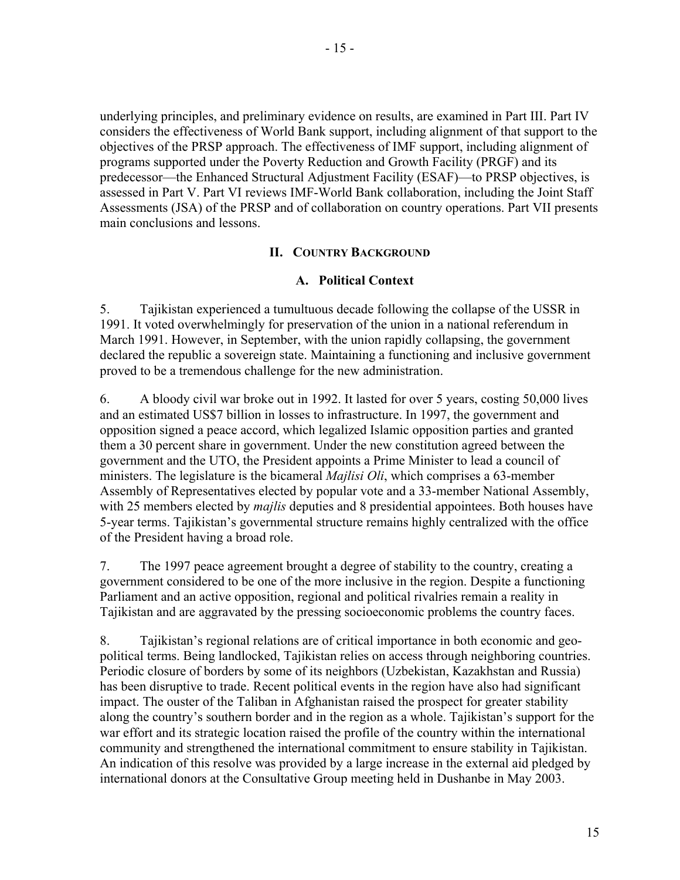underlying principles, and preliminary evidence on results, are examined in Part III. Part IV considers the effectiveness of World Bank support, including alignment of that support to the objectives of the PRSP approach. The effectiveness of IMF support, including alignment of programs supported under the Poverty Reduction and Growth Facility (PRGF) and its predecessor—the Enhanced Structural Adjustment Facility (ESAF)—to PRSP objectives, is assessed in Part V. Part VI reviews IMF-World Bank collaboration, including the Joint Staff Assessments (JSA) of the PRSP and of collaboration on country operations. Part VII presents main conclusions and lessons.

## II. Country Background

### A. Political Context

5. Tajikistan experienced a tumultuous decade following the collapse of the USSR in 1991. It voted overwhelmingly for preservation of the union in a national referendum in March 1991. However, in September, with the union rapidly collapsing, the government declared the republic a sovereign state. Maintaining a functioning and inclusive government proved to be a tremendous challenge for the new administration.

6. A bloody civil war broke out in 1992. It lasted for over 5 years, costing 50,000 lives and an estimated US$7 billion in losses to infrastructure. In 1997, the government and opposition signed a peace accord, which legalized Islamic opposition parties and granted them a 30 percent share in government. Under the new constitution agreed between the government and the UTO, the President appoints a Prime Minister to lead a council of ministers. The legislature is the bicameral *Majlisi Oli*, which comprises a 63-member Assembly of Representatives elected by popular vote and a 33-member National Assembly, with 25 members elected by *majlis* deputies and 8 presidential appointees. Both houses have 5-year terms. Tajikistan's governmental structure remains highly centralized with the office of the President having a broad role.

7. The 1997 peace agreement brought a degree of stability to the country, creating a government considered to be one of the more inclusive in the region. Despite a functioning Parliament and an active opposition, regional and political rivalries remain a reality in Tajikistan and are aggravated by the pressing socioeconomic problems the country faces.

8. Tajikistan's regional relations are of critical importance in both economic and geo-political terms. Being landlocked, Tajikistan relies on access through neighboring countries. Periodic closure of borders by some of its neighbors (Uzbekistan, Kazakhstan and Russia) has been disruptive to trade. Recent political events in the region have also had significant impact. The ouster of the Taliban in Afghanistan raised the prospect for greater stability along the country's southern border and in the region as a whole. Tajikistan's support for the war effort and its strategic location raised the profile of the country within the international community and strengthened the international commitment to ensure stability in Tajikistan. An indication of this resolve was provided by a large increase in the external aid pledged by international donors at the Consultative Group meeting held in Dushanbe in May 2003.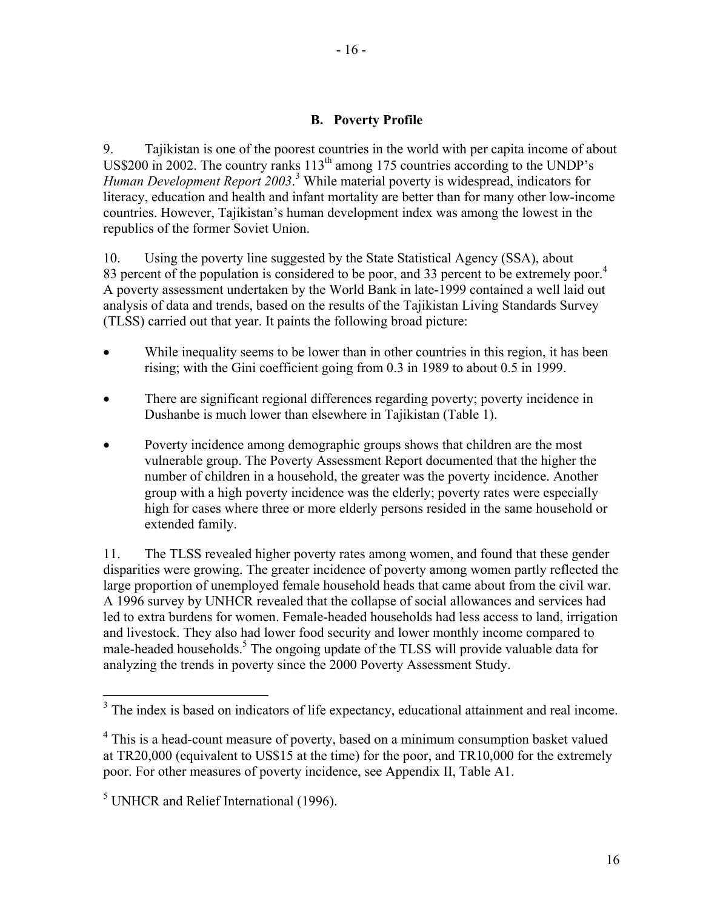## B. Poverty Profile

9. Tajikistan is one of the poorest countries in the world with per capita income of about US$200 in 2002. The country ranks 113th among 175 countries according to the UNDP's *Human Development Report 2003*.[3] While material poverty is widespread, indicators for literacy, education and health and infant mortality are better than for many other low-income countries. However, Tajikistan's human development index was among the lowest in the republics of the former Soviet Union.

10. Using the poverty line suggested by the State Statistical Agency (SSA), about 83 percent of the population is considered to be poor, and 33 percent to be extremely poor.[4] A poverty assessment undertaken by the World Bank in late-1999 contained a well laid out analysis of data and trends, based on the results of the Tajikistan Living Standards Survey (TLSS) carried out that year. It paints the following broad picture:

- While inequality seems to be lower than in other countries in this region, it has been rising; with the Gini coefficient going from 0.3 in 1989 to about 0.5 in 1999.
- There are significant regional differences regarding poverty; poverty incidence in Dushanbe is much lower than elsewhere in Tajikistan (Table 1).
- Poverty incidence among demographic groups shows that children are the most vulnerable group. The Poverty Assessment Report documented that the higher the number of children in a household, the greater was the poverty incidence. Another group with a high poverty incidence was the elderly; poverty rates were especially high for cases where three or more elderly persons resided in the same household or extended family.

11. The TLSS revealed higher poverty rates among women, and found that these gender disparities were growing. The greater incidence of poverty among women partly reflected the large proportion of unemployed female household heads that came about from the civil war. A 1996 survey by UNHCR revealed that the collapse of social allowances and services had led to extra burdens for women. Female-headed households had less access to land, irrigation and livestock. They also had lower food security and lower monthly income compared to male-headed households.[5] The ongoing update of the TLSS will provide valuable data for analyzing the trends in poverty since the 2000 Poverty Assessment Study.

---

[3] The index is based on indicators of life expectancy, educational attainment and real income.

[4] This is a head-count measure of poverty, based on a minimum consumption basket valued at TR20,000 (equivalent to US$15 at the time) for the poor, and TR10,000 for the extremely poor. For other measures of poverty incidence, see Appendix II, Table A1.

[5] UNHCR and Relief International (1996).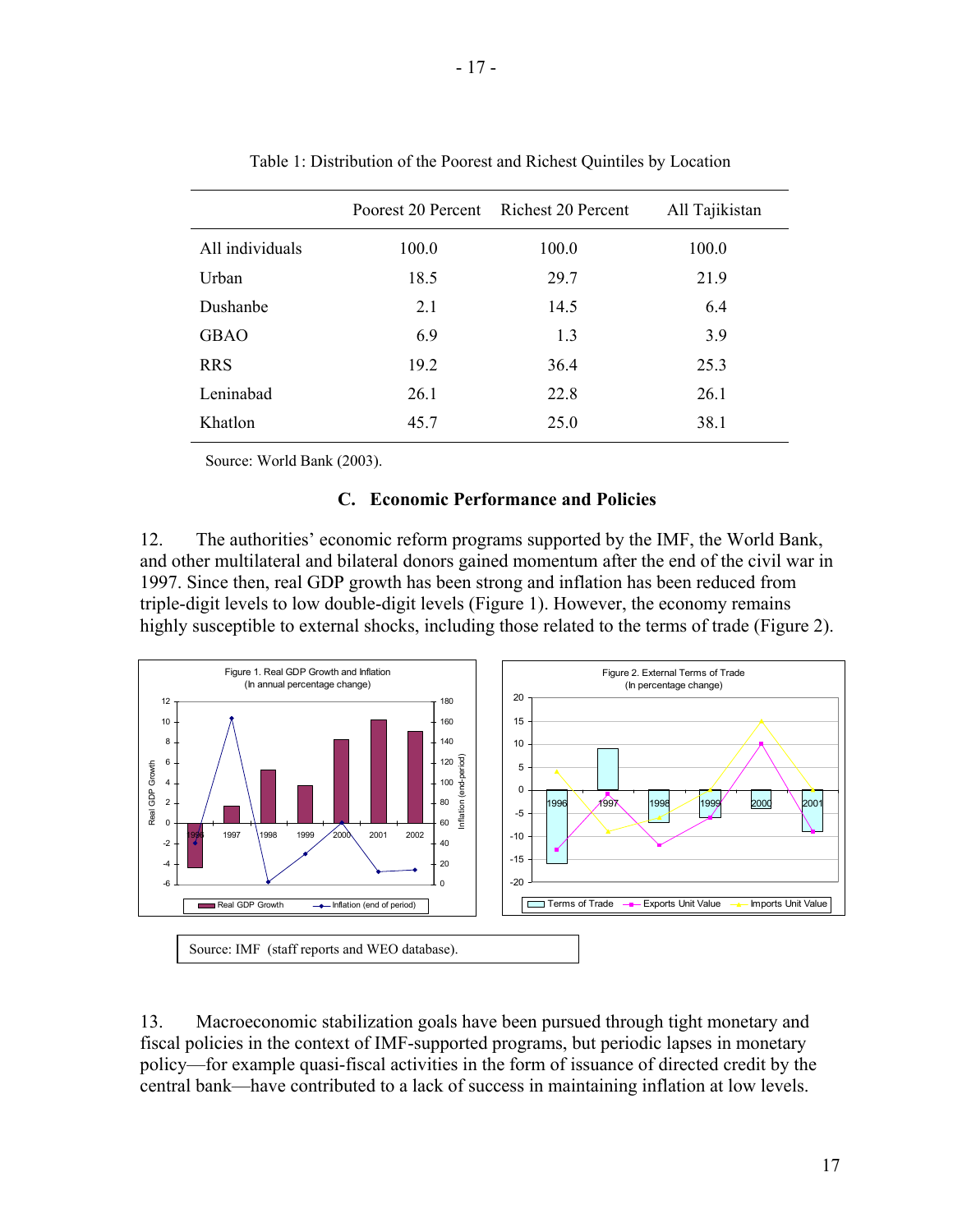Table 1: Distribution of the Poorest and Richest Quintiles by Location

| | Poorest 20 Percent | Richest 20 Percent | All Tajikistan |
|---|---|---|---|
| All individuals | 100.0 | 100.0 | 100.0 |
| Urban | 18.5 | 29.7 | 21.9 |
| Dushanbe | 2.1 | 14.5 | 6.4 |
| GBAO | 6.9 | 1.3 | 3.9 |
| RRS | 19.2 | 36.4 | 25.3 |
| Leninabad | 26.1 | 22.8 | 26.1 |
| Khatlon | 45.7 | 25.0 | 38.1 |

Source: World Bank (2003).

### C. Economic Performance and Policies

12. The authorities' economic reform programs supported by the IMF, the World Bank, and other multilateral and bilateral donors gained momentum after the end of the civil war in 1997. Since then, real GDP growth has been strong and inflation has been reduced from triple-digit levels to low double-digit levels (Figure 1). However, the economy remains highly susceptible to external shocks, including those related to the terms of trade (Figure 2).

Figure 1. Real GDP Growth and Inflation (In annual percentage change)

Figure 2. External Terms of Trade (In percentage change)

Source: IMF (staff reports and WEO database).

13. Macroeconomic stabilization goals have been pursued through tight monetary and fiscal policies in the context of IMF-supported programs, but periodic lapses in monetary policy—for example quasi-fiscal activities in the form of issuance of directed credit by the central bank—have contributed to a lack of success in maintaining inflation at low levels.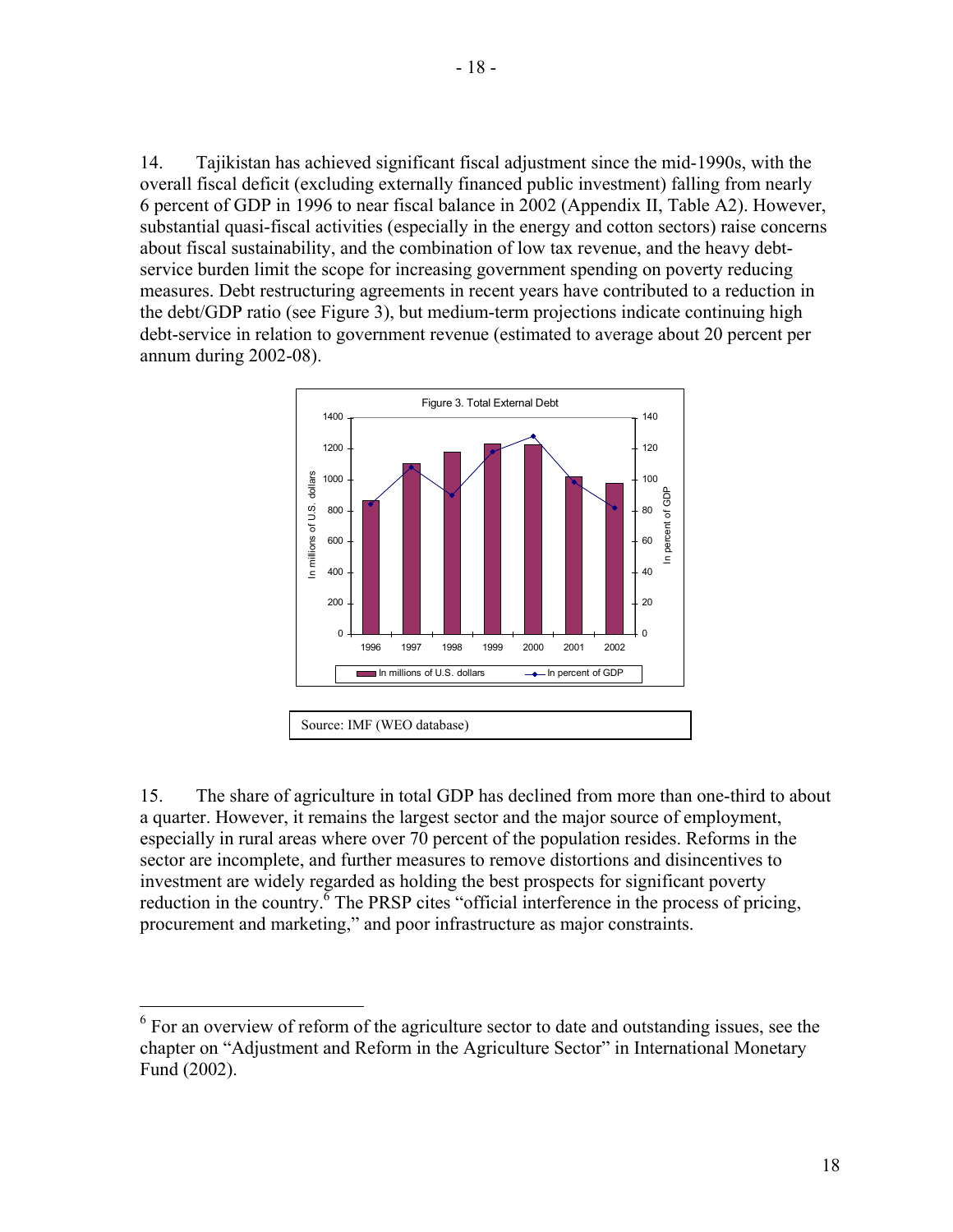14. Tajikistan has achieved significant fiscal adjustment since the mid-1990s, with the overall fiscal deficit (excluding externally financed public investment) falling from nearly 6 percent of GDP in 1996 to near fiscal balance in 2002 (Appendix II, Table A2). However, substantial quasi-fiscal activities (especially in the energy and cotton sectors) raise concerns about fiscal sustainability, and the combination of low tax revenue, and the heavy debt-service burden limit the scope for increasing government spending on poverty reducing measures. Debt restructuring agreements in recent years have contributed to a reduction in the debt/GDP ratio (see Figure 3), but medium-term projections indicate continuing high debt-service in relation to government revenue (estimated to average about 20 percent per annum during 2002-08).

Figure 3. Total External Debt

Source: IMF (WEO database)

15. The share of agriculture in total GDP has declined from more than one-third to about a quarter. However, it remains the largest sector and the major source of employment, especially in rural areas where over 70 percent of the population resides. Reforms in the sector are incomplete, and further measures to remove distortions and disincentives to investment are widely regarded as holding the best prospects for significant poverty reduction in the country.[6] The PRSP cites "official interference in the process of pricing, procurement and marketing," and poor infrastructure as major constraints.

[6] For an overview of reform of the agriculture sector to date and outstanding issues, see the chapter on "Adjustment and Reform in the Agriculture Sector" in International Monetary Fund (2002).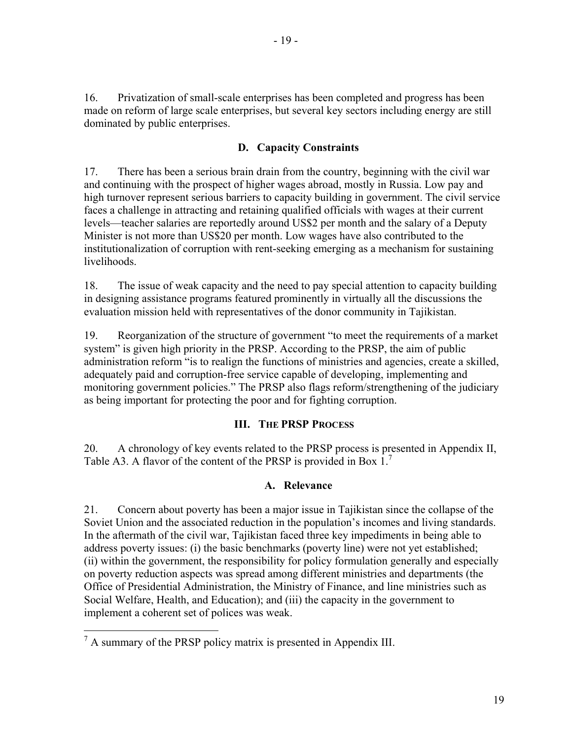16. Privatization of small-scale enterprises has been completed and progress has been made on reform of large scale enterprises, but several key sectors including energy are still dominated by public enterprises.

### D. Capacity Constraints

17. There has been a serious brain drain from the country, beginning with the civil war and continuing with the prospect of higher wages abroad, mostly in Russia. Low pay and high turnover represent serious barriers to capacity building in government. The civil service faces a challenge in attracting and retaining qualified officials with wages at their current levels—teacher salaries are reportedly around US$2 per month and the salary of a Deputy Minister is not more than US$20 per month. Low wages have also contributed to the institutionalization of corruption with rent-seeking emerging as a mechanism for sustaining livelihoods.

18. The issue of weak capacity and the need to pay special attention to capacity building in designing assistance programs featured prominently in virtually all the discussions the evaluation mission held with representatives of the donor community in Tajikistan.

19. Reorganization of the structure of government "to meet the requirements of a market system" is given high priority in the PRSP. According to the PRSP, the aim of public administration reform "is to realign the functions of ministries and agencies, create a skilled, adequately paid and corruption-free service capable of developing, implementing and monitoring government policies." The PRSP also flags reform/strengthening of the judiciary as being important for protecting the poor and for fighting corruption.

## III. The PRSP Process

20. A chronology of key events related to the PRSP process is presented in Appendix II, Table A3. A flavor of the content of the PRSP is provided in Box 1.[7]

### A. Relevance

21. Concern about poverty has been a major issue in Tajikistan since the collapse of the Soviet Union and the associated reduction in the population's incomes and living standards. In the aftermath of the civil war, Tajikistan faced three key impediments in being able to address poverty issues: (i) the basic benchmarks (poverty line) were not yet established; (ii) within the government, the responsibility for policy formulation generally and especially on poverty reduction aspects was spread among different ministries and departments (the Office of Presidential Administration, the Ministry of Finance, and line ministries such as Social Welfare, Health, and Education); and (iii) the capacity in the government to implement a coherent set of polices was weak.

---

[7] A summary of the PRSP policy matrix is presented in Appendix III.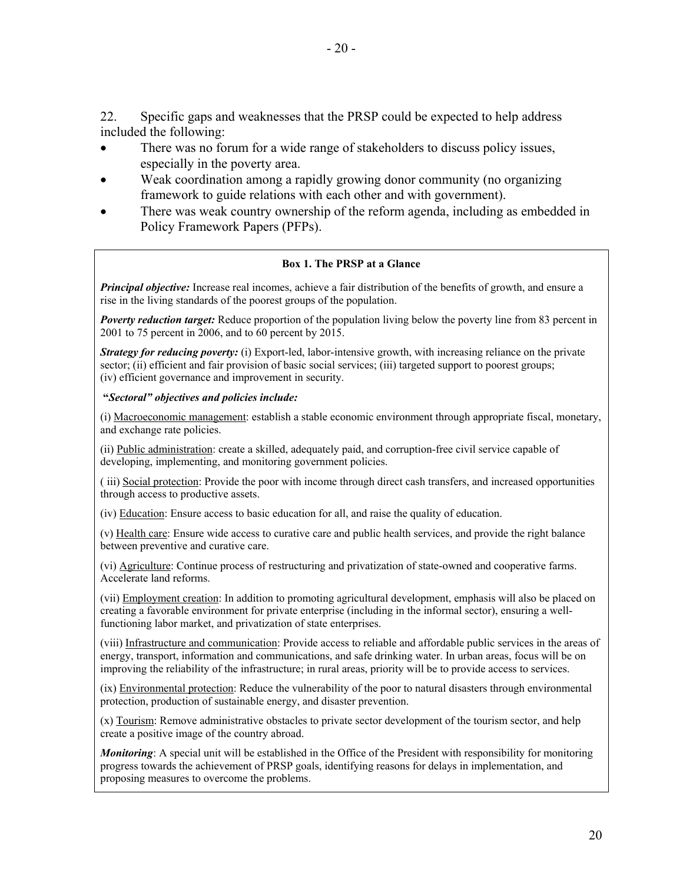22. Specific gaps and weaknesses that the PRSP could be expected to help address included the following:

- There was no forum for a wide range of stakeholders to discuss policy issues, especially in the poverty area.
- Weak coordination among a rapidly growing donor community (no organizing framework to guide relations with each other and with government).
- There was weak country ownership of the reform agenda, including as embedded in Policy Framework Papers (PFPs).

**Box 1. The PRSP at a Glance**

***Principal objective:*** Increase real incomes, achieve a fair distribution of the benefits of growth, and ensure a rise in the living standards of the poorest groups of the population.

***Poverty reduction target:*** Reduce proportion of the population living below the poverty line from 83 percent in 2001 to 75 percent in 2006, and to 60 percent by 2015.

***Strategy for reducing poverty:*** (i) Export-led, labor-intensive growth, with increasing reliance on the private sector; (ii) efficient and fair provision of basic social services; (iii) targeted support to poorest groups; (iv) efficient governance and improvement in security.

**"*Sectoral" objectives and policies include:***

(i) Macroeconomic management: establish a stable economic environment through appropriate fiscal, monetary, and exchange rate policies.

(ii) Public administration: create a skilled, adequately paid, and corruption-free civil service capable of developing, implementing, and monitoring government policies.

( iii) Social protection: Provide the poor with income through direct cash transfers, and increased opportunities through access to productive assets.

(iv) Education: Ensure access to basic education for all, and raise the quality of education.

(v) Health care: Ensure wide access to curative care and public health services, and provide the right balance between preventive and curative care.

(vi) Agriculture: Continue process of restructuring and privatization of state-owned and cooperative farms. Accelerate land reforms.

(vii) Employment creation: In addition to promoting agricultural development, emphasis will also be placed on creating a favorable environment for private enterprise (including in the informal sector), ensuring a well-functioning labor market, and privatization of state enterprises.

(viii) Infrastructure and communication: Provide access to reliable and affordable public services in the areas of energy, transport, information and communications, and safe drinking water. In urban areas, focus will be on improving the reliability of the infrastructure; in rural areas, priority will be to provide access to services.

(ix) Environmental protection: Reduce the vulnerability of the poor to natural disasters through environmental protection, production of sustainable energy, and disaster prevention.

(x) Tourism: Remove administrative obstacles to private sector development of the tourism sector, and help create a positive image of the country abroad.

***Monitoring***: A special unit will be established in the Office of the President with responsibility for monitoring progress towards the achievement of PRSP goals, identifying reasons for delays in implementation, and proposing measures to overcome the problems.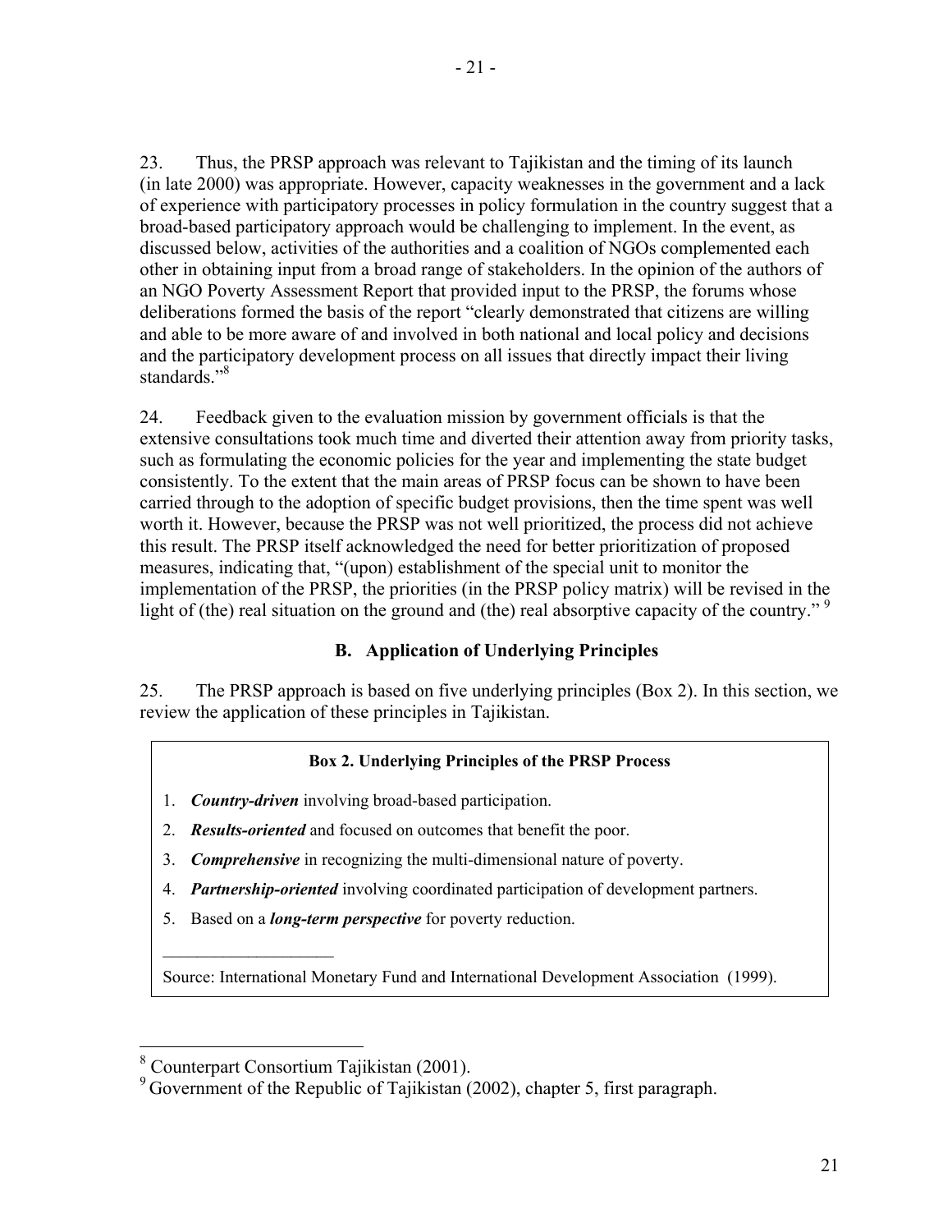23. Thus, the PRSP approach was relevant to Tajikistan and the timing of its launch (in late 2000) was appropriate. However, capacity weaknesses in the government and a lack of experience with participatory processes in policy formulation in the country suggest that a broad-based participatory approach would be challenging to implement. In the event, as discussed below, activities of the authorities and a coalition of NGOs complemented each other in obtaining input from a broad range of stakeholders. In the opinion of the authors of an NGO Poverty Assessment Report that provided input to the PRSP, the forums whose deliberations formed the basis of the report "clearly demonstrated that citizens are willing and able to be more aware of and involved in both national and local policy and decisions and the participatory development process on all issues that directly impact their living standards."[8]

24. Feedback given to the evaluation mission by government officials is that the extensive consultations took much time and diverted their attention away from priority tasks, such as formulating the economic policies for the year and implementing the state budget consistently. To the extent that the main areas of PRSP focus can be shown to have been carried through to the adoption of specific budget provisions, then the time spent was well worth it. However, because the PRSP was not well prioritized, the process did not achieve this result. The PRSP itself acknowledged the need for better prioritization of proposed measures, indicating that, "(upon) establishment of the special unit to monitor the implementation of the PRSP, the priorities (in the PRSP policy matrix) will be revised in the light of (the) real situation on the ground and (the) real absorptive capacity of the country."[9]

## B. Application of Underlying Principles

25. The PRSP approach is based on five underlying principles (Box 2). In this section, we review the application of these principles in Tajikistan.

**Box 2. Underlying Principles of the PRSP Process**

1. ***Country-driven*** involving broad-based participation.
2. ***Results-oriented*** and focused on outcomes that benefit the poor.
3. ***Comprehensive*** in recognizing the multi-dimensional nature of poverty.
4. ***Partnership-oriented*** involving coordinated participation of development partners.
5. Based on a ***long-term perspective*** for poverty reduction.

Source: International Monetary Fund and International Development Association (1999).

---

[8] Counterpart Consortium Tajikistan (2001).

[9] Government of the Republic of Tajikistan (2002), chapter 5, first paragraph.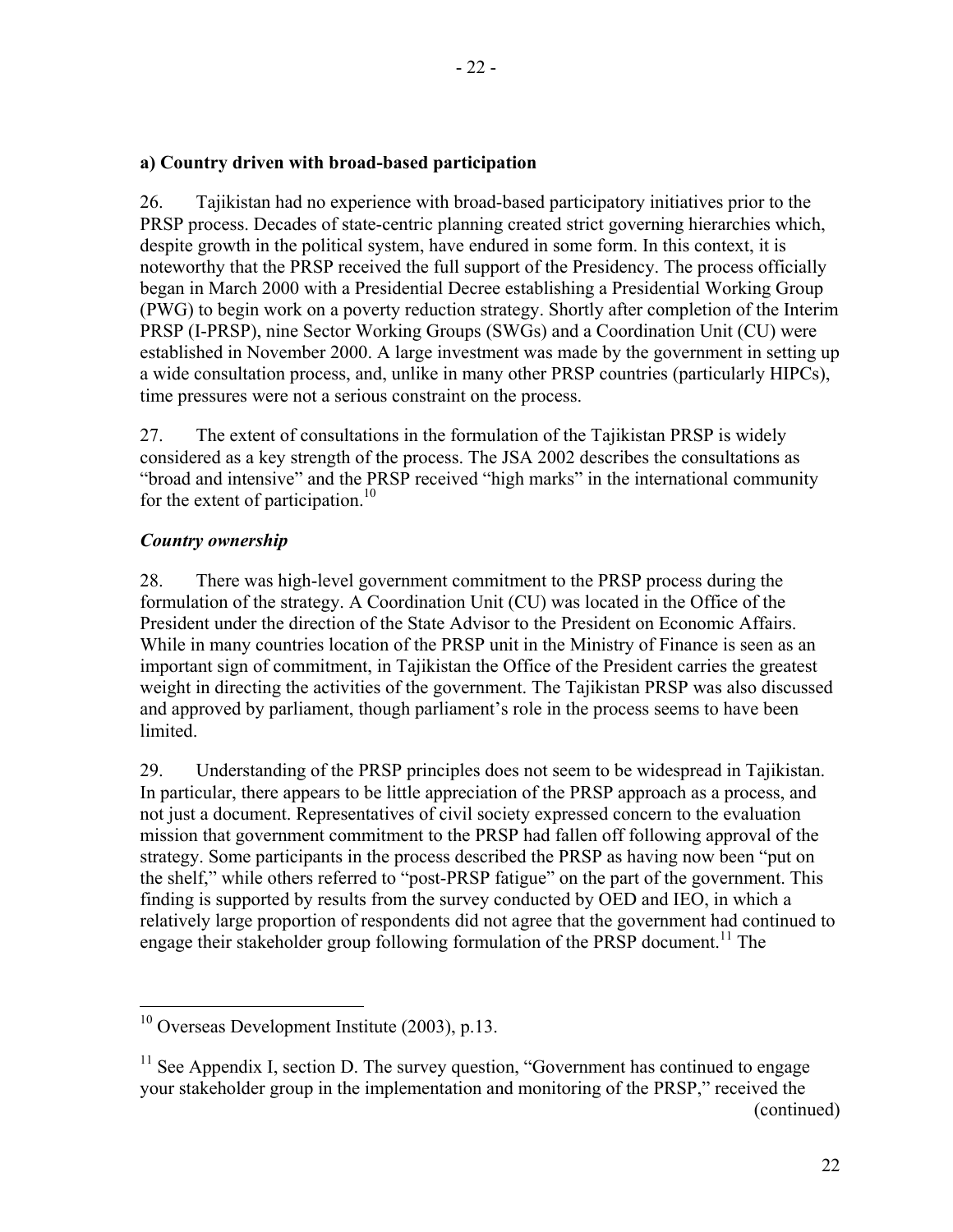### a) Country driven with broad-based participation

26. Tajikistan had no experience with broad-based participatory initiatives prior to the PRSP process. Decades of state-centric planning created strict governing hierarchies which, despite growth in the political system, have endured in some form. In this context, it is noteworthy that the PRSP received the full support of the Presidency. The process officially began in March 2000 with a Presidential Decree establishing a Presidential Working Group (PWG) to begin work on a poverty reduction strategy. Shortly after completion of the Interim PRSP (I-PRSP), nine Sector Working Groups (SWGs) and a Coordination Unit (CU) were established in November 2000. A large investment was made by the government in setting up a wide consultation process, and, unlike in many other PRSP countries (particularly HIPCs), time pressures were not a serious constraint on the process.

27. The extent of consultations in the formulation of the Tajikistan PRSP is widely considered as a key strength of the process. The JSA 2002 describes the consultations as "broad and intensive" and the PRSP received "high marks" in the international community for the extent of participation.[10]

#### *Country ownership*

28. There was high-level government commitment to the PRSP process during the formulation of the strategy. A Coordination Unit (CU) was located in the Office of the President under the direction of the State Advisor to the President on Economic Affairs. While in many countries location of the PRSP unit in the Ministry of Finance is seen as an important sign of commitment, in Tajikistan the Office of the President carries the greatest weight in directing the activities of the government. The Tajikistan PRSP was also discussed and approved by parliament, though parliament's role in the process seems to have been limited.

29. Understanding of the PRSP principles does not seem to be widespread in Tajikistan. In particular, there appears to be little appreciation of the PRSP approach as a process, and not just a document. Representatives of civil society expressed concern to the evaluation mission that government commitment to the PRSP had fallen off following approval of the strategy. Some participants in the process described the PRSP as having now been "put on the shelf," while others referred to "post-PRSP fatigue" on the part of the government. This finding is supported by results from the survey conducted by OED and IEO, in which a relatively large proportion of respondents did not agree that the government had continued to engage their stakeholder group following formulation of the PRSP document.[11] The

---

[10] Overseas Development Institute (2003), p.13.

[11] See Appendix I, section D. The survey question, "Government has continued to engage your stakeholder group in the implementation and monitoring of the PRSP," received the (continued)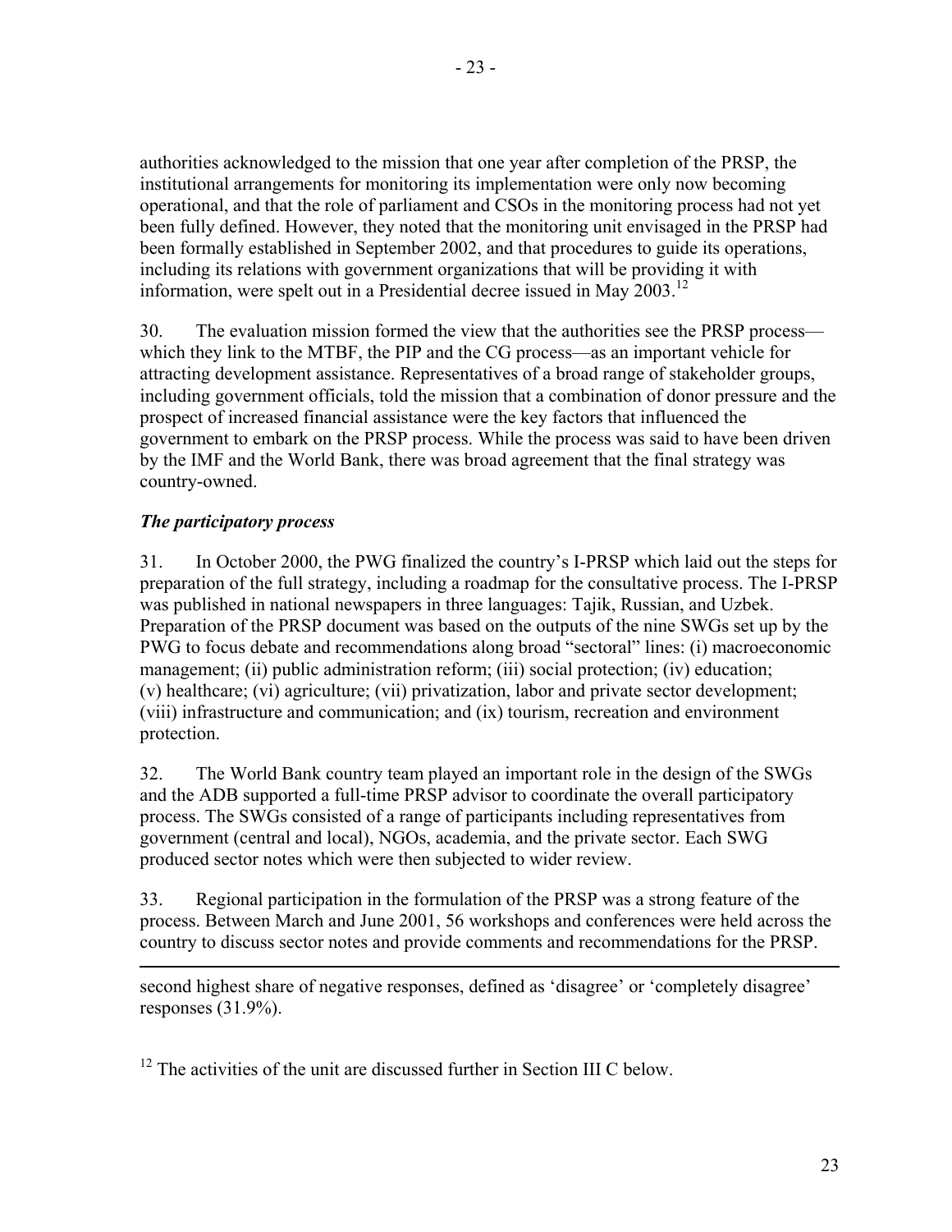authorities acknowledged to the mission that one year after completion of the PRSP, the institutional arrangements for monitoring its implementation were only now becoming operational, and that the role of parliament and CSOs in the monitoring process had not yet been fully defined. However, they noted that the monitoring unit envisaged in the PRSP had been formally established in September 2002, and that procedures to guide its operations, including its relations with government organizations that will be providing it with information, were spelt out in a Presidential decree issued in May 2003.[12]

30. The evaluation mission formed the view that the authorities see the PRSP process—which they link to the MTBF, the PIP and the CG process—as an important vehicle for attracting development assistance. Representatives of a broad range of stakeholder groups, including government officials, told the mission that a combination of donor pressure and the prospect of increased financial assistance were the key factors that influenced the government to embark on the PRSP process. While the process was said to have been driven by the IMF and the World Bank, there was broad agreement that the final strategy was country-owned.

***The participatory process***

31. In October 2000, the PWG finalized the country's I-PRSP which laid out the steps for preparation of the full strategy, including a roadmap for the consultative process. The I-PRSP was published in national newspapers in three languages: Tajik, Russian, and Uzbek. Preparation of the PRSP document was based on the outputs of the nine SWGs set up by the PWG to focus debate and recommendations along broad "sectoral" lines: (i) macroeconomic management; (ii) public administration reform; (iii) social protection; (iv) education; (v) healthcare; (vi) agriculture; (vii) privatization, labor and private sector development; (viii) infrastructure and communication; and (ix) tourism, recreation and environment protection.

32. The World Bank country team played an important role in the design of the SWGs and the ADB supported a full-time PRSP advisor to coordinate the overall participatory process. The SWGs consisted of a range of participants including representatives from government (central and local), NGOs, academia, and the private sector. Each SWG produced sector notes which were then subjected to wider review.

33. Regional participation in the formulation of the PRSP was a strong feature of the process. Between March and June 2001, 56 workshops and conferences were held across the country to discuss sector notes and provide comments and recommendations for the PRSP.

---

second highest share of negative responses, defined as 'disagree' or 'completely disagree' responses (31.9%).

[12] The activities of the unit are discussed further in Section III C below.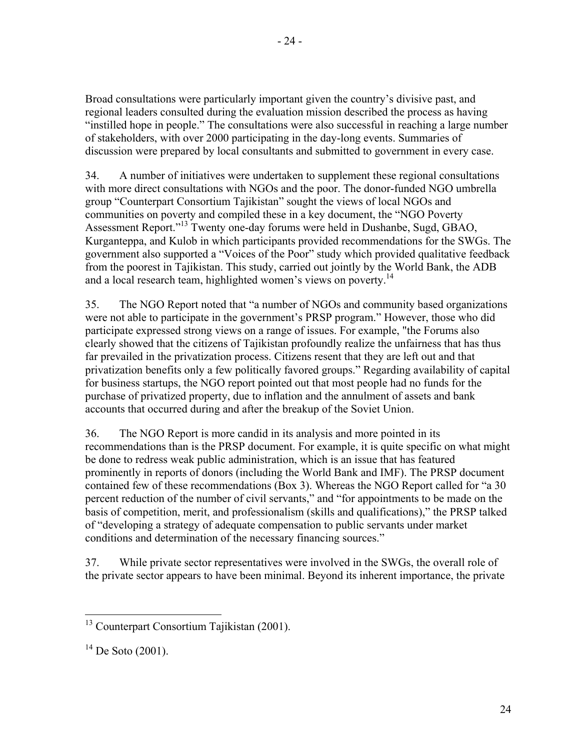Broad consultations were particularly important given the country's divisive past, and regional leaders consulted during the evaluation mission described the process as having "instilled hope in people." The consultations were also successful in reaching a large number of stakeholders, with over 2000 participating in the day-long events. Summaries of discussion were prepared by local consultants and submitted to government in every case.

34. A number of initiatives were undertaken to supplement these regional consultations with more direct consultations with NGOs and the poor. The donor-funded NGO umbrella group "Counterpart Consortium Tajikistan" sought the views of local NGOs and communities on poverty and compiled these in a key document, the "NGO Poverty Assessment Report."[13] Twenty one-day forums were held in Dushanbe, Sugd, GBAO, Kurganteppa, and Kulob in which participants provided recommendations for the SWGs. The government also supported a "Voices of the Poor" study which provided qualitative feedback from the poorest in Tajikistan. This study, carried out jointly by the World Bank, the ADB and a local research team, highlighted women's views on poverty.[14]

35. The NGO Report noted that "a number of NGOs and community based organizations were not able to participate in the government's PRSP program." However, those who did participate expressed strong views on a range of issues. For example, "the Forums also clearly showed that the citizens of Tajikistan profoundly realize the unfairness that has thus far prevailed in the privatization process. Citizens resent that they are left out and that privatization benefits only a few politically favored groups." Regarding availability of capital for business startups, the NGO report pointed out that most people had no funds for the purchase of privatized property, due to inflation and the annulment of assets and bank accounts that occurred during and after the breakup of the Soviet Union.

36. The NGO Report is more candid in its analysis and more pointed in its recommendations than is the PRSP document. For example, it is quite specific on what might be done to redress weak public administration, which is an issue that has featured prominently in reports of donors (including the World Bank and IMF). The PRSP document contained few of these recommendations (Box 3). Whereas the NGO Report called for "a 30 percent reduction of the number of civil servants," and "for appointments to be made on the basis of competition, merit, and professionalism (skills and qualifications)," the PRSP talked of "developing a strategy of adequate compensation to public servants under market conditions and determination of the necessary financing sources."

37. While private sector representatives were involved in the SWGs, the overall role of the private sector appears to have been minimal. Beyond its inherent importance, the private

---

[13] Counterpart Consortium Tajikistan (2001).

[14] De Soto (2001).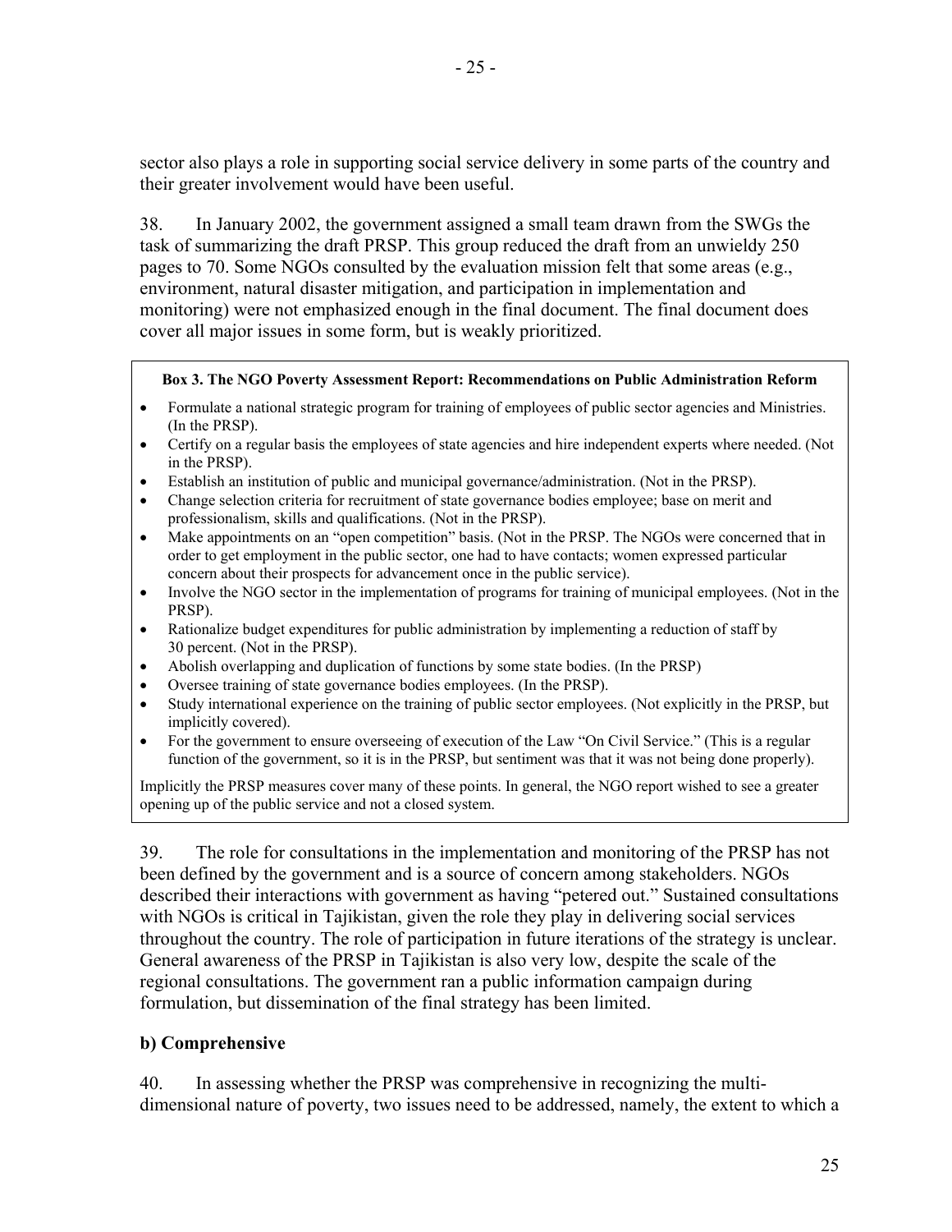sector also plays a role in supporting social service delivery in some parts of the country and their greater involvement would have been useful.

38. In January 2002, the government assigned a small team drawn from the SWGs the task of summarizing the draft PRSP. This group reduced the draft from an unwieldy 250 pages to 70. Some NGOs consulted by the evaluation mission felt that some areas (e.g., environment, natural disaster mitigation, and participation in implementation and monitoring) were not emphasized enough in the final document. The final document does cover all major issues in some form, but is weakly prioritized.

**Box 3. The NGO Poverty Assessment Report: Recommendations on Public Administration Reform**

- Formulate a national strategic program for training of employees of public sector agencies and Ministries. (In the PRSP).
- Certify on a regular basis the employees of state agencies and hire independent experts where needed. (Not in the PRSP).
- Establish an institution of public and municipal governance/administration. (Not in the PRSP).
- Change selection criteria for recruitment of state governance bodies employee; base on merit and professionalism, skills and qualifications. (Not in the PRSP).
- Make appointments on an "open competition" basis. (Not in the PRSP. The NGOs were concerned that in order to get employment in the public sector, one had to have contacts; women expressed particular concern about their prospects for advancement once in the public service).
- Involve the NGO sector in the implementation of programs for training of municipal employees. (Not in the PRSP).
- Rationalize budget expenditures for public administration by implementing a reduction of staff by 30 percent. (Not in the PRSP).
- Abolish overlapping and duplication of functions by some state bodies. (In the PRSP)
- Oversee training of state governance bodies employees. (In the PRSP).
- Study international experience on the training of public sector employees. (Not explicitly in the PRSP, but implicitly covered).
- For the government to ensure overseeing of execution of the Law "On Civil Service." (This is a regular function of the government, so it is in the PRSP, but sentiment was that it was not being done properly).

Implicitly the PRSP measures cover many of these points. In general, the NGO report wished to see a greater opening up of the public service and not a closed system.

39. The role for consultations in the implementation and monitoring of the PRSP has not been defined by the government and is a source of concern among stakeholders. NGOs described their interactions with government as having "petered out." Sustained consultations with NGOs is critical in Tajikistan, given the role they play in delivering social services throughout the country. The role of participation in future iterations of the strategy is unclear. General awareness of the PRSP in Tajikistan is also very low, despite the scale of the regional consultations. The government ran a public information campaign during formulation, but dissemination of the final strategy has been limited.

### b) Comprehensive

40. In assessing whether the PRSP was comprehensive in recognizing the multi-dimensional nature of poverty, two issues need to be addressed, namely, the extent to which a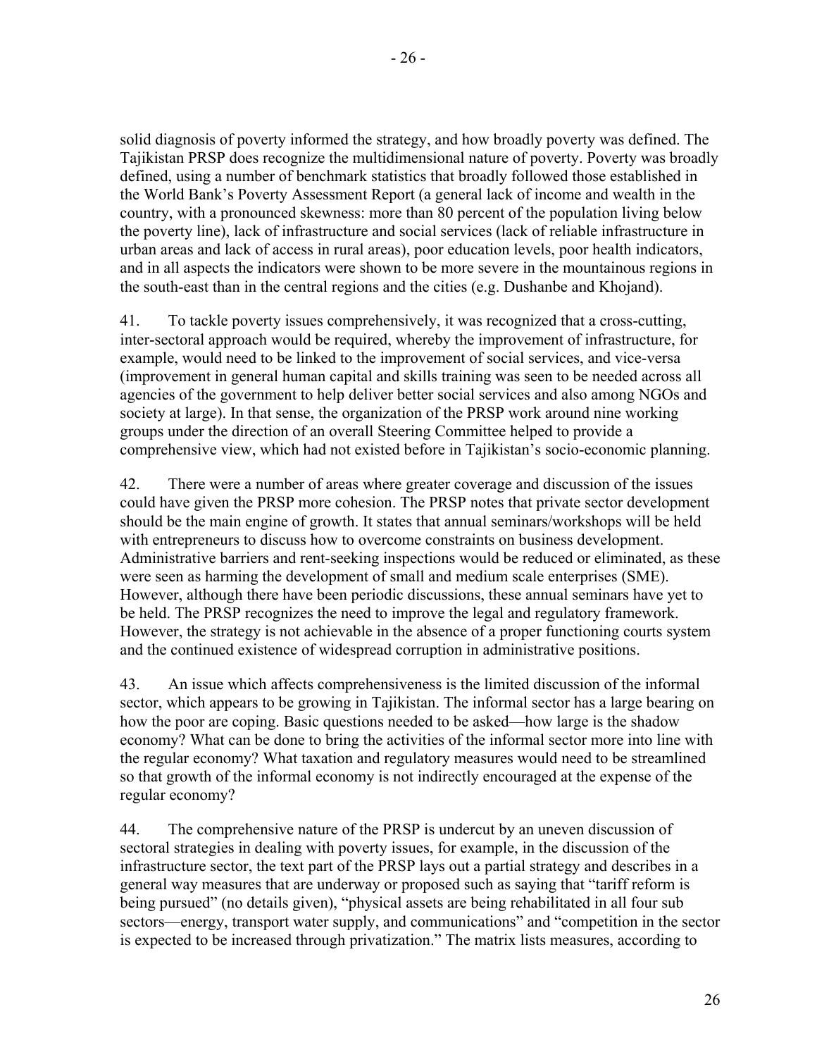solid diagnosis of poverty informed the strategy, and how broadly poverty was defined. The Tajikistan PRSP does recognize the multidimensional nature of poverty. Poverty was broadly defined, using a number of benchmark statistics that broadly followed those established in the World Bank's Poverty Assessment Report (a general lack of income and wealth in the country, with a pronounced skewness: more than 80 percent of the population living below the poverty line), lack of infrastructure and social services (lack of reliable infrastructure in urban areas and lack of access in rural areas), poor education levels, poor health indicators, and in all aspects the indicators were shown to be more severe in the mountainous regions in the south-east than in the central regions and the cities (e.g. Dushanbe and Khojand).

41. To tackle poverty issues comprehensively, it was recognized that a cross-cutting, inter-sectoral approach would be required, whereby the improvement of infrastructure, for example, would need to be linked to the improvement of social services, and vice-versa (improvement in general human capital and skills training was seen to be needed across all agencies of the government to help deliver better social services and also among NGOs and society at large). In that sense, the organization of the PRSP work around nine working groups under the direction of an overall Steering Committee helped to provide a comprehensive view, which had not existed before in Tajikistan's socio-economic planning.

42. There were a number of areas where greater coverage and discussion of the issues could have given the PRSP more cohesion. The PRSP notes that private sector development should be the main engine of growth. It states that annual seminars/workshops will be held with entrepreneurs to discuss how to overcome constraints on business development. Administrative barriers and rent-seeking inspections would be reduced or eliminated, as these were seen as harming the development of small and medium scale enterprises (SME). However, although there have been periodic discussions, these annual seminars have yet to be held. The PRSP recognizes the need to improve the legal and regulatory framework. However, the strategy is not achievable in the absence of a proper functioning courts system and the continued existence of widespread corruption in administrative positions.

43. An issue which affects comprehensiveness is the limited discussion of the informal sector, which appears to be growing in Tajikistan. The informal sector has a large bearing on how the poor are coping. Basic questions needed to be asked—how large is the shadow economy? What can be done to bring the activities of the informal sector more into line with the regular economy? What taxation and regulatory measures would need to be streamlined so that growth of the informal economy is not indirectly encouraged at the expense of the regular economy?

44. The comprehensive nature of the PRSP is undercut by an uneven discussion of sectoral strategies in dealing with poverty issues, for example, in the discussion of the infrastructure sector, the text part of the PRSP lays out a partial strategy and describes in a general way measures that are underway or proposed such as saying that "tariff reform is being pursued" (no details given), "physical assets are being rehabilitated in all four sub sectors—energy, transport water supply, and communications" and "competition in the sector is expected to be increased through privatization." The matrix lists measures, according to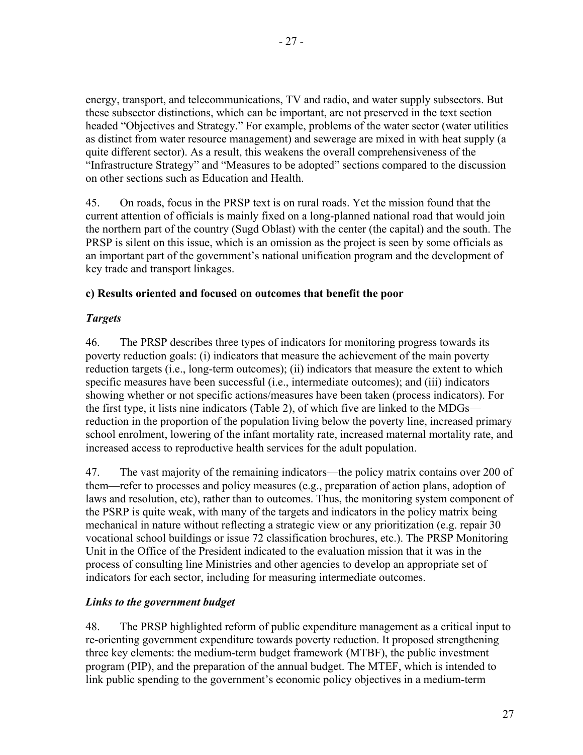energy, transport, and telecommunications, TV and radio, and water supply subsectors. But these subsector distinctions, which can be important, are not preserved in the text section headed "Objectives and Strategy." For example, problems of the water sector (water utilities as distinct from water resource management) and sewerage are mixed in with heat supply (a quite different sector). As a result, this weakens the overall comprehensiveness of the "Infrastructure Strategy" and "Measures to be adopted" sections compared to the discussion on other sections such as Education and Health.

45. On roads, focus in the PRSP text is on rural roads. Yet the mission found that the current attention of officials is mainly fixed on a long-planned national road that would join the northern part of the country (Sugd Oblast) with the center (the capital) and the south. The PRSP is silent on this issue, which is an omission as the project is seen by some officials as an important part of the government's national unification program and the development of key trade and transport linkages.

### c) Results oriented and focused on outcomes that benefit the poor

#### *Targets*

46. The PRSP describes three types of indicators for monitoring progress towards its poverty reduction goals: (i) indicators that measure the achievement of the main poverty reduction targets (i.e., long-term outcomes); (ii) indicators that measure the extent to which specific measures have been successful (i.e., intermediate outcomes); and (iii) indicators showing whether or not specific actions/measures have been taken (process indicators). For the first type, it lists nine indicators (Table 2), of which five are linked to the MDGs—reduction in the proportion of the population living below the poverty line, increased primary school enrolment, lowering of the infant mortality rate, increased maternal mortality rate, and increased access to reproductive health services for the adult population.

47. The vast majority of the remaining indicators—the policy matrix contains over 200 of them—refer to processes and policy measures (e.g., preparation of action plans, adoption of laws and resolution, etc), rather than to outcomes. Thus, the monitoring system component of the PSRP is quite weak, with many of the targets and indicators in the policy matrix being mechanical in nature without reflecting a strategic view or any prioritization (e.g. repair 30 vocational school buildings or issue 72 classification brochures, etc.). The PRSP Monitoring Unit in the Office of the President indicated to the evaluation mission that it was in the process of consulting line Ministries and other agencies to develop an appropriate set of indicators for each sector, including for measuring intermediate outcomes.

#### *Links to the government budget*

48. The PRSP highlighted reform of public expenditure management as a critical input to re-orienting government expenditure towards poverty reduction. It proposed strengthening three key elements: the medium-term budget framework (MTBF), the public investment program (PIP), and the preparation of the annual budget. The MTEF, which is intended to link public spending to the government's economic policy objectives in a medium-term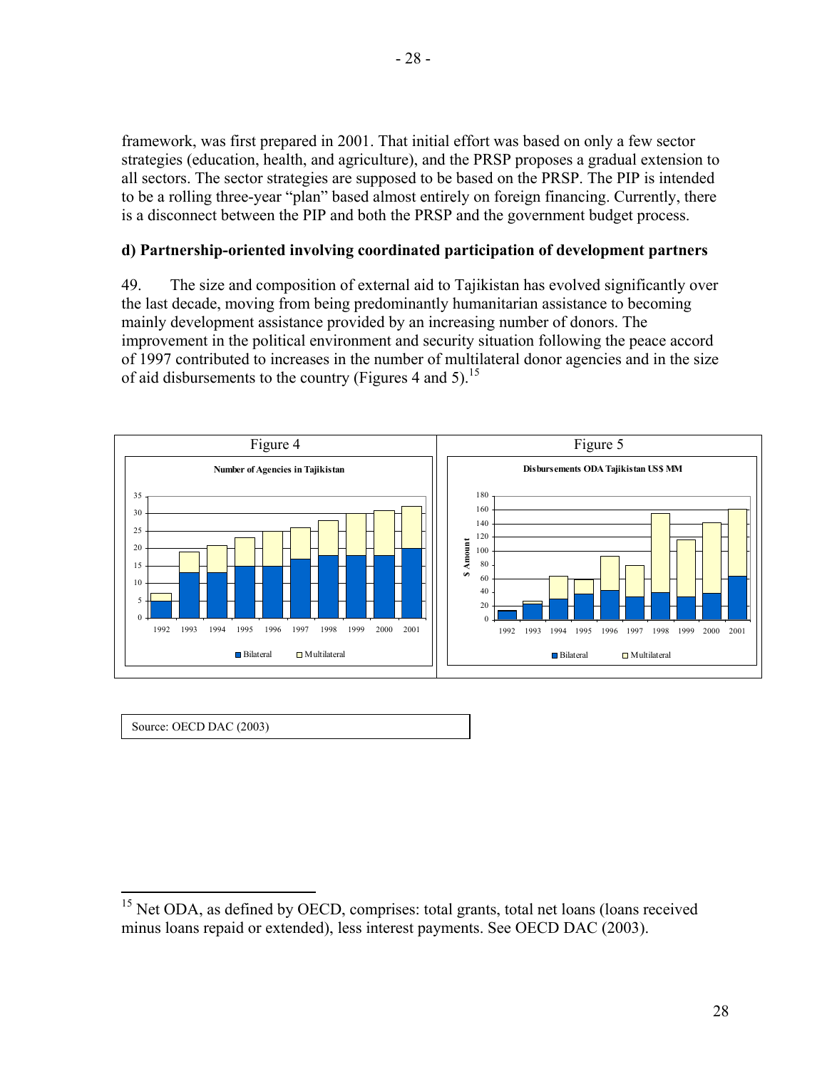framework, was first prepared in 2001. That initial effort was based on only a few sector strategies (education, health, and agriculture), and the PRSP proposes a gradual extension to all sectors. The sector strategies are supposed to be based on the PRSP. The PIP is intended to be a rolling three-year "plan" based almost entirely on foreign financing. Currently, there is a disconnect between the PIP and both the PRSP and the government budget process.

### d) Partnership-oriented involving coordinated participation of development partners

49. The size and composition of external aid to Tajikistan has evolved significantly over the last decade, moving from being predominantly humanitarian assistance to becoming mainly development assistance provided by an increasing number of donors. The improvement in the political environment and security situation following the peace accord of 1997 contributed to increases in the number of multilateral donor agencies and in the size of aid disbursements to the country (Figures 4 and 5).[15]

Figure 4

**Number of Agencies in Tajikistan**

Figure 5

**Disbursements ODA Tajikistan US$ MM**

Source: OECD DAC (2003)

---

[15] Net ODA, as defined by OECD, comprises: total grants, total net loans (loans received minus loans repaid or extended), less interest payments. See OECD DAC (2003).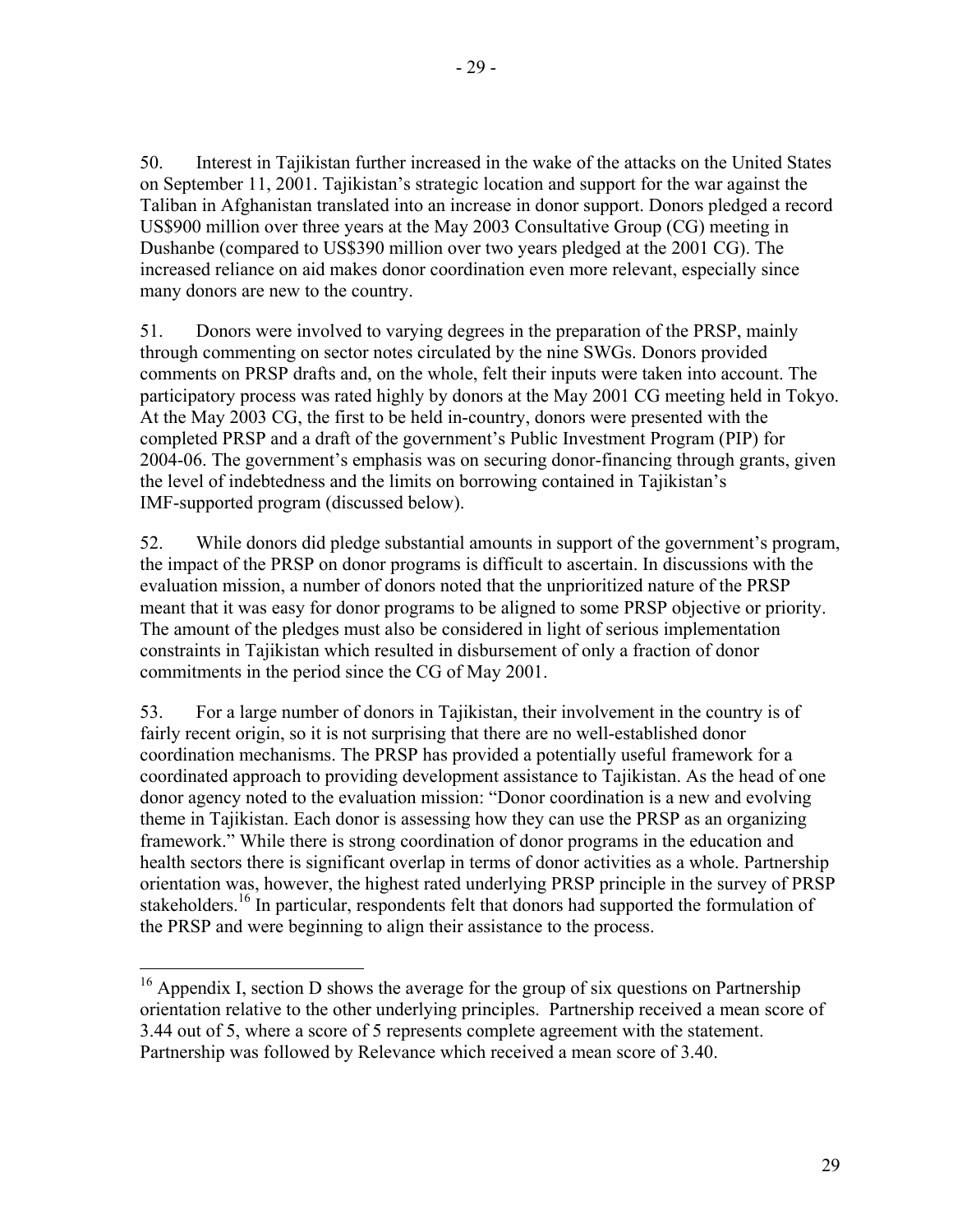50. Interest in Tajikistan further increased in the wake of the attacks on the United States on September 11, 2001. Tajikistan's strategic location and support for the war against the Taliban in Afghanistan translated into an increase in donor support. Donors pledged a record US$900 million over three years at the May 2003 Consultative Group (CG) meeting in Dushanbe (compared to US$390 million over two years pledged at the 2001 CG). The increased reliance on aid makes donor coordination even more relevant, especially since many donors are new to the country.

51. Donors were involved to varying degrees in the preparation of the PRSP, mainly through commenting on sector notes circulated by the nine SWGs. Donors provided comments on PRSP drafts and, on the whole, felt their inputs were taken into account. The participatory process was rated highly by donors at the May 2001 CG meeting held in Tokyo. At the May 2003 CG, the first to be held in-country, donors were presented with the completed PRSP and a draft of the government's Public Investment Program (PIP) for 2004-06. The government's emphasis was on securing donor-financing through grants, given the level of indebtedness and the limits on borrowing contained in Tajikistan's IMF-supported program (discussed below).

52. While donors did pledge substantial amounts in support of the government's program, the impact of the PRSP on donor programs is difficult to ascertain. In discussions with the evaluation mission, a number of donors noted that the unprioritized nature of the PRSP meant that it was easy for donor programs to be aligned to some PRSP objective or priority. The amount of the pledges must also be considered in light of serious implementation constraints in Tajikistan which resulted in disbursement of only a fraction of donor commitments in the period since the CG of May 2001.

53. For a large number of donors in Tajikistan, their involvement in the country is of fairly recent origin, so it is not surprising that there are no well-established donor coordination mechanisms. The PRSP has provided a potentially useful framework for a coordinated approach to providing development assistance to Tajikistan. As the head of one donor agency noted to the evaluation mission: "Donor coordination is a new and evolving theme in Tajikistan. Each donor is assessing how they can use the PRSP as an organizing framework." While there is strong coordination of donor programs in the education and health sectors there is significant overlap in terms of donor activities as a whole. Partnership orientation was, however, the highest rated underlying PRSP principle in the survey of PRSP stakeholders.[16] In particular, respondents felt that donors had supported the formulation of the PRSP and were beginning to align their assistance to the process.

[16] Appendix I, section D shows the average for the group of six questions on Partnership orientation relative to the other underlying principles. Partnership received a mean score of 3.44 out of 5, where a score of 5 represents complete agreement with the statement. Partnership was followed by Relevance which received a mean score of 3.40.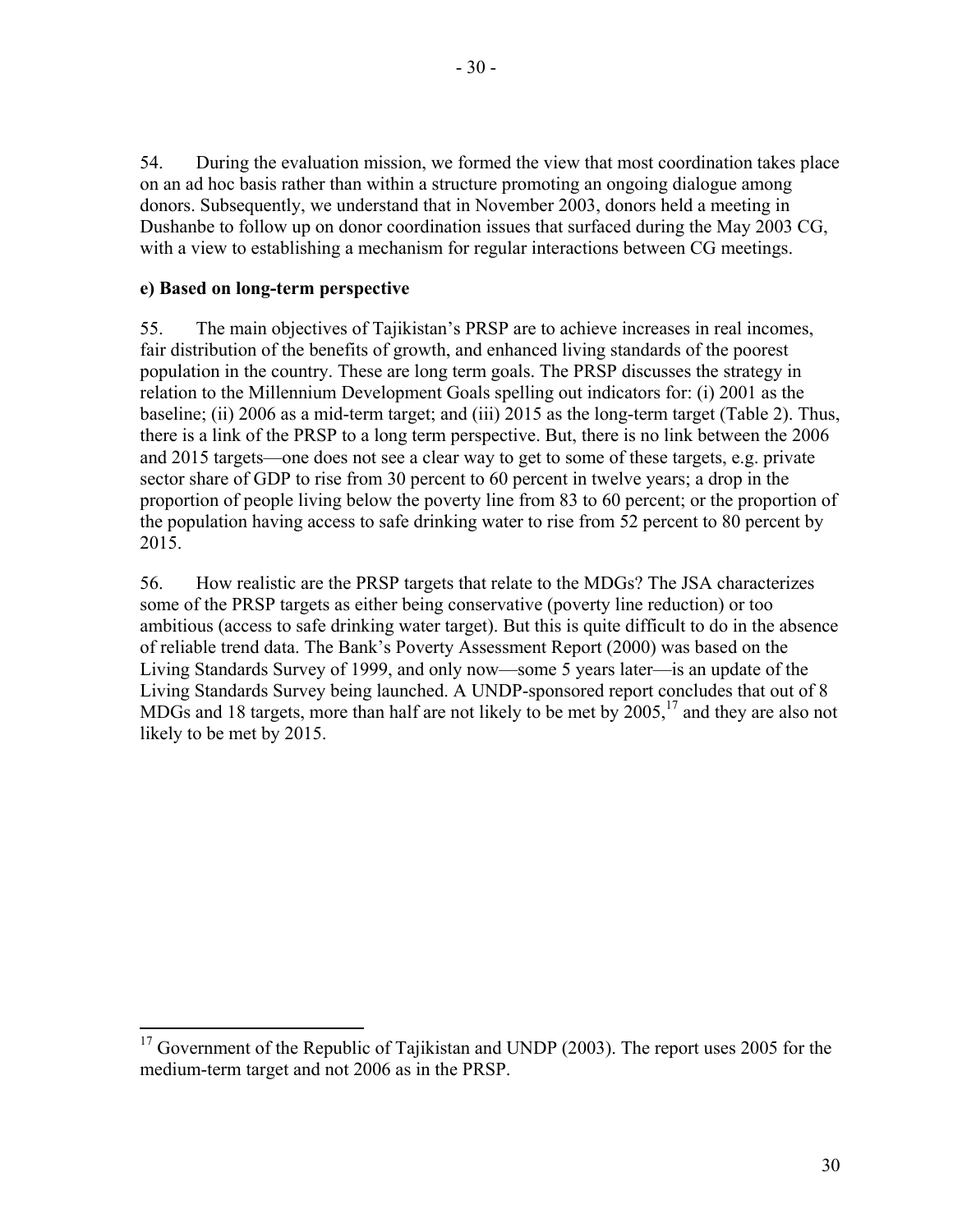54. During the evaluation mission, we formed the view that most coordination takes place on an ad hoc basis rather than within a structure promoting an ongoing dialogue among donors. Subsequently, we understand that in November 2003, donors held a meeting in Dushanbe to follow up on donor coordination issues that surfaced during the May 2003 CG, with a view to establishing a mechanism for regular interactions between CG meetings.

**e) Based on long-term perspective**

55. The main objectives of Tajikistan's PRSP are to achieve increases in real incomes, fair distribution of the benefits of growth, and enhanced living standards of the poorest population in the country. These are long term goals. The PRSP discusses the strategy in relation to the Millennium Development Goals spelling out indicators for: (i) 2001 as the baseline; (ii) 2006 as a mid-term target; and (iii) 2015 as the long-term target (Table 2). Thus, there is a link of the PRSP to a long term perspective. But, there is no link between the 2006 and 2015 targets—one does not see a clear way to get to some of these targets, e.g. private sector share of GDP to rise from 30 percent to 60 percent in twelve years; a drop in the proportion of people living below the poverty line from 83 to 60 percent; or the proportion of the population having access to safe drinking water to rise from 52 percent to 80 percent by 2015.

56. How realistic are the PRSP targets that relate to the MDGs? The JSA characterizes some of the PRSP targets as either being conservative (poverty line reduction) or too ambitious (access to safe drinking water target). But this is quite difficult to do in the absence of reliable trend data. The Bank's Poverty Assessment Report (2000) was based on the Living Standards Survey of 1999, and only now—some 5 years later—is an update of the Living Standards Survey being launched. A UNDP-sponsored report concludes that out of 8 MDGs and 18 targets, more than half are not likely to be met by 2005,[17] and they are also not likely to be met by 2015.

---

[17] Government of the Republic of Tajikistan and UNDP (2003). The report uses 2005 for the medium-term target and not 2006 as in the PRSP.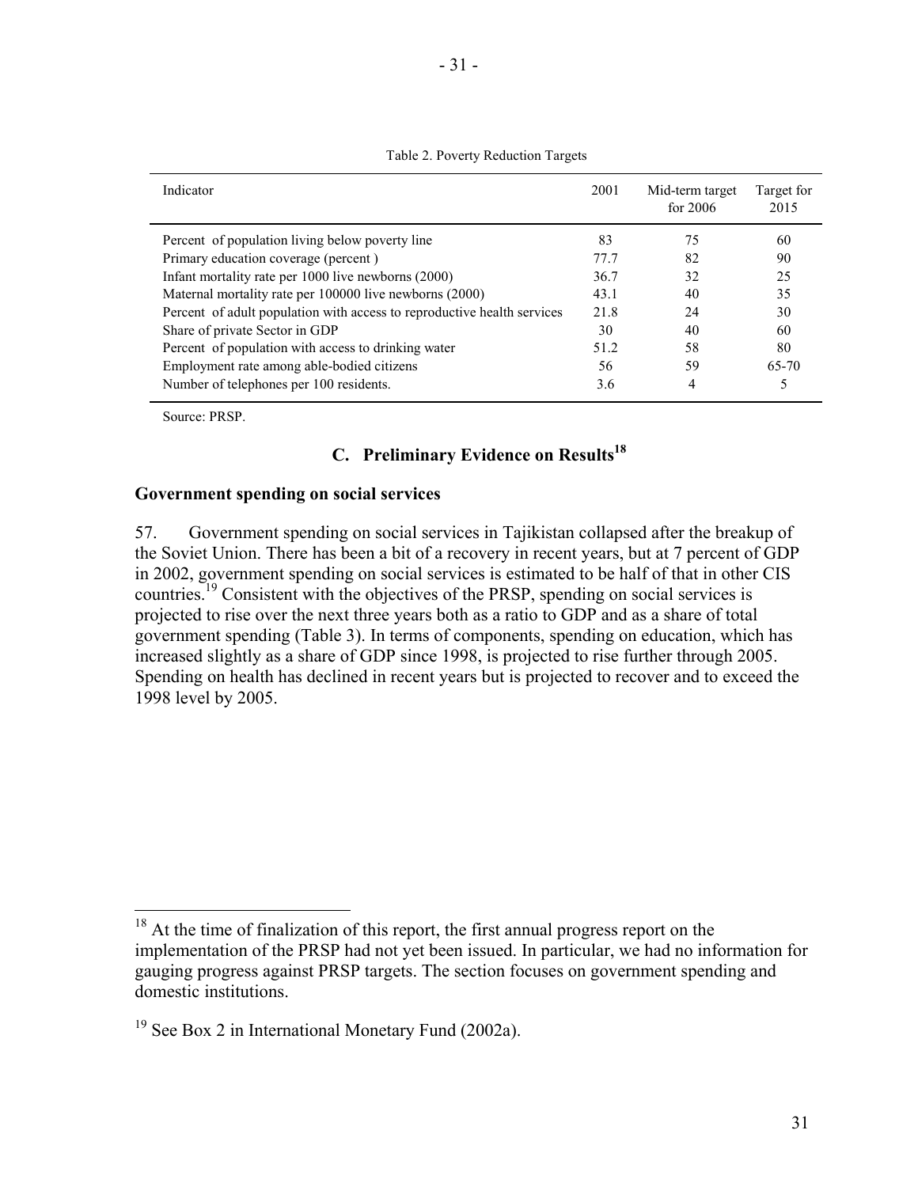Table 2. Poverty Reduction Targets

| Indicator | 2001 | Mid-term target for 2006 | Target for 2015 |
|---|---|---|---|
| Percent of population living below poverty line | 83 | 75 | 60 |
| Primary education coverage (percent ) | 77.7 | 82 | 90 |
| Infant mortality rate per 1000 live newborns (2000) | 36.7 | 32 | 25 |
| Maternal mortality rate per 100000 live newborns (2000) | 43.1 | 40 | 35 |
| Percent of adult population with access to reproductive health services | 21.8 | 24 | 30 |
| Share of private Sector in GDP | 30 | 40 | 60 |
| Percent of population with access to drinking water | 51.2 | 58 | 80 |
| Employment rate among able-bodied citizens | 56 | 59 | 65-70 |
| Number of telephones per 100 residents. | 3.6 | 4 | 5 |

Source: PRSP.

## C. Preliminary Evidence on Results[18]

### Government spending on social services

57. Government spending on social services in Tajikistan collapsed after the breakup of the Soviet Union. There has been a bit of a recovery in recent years, but at 7 percent of GDP in 2002, government spending on social services is estimated to be half of that in other CIS countries.[19] Consistent with the objectives of the PRSP, spending on social services is projected to rise over the next three years both as a ratio to GDP and as a share of total government spending (Table 3). In terms of components, spending on education, which has increased slightly as a share of GDP since 1998, is projected to rise further through 2005. Spending on health has declined in recent years but is projected to recover and to exceed the 1998 level by 2005.

[18] At the time of finalization of this report, the first annual progress report on the implementation of the PRSP had not yet been issued. In particular, we had no information for gauging progress against PRSP targets. The section focuses on government spending and domestic institutions.

[19] See Box 2 in International Monetary Fund (2002a).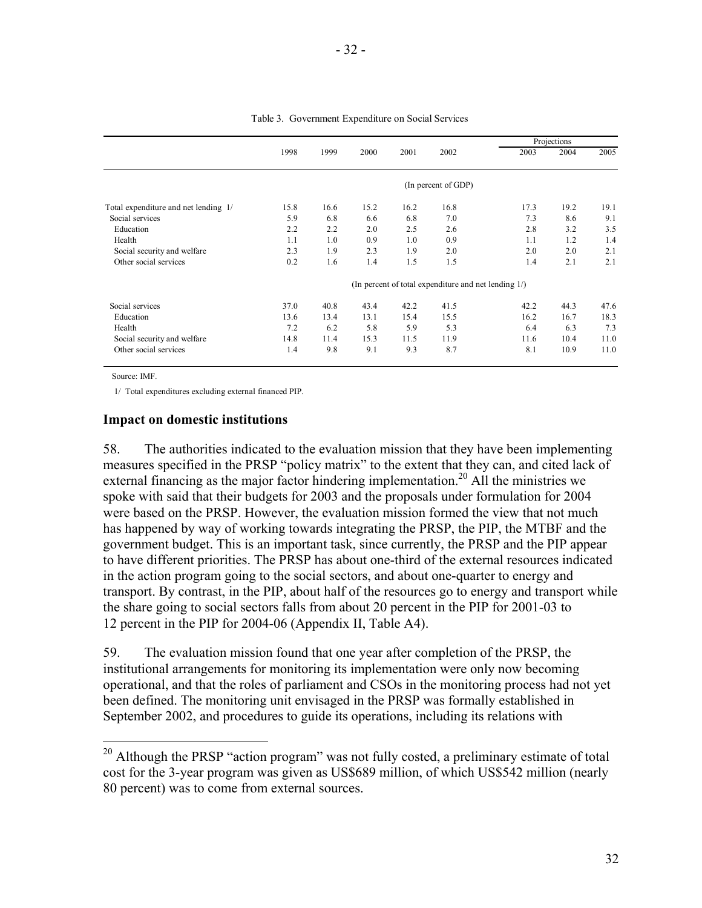Table 3. Government Expenditure on Social Services

| | 1998 | 1999 | 2000 | 2001 | 2002 | Projections 2003 | 2004 | 2005 |
|---|---|---|---|---|---|---|---|---|
| | (In percent of GDP) | | | | | | | |
| Total expenditure and net lending 1/ | 15.8 | 16.6 | 15.2 | 16.2 | 16.8 | 17.3 | 19.2 | 19.1 |
| Social services | 5.9 | 6.8 | 6.6 | 6.8 | 7.0 | 7.3 | 8.6 | 9.1 |
| Education | 2.2 | 2.2 | 2.0 | 2.5 | 2.6 | 2.8 | 3.2 | 3.5 |
| Health | 1.1 | 1.0 | 0.9 | 1.0 | 0.9 | 1.1 | 1.2 | 1.4 |
| Social security and welfare | 2.3 | 1.9 | 2.3 | 1.9 | 2.0 | 2.0 | 2.0 | 2.1 |
| Other social services | 0.2 | 1.6 | 1.4 | 1.5 | 1.5 | 1.4 | 2.1 | 2.1 |
| | (In percent of total expenditure and net lending 1/) | | | | | | | |
| Social services | 37.0 | 40.8 | 43.4 | 42.2 | 41.5 | 42.2 | 44.3 | 47.6 |
| Education | 13.6 | 13.4 | 13.1 | 15.4 | 15.5 | 16.2 | 16.7 | 18.3 |
| Health | 7.2 | 6.2 | 5.8 | 5.9 | 5.3 | 6.4 | 6.3 | 7.3 |
| Social security and welfare | 14.8 | 11.4 | 15.3 | 11.5 | 11.9 | 11.6 | 10.4 | 11.0 |
| Other social services | 1.4 | 9.8 | 9.1 | 9.3 | 8.7 | 8.1 | 10.9 | 11.0 |

Source: IMF.

1/ Total expenditures excluding external financed PIP.

## Impact on domestic institutions

58. The authorities indicated to the evaluation mission that they have been implementing measures specified in the PRSP "policy matrix" to the extent that they can, and cited lack of external financing as the major factor hindering implementation.[20] All the ministries we spoke with said that their budgets for 2003 and the proposals under formulation for 2004 were based on the PRSP. However, the evaluation mission formed the view that not much has happened by way of working towards integrating the PRSP, the PIP, the MTBF and the government budget. This is an important task, since currently, the PRSP and the PIP appear to have different priorities. The PRSP has about one-third of the external resources indicated in the action program going to the social sectors, and about one-quarter to energy and transport. By contrast, in the PIP, about half of the resources go to energy and transport while the share going to social sectors falls from about 20 percent in the PIP for 2001-03 to 12 percent in the PIP for 2004-06 (Appendix II, Table A4).

59. The evaluation mission found that one year after completion of the PRSP, the institutional arrangements for monitoring its implementation were only now becoming operational, and that the roles of parliament and CSOs in the monitoring process had not yet been defined. The monitoring unit envisaged in the PRSP was formally established in September 2002, and procedures to guide its operations, including its relations with

[20] Although the PRSP "action program" was not fully costed, a preliminary estimate of total cost for the 3-year program was given as US$689 million, of which US$542 million (nearly 80 percent) was to come from external sources.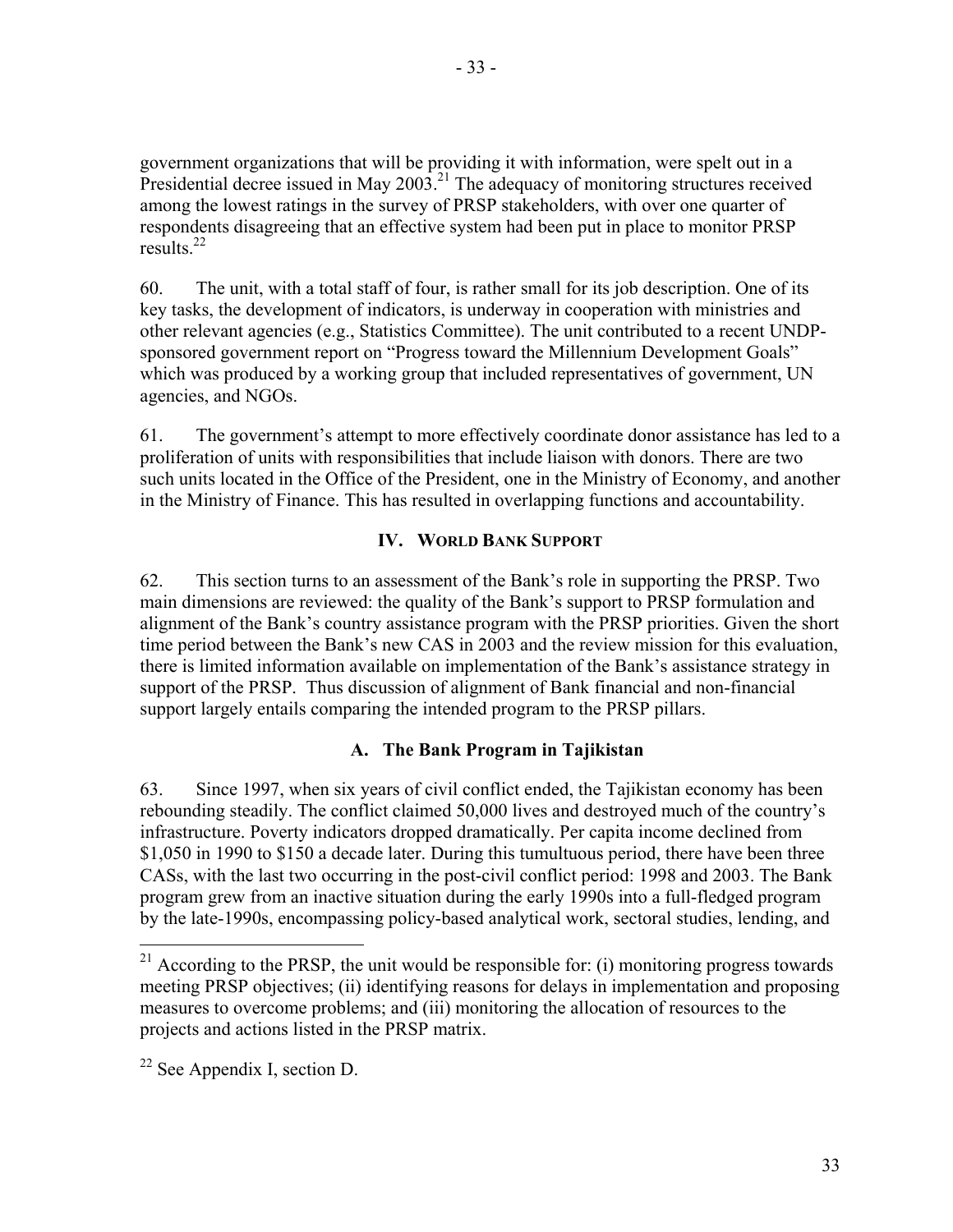government organizations that will be providing it with information, were spelt out in a Presidential decree issued in May 2003.[21] The adequacy of monitoring structures received among the lowest ratings in the survey of PRSP stakeholders, with over one quarter of respondents disagreeing that an effective system had been put in place to monitor PRSP results.[22]

60. The unit, with a total staff of four, is rather small for its job description. One of its key tasks, the development of indicators, is underway in cooperation with ministries and other relevant agencies (e.g., Statistics Committee). The unit contributed to a recent UNDP-sponsored government report on "Progress toward the Millennium Development Goals" which was produced by a working group that included representatives of government, UN agencies, and NGOs.

61. The government's attempt to more effectively coordinate donor assistance has led to a proliferation of units with responsibilities that include liaison with donors. There are two such units located in the Office of the President, one in the Ministry of Economy, and another in the Ministry of Finance. This has resulted in overlapping functions and accountability.

## IV. World Bank Support

62. This section turns to an assessment of the Bank's role in supporting the PRSP. Two main dimensions are reviewed: the quality of the Bank's support to PRSP formulation and alignment of the Bank's country assistance program with the PRSP priorities. Given the short time period between the Bank's new CAS in 2003 and the review mission for this evaluation, there is limited information available on implementation of the Bank's assistance strategy in support of the PRSP. Thus discussion of alignment of Bank financial and non-financial support largely entails comparing the intended program to the PRSP pillars.

### A. The Bank Program in Tajikistan

63. Since 1997, when six years of civil conflict ended, the Tajikistan economy has been rebounding steadily. The conflict claimed 50,000 lives and destroyed much of the country's infrastructure. Poverty indicators dropped dramatically. Per capita income declined from \$1,050 in 1990 to \$150 a decade later. During this tumultuous period, there have been three CASs, with the last two occurring in the post-civil conflict period: 1998 and 2003. The Bank program grew from an inactive situation during the early 1990s into a full-fledged program by the late-1990s, encompassing policy-based analytical work, sectoral studies, lending, and

---

[21] According to the PRSP, the unit would be responsible for: (i) monitoring progress towards meeting PRSP objectives; (ii) identifying reasons for delays in implementation and proposing measures to overcome problems; and (iii) monitoring the allocation of resources to the projects and actions listed in the PRSP matrix.

[22] See Appendix I, section D.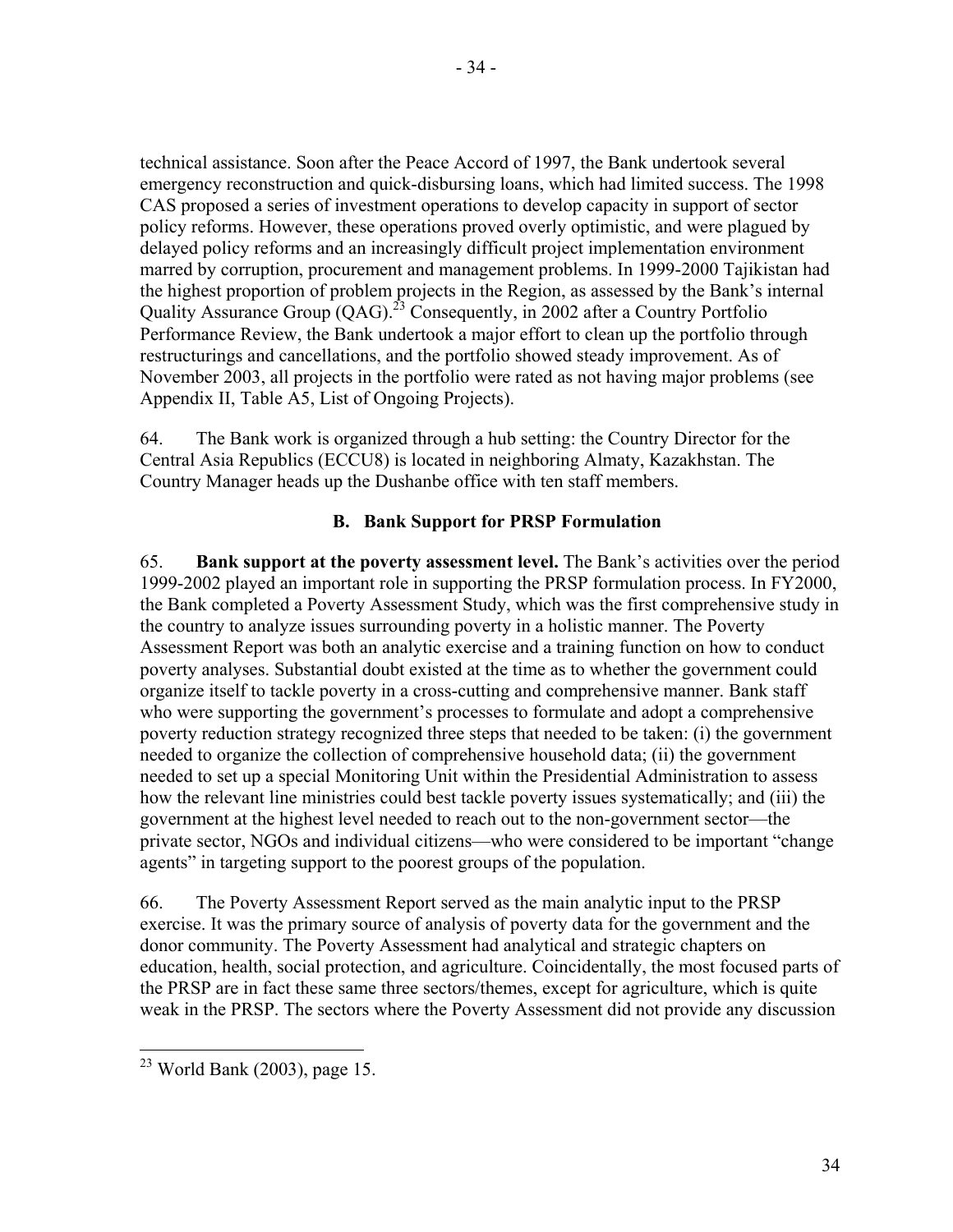technical assistance. Soon after the Peace Accord of 1997, the Bank undertook several emergency reconstruction and quick-disbursing loans, which had limited success. The 1998 CAS proposed a series of investment operations to develop capacity in support of sector policy reforms. However, these operations proved overly optimistic, and were plagued by delayed policy reforms and an increasingly difficult project implementation environment marred by corruption, procurement and management problems. In 1999-2000 Tajikistan had the highest proportion of problem projects in the Region, as assessed by the Bank's internal Quality Assurance Group (QAG).[23] Consequently, in 2002 after a Country Portfolio Performance Review, the Bank undertook a major effort to clean up the portfolio through restructurings and cancellations, and the portfolio showed steady improvement. As of November 2003, all projects in the portfolio were rated as not having major problems (see Appendix II, Table A5, List of Ongoing Projects).

64. The Bank work is organized through a hub setting: the Country Director for the Central Asia Republics (ECCU8) is located in neighboring Almaty, Kazakhstan. The Country Manager heads up the Dushanbe office with ten staff members.

### B. Bank Support for PRSP Formulation

65. **Bank support at the poverty assessment level.** The Bank's activities over the period 1999-2002 played an important role in supporting the PRSP formulation process. In FY2000, the Bank completed a Poverty Assessment Study, which was the first comprehensive study in the country to analyze issues surrounding poverty in a holistic manner. The Poverty Assessment Report was both an analytic exercise and a training function on how to conduct poverty analyses. Substantial doubt existed at the time as to whether the government could organize itself to tackle poverty in a cross-cutting and comprehensive manner. Bank staff who were supporting the government's processes to formulate and adopt a comprehensive poverty reduction strategy recognized three steps that needed to be taken: (i) the government needed to organize the collection of comprehensive household data; (ii) the government needed to set up a special Monitoring Unit within the Presidential Administration to assess how the relevant line ministries could best tackle poverty issues systematically; and (iii) the government at the highest level needed to reach out to the non-government sector—the private sector, NGOs and individual citizens—who were considered to be important "change agents" in targeting support to the poorest groups of the population.

66. The Poverty Assessment Report served as the main analytic input to the PRSP exercise. It was the primary source of analysis of poverty data for the government and the donor community. The Poverty Assessment had analytical and strategic chapters on education, health, social protection, and agriculture. Coincidentally, the most focused parts of the PRSP are in fact these same three sectors/themes, except for agriculture, which is quite weak in the PRSP. The sectors where the Poverty Assessment did not provide any discussion

---

[23] World Bank (2003), page 15.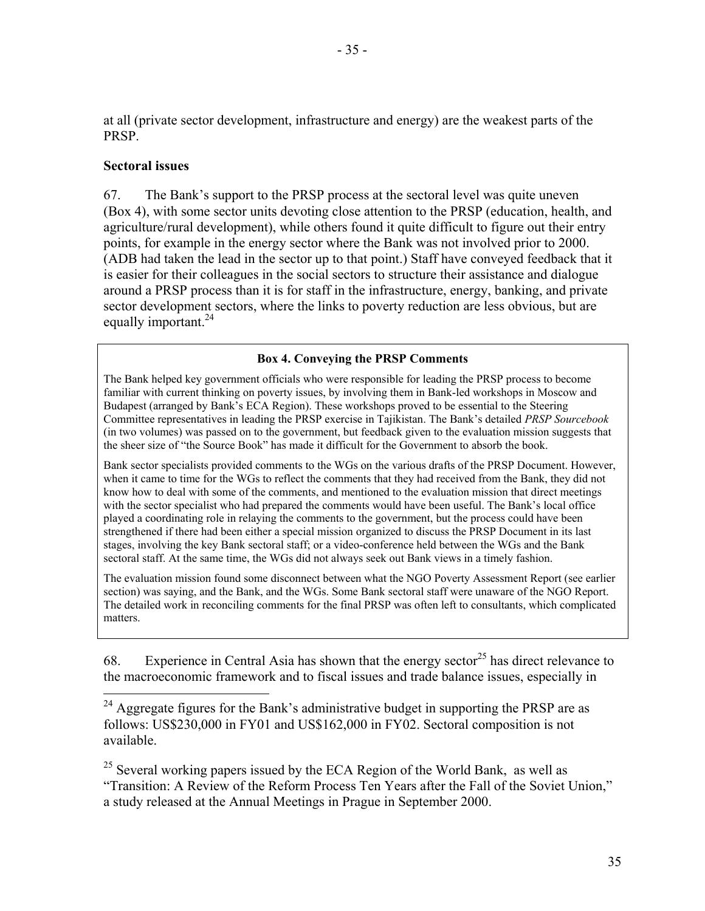at all (private sector development, infrastructure and energy) are the weakest parts of the PRSP.

**Sectoral issues**

67. The Bank's support to the PRSP process at the sectoral level was quite uneven (Box 4), with some sector units devoting close attention to the PRSP (education, health, and agriculture/rural development), while others found it quite difficult to figure out their entry points, for example in the energy sector where the Bank was not involved prior to 2000. (ADB had taken the lead in the sector up to that point.) Staff have conveyed feedback that it is easier for their colleagues in the social sectors to structure their assistance and dialogue around a PRSP process than it is for staff in the infrastructure, energy, banking, and private sector development sectors, where the links to poverty reduction are less obvious, but are equally important.[24]

> **Box 4. Conveying the PRSP Comments**
>
> The Bank helped key government officials who were responsible for leading the PRSP process to become familiar with current thinking on poverty issues, by involving them in Bank-led workshops in Moscow and Budapest (arranged by Bank's ECA Region). These workshops proved to be essential to the Steering Committee representatives in leading the PRSP exercise in Tajikistan. The Bank's detailed *PRSP Sourcebook* (in two volumes) was passed on to the government, but feedback given to the evaluation mission suggests that the sheer size of "the Source Book" has made it difficult for the Government to absorb the book.
>
> Bank sector specialists provided comments to the WGs on the various drafts of the PRSP Document. However, when it came to time for the WGs to reflect the comments that they had received from the Bank, they did not know how to deal with some of the comments, and mentioned to the evaluation mission that direct meetings with the sector specialist who had prepared the comments would have been useful. The Bank's local office played a coordinating role in relaying the comments to the government, but the process could have been strengthened if there had been either a special mission organized to discuss the PRSP Document in its last stages, involving the key Bank sectoral staff; or a video-conference held between the WGs and the Bank sectoral staff. At the same time, the WGs did not always seek out Bank views in a timely fashion.
>
> The evaluation mission found some disconnect between what the NGO Poverty Assessment Report (see earlier section) was saying, and the Bank, and the WGs. Some Bank sectoral staff were unaware of the NGO Report. The detailed work in reconciling comments for the final PRSP was often left to consultants, which complicated matters.

68. Experience in Central Asia has shown that the energy sector[25] has direct relevance to the macroeconomic framework and to fiscal issues and trade balance issues, especially in

---

[24] Aggregate figures for the Bank's administrative budget in supporting the PRSP are as follows: US$230,000 in FY01 and US$162,000 in FY02. Sectoral composition is not available.

[25] Several working papers issued by the ECA Region of the World Bank, as well as "Transition: A Review of the Reform Process Ten Years after the Fall of the Soviet Union," a study released at the Annual Meetings in Prague in September 2000.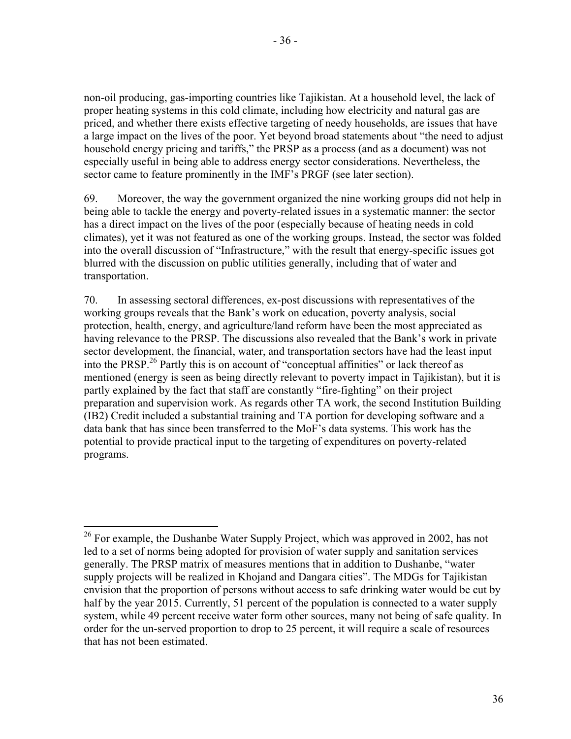non-oil producing, gas-importing countries like Tajikistan. At a household level, the lack of proper heating systems in this cold climate, including how electricity and natural gas are priced, and whether there exists effective targeting of needy households, are issues that have a large impact on the lives of the poor. Yet beyond broad statements about "the need to adjust household energy pricing and tariffs," the PRSP as a process (and as a document) was not especially useful in being able to address energy sector considerations. Nevertheless, the sector came to feature prominently in the IMF's PRGF (see later section).

69. Moreover, the way the government organized the nine working groups did not help in being able to tackle the energy and poverty-related issues in a systematic manner: the sector has a direct impact on the lives of the poor (especially because of heating needs in cold climates), yet it was not featured as one of the working groups. Instead, the sector was folded into the overall discussion of "Infrastructure," with the result that energy-specific issues got blurred with the discussion on public utilities generally, including that of water and transportation.

70. In assessing sectoral differences, ex-post discussions with representatives of the working groups reveals that the Bank's work on education, poverty analysis, social protection, health, energy, and agriculture/land reform have been the most appreciated as having relevance to the PRSP. The discussions also revealed that the Bank's work in private sector development, the financial, water, and transportation sectors have had the least input into the PRSP.[26] Partly this is on account of "conceptual affinities" or lack thereof as mentioned (energy is seen as being directly relevant to poverty impact in Tajikistan), but it is partly explained by the fact that staff are constantly "fire-fighting" on their project preparation and supervision work. As regards other TA work, the second Institution Building (IB2) Credit included a substantial training and TA portion for developing software and a data bank that has since been transferred to the MoF's data systems. This work has the potential to provide practical input to the targeting of expenditures on poverty-related programs.

[26] For example, the Dushanbe Water Supply Project, which was approved in 2002, has not led to a set of norms being adopted for provision of water supply and sanitation services generally. The PRSP matrix of measures mentions that in addition to Dushanbe, "water supply projects will be realized in Khojand and Dangara cities". The MDGs for Tajikistan envision that the proportion of persons without access to safe drinking water would be cut by half by the year 2015. Currently, 51 percent of the population is connected to a water supply system, while 49 percent receive water form other sources, many not being of safe quality. In order for the un-served proportion to drop to 25 percent, it will require a scale of resources that has not been estimated.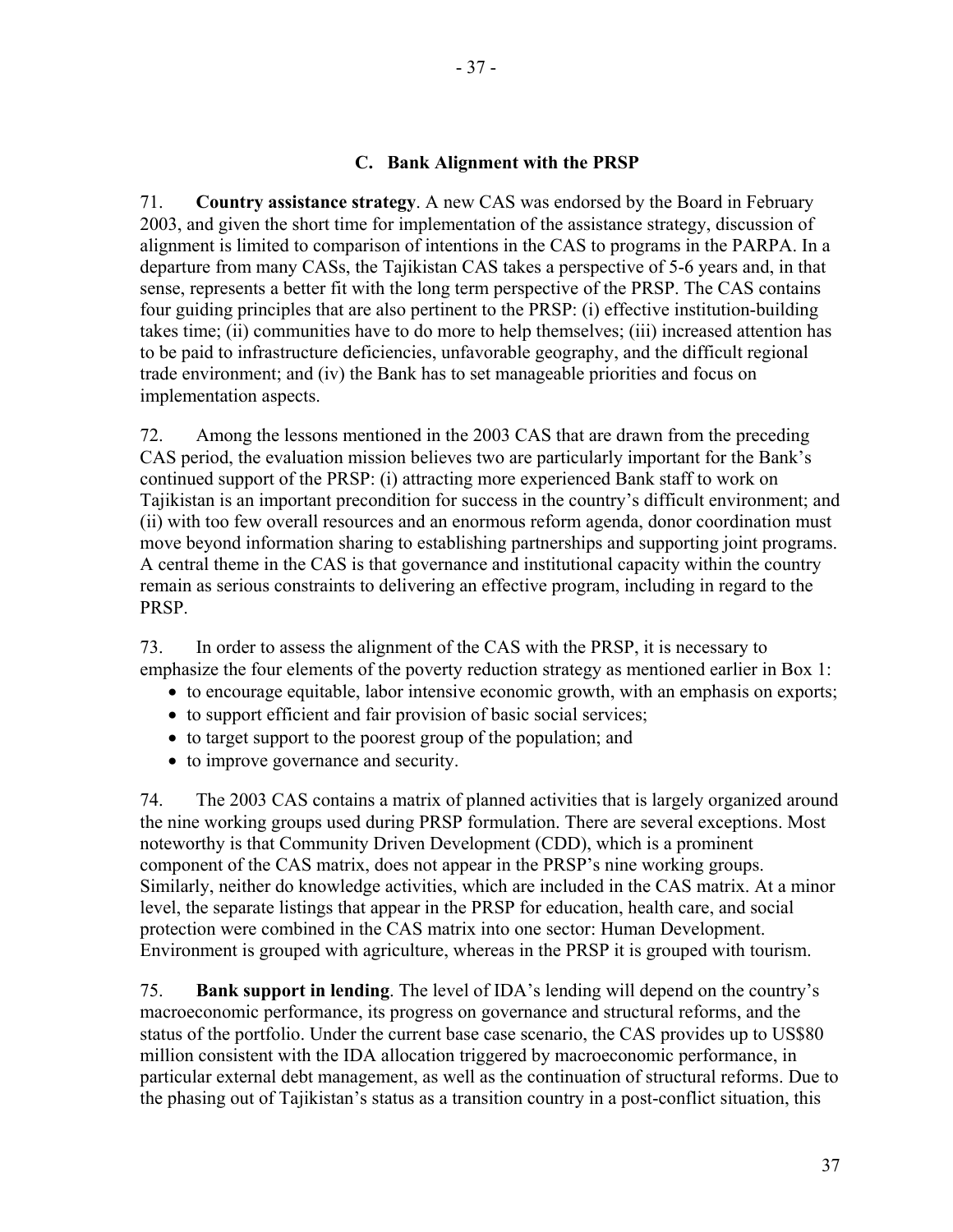### C. Bank Alignment with the PRSP

71. **Country assistance strategy**. A new CAS was endorsed by the Board in February 2003, and given the short time for implementation of the assistance strategy, discussion of alignment is limited to comparison of intentions in the CAS to programs in the PARPA. In a departure from many CASs, the Tajikistan CAS takes a perspective of 5-6 years and, in that sense, represents a better fit with the long term perspective of the PRSP. The CAS contains four guiding principles that are also pertinent to the PRSP: (i) effective institution-building takes time; (ii) communities have to do more to help themselves; (iii) increased attention has to be paid to infrastructure deficiencies, unfavorable geography, and the difficult regional trade environment; and (iv) the Bank has to set manageable priorities and focus on implementation aspects.

72. Among the lessons mentioned in the 2003 CAS that are drawn from the preceding CAS period, the evaluation mission believes two are particularly important for the Bank's continued support of the PRSP: (i) attracting more experienced Bank staff to work on Tajikistan is an important precondition for success in the country's difficult environment; and (ii) with too few overall resources and an enormous reform agenda, donor coordination must move beyond information sharing to establishing partnerships and supporting joint programs. A central theme in the CAS is that governance and institutional capacity within the country remain as serious constraints to delivering an effective program, including in regard to the PRSP.

73. In order to assess the alignment of the CAS with the PRSP, it is necessary to emphasize the four elements of the poverty reduction strategy as mentioned earlier in Box 1:

- to encourage equitable, labor intensive economic growth, with an emphasis on exports;
- to support efficient and fair provision of basic social services;
- to target support to the poorest group of the population; and
- to improve governance and security.

74. The 2003 CAS contains a matrix of planned activities that is largely organized around the nine working groups used during PRSP formulation. There are several exceptions. Most noteworthy is that Community Driven Development (CDD), which is a prominent component of the CAS matrix, does not appear in the PRSP's nine working groups. Similarly, neither do knowledge activities, which are included in the CAS matrix. At a minor level, the separate listings that appear in the PRSP for education, health care, and social protection were combined in the CAS matrix into one sector: Human Development. Environment is grouped with agriculture, whereas in the PRSP it is grouped with tourism.

75. **Bank support in lending**. The level of IDA's lending will depend on the country's macroeconomic performance, its progress on governance and structural reforms, and the status of the portfolio. Under the current base case scenario, the CAS provides up to US$80 million consistent with the IDA allocation triggered by macroeconomic performance, in particular external debt management, as well as the continuation of structural reforms. Due to the phasing out of Tajikistan's status as a transition country in a post-conflict situation, this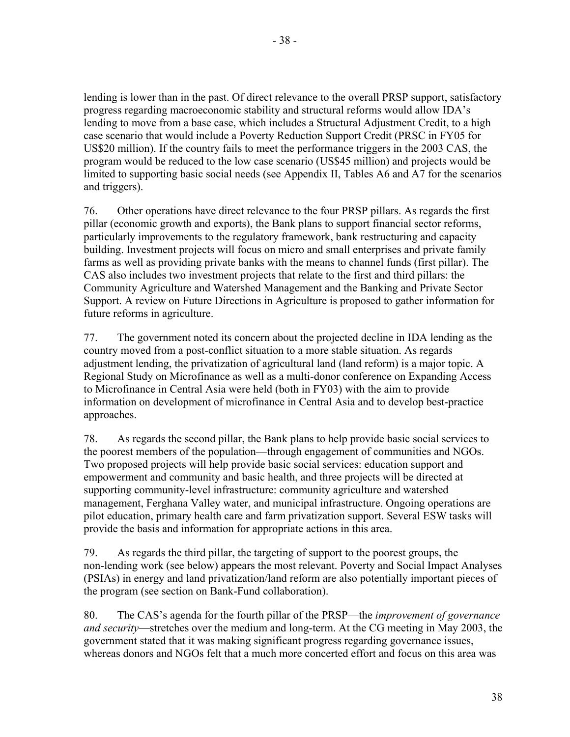lending is lower than in the past. Of direct relevance to the overall PRSP support, satisfactory progress regarding macroeconomic stability and structural reforms would allow IDA's lending to move from a base case, which includes a Structural Adjustment Credit, to a high case scenario that would include a Poverty Reduction Support Credit (PRSC in FY05 for US$20 million). If the country fails to meet the performance triggers in the 2003 CAS, the program would be reduced to the low case scenario (US$45 million) and projects would be limited to supporting basic social needs (see Appendix II, Tables A6 and A7 for the scenarios and triggers).

76. Other operations have direct relevance to the four PRSP pillars. As regards the first pillar (economic growth and exports), the Bank plans to support financial sector reforms, particularly improvements to the regulatory framework, bank restructuring and capacity building. Investment projects will focus on micro and small enterprises and private family farms as well as providing private banks with the means to channel funds (first pillar). The CAS also includes two investment projects that relate to the first and third pillars: the Community Agriculture and Watershed Management and the Banking and Private Sector Support. A review on Future Directions in Agriculture is proposed to gather information for future reforms in agriculture.

77. The government noted its concern about the projected decline in IDA lending as the country moved from a post-conflict situation to a more stable situation. As regards adjustment lending, the privatization of agricultural land (land reform) is a major topic. A Regional Study on Microfinance as well as a multi-donor conference on Expanding Access to Microfinance in Central Asia were held (both in FY03) with the aim to provide information on development of microfinance in Central Asia and to develop best-practice approaches.

78. As regards the second pillar, the Bank plans to help provide basic social services to the poorest members of the population—through engagement of communities and NGOs. Two proposed projects will help provide basic social services: education support and empowerment and community and basic health, and three projects will be directed at supporting community-level infrastructure: community agriculture and watershed management, Ferghana Valley water, and municipal infrastructure. Ongoing operations are pilot education, primary health care and farm privatization support. Several ESW tasks will provide the basis and information for appropriate actions in this area.

79. As regards the third pillar, the targeting of support to the poorest groups, the non-lending work (see below) appears the most relevant. Poverty and Social Impact Analyses (PSIAs) in energy and land privatization/land reform are also potentially important pieces of the program (see section on Bank-Fund collaboration).

80. The CAS's agenda for the fourth pillar of the PRSP—the *improvement of governance and security*—stretches over the medium and long-term. At the CG meeting in May 2003, the government stated that it was making significant progress regarding governance issues, whereas donors and NGOs felt that a much more concerted effort and focus on this area was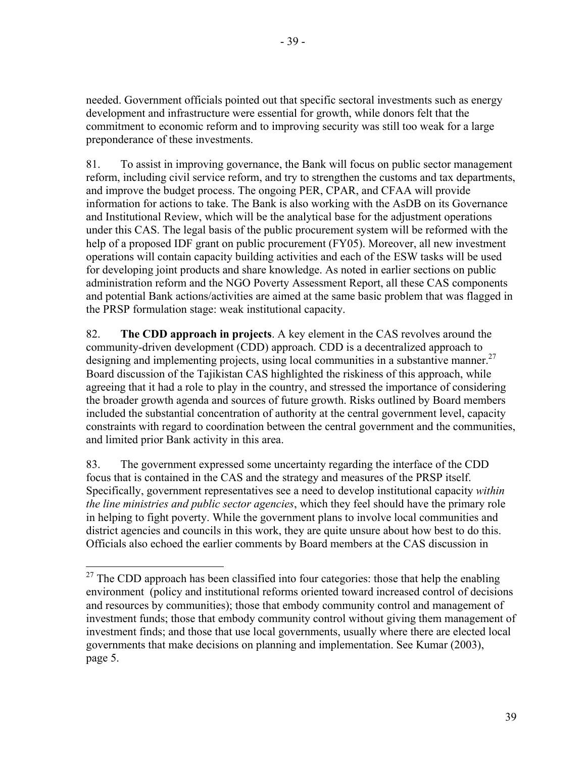needed. Government officials pointed out that specific sectoral investments such as energy development and infrastructure were essential for growth, while donors felt that the commitment to economic reform and to improving security was still too weak for a large preponderance of these investments.

81. To assist in improving governance, the Bank will focus on public sector management reform, including civil service reform, and try to strengthen the customs and tax departments, and improve the budget process. The ongoing PER, CPAR, and CFAA will provide information for actions to take. The Bank is also working with the AsDB on its Governance and Institutional Review, which will be the analytical base for the adjustment operations under this CAS. The legal basis of the public procurement system will be reformed with the help of a proposed IDF grant on public procurement (FY05). Moreover, all new investment operations will contain capacity building activities and each of the ESW tasks will be used for developing joint products and share knowledge. As noted in earlier sections on public administration reform and the NGO Poverty Assessment Report, all these CAS components and potential Bank actions/activities are aimed at the same basic problem that was flagged in the PRSP formulation stage: weak institutional capacity.

82. **The CDD approach in projects**. A key element in the CAS revolves around the community-driven development (CDD) approach. CDD is a decentralized approach to designing and implementing projects, using local communities in a substantive manner.[27] Board discussion of the Tajikistan CAS highlighted the riskiness of this approach, while agreeing that it had a role to play in the country, and stressed the importance of considering the broader growth agenda and sources of future growth. Risks outlined by Board members included the substantial concentration of authority at the central government level, capacity constraints with regard to coordination between the central government and the communities, and limited prior Bank activity in this area.

83. The government expressed some uncertainty regarding the interface of the CDD focus that is contained in the CAS and the strategy and measures of the PRSP itself. Specifically, government representatives see a need to develop institutional capacity *within the line ministries and public sector agencies*, which they feel should have the primary role in helping to fight poverty. While the government plans to involve local communities and district agencies and councils in this work, they are quite unsure about how best to do this. Officials also echoed the earlier comments by Board members at the CAS discussion in

---

[27] The CDD approach has been classified into four categories: those that help the enabling environment (policy and institutional reforms oriented toward increased control of decisions and resources by communities); those that embody community control and management of investment funds; those that embody community control without giving them management of investment finds; and those that use local governments, usually where there are elected local governments that make decisions on planning and implementation. See Kumar (2003), page 5.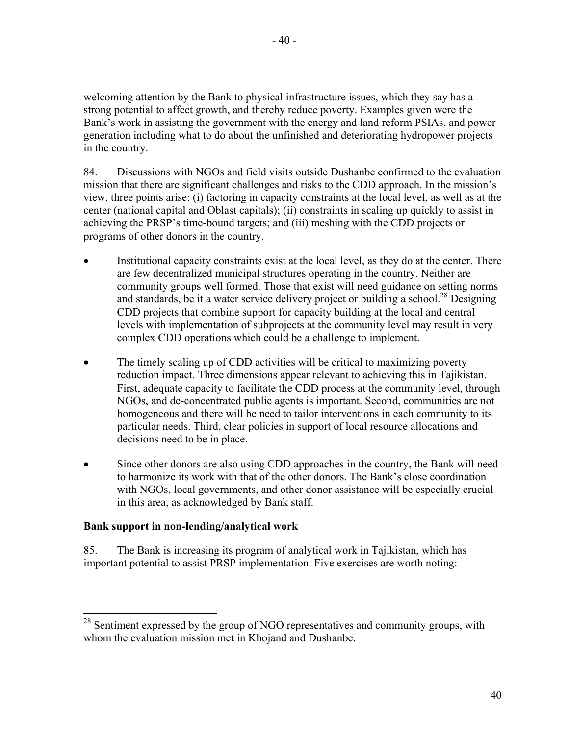welcoming attention by the Bank to physical infrastructure issues, which they say has a strong potential to affect growth, and thereby reduce poverty. Examples given were the Bank's work in assisting the government with the energy and land reform PSIAs, and power generation including what to do about the unfinished and deteriorating hydropower projects in the country.

84. Discussions with NGOs and field visits outside Dushanbe confirmed to the evaluation mission that there are significant challenges and risks to the CDD approach. In the mission's view, three points arise: (i) factoring in capacity constraints at the local level, as well as at the center (national capital and Oblast capitals); (ii) constraints in scaling up quickly to assist in achieving the PRSP's time-bound targets; and (iii) meshing with the CDD projects or programs of other donors in the country.

- Institutional capacity constraints exist at the local level, as they do at the center. There are few decentralized municipal structures operating in the country. Neither are community groups well formed. Those that exist will need guidance on setting norms and standards, be it a water service delivery project or building a school.[28] Designing CDD projects that combine support for capacity building at the local and central levels with implementation of subprojects at the community level may result in very complex CDD operations which could be a challenge to implement.

- The timely scaling up of CDD activities will be critical to maximizing poverty reduction impact. Three dimensions appear relevant to achieving this in Tajikistan. First, adequate capacity to facilitate the CDD process at the community level, through NGOs, and de-concentrated public agents is important. Second, communities are not homogeneous and there will be need to tailor interventions in each community to its particular needs. Third, clear policies in support of local resource allocations and decisions need to be in place.

- Since other donors are also using CDD approaches in the country, the Bank will need to harmonize its work with that of the other donors. The Bank's close coordination with NGOs, local governments, and other donor assistance will be especially crucial in this area, as acknowledged by Bank staff.

**Bank support in non-lending/analytical work**

85. The Bank is increasing its program of analytical work in Tajikistan, which has important potential to assist PRSP implementation. Five exercises are worth noting:

---

[28] Sentiment expressed by the group of NGO representatives and community groups, with whom the evaluation mission met in Khojand and Dushanbe.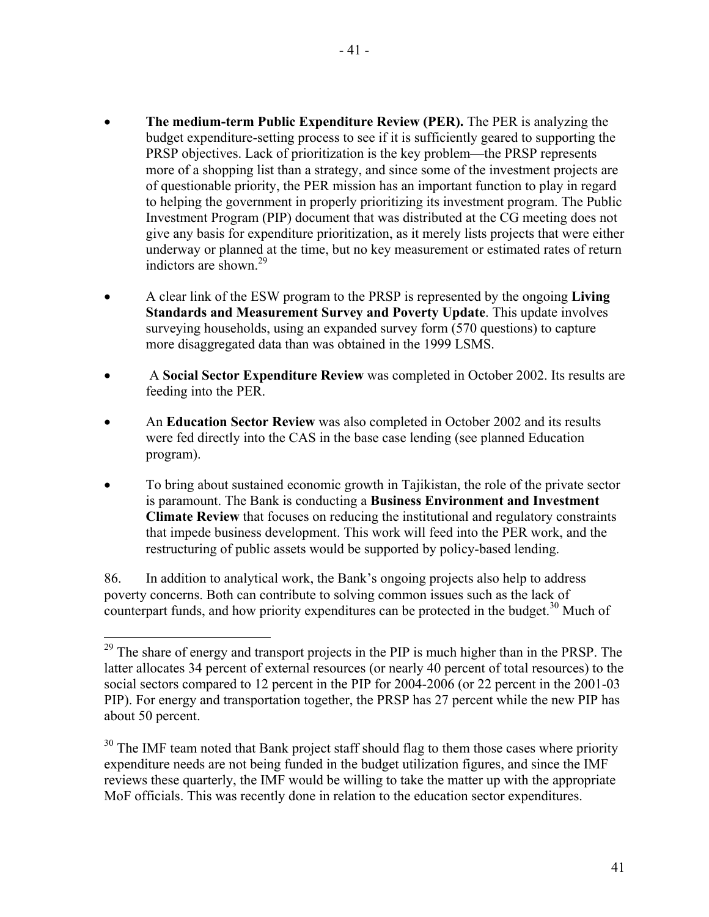- **The medium-term Public Expenditure Review (PER).** The PER is analyzing the budget expenditure-setting process to see if it is sufficiently geared to supporting the PRSP objectives. Lack of prioritization is the key problem—the PRSP represents more of a shopping list than a strategy, and since some of the investment projects are of questionable priority, the PER mission has an important function to play in regard to helping the government in properly prioritizing its investment program. The Public Investment Program (PIP) document that was distributed at the CG meeting does not give any basis for expenditure prioritization, as it merely lists projects that were either underway or planned at the time, but no key measurement or estimated rates of return indictors are shown.[29]

- A clear link of the ESW program to the PRSP is represented by the ongoing **Living Standards and Measurement Survey and Poverty Update**. This update involves surveying households, using an expanded survey form (570 questions) to capture more disaggregated data than was obtained in the 1999 LSMS.

- A **Social Sector Expenditure Review** was completed in October 2002. Its results are feeding into the PER.

- An **Education Sector Review** was also completed in October 2002 and its results were fed directly into the CAS in the base case lending (see planned Education program).

- To bring about sustained economic growth in Tajikistan, the role of the private sector is paramount. The Bank is conducting a **Business Environment and Investment Climate Review** that focuses on reducing the institutional and regulatory constraints that impede business development. This work will feed into the PER work, and the restructuring of public assets would be supported by policy-based lending.

86. In addition to analytical work, the Bank's ongoing projects also help to address poverty concerns. Both can contribute to solving common issues such as the lack of counterpart funds, and how priority expenditures can be protected in the budget.[30] Much of

---

[29] The share of energy and transport projects in the PIP is much higher than in the PRSP. The latter allocates 34 percent of external resources (or nearly 40 percent of total resources) to the social sectors compared to 12 percent in the PIP for 2004-2006 (or 22 percent in the 2001-03 PIP). For energy and transportation together, the PRSP has 27 percent while the new PIP has about 50 percent.

[30] The IMF team noted that Bank project staff should flag to them those cases where priority expenditure needs are not being funded in the budget utilization figures, and since the IMF reviews these quarterly, the IMF would be willing to take the matter up with the appropriate MoF officials. This was recently done in relation to the education sector expenditures.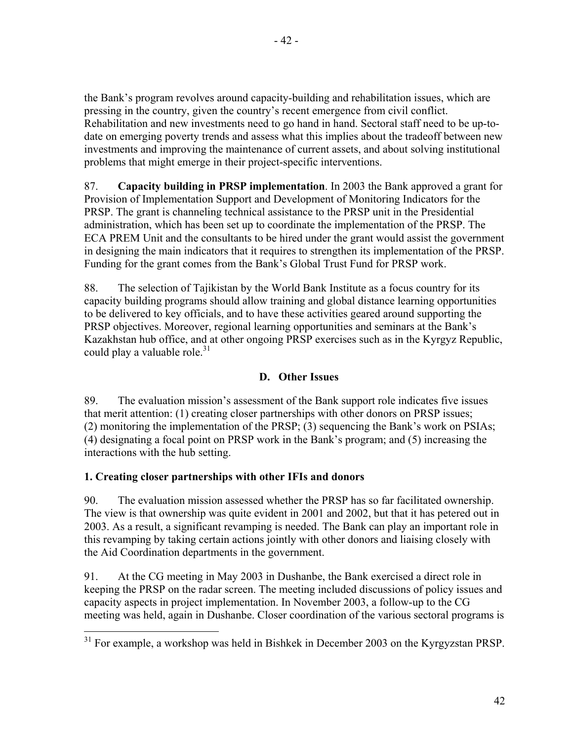the Bank's program revolves around capacity-building and rehabilitation issues, which are pressing in the country, given the country's recent emergence from civil conflict. Rehabilitation and new investments need to go hand in hand. Sectoral staff need to be up-to-date on emerging poverty trends and assess what this implies about the tradeoff between new investments and improving the maintenance of current assets, and about solving institutional problems that might emerge in their project-specific interventions.

87. **Capacity building in PRSP implementation**. In 2003 the Bank approved a grant for Provision of Implementation Support and Development of Monitoring Indicators for the PRSP. The grant is channeling technical assistance to the PRSP unit in the Presidential administration, which has been set up to coordinate the implementation of the PRSP. The ECA PREM Unit and the consultants to be hired under the grant would assist the government in designing the main indicators that it requires to strengthen its implementation of the PRSP. Funding for the grant comes from the Bank's Global Trust Fund for PRSP work.

88. The selection of Tajikistan by the World Bank Institute as a focus country for its capacity building programs should allow training and global distance learning opportunities to be delivered to key officials, and to have these activities geared around supporting the PRSP objectives. Moreover, regional learning opportunities and seminars at the Bank's Kazakhstan hub office, and at other ongoing PRSP exercises such as in the Kyrgyz Republic, could play a valuable role.[31]

### D. Other Issues

89. The evaluation mission's assessment of the Bank support role indicates five issues that merit attention: (1) creating closer partnerships with other donors on PRSP issues; (2) monitoring the implementation of the PRSP; (3) sequencing the Bank's work on PSIAs; (4) designating a focal point on PRSP work in the Bank's program; and (5) increasing the interactions with the hub setting.

#### 1. Creating closer partnerships with other IFIs and donors

90. The evaluation mission assessed whether the PRSP has so far facilitated ownership. The view is that ownership was quite evident in 2001 and 2002, but that it has petered out in 2003. As a result, a significant revamping is needed. The Bank can play an important role in this revamping by taking certain actions jointly with other donors and liaising closely with the Aid Coordination departments in the government.

91. At the CG meeting in May 2003 in Dushanbe, the Bank exercised a direct role in keeping the PRSP on the radar screen. The meeting included discussions of policy issues and capacity aspects in project implementation. In November 2003, a follow-up to the CG meeting was held, again in Dushanbe. Closer coordination of the various sectoral programs is

[31] For example, a workshop was held in Bishkek in December 2003 on the Kyrgyzstan PRSP.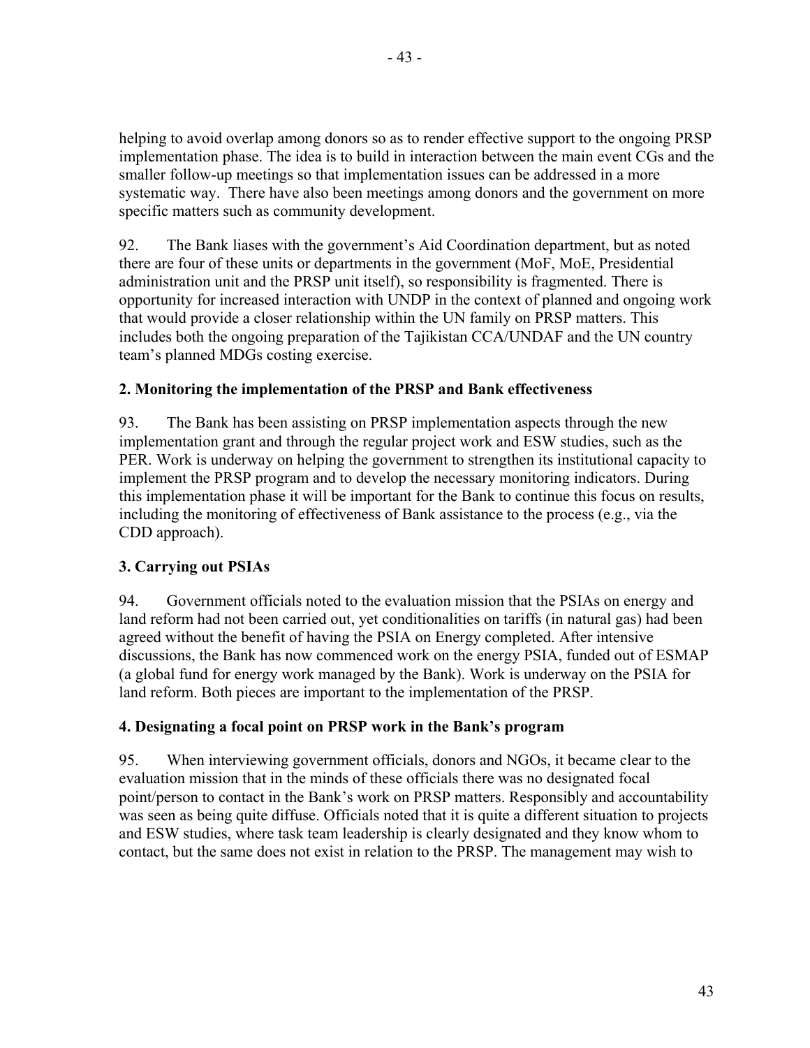helping to avoid overlap among donors so as to render effective support to the ongoing PRSP implementation phase. The idea is to build in interaction between the main event CGs and the smaller follow-up meetings so that implementation issues can be addressed in a more systematic way. There have also been meetings among donors and the government on more specific matters such as community development.

92. The Bank liases with the government's Aid Coordination department, but as noted there are four of these units or departments in the government (MoF, MoE, Presidential administration unit and the PRSP unit itself), so responsibility is fragmented. There is opportunity for increased interaction with UNDP in the context of planned and ongoing work that would provide a closer relationship within the UN family on PRSP matters. This includes both the ongoing preparation of the Tajikistan CCA/UNDAF and the UN country team's planned MDGs costing exercise.

### 2. Monitoring the implementation of the PRSP and Bank effectiveness

93. The Bank has been assisting on PRSP implementation aspects through the new implementation grant and through the regular project work and ESW studies, such as the PER. Work is underway on helping the government to strengthen its institutional capacity to implement the PRSP program and to develop the necessary monitoring indicators. During this implementation phase it will be important for the Bank to continue this focus on results, including the monitoring of effectiveness of Bank assistance to the process (e.g., via the CDD approach).

### 3. Carrying out PSIAs

94. Government officials noted to the evaluation mission that the PSIAs on energy and land reform had not been carried out, yet conditionalities on tariffs (in natural gas) had been agreed without the benefit of having the PSIA on Energy completed. After intensive discussions, the Bank has now commenced work on the energy PSIA, funded out of ESMAP (a global fund for energy work managed by the Bank). Work is underway on the PSIA for land reform. Both pieces are important to the implementation of the PRSP.

### 4. Designating a focal point on PRSP work in the Bank's program

95. When interviewing government officials, donors and NGOs, it became clear to the evaluation mission that in the minds of these officials there was no designated focal point/person to contact in the Bank's work on PRSP matters. Responsibly and accountability was seen as being quite diffuse. Officials noted that it is quite a different situation to projects and ESW studies, where task team leadership is clearly designated and they know whom to contact, but the same does not exist in relation to the PRSP. The management may wish to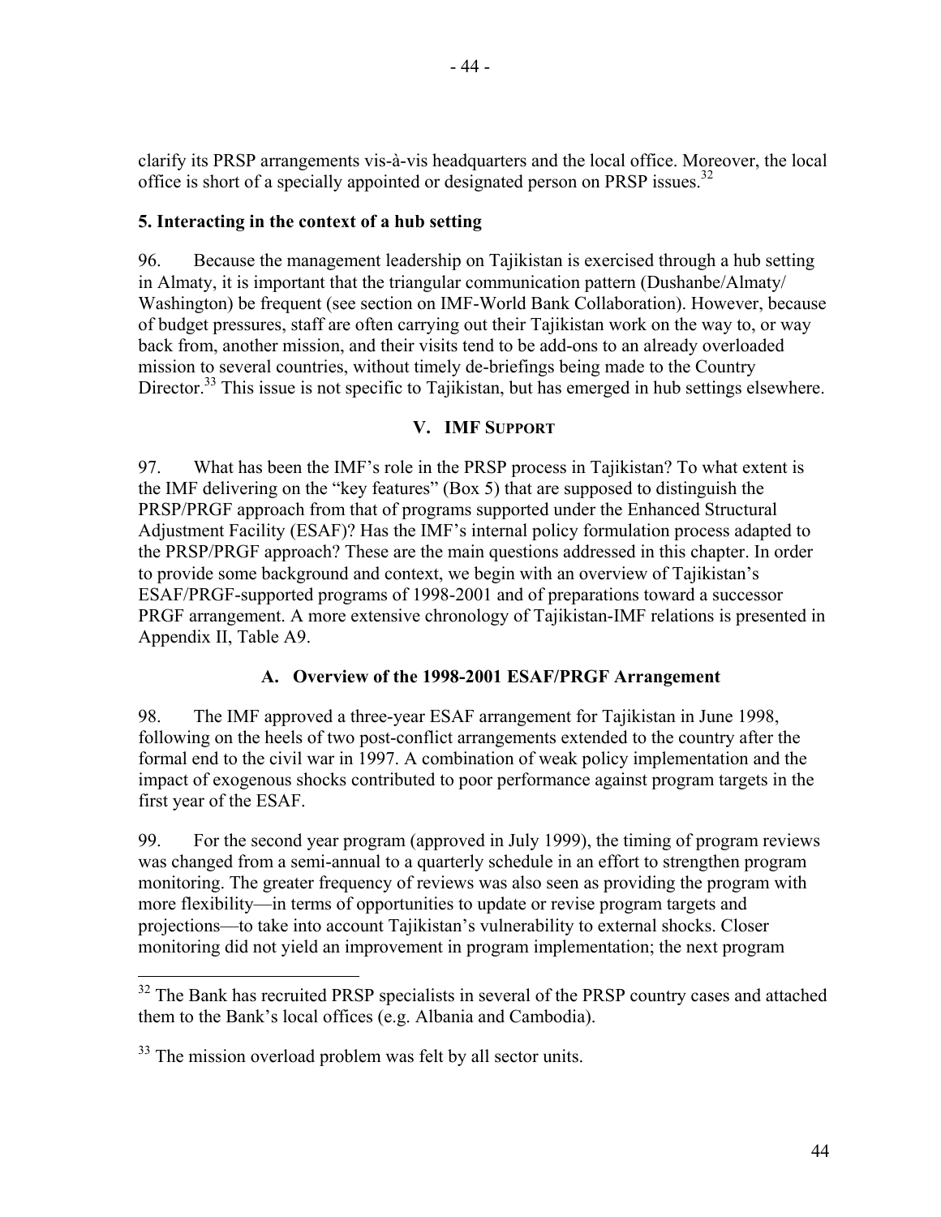clarify its PRSP arrangements vis-à-vis headquarters and the local office. Moreover, the local office is short of a specially appointed or designated person on PRSP issues.[32]

### 5. Interacting in the context of a hub setting

96. Because the management leadership on Tajikistan is exercised through a hub setting in Almaty, it is important that the triangular communication pattern (Dushanbe/Almaty/Washington) be frequent (see section on IMF-World Bank Collaboration). However, because of budget pressures, staff are often carrying out their Tajikistan work on the way to, or way back from, another mission, and their visits tend to be add-ons to an already overloaded mission to several countries, without timely de-briefings being made to the Country Director.[33] This issue is not specific to Tajikistan, but has emerged in hub settings elsewhere.

## V. IMF SUPPORT

97. What has been the IMF's role in the PRSP process in Tajikistan? To what extent is the IMF delivering on the "key features" (Box 5) that are supposed to distinguish the PRSP/PRGF approach from that of programs supported under the Enhanced Structural Adjustment Facility (ESAF)? Has the IMF's internal policy formulation process adapted to the PRSP/PRGF approach? These are the main questions addressed in this chapter. In order to provide some background and context, we begin with an overview of Tajikistan's ESAF/PRGF-supported programs of 1998-2001 and of preparations toward a successor PRGF arrangement. A more extensive chronology of Tajikistan-IMF relations is presented in Appendix II, Table A9.

### A. Overview of the 1998-2001 ESAF/PRGF Arrangement

98. The IMF approved a three-year ESAF arrangement for Tajikistan in June 1998, following on the heels of two post-conflict arrangements extended to the country after the formal end to the civil war in 1997. A combination of weak policy implementation and the impact of exogenous shocks contributed to poor performance against program targets in the first year of the ESAF.

99. For the second year program (approved in July 1999), the timing of program reviews was changed from a semi-annual to a quarterly schedule in an effort to strengthen program monitoring. The greater frequency of reviews was also seen as providing the program with more flexibility—in terms of opportunities to update or revise program targets and projections—to take into account Tajikistan's vulnerability to external shocks. Closer monitoring did not yield an improvement in program implementation; the next program

---

[32] The Bank has recruited PRSP specialists in several of the PRSP country cases and attached them to the Bank's local offices (e.g. Albania and Cambodia).

[33] The mission overload problem was felt by all sector units.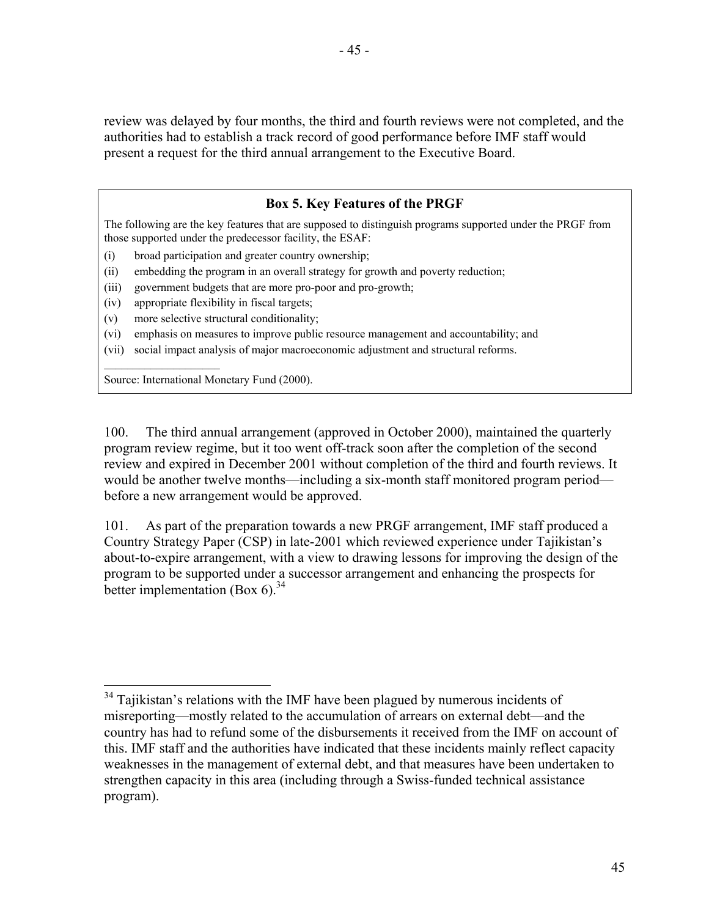review was delayed by four months, the third and fourth reviews were not completed, and the authorities had to establish a track record of good performance before IMF staff would present a request for the third annual arrangement to the Executive Board.

**Box 5. Key Features of the PRGF**

The following are the key features that are supposed to distinguish programs supported under the PRGF from those supported under the predecessor facility, the ESAF:

(i) broad participation and greater country ownership;
(ii) embedding the program in an overall strategy for growth and poverty reduction;
(iii) government budgets that are more pro-poor and pro-growth;
(iv) appropriate flexibility in fiscal targets;
(v) more selective structural conditionality;
(vi) emphasis on measures to improve public resource management and accountability; and
(vii) social impact analysis of major macroeconomic adjustment and structural reforms.

Source: International Monetary Fund (2000).

100. The third annual arrangement (approved in October 2000), maintained the quarterly program review regime, but it too went off-track soon after the completion of the second review and expired in December 2001 without completion of the third and fourth reviews. It would be another twelve months—including a six-month staff monitored program period—before a new arrangement would be approved.

101. As part of the preparation towards a new PRGF arrangement, IMF staff produced a Country Strategy Paper (CSP) in late-2001 which reviewed experience under Tajikistan's about-to-expire arrangement, with a view to drawing lessons for improving the design of the program to be supported under a successor arrangement and enhancing the prospects for better implementation (Box 6).[34]

[34] Tajikistan's relations with the IMF have been plagued by numerous incidents of misreporting—mostly related to the accumulation of arrears on external debt—and the country has had to refund some of the disbursements it received from the IMF on account of this. IMF staff and the authorities have indicated that these incidents mainly reflect capacity weaknesses in the management of external debt, and that measures have been undertaken to strengthen capacity in this area (including through a Swiss-funded technical assistance program).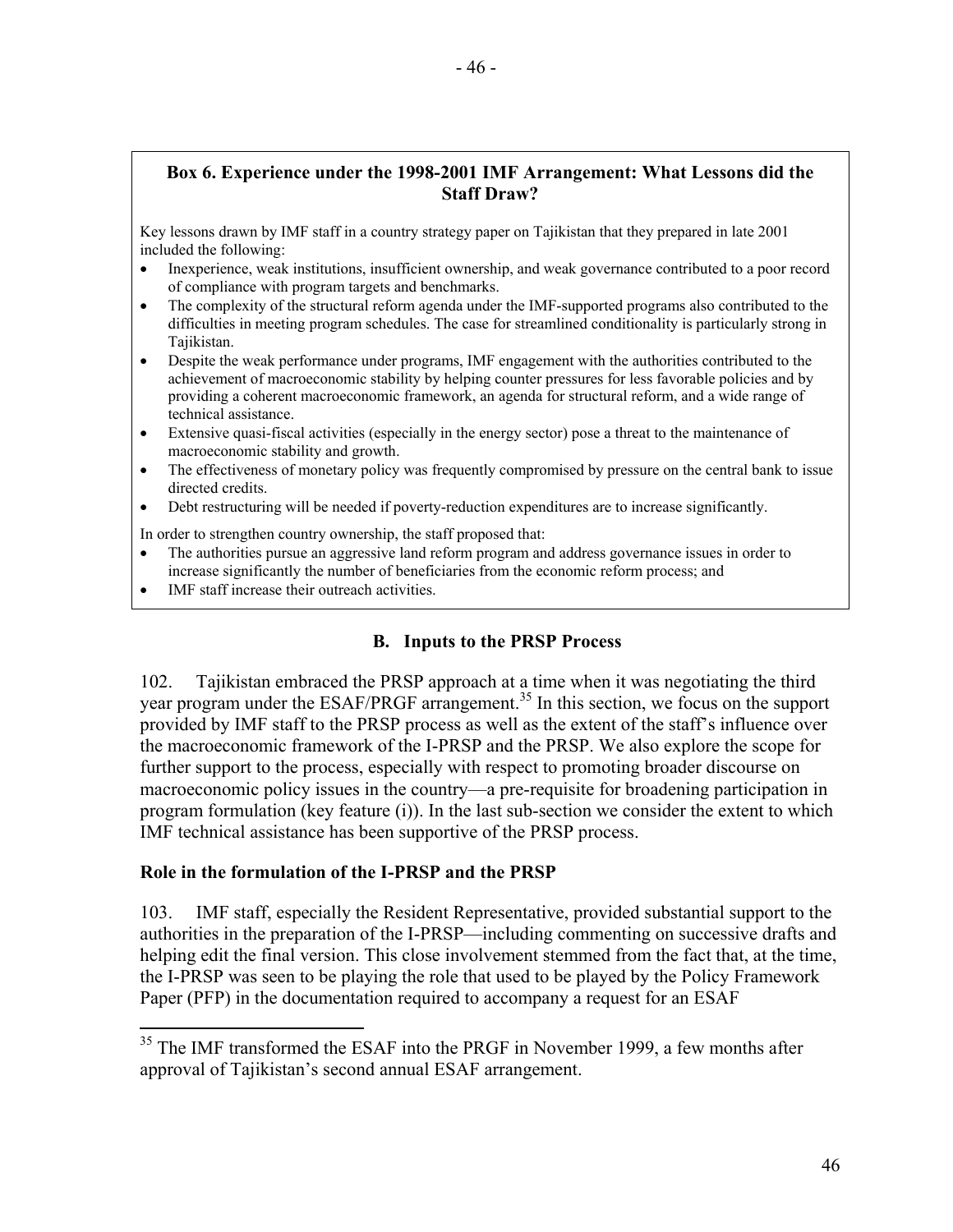**Box 6. Experience under the 1998-2001 IMF Arrangement: What Lessons did the Staff Draw?**

Key lessons drawn by IMF staff in a country strategy paper on Tajikistan that they prepared in late 2001 included the following:

- Inexperience, weak institutions, insufficient ownership, and weak governance contributed to a poor record of compliance with program targets and benchmarks.
- The complexity of the structural reform agenda under the IMF-supported programs also contributed to the difficulties in meeting program schedules. The case for streamlined conditionality is particularly strong in Tajikistan.
- Despite the weak performance under programs, IMF engagement with the authorities contributed to the achievement of macroeconomic stability by helping counter pressures for less favorable policies and by providing a coherent macroeconomic framework, an agenda for structural reform, and a wide range of technical assistance.
- Extensive quasi-fiscal activities (especially in the energy sector) pose a threat to the maintenance of macroeconomic stability and growth.
- The effectiveness of monetary policy was frequently compromised by pressure on the central bank to issue directed credits.
- Debt restructuring will be needed if poverty-reduction expenditures are to increase significantly.

In order to strengthen country ownership, the staff proposed that:

- The authorities pursue an aggressive land reform program and address governance issues in order to increase significantly the number of beneficiaries from the economic reform process; and
- IMF staff increase their outreach activities.

## B. Inputs to the PRSP Process

102. Tajikistan embraced the PRSP approach at a time when it was negotiating the third year program under the ESAF/PRGF arrangement.[35] In this section, we focus on the support provided by IMF staff to the PRSP process as well as the extent of the staff's influence over the macroeconomic framework of the I-PRSP and the PRSP. We also explore the scope for further support to the process, especially with respect to promoting broader discourse on macroeconomic policy issues in the country—a pre-requisite for broadening participation in program formulation (key feature (i)). In the last sub-section we consider the extent to which IMF technical assistance has been supportive of the PRSP process.

### Role in the formulation of the I-PRSP and the PRSP

103. IMF staff, especially the Resident Representative, provided substantial support to the authorities in the preparation of the I-PRSP—including commenting on successive drafts and helping edit the final version. This close involvement stemmed from the fact that, at the time, the I-PRSP was seen to be playing the role that used to be played by the Policy Framework Paper (PFP) in the documentation required to accompany a request for an ESAF

[35] The IMF transformed the ESAF into the PRGF in November 1999, a few months after approval of Tajikistan's second annual ESAF arrangement.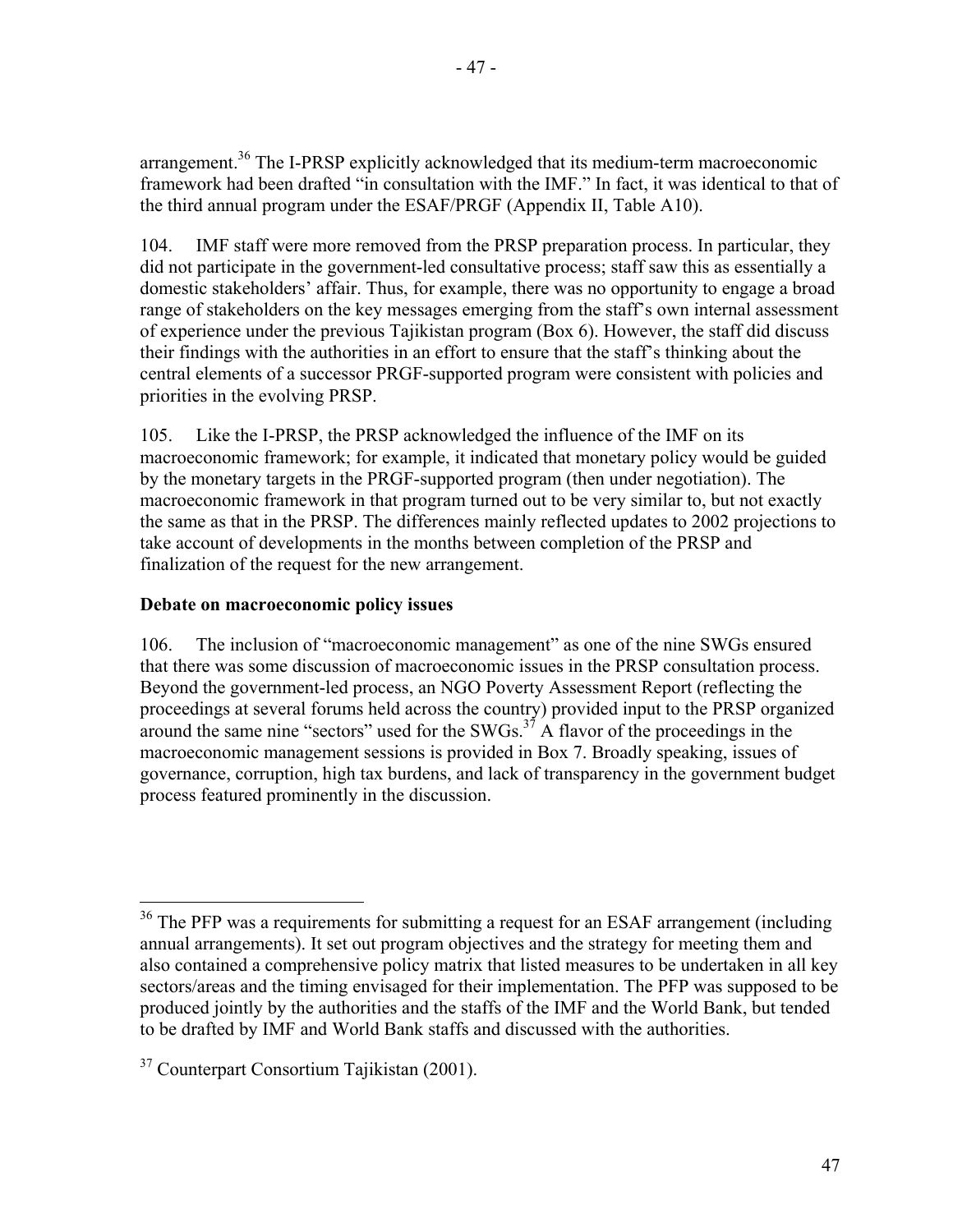arrangement.[36] The I-PRSP explicitly acknowledged that its medium-term macroeconomic framework had been drafted "in consultation with the IMF." In fact, it was identical to that of the third annual program under the ESAF/PRGF (Appendix II, Table A10).

104. IMF staff were more removed from the PRSP preparation process. In particular, they did not participate in the government-led consultative process; staff saw this as essentially a domestic stakeholders' affair. Thus, for example, there was no opportunity to engage a broad range of stakeholders on the key messages emerging from the staff's own internal assessment of experience under the previous Tajikistan program (Box 6). However, the staff did discuss their findings with the authorities in an effort to ensure that the staff's thinking about the central elements of a successor PRGF-supported program were consistent with policies and priorities in the evolving PRSP.

105. Like the I-PRSP, the PRSP acknowledged the influence of the IMF on its macroeconomic framework; for example, it indicated that monetary policy would be guided by the monetary targets in the PRGF-supported program (then under negotiation). The macroeconomic framework in that program turned out to be very similar to, but not exactly the same as that in the PRSP. The differences mainly reflected updates to 2002 projections to take account of developments in the months between completion of the PRSP and finalization of the request for the new arrangement.

**Debate on macroeconomic policy issues**

106. The inclusion of "macroeconomic management" as one of the nine SWGs ensured that there was some discussion of macroeconomic issues in the PRSP consultation process. Beyond the government-led process, an NGO Poverty Assessment Report (reflecting the proceedings at several forums held across the country) provided input to the PRSP organized around the same nine "sectors" used for the SWGs.[37] A flavor of the proceedings in the macroeconomic management sessions is provided in Box 7. Broadly speaking, issues of governance, corruption, high tax burdens, and lack of transparency in the government budget process featured prominently in the discussion.

---

[36] The PFP was a requirements for submitting a request for an ESAF arrangement (including annual arrangements). It set out program objectives and the strategy for meeting them and also contained a comprehensive policy matrix that listed measures to be undertaken in all key sectors/areas and the timing envisaged for their implementation. The PFP was supposed to be produced jointly by the authorities and the staffs of the IMF and the World Bank, but tended to be drafted by IMF and World Bank staffs and discussed with the authorities.

[37] Counterpart Consortium Tajikistan (2001).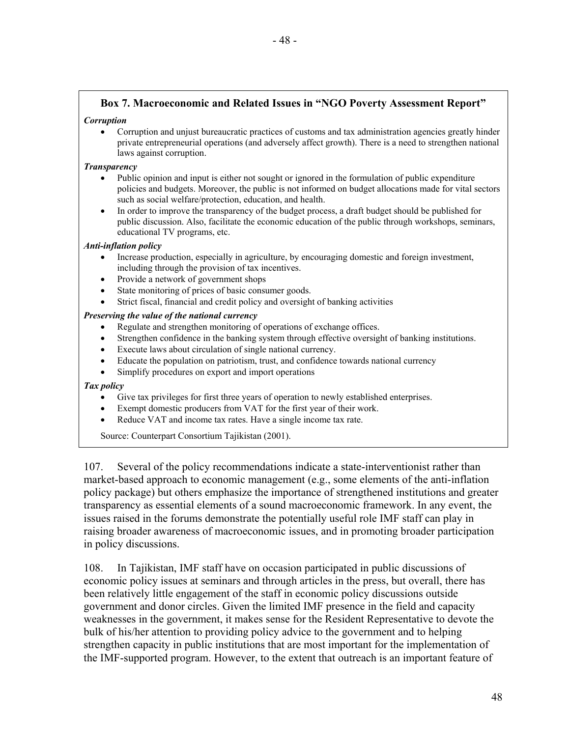### Box 7. Macroeconomic and Related Issues in "NGO Poverty Assessment Report"

***Corruption***

- Corruption and unjust bureaucratic practices of customs and tax administration agencies greatly hinder private entrepreneurial operations (and adversely affect growth). There is a need to strengthen national laws against corruption.

***Transparency***

- Public opinion and input is either not sought or ignored in the formulation of public expenditure policies and budgets. Moreover, the public is not informed on budget allocations made for vital sectors such as social welfare/protection, education, and health.
- In order to improve the transparency of the budget process, a draft budget should be published for public discussion. Also, facilitate the economic education of the public through workshops, seminars, educational TV programs, etc.

***Anti-inflation policy***

- Increase production, especially in agriculture, by encouraging domestic and foreign investment, including through the provision of tax incentives.
- Provide a network of government shops
- State monitoring of prices of basic consumer goods.
- Strict fiscal, financial and credit policy and oversight of banking activities

***Preserving the value of the national currency***

- Regulate and strengthen monitoring of operations of exchange offices.
- Strengthen confidence in the banking system through effective oversight of banking institutions.
- Execute laws about circulation of single national currency.
- Educate the population on patriotism, trust, and confidence towards national currency
- Simplify procedures on export and import operations

***Tax policy***

- Give tax privileges for first three years of operation to newly established enterprises.
- Exempt domestic producers from VAT for the first year of their work.
- Reduce VAT and income tax rates. Have a single income tax rate.

Source: Counterpart Consortium Tajikistan (2001).

107. Several of the policy recommendations indicate a state-interventionist rather than market-based approach to economic management (e.g., some elements of the anti-inflation policy package) but others emphasize the importance of strengthened institutions and greater transparency as essential elements of a sound macroeconomic framework. In any event, the issues raised in the forums demonstrate the potentially useful role IMF staff can play in raising broader awareness of macroeconomic issues, and in promoting broader participation in policy discussions.

108. In Tajikistan, IMF staff have on occasion participated in public discussions of economic policy issues at seminars and through articles in the press, but overall, there has been relatively little engagement of the staff in economic policy discussions outside government and donor circles. Given the limited IMF presence in the field and capacity weaknesses in the government, it makes sense for the Resident Representative to devote the bulk of his/her attention to providing policy advice to the government and to helping strengthen capacity in public institutions that are most important for the implementation of the IMF-supported program. However, to the extent that outreach is an important feature of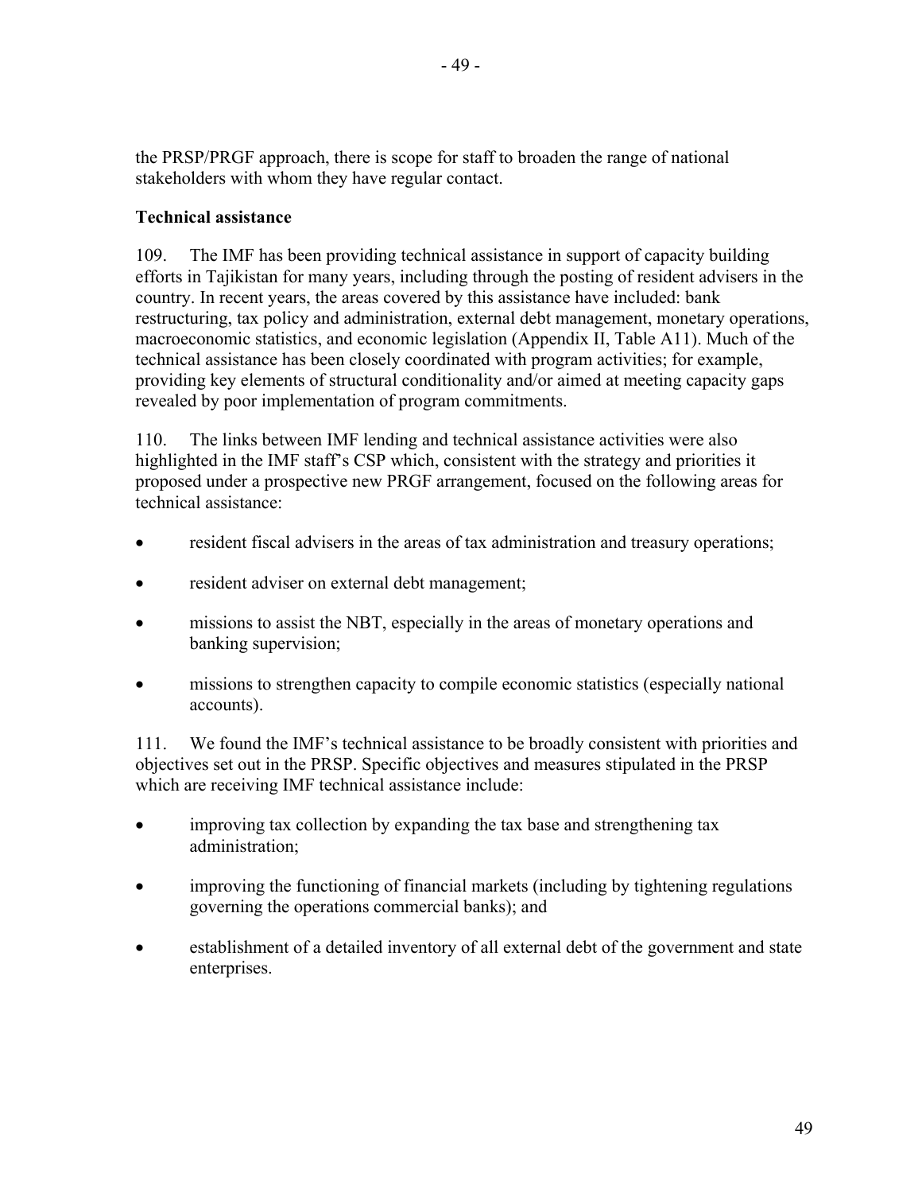the PRSP/PRGF approach, there is scope for staff to broaden the range of national stakeholders with whom they have regular contact.

**Technical assistance**

109. The IMF has been providing technical assistance in support of capacity building efforts in Tajikistan for many years, including through the posting of resident advisers in the country. In recent years, the areas covered by this assistance have included: bank restructuring, tax policy and administration, external debt management, monetary operations, macroeconomic statistics, and economic legislation (Appendix II, Table A11). Much of the technical assistance has been closely coordinated with program activities; for example, providing key elements of structural conditionality and/or aimed at meeting capacity gaps revealed by poor implementation of program commitments.

110. The links between IMF lending and technical assistance activities were also highlighted in the IMF staff's CSP which, consistent with the strategy and priorities it proposed under a prospective new PRGF arrangement, focused on the following areas for technical assistance:

- resident fiscal advisers in the areas of tax administration and treasury operations;
- resident adviser on external debt management;
- missions to assist the NBT, especially in the areas of monetary operations and banking supervision;
- missions to strengthen capacity to compile economic statistics (especially national accounts).

111. We found the IMF's technical assistance to be broadly consistent with priorities and objectives set out in the PRSP. Specific objectives and measures stipulated in the PRSP which are receiving IMF technical assistance include:

- improving tax collection by expanding the tax base and strengthening tax administration;
- improving the functioning of financial markets (including by tightening regulations governing the operations commercial banks); and
- establishment of a detailed inventory of all external debt of the government and state enterprises.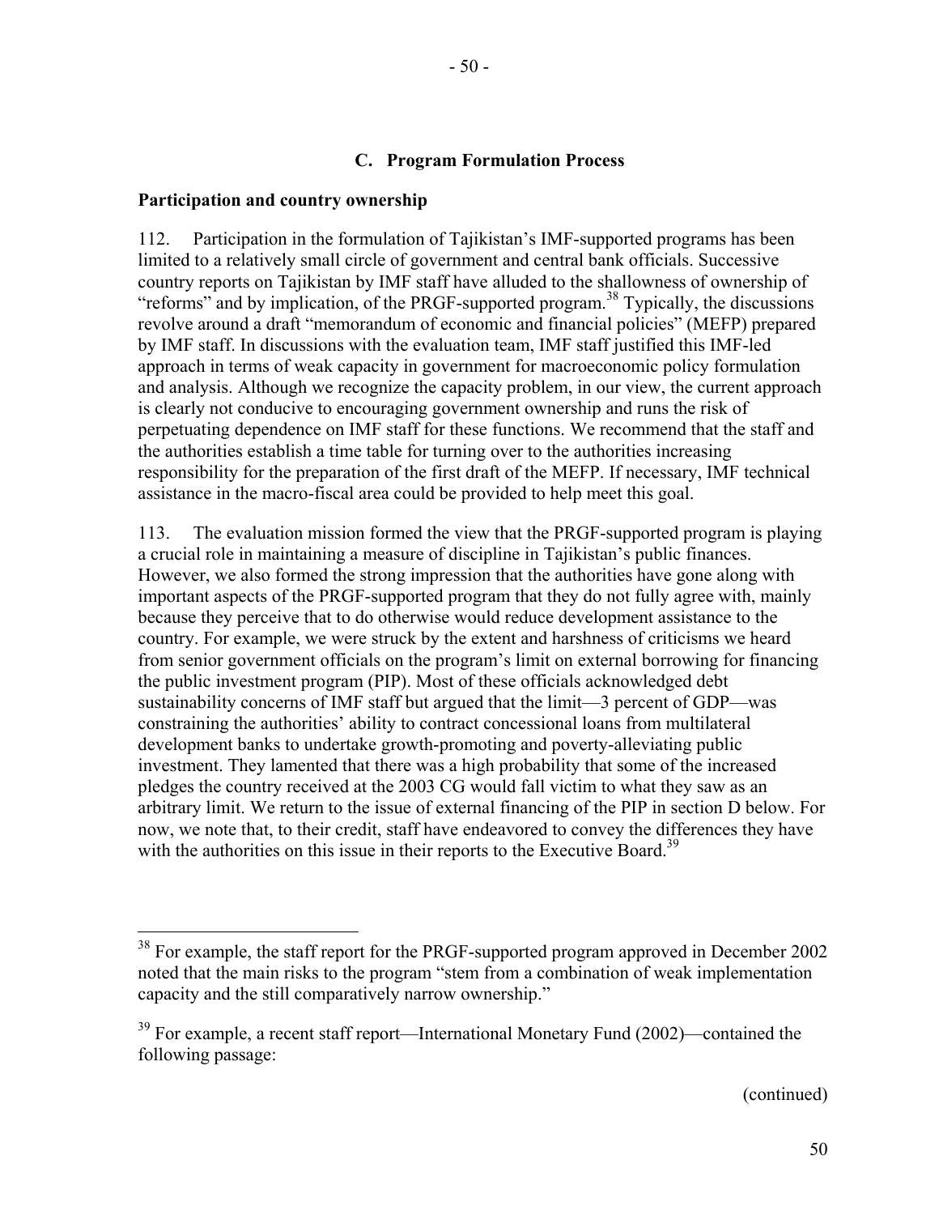### C. Program Formulation Process

**Participation and country ownership**

112. Participation in the formulation of Tajikistan's IMF-supported programs has been limited to a relatively small circle of government and central bank officials. Successive country reports on Tajikistan by IMF staff have alluded to the shallowness of ownership of "reforms" and by implication, of the PRGF-supported program.[38] Typically, the discussions revolve around a draft "memorandum of economic and financial policies" (MEFP) prepared by IMF staff. In discussions with the evaluation team, IMF staff justified this IMF-led approach in terms of weak capacity in government for macroeconomic policy formulation and analysis. Although we recognize the capacity problem, in our view, the current approach is clearly not conducive to encouraging government ownership and runs the risk of perpetuating dependence on IMF staff for these functions. We recommend that the staff and the authorities establish a time table for turning over to the authorities increasing responsibility for the preparation of the first draft of the MEFP. If necessary, IMF technical assistance in the macro-fiscal area could be provided to help meet this goal.

113. The evaluation mission formed the view that the PRGF-supported program is playing a crucial role in maintaining a measure of discipline in Tajikistan's public finances. However, we also formed the strong impression that the authorities have gone along with important aspects of the PRGF-supported program that they do not fully agree with, mainly because they perceive that to do otherwise would reduce development assistance to the country. For example, we were struck by the extent and harshness of criticisms we heard from senior government officials on the program's limit on external borrowing for financing the public investment program (PIP). Most of these officials acknowledged debt sustainability concerns of IMF staff but argued that the limit—3 percent of GDP—was constraining the authorities' ability to contract concessional loans from multilateral development banks to undertake growth-promoting and poverty-alleviating public investment. They lamented that there was a high probability that some of the increased pledges the country received at the 2003 CG would fall victim to what they saw as an arbitrary limit. We return to the issue of external financing of the PIP in section D below. For now, we note that, to their credit, staff have endeavored to convey the differences they have with the authorities on this issue in their reports to the Executive Board.[39]

---

[38] For example, the staff report for the PRGF-supported program approved in December 2002 noted that the main risks to the program "stem from a combination of weak implementation capacity and the still comparatively narrow ownership."

[39] For example, a recent staff report—International Monetary Fund (2002)—contained the following passage:

(continued)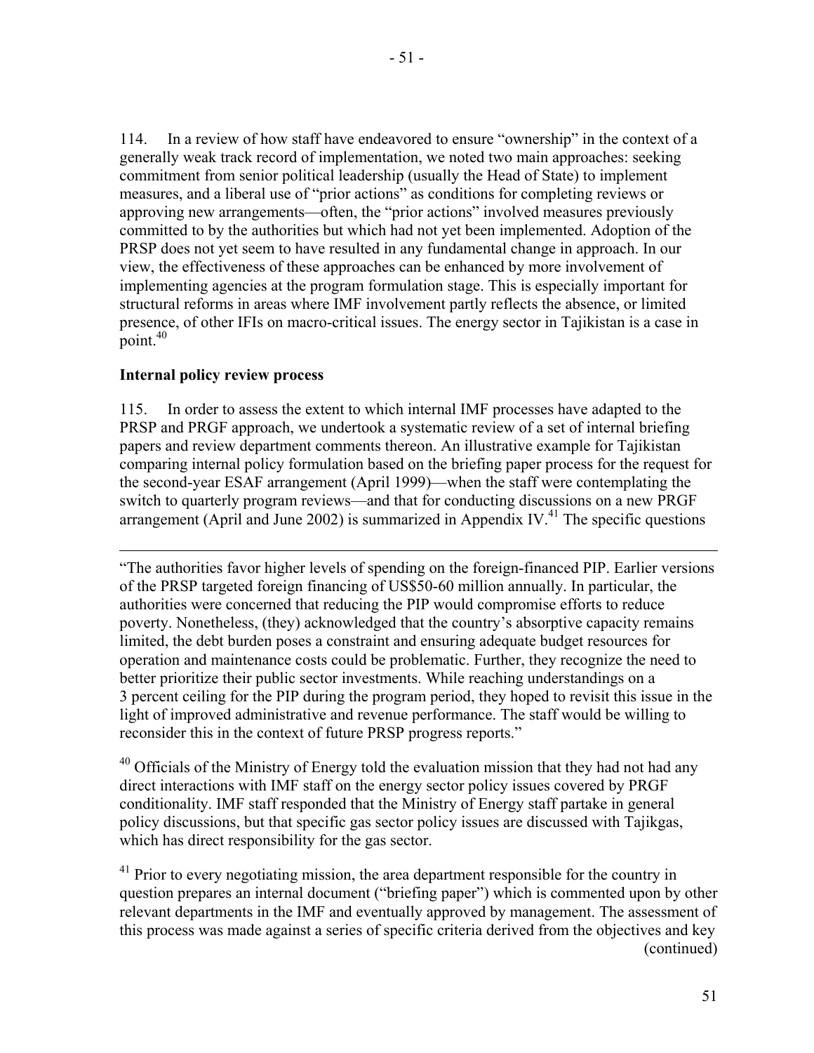114. In a review of how staff have endeavored to ensure "ownership" in the context of a generally weak track record of implementation, we noted two main approaches: seeking commitment from senior political leadership (usually the Head of State) to implement measures, and a liberal use of "prior actions" as conditions for completing reviews or approving new arrangements—often, the "prior actions" involved measures previously committed to by the authorities but which had not yet been implemented. Adoption of the PRSP does not yet seem to have resulted in any fundamental change in approach. In our view, the effectiveness of these approaches can be enhanced by more involvement of implementing agencies at the program formulation stage. This is especially important for structural reforms in areas where IMF involvement partly reflects the absence, or limited presence, of other IFIs on macro-critical issues. The energy sector in Tajikistan is a case in point.[40]

**Internal policy review process**

115. In order to assess the extent to which internal IMF processes have adapted to the PRSP and PRGF approach, we undertook a systematic review of a set of internal briefing papers and review department comments thereon. An illustrative example for Tajikistan comparing internal policy formulation based on the briefing paper process for the request for the second-year ESAF arrangement (April 1999)—when the staff were contemplating the switch to quarterly program reviews—and that for conducting discussions on a new PRGF arrangement (April and June 2002) is summarized in Appendix IV.[41] The specific questions

---

"The authorities favor higher levels of spending on the foreign-financed PIP. Earlier versions of the PRSP targeted foreign financing of US$50-60 million annually. In particular, the authorities were concerned that reducing the PIP would compromise efforts to reduce poverty. Nonetheless, (they) acknowledged that the country's absorptive capacity remains limited, the debt burden poses a constraint and ensuring adequate budget resources for operation and maintenance costs could be problematic. Further, they recognize the need to better prioritize their public sector investments. While reaching understandings on a 3 percent ceiling for the PIP during the program period, they hoped to revisit this issue in the light of improved administrative and revenue performance. The staff would be willing to reconsider this in the context of future PRSP progress reports."

[40] Officials of the Ministry of Energy told the evaluation mission that they had not had any direct interactions with IMF staff on the energy sector policy issues covered by PRGF conditionality. IMF staff responded that the Ministry of Energy staff partake in general policy discussions, but that specific gas sector policy issues are discussed with Tajikgas, which has direct responsibility for the gas sector.

[41] Prior to every negotiating mission, the area department responsible for the country in question prepares an internal document ("briefing paper") which is commented upon by other relevant departments in the IMF and eventually approved by management. The assessment of this process was made against a series of specific criteria derived from the objectives and key (continued)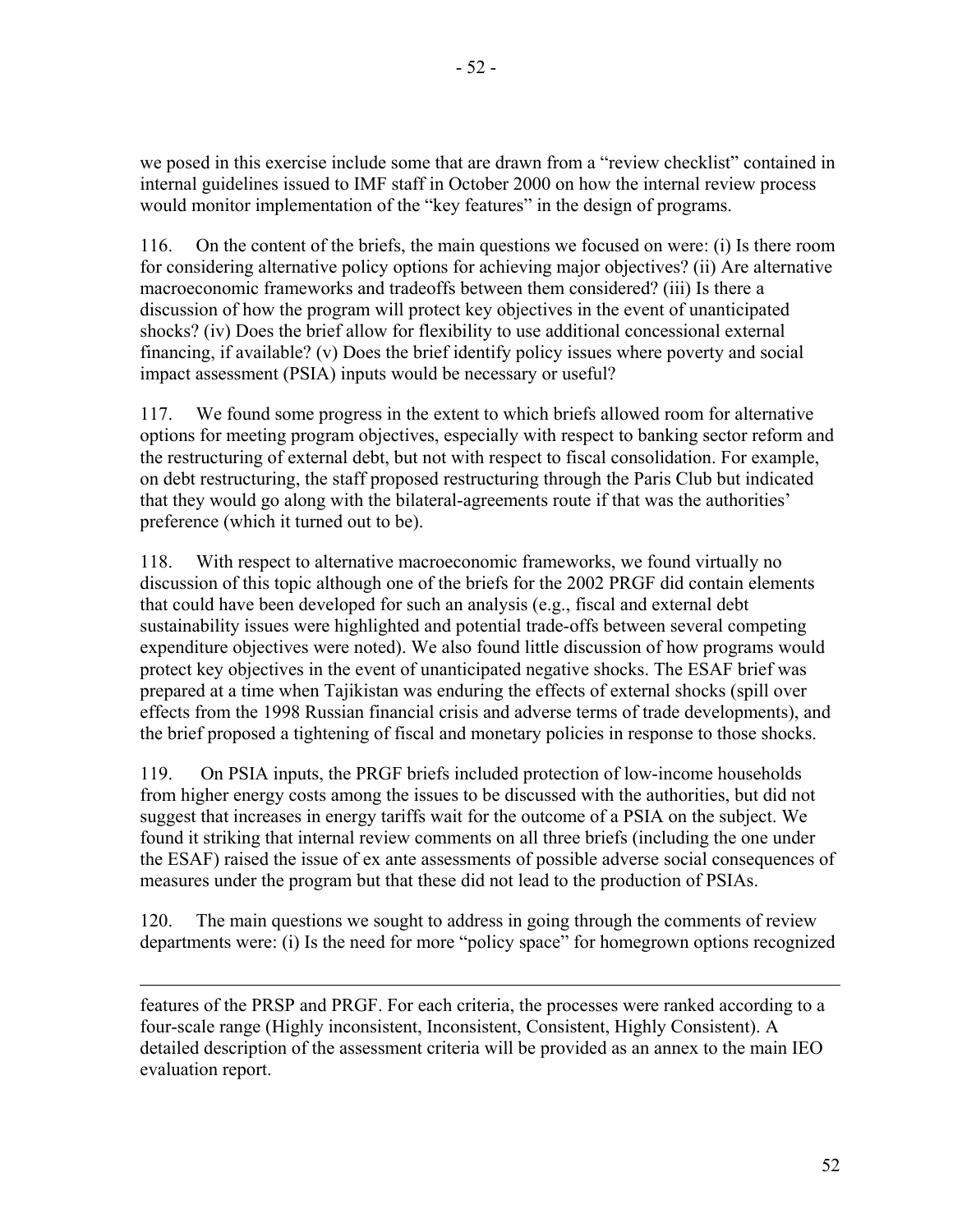we posed in this exercise include some that are drawn from a "review checklist" contained in internal guidelines issued to IMF staff in October 2000 on how the internal review process would monitor implementation of the "key features" in the design of programs.

116. On the content of the briefs, the main questions we focused on were: (i) Is there room for considering alternative policy options for achieving major objectives? (ii) Are alternative macroeconomic frameworks and tradeoffs between them considered? (iii) Is there a discussion of how the program will protect key objectives in the event of unanticipated shocks? (iv) Does the brief allow for flexibility to use additional concessional external financing, if available? (v) Does the brief identify policy issues where poverty and social impact assessment (PSIA) inputs would be necessary or useful?

117. We found some progress in the extent to which briefs allowed room for alternative options for meeting program objectives, especially with respect to banking sector reform and the restructuring of external debt, but not with respect to fiscal consolidation. For example, on debt restructuring, the staff proposed restructuring through the Paris Club but indicated that they would go along with the bilateral-agreements route if that was the authorities' preference (which it turned out to be).

118. With respect to alternative macroeconomic frameworks, we found virtually no discussion of this topic although one of the briefs for the 2002 PRGF did contain elements that could have been developed for such an analysis (e.g., fiscal and external debt sustainability issues were highlighted and potential trade-offs between several competing expenditure objectives were noted). We also found little discussion of how programs would protect key objectives in the event of unanticipated negative shocks. The ESAF brief was prepared at a time when Tajikistan was enduring the effects of external shocks (spill over effects from the 1998 Russian financial crisis and adverse terms of trade developments), and the brief proposed a tightening of fiscal and monetary policies in response to those shocks.

119. On PSIA inputs, the PRGF briefs included protection of low-income households from higher energy costs among the issues to be discussed with the authorities, but did not suggest that increases in energy tariffs wait for the outcome of a PSIA on the subject. We found it striking that internal review comments on all three briefs (including the one under the ESAF) raised the issue of ex ante assessments of possible adverse social consequences of measures under the program but that these did not lead to the production of PSIAs.

120. The main questions we sought to address in going through the comments of review departments were: (i) Is the need for more "policy space" for homegrown options recognized

---

features of the PRSP and PRGF. For each criteria, the processes were ranked according to a four-scale range (Highly inconsistent, Inconsistent, Consistent, Highly Consistent). A detailed description of the assessment criteria will be provided as an annex to the main IEO evaluation report.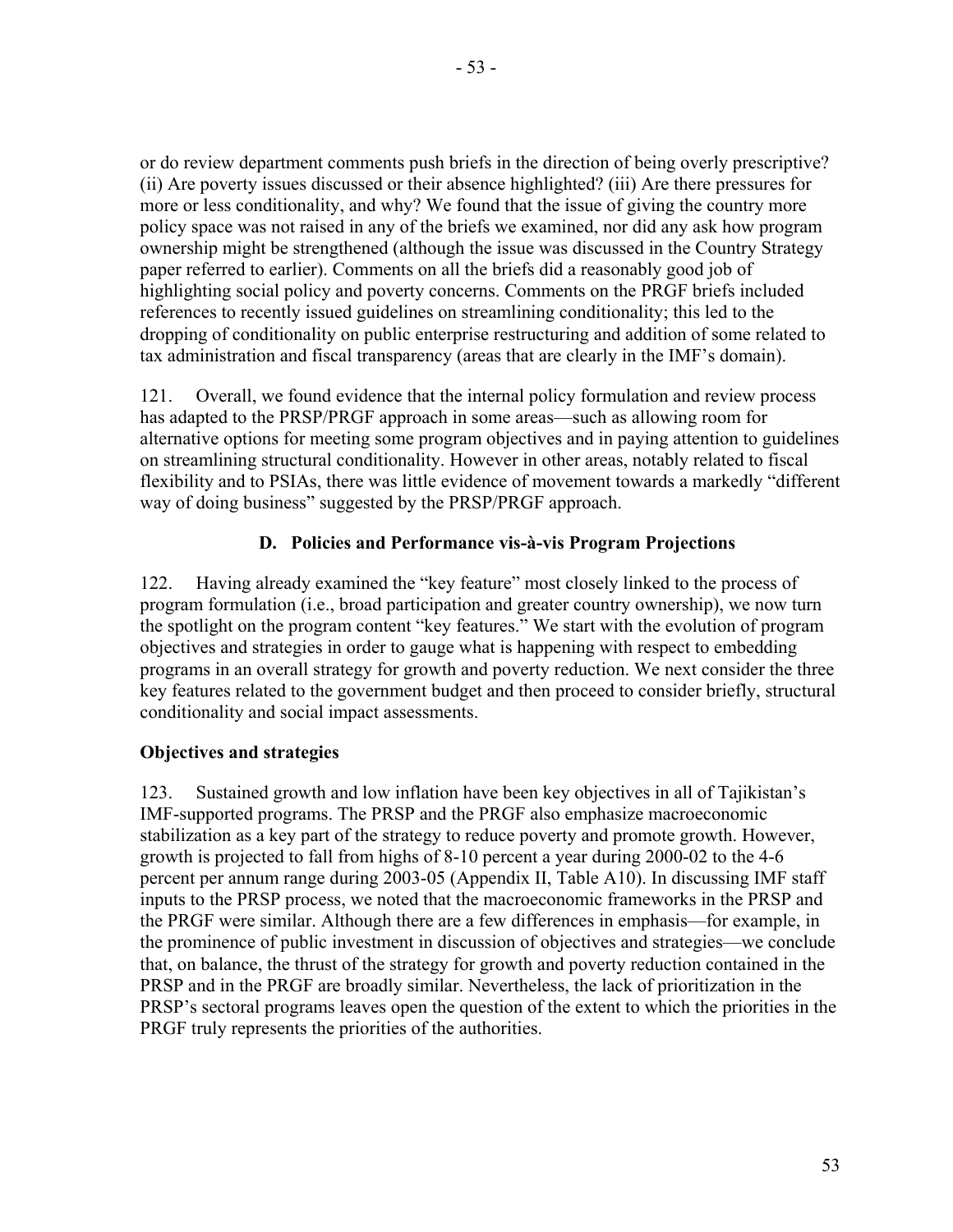or do review department comments push briefs in the direction of being overly prescriptive? (ii) Are poverty issues discussed or their absence highlighted? (iii) Are there pressures for more or less conditionality, and why? We found that the issue of giving the country more policy space was not raised in any of the briefs we examined, nor did any ask how program ownership might be strengthened (although the issue was discussed in the Country Strategy paper referred to earlier). Comments on all the briefs did a reasonably good job of highlighting social policy and poverty concerns. Comments on the PRGF briefs included references to recently issued guidelines on streamlining conditionality; this led to the dropping of conditionality on public enterprise restructuring and addition of some related to tax administration and fiscal transparency (areas that are clearly in the IMF's domain).

121. Overall, we found evidence that the internal policy formulation and review process has adapted to the PRSP/PRGF approach in some areas—such as allowing room for alternative options for meeting some program objectives and in paying attention to guidelines on streamlining structural conditionality. However in other areas, notably related to fiscal flexibility and to PSIAs, there was little evidence of movement towards a markedly "different way of doing business" suggested by the PRSP/PRGF approach.

## D. Policies and Performance vis-à-vis Program Projections

122. Having already examined the "key feature" most closely linked to the process of program formulation (i.e., broad participation and greater country ownership), we now turn the spotlight on the program content "key features." We start with the evolution of program objectives and strategies in order to gauge what is happening with respect to embedding programs in an overall strategy for growth and poverty reduction. We next consider the three key features related to the government budget and then proceed to consider briefly, structural conditionality and social impact assessments.

### Objectives and strategies

123. Sustained growth and low inflation have been key objectives in all of Tajikistan's IMF-supported programs. The PRSP and the PRGF also emphasize macroeconomic stabilization as a key part of the strategy to reduce poverty and promote growth. However, growth is projected to fall from highs of 8-10 percent a year during 2000-02 to the 4-6 percent per annum range during 2003-05 (Appendix II, Table A10). In discussing IMF staff inputs to the PRSP process, we noted that the macroeconomic frameworks in the PRSP and the PRGF were similar. Although there are a few differences in emphasis—for example, in the prominence of public investment in discussion of objectives and strategies—we conclude that, on balance, the thrust of the strategy for growth and poverty reduction contained in the PRSP and in the PRGF are broadly similar. Nevertheless, the lack of prioritization in the PRSP's sectoral programs leaves open the question of the extent to which the priorities in the PRGF truly represents the priorities of the authorities.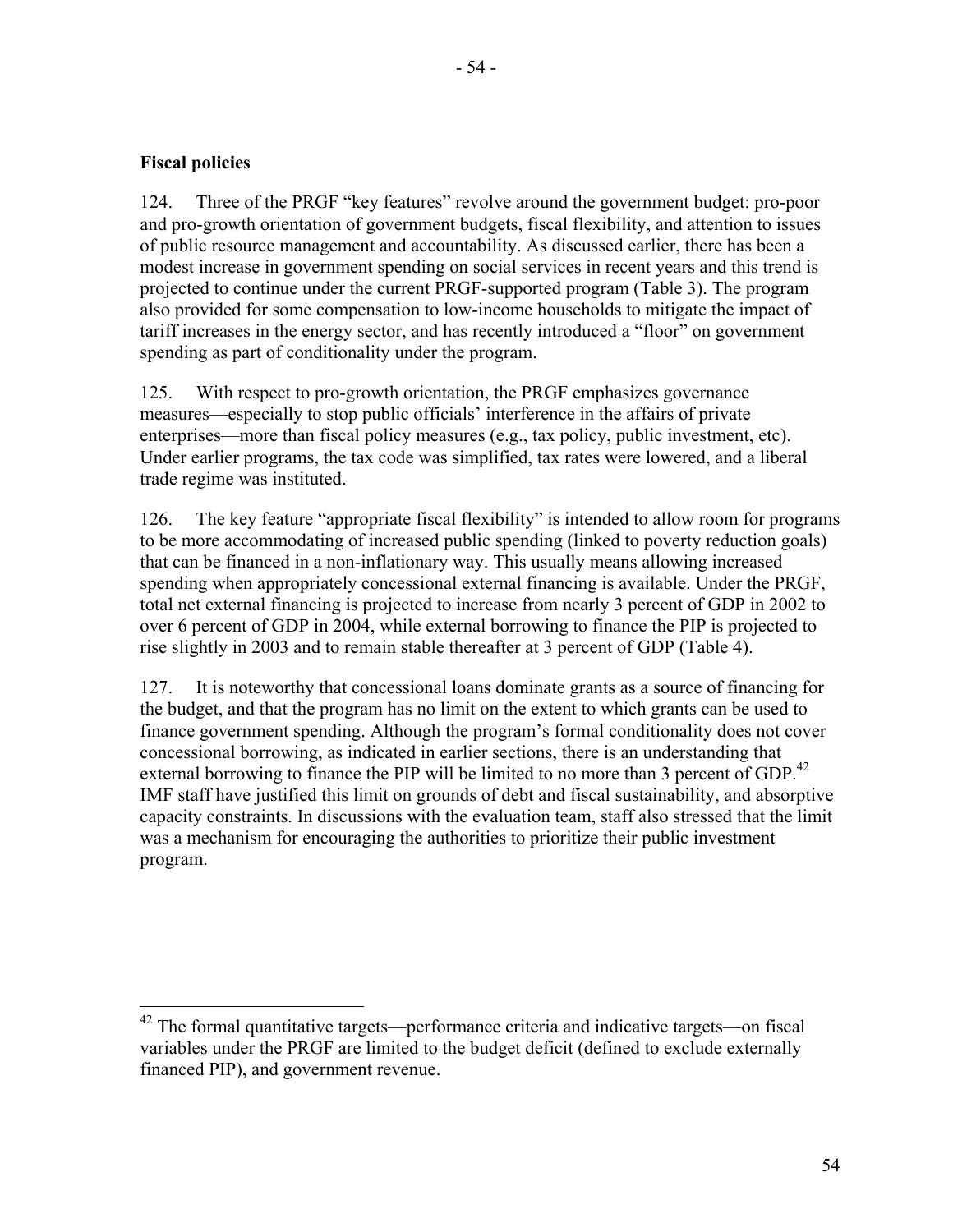### Fiscal policies

124. Three of the PRGF "key features" revolve around the government budget: pro-poor and pro-growth orientation of government budgets, fiscal flexibility, and attention to issues of public resource management and accountability. As discussed earlier, there has been a modest increase in government spending on social services in recent years and this trend is projected to continue under the current PRGF-supported program (Table 3). The program also provided for some compensation to low-income households to mitigate the impact of tariff increases in the energy sector, and has recently introduced a "floor" on government spending as part of conditionality under the program.

125. With respect to pro-growth orientation, the PRGF emphasizes governance measures—especially to stop public officials' interference in the affairs of private enterprises—more than fiscal policy measures (e.g., tax policy, public investment, etc). Under earlier programs, the tax code was simplified, tax rates were lowered, and a liberal trade regime was instituted.

126. The key feature "appropriate fiscal flexibility" is intended to allow room for programs to be more accommodating of increased public spending (linked to poverty reduction goals) that can be financed in a non-inflationary way. This usually means allowing increased spending when appropriately concessional external financing is available. Under the PRGF, total net external financing is projected to increase from nearly 3 percent of GDP in 2002 to over 6 percent of GDP in 2004, while external borrowing to finance the PIP is projected to rise slightly in 2003 and to remain stable thereafter at 3 percent of GDP (Table 4).

127. It is noteworthy that concessional loans dominate grants as a source of financing for the budget, and that the program has no limit on the extent to which grants can be used to finance government spending. Although the program's formal conditionality does not cover concessional borrowing, as indicated in earlier sections, there is an understanding that external borrowing to finance the PIP will be limited to no more than 3 percent of GDP.[42] IMF staff have justified this limit on grounds of debt and fiscal sustainability, and absorptive capacity constraints. In discussions with the evaluation team, staff also stressed that the limit was a mechanism for encouraging the authorities to prioritize their public investment program.

---

[42] The formal quantitative targets—performance criteria and indicative targets—on fiscal variables under the PRGF are limited to the budget deficit (defined to exclude externally financed PIP), and government revenue.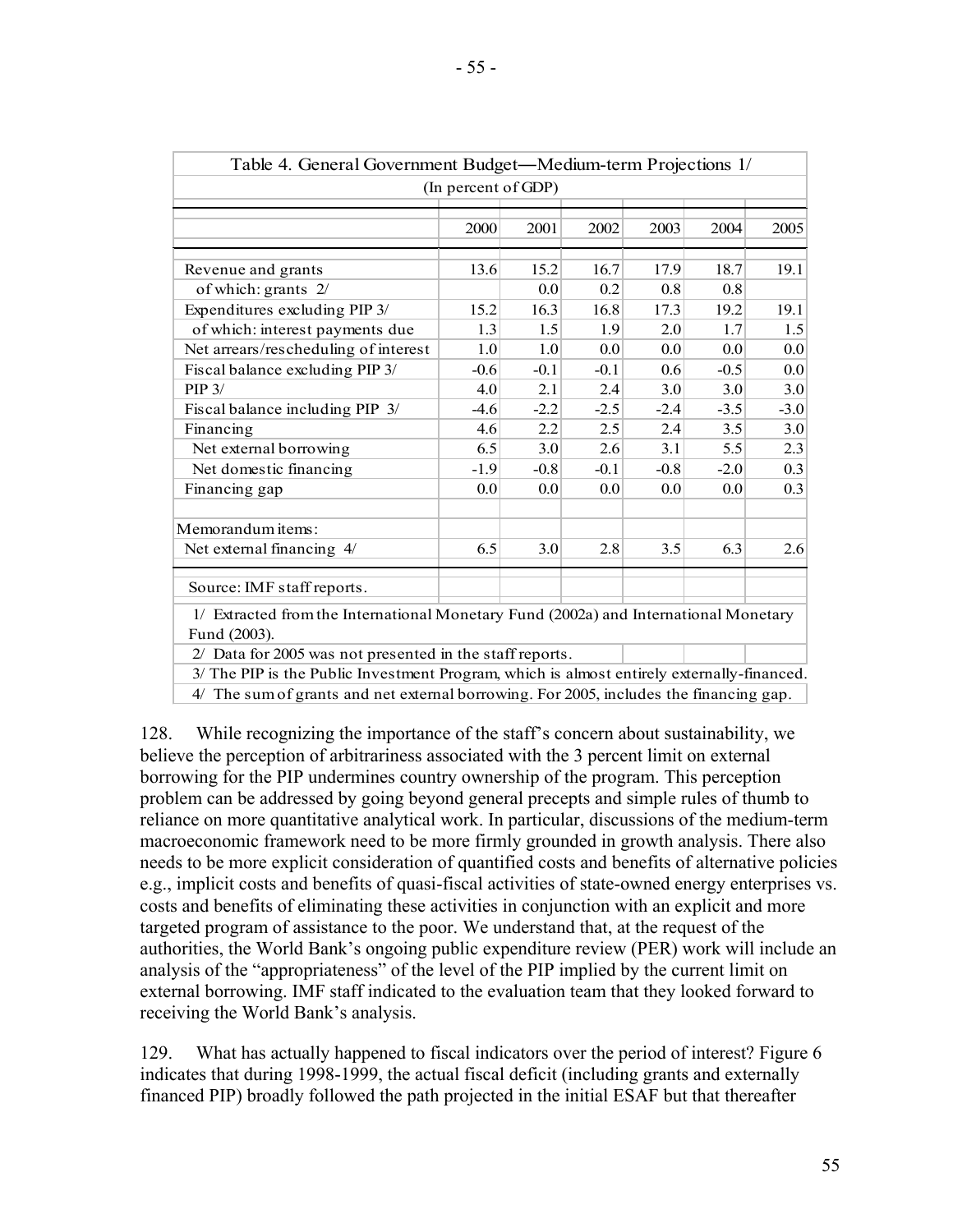Table 4. General Government Budget—Medium-term Projections 1/

(In percent of GDP)

| | 2000 | 2001 | 2002 | 2003 | 2004 | 2005 |
|---|---|---|---|---|---|---|
| Revenue and grants | 13.6 | 15.2 | 16.7 | 17.9 | 18.7 | 19.1 |
| of which: grants 2/ | | 0.0 | 0.2 | 0.8 | 0.8 | |
| Expenditures excluding PIP 3/ | 15.2 | 16.3 | 16.8 | 17.3 | 19.2 | 19.1 |
| of which: interest payments due | 1.3 | 1.5 | 1.9 | 2.0 | 1.7 | 1.5 |
| Net arrears/rescheduling of interest | 1.0 | 1.0 | 0.0 | 0.0 | 0.0 | 0.0 |
| Fiscal balance excluding PIP 3/ | -0.6 | -0.1 | -0.1 | 0.6 | -0.5 | 0.0 |
| PIP 3/ | 4.0 | 2.1 | 2.4 | 3.0 | 3.0 | 3.0 |
| Fiscal balance including PIP 3/ | -4.6 | -2.2 | -2.5 | -2.4 | -3.5 | -3.0 |
| Financing | 4.6 | 2.2 | 2.5 | 2.4 | 3.5 | 3.0 |
| Net external borrowing | 6.5 | 3.0 | 2.6 | 3.1 | 5.5 | 2.3 |
| Net domestic financing | -1.9 | -0.8 | -0.1 | -0.8 | -2.0 | 0.3 |
| Financing gap | 0.0 | 0.0 | 0.0 | 0.0 | 0.0 | 0.3 |
| | | | | | | |
| Memorandum items: | | | | | | |
| Net external financing 4/ | 6.5 | 3.0 | 2.8 | 3.5 | 6.3 | 2.6 |

Source: IMF staff reports.

1/ Extracted from the International Monetary Fund (2002a) and International Monetary Fund (2003).

2/ Data for 2005 was not presented in the staff reports.

3/ The PIP is the Public Investment Program, which is almost entirely externally-financed.

4/ The sum of grants and net external borrowing. For 2005, includes the financing gap.

128. While recognizing the importance of the staff's concern about sustainability, we believe the perception of arbitrariness associated with the 3 percent limit on external borrowing for the PIP undermines country ownership of the program. This perception problem can be addressed by going beyond general precepts and simple rules of thumb to reliance on more quantitative analytical work. In particular, discussions of the medium-term macroeconomic framework need to be more firmly grounded in growth analysis. There also needs to be more explicit consideration of quantified costs and benefits of alternative policies e.g., implicit costs and benefits of quasi-fiscal activities of state-owned energy enterprises vs. costs and benefits of eliminating these activities in conjunction with an explicit and more targeted program of assistance to the poor. We understand that, at the request of the authorities, the World Bank's ongoing public expenditure review (PER) work will include an analysis of the "appropriateness" of the level of the PIP implied by the current limit on external borrowing. IMF staff indicated to the evaluation team that they looked forward to receiving the World Bank's analysis.

129. What has actually happened to fiscal indicators over the period of interest? Figure 6 indicates that during 1998-1999, the actual fiscal deficit (including grants and externally financed PIP) broadly followed the path projected in the initial ESAF but that thereafter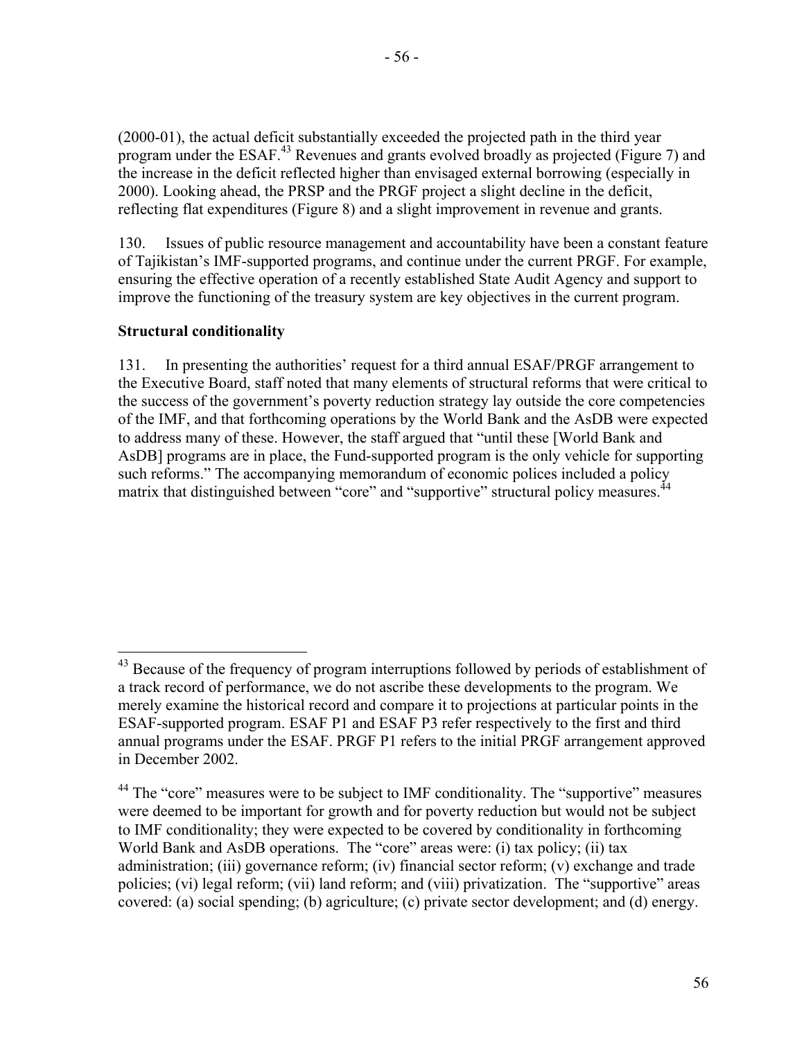(2000-01), the actual deficit substantially exceeded the projected path in the third year program under the ESAF.[43] Revenues and grants evolved broadly as projected (Figure 7) and the increase in the deficit reflected higher than envisaged external borrowing (especially in 2000). Looking ahead, the PRSP and the PRGF project a slight decline in the deficit, reflecting flat expenditures (Figure 8) and a slight improvement in revenue and grants.

130. Issues of public resource management and accountability have been a constant feature of Tajikistan's IMF-supported programs, and continue under the current PRGF. For example, ensuring the effective operation of a recently established State Audit Agency and support to improve the functioning of the treasury system are key objectives in the current program.

**Structural conditionality**

131. In presenting the authorities' request for a third annual ESAF/PRGF arrangement to the Executive Board, staff noted that many elements of structural reforms that were critical to the success of the government's poverty reduction strategy lay outside the core competencies of the IMF, and that forthcoming operations by the World Bank and the AsDB were expected to address many of these. However, the staff argued that "until these [World Bank and AsDB] programs are in place, the Fund-supported program is the only vehicle for supporting such reforms." The accompanying memorandum of economic polices included a policy matrix that distinguished between "core" and "supportive" structural policy measures.[44]

---

[43] Because of the frequency of program interruptions followed by periods of establishment of a track record of performance, we do not ascribe these developments to the program. We merely examine the historical record and compare it to projections at particular points in the ESAF-supported program. ESAF P1 and ESAF P3 refer respectively to the first and third annual programs under the ESAF. PRGF P1 refers to the initial PRGF arrangement approved in December 2002.

[44] The "core" measures were to be subject to IMF conditionality. The "supportive" measures were deemed to be important for growth and for poverty reduction but would not be subject to IMF conditionality; they were expected to be covered by conditionality in forthcoming World Bank and AsDB operations. The "core" areas were: (i) tax policy; (ii) tax administration; (iii) governance reform; (iv) financial sector reform; (v) exchange and trade policies; (vi) legal reform; (vii) land reform; and (viii) privatization. The "supportive" areas covered: (a) social spending; (b) agriculture; (c) private sector development; and (d) energy.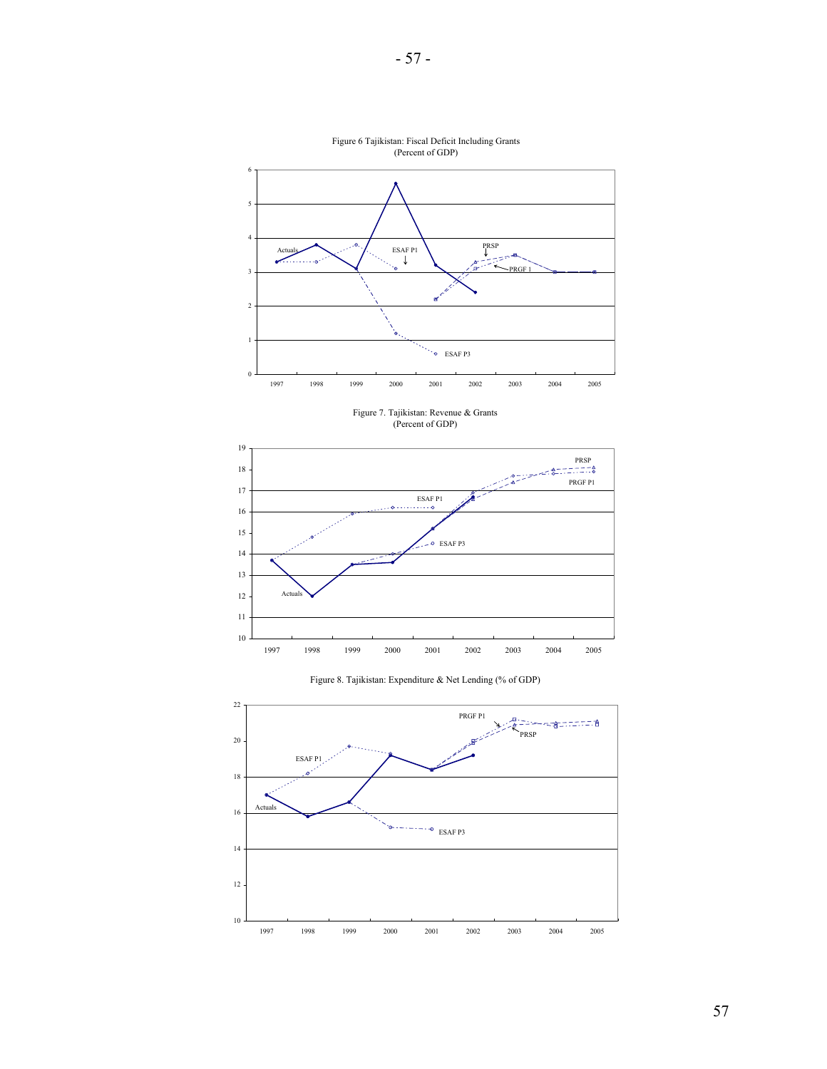Figure 6 Tajikistan: Fiscal Deficit Including Grants
(Percent of GDP)

Figure 7. Tajikistan: Revenue & Grants
(Percent of GDP)

Figure 8. Tajikistan: Expenditure & Net Lending (% of GDP)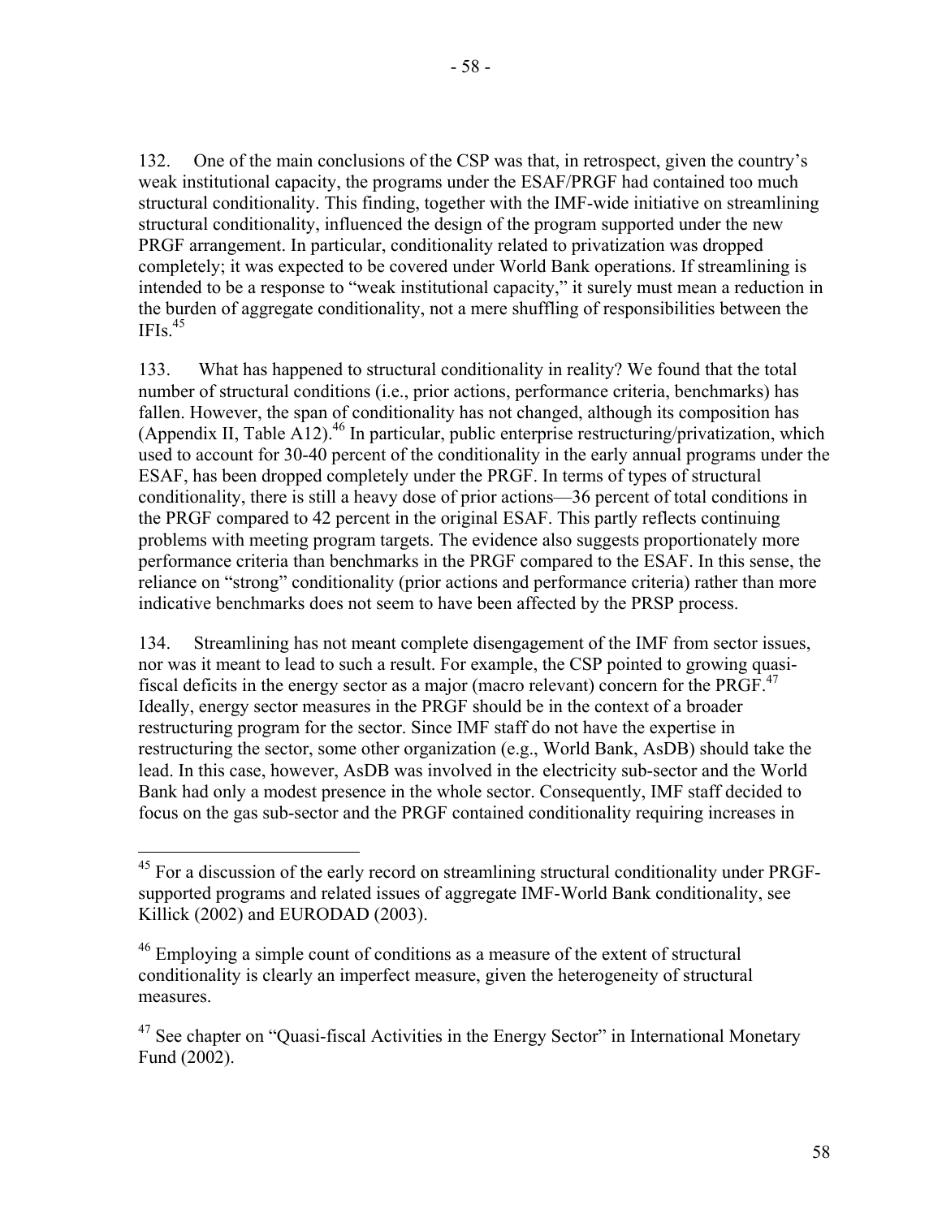132. One of the main conclusions of the CSP was that, in retrospect, given the country's weak institutional capacity, the programs under the ESAF/PRGF had contained too much structural conditionality. This finding, together with the IMF-wide initiative on streamlining structural conditionality, influenced the design of the program supported under the new PRGF arrangement. In particular, conditionality related to privatization was dropped completely; it was expected to be covered under World Bank operations. If streamlining is intended to be a response to "weak institutional capacity," it surely must mean a reduction in the burden of aggregate conditionality, not a mere shuffling of responsibilities between the IFIs.[45]

133. What has happened to structural conditionality in reality? We found that the total number of structural conditions (i.e., prior actions, performance criteria, benchmarks) has fallen. However, the span of conditionality has not changed, although its composition has (Appendix II, Table A12).[46] In particular, public enterprise restructuring/privatization, which used to account for 30-40 percent of the conditionality in the early annual programs under the ESAF, has been dropped completely under the PRGF. In terms of types of structural conditionality, there is still a heavy dose of prior actions—36 percent of total conditions in the PRGF compared to 42 percent in the original ESAF. This partly reflects continuing problems with meeting program targets. The evidence also suggests proportionately more performance criteria than benchmarks in the PRGF compared to the ESAF. In this sense, the reliance on "strong" conditionality (prior actions and performance criteria) rather than more indicative benchmarks does not seem to have been affected by the PRSP process.

134. Streamlining has not meant complete disengagement of the IMF from sector issues, nor was it meant to lead to such a result. For example, the CSP pointed to growing quasi-fiscal deficits in the energy sector as a major (macro relevant) concern for the PRGF.[47] Ideally, energy sector measures in the PRGF should be in the context of a broader restructuring program for the sector. Since IMF staff do not have the expertise in restructuring the sector, some other organization (e.g., World Bank, AsDB) should take the lead. In this case, however, AsDB was involved in the electricity sub-sector and the World Bank had only a modest presence in the whole sector. Consequently, IMF staff decided to focus on the gas sub-sector and the PRGF contained conditionality requiring increases in

---

[45] For a discussion of the early record on streamlining structural conditionality under PRGF-supported programs and related issues of aggregate IMF-World Bank conditionality, see Killick (2002) and EURODAD (2003).

[46] Employing a simple count of conditions as a measure of the extent of structural conditionality is clearly an imperfect measure, given the heterogeneity of structural measures.

[47] See chapter on "Quasi-fiscal Activities in the Energy Sector" in International Monetary Fund (2002).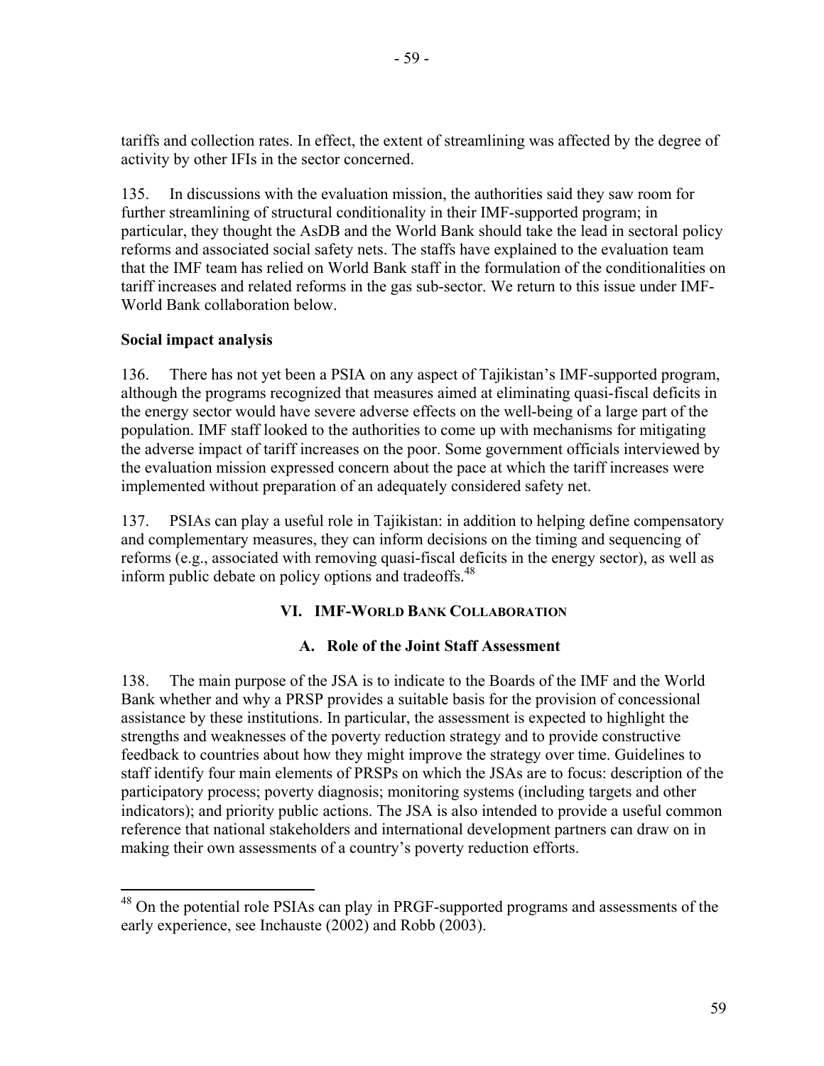tariffs and collection rates. In effect, the extent of streamlining was affected by the degree of activity by other IFIs in the sector concerned.

135. In discussions with the evaluation mission, the authorities said they saw room for further streamlining of structural conditionality in their IMF-supported program; in particular, they thought the AsDB and the World Bank should take the lead in sectoral policy reforms and associated social safety nets. The staffs have explained to the evaluation team that the IMF team has relied on World Bank staff in the formulation of the conditionalities on tariff increases and related reforms in the gas sub-sector. We return to this issue under IMF-World Bank collaboration below.

**Social impact analysis**

136. There has not yet been a PSIA on any aspect of Tajikistan's IMF-supported program, although the programs recognized that measures aimed at eliminating quasi-fiscal deficits in the energy sector would have severe adverse effects on the well-being of a large part of the population. IMF staff looked to the authorities to come up with mechanisms for mitigating the adverse impact of tariff increases on the poor. Some government officials interviewed by the evaluation mission expressed concern about the pace at which the tariff increases were implemented without preparation of an adequately considered safety net.

137. PSIAs can play a useful role in Tajikistan: in addition to helping define compensatory and complementary measures, they can inform decisions on the timing and sequencing of reforms (e.g., associated with removing quasi-fiscal deficits in the energy sector), as well as inform public debate on policy options and tradeoffs.[48]

## VI. IMF-World Bank Collaboration

### A. Role of the Joint Staff Assessment

138. The main purpose of the JSA is to indicate to the Boards of the IMF and the World Bank whether and why a PRSP provides a suitable basis for the provision of concessional assistance by these institutions. In particular, the assessment is expected to highlight the strengths and weaknesses of the poverty reduction strategy and to provide constructive feedback to countries about how they might improve the strategy over time. Guidelines to staff identify four main elements of PRSPs on which the JSAs are to focus: description of the participatory process; poverty diagnosis; monitoring systems (including targets and other indicators); and priority public actions. The JSA is also intended to provide a useful common reference that national stakeholders and international development partners can draw on in making their own assessments of a country's poverty reduction efforts.

[48] On the potential role PSIAs can play in PRGF-supported programs and assessments of the early experience, see Inchauste (2002) and Robb (2003).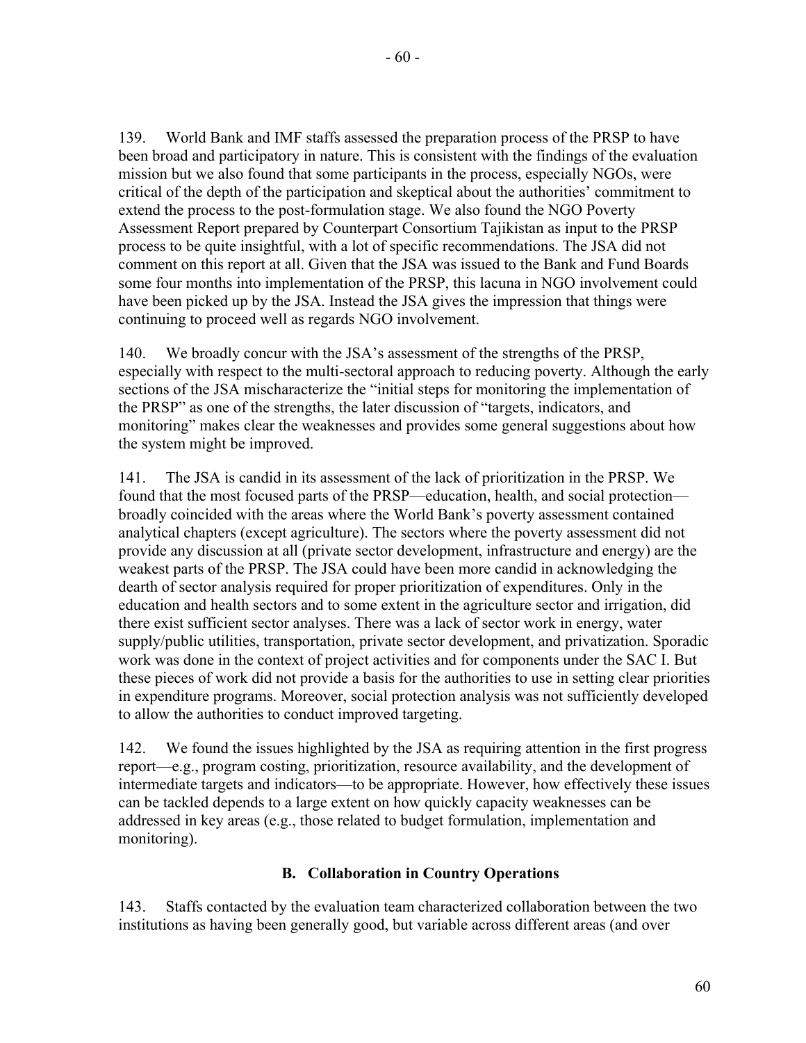139. World Bank and IMF staffs assessed the preparation process of the PRSP to have been broad and participatory in nature. This is consistent with the findings of the evaluation mission but we also found that some participants in the process, especially NGOs, were critical of the depth of the participation and skeptical about the authorities' commitment to extend the process to the post-formulation stage. We also found the NGO Poverty Assessment Report prepared by Counterpart Consortium Tajikistan as input to the PRSP process to be quite insightful, with a lot of specific recommendations. The JSA did not comment on this report at all. Given that the JSA was issued to the Bank and Fund Boards some four months into implementation of the PRSP, this lacuna in NGO involvement could have been picked up by the JSA. Instead the JSA gives the impression that things were continuing to proceed well as regards NGO involvement.

140. We broadly concur with the JSA's assessment of the strengths of the PRSP, especially with respect to the multi-sectoral approach to reducing poverty. Although the early sections of the JSA mischaracterize the "initial steps for monitoring the implementation of the PRSP" as one of the strengths, the later discussion of "targets, indicators, and monitoring" makes clear the weaknesses and provides some general suggestions about how the system might be improved.

141. The JSA is candid in its assessment of the lack of prioritization in the PRSP. We found that the most focused parts of the PRSP—education, health, and social protection—broadly coincided with the areas where the World Bank's poverty assessment contained analytical chapters (except agriculture). The sectors where the poverty assessment did not provide any discussion at all (private sector development, infrastructure and energy) are the weakest parts of the PRSP. The JSA could have been more candid in acknowledging the dearth of sector analysis required for proper prioritization of expenditures. Only in the education and health sectors and to some extent in the agriculture sector and irrigation, did there exist sufficient sector analyses. There was a lack of sector work in energy, water supply/public utilities, transportation, private sector development, and privatization. Sporadic work was done in the context of project activities and for components under the SAC I. But these pieces of work did not provide a basis for the authorities to use in setting clear priorities in expenditure programs. Moreover, social protection analysis was not sufficiently developed to allow the authorities to conduct improved targeting.

142. We found the issues highlighted by the JSA as requiring attention in the first progress report—e.g., program costing, prioritization, resource availability, and the development of intermediate targets and indicators—to be appropriate. However, how effectively these issues can be tackled depends to a large extent on how quickly capacity weaknesses can be addressed in key areas (e.g., those related to budget formulation, implementation and monitoring).

### B. Collaboration in Country Operations

143. Staffs contacted by the evaluation team characterized collaboration between the two institutions as having been generally good, but variable across different areas (and over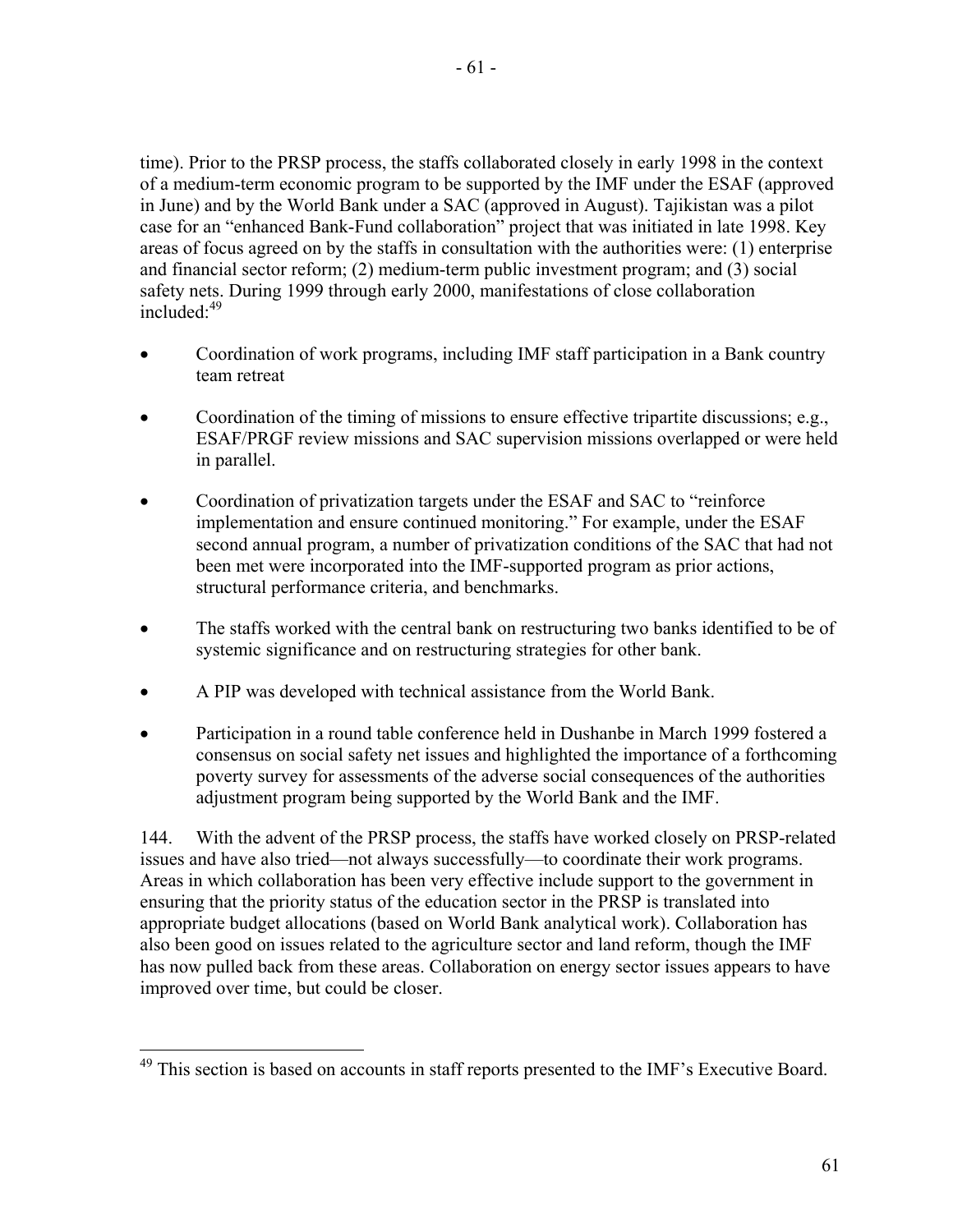time). Prior to the PRSP process, the staffs collaborated closely in early 1998 in the context of a medium-term economic program to be supported by the IMF under the ESAF (approved in June) and by the World Bank under a SAC (approved in August). Tajikistan was a pilot case for an "enhanced Bank-Fund collaboration" project that was initiated in late 1998. Key areas of focus agreed on by the staffs in consultation with the authorities were: (1) enterprise and financial sector reform; (2) medium-term public investment program; and (3) social safety nets. During 1999 through early 2000, manifestations of close collaboration included:[49]

- Coordination of work programs, including IMF staff participation in a Bank country team retreat
- Coordination of the timing of missions to ensure effective tripartite discussions; e.g., ESAF/PRGF review missions and SAC supervision missions overlapped or were held in parallel.
- Coordination of privatization targets under the ESAF and SAC to "reinforce implementation and ensure continued monitoring." For example, under the ESAF second annual program, a number of privatization conditions of the SAC that had not been met were incorporated into the IMF-supported program as prior actions, structural performance criteria, and benchmarks.
- The staffs worked with the central bank on restructuring two banks identified to be of systemic significance and on restructuring strategies for other bank.
- A PIP was developed with technical assistance from the World Bank.
- Participation in a round table conference held in Dushanbe in March 1999 fostered a consensus on social safety net issues and highlighted the importance of a forthcoming poverty survey for assessments of the adverse social consequences of the authorities adjustment program being supported by the World Bank and the IMF.

144. With the advent of the PRSP process, the staffs have worked closely on PRSP-related issues and have also tried—not always successfully—to coordinate their work programs. Areas in which collaboration has been very effective include support to the government in ensuring that the priority status of the education sector in the PRSP is translated into appropriate budget allocations (based on World Bank analytical work). Collaboration has also been good on issues related to the agriculture sector and land reform, though the IMF has now pulled back from these areas. Collaboration on energy sector issues appears to have improved over time, but could be closer.

[49] This section is based on accounts in staff reports presented to the IMF's Executive Board.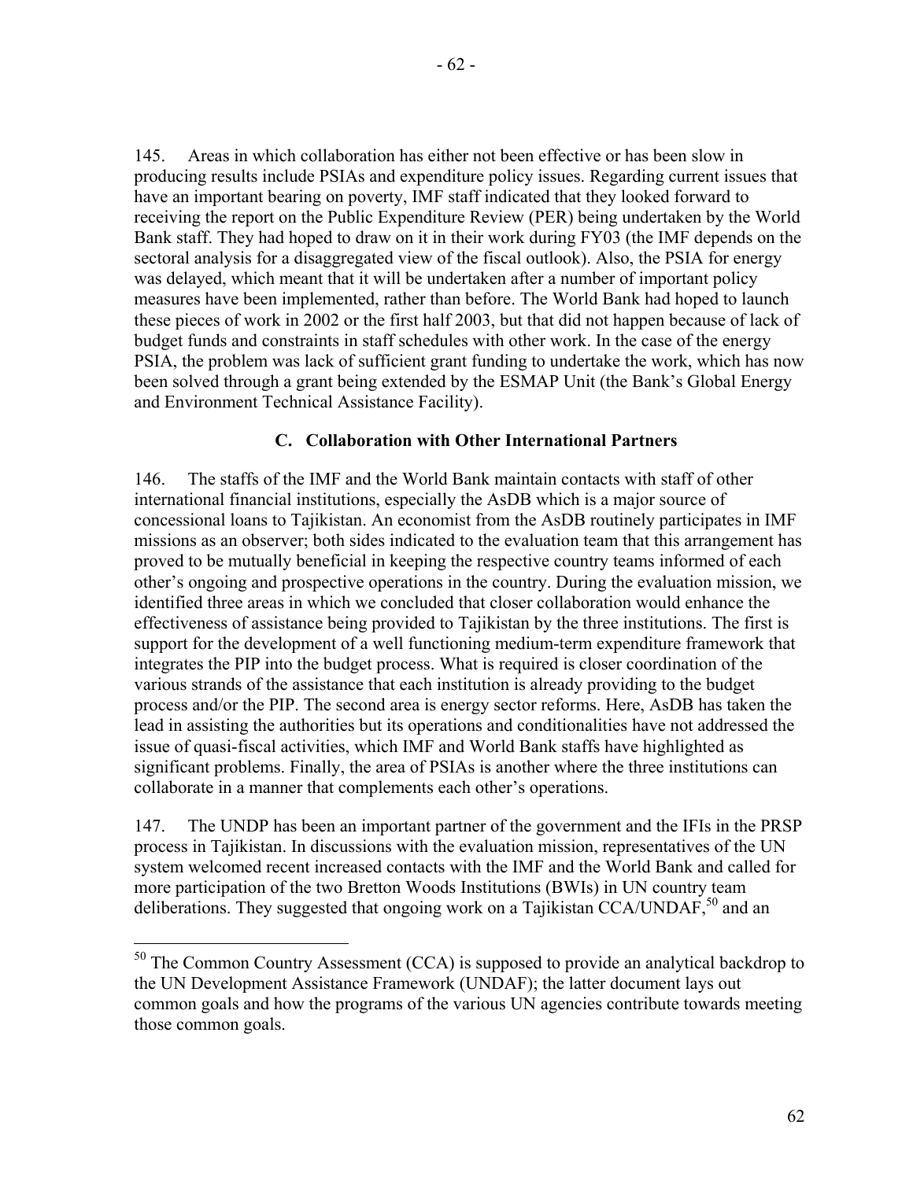145. Areas in which collaboration has either not been effective or has been slow in producing results include PSIAs and expenditure policy issues. Regarding current issues that have an important bearing on poverty, IMF staff indicated that they looked forward to receiving the report on the Public Expenditure Review (PER) being undertaken by the World Bank staff. They had hoped to draw on it in their work during FY03 (the IMF depends on the sectoral analysis for a disaggregated view of the fiscal outlook). Also, the PSIA for energy was delayed, which meant that it will be undertaken after a number of important policy measures have been implemented, rather than before. The World Bank had hoped to launch these pieces of work in 2002 or the first half 2003, but that did not happen because of lack of budget funds and constraints in staff schedules with other work. In the case of the energy PSIA, the problem was lack of sufficient grant funding to undertake the work, which has now been solved through a grant being extended by the ESMAP Unit (the Bank's Global Energy and Environment Technical Assistance Facility).

### C. Collaboration with Other International Partners

146. The staffs of the IMF and the World Bank maintain contacts with staff of other international financial institutions, especially the AsDB which is a major source of concessional loans to Tajikistan. An economist from the AsDB routinely participates in IMF missions as an observer; both sides indicated to the evaluation team that this arrangement has proved to be mutually beneficial in keeping the respective country teams informed of each other's ongoing and prospective operations in the country. During the evaluation mission, we identified three areas in which we concluded that closer collaboration would enhance the effectiveness of assistance being provided to Tajikistan by the three institutions. The first is support for the development of a well functioning medium-term expenditure framework that integrates the PIP into the budget process. What is required is closer coordination of the various strands of the assistance that each institution is already providing to the budget process and/or the PIP. The second area is energy sector reforms. Here, AsDB has taken the lead in assisting the authorities but its operations and conditionalities have not addressed the issue of quasi-fiscal activities, which IMF and World Bank staffs have highlighted as significant problems. Finally, the area of PSIAs is another where the three institutions can collaborate in a manner that complements each other's operations.

147. The UNDP has been an important partner of the government and the IFIs in the PRSP process in Tajikistan. In discussions with the evaluation mission, representatives of the UN system welcomed recent increased contacts with the IMF and the World Bank and called for more participation of the two Bretton Woods Institutions (BWIs) in UN country team deliberations. They suggested that ongoing work on a Tajikistan CCA/UNDAF,[50] and an

[50] The Common Country Assessment (CCA) is supposed to provide an analytical backdrop to the UN Development Assistance Framework (UNDAF); the latter document lays out common goals and how the programs of the various UN agencies contribute towards meeting those common goals.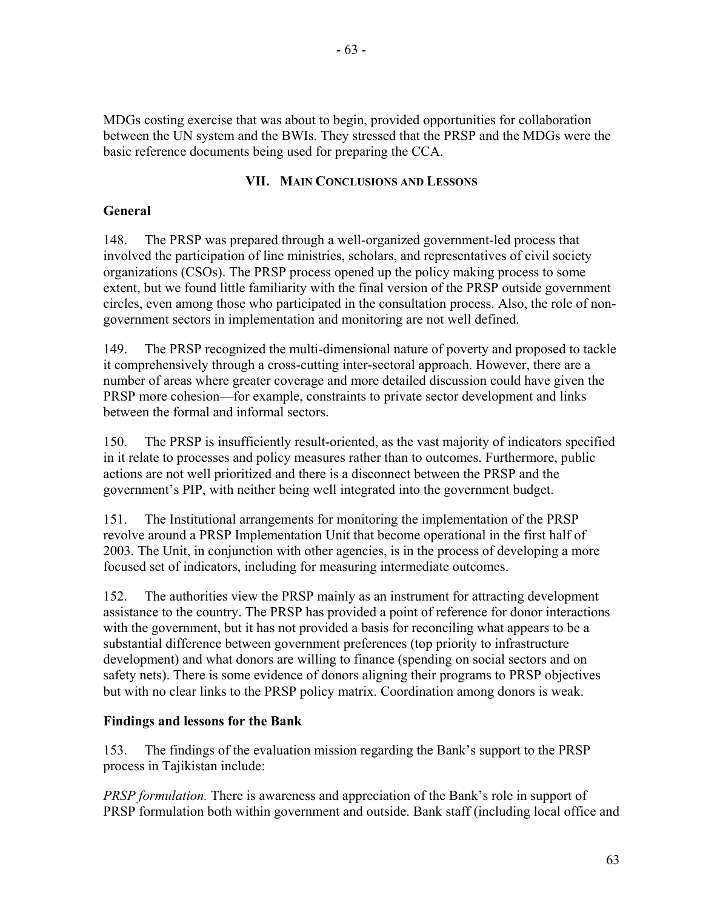MDGs costing exercise that was about to begin, provided opportunities for collaboration between the UN system and the BWIs. They stressed that the PRSP and the MDGs were the basic reference documents being used for preparing the CCA.

## VII. Main Conclusions and Lessons

### General

148. The PRSP was prepared through a well-organized government-led process that involved the participation of line ministries, scholars, and representatives of civil society organizations (CSOs). The PRSP process opened up the policy making process to some extent, but we found little familiarity with the final version of the PRSP outside government circles, even among those who participated in the consultation process. Also, the role of non-government sectors in implementation and monitoring are not well defined.

149. The PRSP recognized the multi-dimensional nature of poverty and proposed to tackle it comprehensively through a cross-cutting inter-sectoral approach. However, there are a number of areas where greater coverage and more detailed discussion could have given the PRSP more cohesion—for example, constraints to private sector development and links between the formal and informal sectors.

150. The PRSP is insufficiently result-oriented, as the vast majority of indicators specified in it relate to processes and policy measures rather than to outcomes. Furthermore, public actions are not well prioritized and there is a disconnect between the PRSP and the government's PIP, with neither being well integrated into the government budget.

151. The Institutional arrangements for monitoring the implementation of the PRSP revolve around a PRSP Implementation Unit that become operational in the first half of 2003. The Unit, in conjunction with other agencies, is in the process of developing a more focused set of indicators, including for measuring intermediate outcomes.

152. The authorities view the PRSP mainly as an instrument for attracting development assistance to the country. The PRSP has provided a point of reference for donor interactions with the government, but it has not provided a basis for reconciling what appears to be a substantial difference between government preferences (top priority to infrastructure development) and what donors are willing to finance (spending on social sectors and on safety nets). There is some evidence of donors aligning their programs to PRSP objectives but with no clear links to the PRSP policy matrix. Coordination among donors is weak.

### Findings and lessons for the Bank

153. The findings of the evaluation mission regarding the Bank's support to the PRSP process in Tajikistan include:

*PRSP formulation.* There is awareness and appreciation of the Bank's role in support of PRSP formulation both within government and outside. Bank staff (including local office and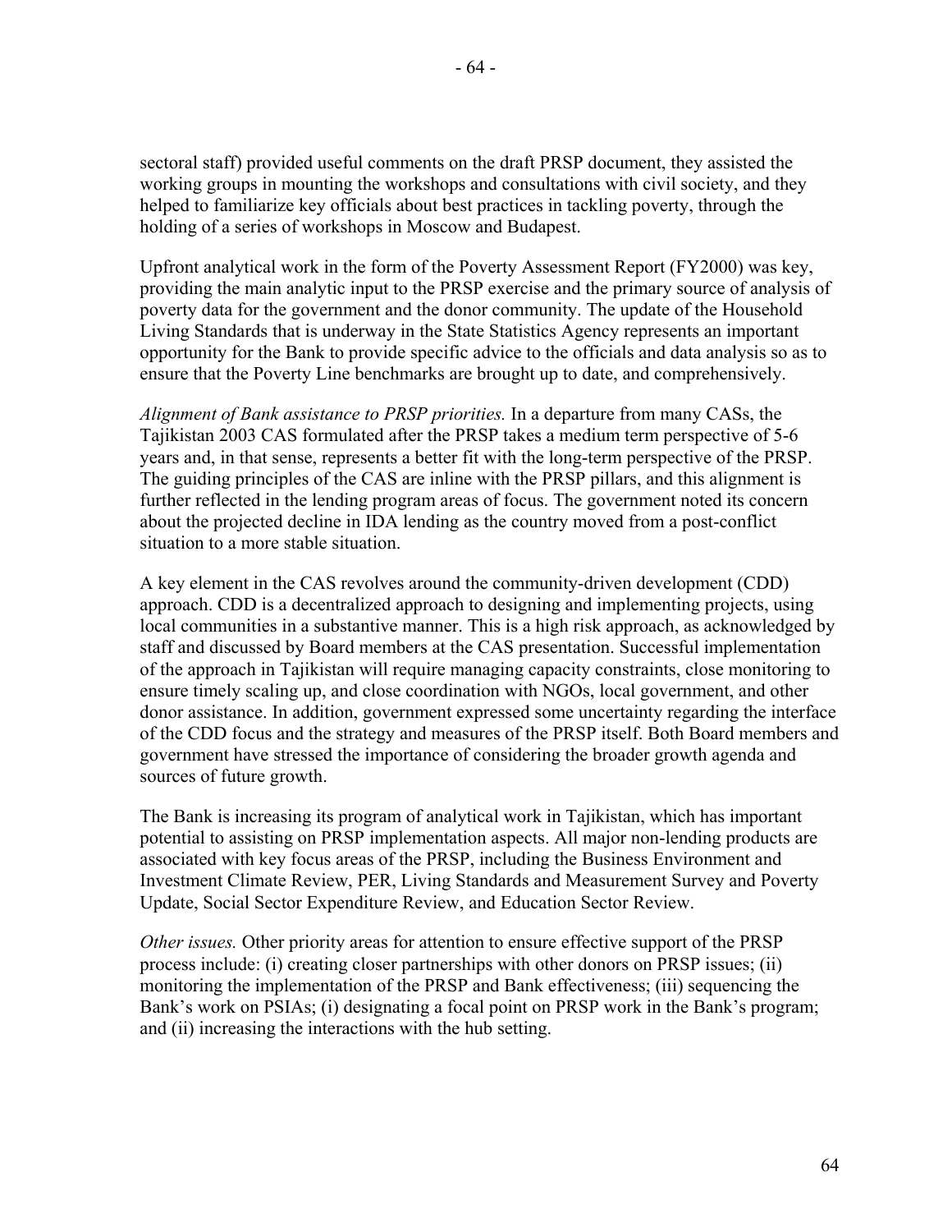sectoral staff) provided useful comments on the draft PRSP document, they assisted the working groups in mounting the workshops and consultations with civil society, and they helped to familiarize key officials about best practices in tackling poverty, through the holding of a series of workshops in Moscow and Budapest.

Upfront analytical work in the form of the Poverty Assessment Report (FY2000) was key, providing the main analytic input to the PRSP exercise and the primary source of analysis of poverty data for the government and the donor community. The update of the Household Living Standards that is underway in the State Statistics Agency represents an important opportunity for the Bank to provide specific advice to the officials and data analysis so as to ensure that the Poverty Line benchmarks are brought up to date, and comprehensively.

*Alignment of Bank assistance to PRSP priorities.* In a departure from many CASs, the Tajikistan 2003 CAS formulated after the PRSP takes a medium term perspective of 5-6 years and, in that sense, represents a better fit with the long-term perspective of the PRSP. The guiding principles of the CAS are inline with the PRSP pillars, and this alignment is further reflected in the lending program areas of focus. The government noted its concern about the projected decline in IDA lending as the country moved from a post-conflict situation to a more stable situation.

A key element in the CAS revolves around the community-driven development (CDD) approach. CDD is a decentralized approach to designing and implementing projects, using local communities in a substantive manner. This is a high risk approach, as acknowledged by staff and discussed by Board members at the CAS presentation. Successful implementation of the approach in Tajikistan will require managing capacity constraints, close monitoring to ensure timely scaling up, and close coordination with NGOs, local government, and other donor assistance. In addition, government expressed some uncertainty regarding the interface of the CDD focus and the strategy and measures of the PRSP itself. Both Board members and government have stressed the importance of considering the broader growth agenda and sources of future growth.

The Bank is increasing its program of analytical work in Tajikistan, which has important potential to assisting on PRSP implementation aspects. All major non-lending products are associated with key focus areas of the PRSP, including the Business Environment and Investment Climate Review, PER, Living Standards and Measurement Survey and Poverty Update, Social Sector Expenditure Review, and Education Sector Review.

*Other issues.* Other priority areas for attention to ensure effective support of the PRSP process include: (i) creating closer partnerships with other donors on PRSP issues; (ii) monitoring the implementation of the PRSP and Bank effectiveness; (iii) sequencing the Bank's work on PSIAs; (i) designating a focal point on PRSP work in the Bank's program; and (ii) increasing the interactions with the hub setting.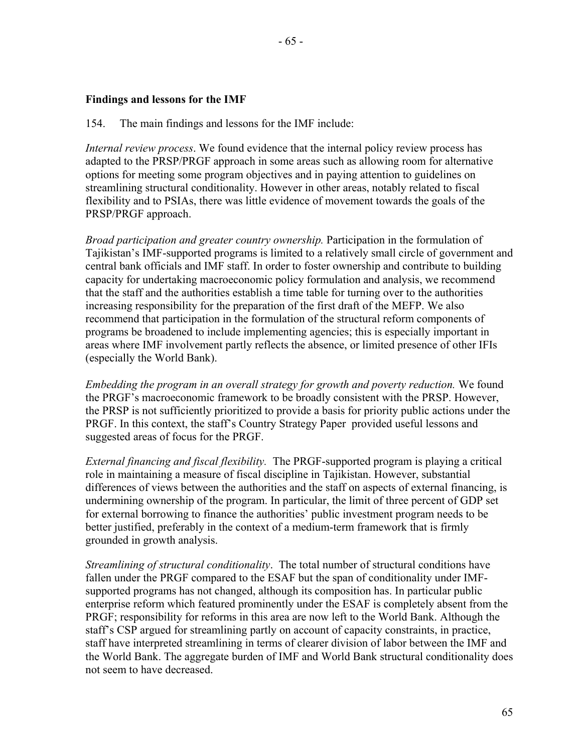**Findings and lessons for the IMF**

154. The main findings and lessons for the IMF include:

*Internal review process*. We found evidence that the internal policy review process has adapted to the PRSP/PRGF approach in some areas such as allowing room for alternative options for meeting some program objectives and in paying attention to guidelines on streamlining structural conditionality. However in other areas, notably related to fiscal flexibility and to PSIAs, there was little evidence of movement towards the goals of the PRSP/PRGF approach.

*Broad participation and greater country ownership.* Participation in the formulation of Tajikistan's IMF-supported programs is limited to a relatively small circle of government and central bank officials and IMF staff. In order to foster ownership and contribute to building capacity for undertaking macroeconomic policy formulation and analysis, we recommend that the staff and the authorities establish a time table for turning over to the authorities increasing responsibility for the preparation of the first draft of the MEFP. We also recommend that participation in the formulation of the structural reform components of programs be broadened to include implementing agencies; this is especially important in areas where IMF involvement partly reflects the absence, or limited presence of other IFIs (especially the World Bank).

*Embedding the program in an overall strategy for growth and poverty reduction.* We found the PRGF's macroeconomic framework to be broadly consistent with the PRSP. However, the PRSP is not sufficiently prioritized to provide a basis for priority public actions under the PRGF. In this context, the staff's Country Strategy Paper provided useful lessons and suggested areas of focus for the PRGF.

*External financing and fiscal flexibility.* The PRGF-supported program is playing a critical role in maintaining a measure of fiscal discipline in Tajikistan. However, substantial differences of views between the authorities and the staff on aspects of external financing, is undermining ownership of the program. In particular, the limit of three percent of GDP set for external borrowing to finance the authorities' public investment program needs to be better justified, preferably in the context of a medium-term framework that is firmly grounded in growth analysis.

*Streamlining of structural conditionality*. The total number of structural conditions have fallen under the PRGF compared to the ESAF but the span of conditionality under IMF-supported programs has not changed, although its composition has. In particular public enterprise reform which featured prominently under the ESAF is completely absent from the PRGF; responsibility for reforms in this area are now left to the World Bank. Although the staff's CSP argued for streamlining partly on account of capacity constraints, in practice, staff have interpreted streamlining in terms of clearer division of labor between the IMF and the World Bank. The aggregate burden of IMF and World Bank structural conditionality does not seem to have decreased.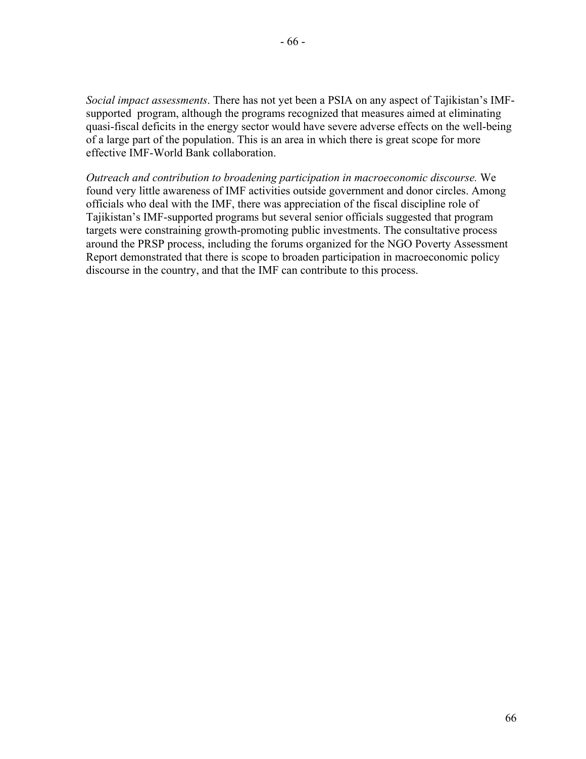*Social impact assessments*. There has not yet been a PSIA on any aspect of Tajikistan's IMF-supported program, although the programs recognized that measures aimed at eliminating quasi-fiscal deficits in the energy sector would have severe adverse effects on the well-being of a large part of the population. This is an area in which there is great scope for more effective IMF-World Bank collaboration.

*Outreach and contribution to broadening participation in macroeconomic discourse.* We found very little awareness of IMF activities outside government and donor circles. Among officials who deal with the IMF, there was appreciation of the fiscal discipline role of Tajikistan's IMF-supported programs but several senior officials suggested that program targets were constraining growth-promoting public investments. The consultative process around the PRSP process, including the forums organized for the NGO Poverty Assessment Report demonstrated that there is scope to broaden participation in macroeconomic policy discourse in the country, and that the IMF can contribute to this process.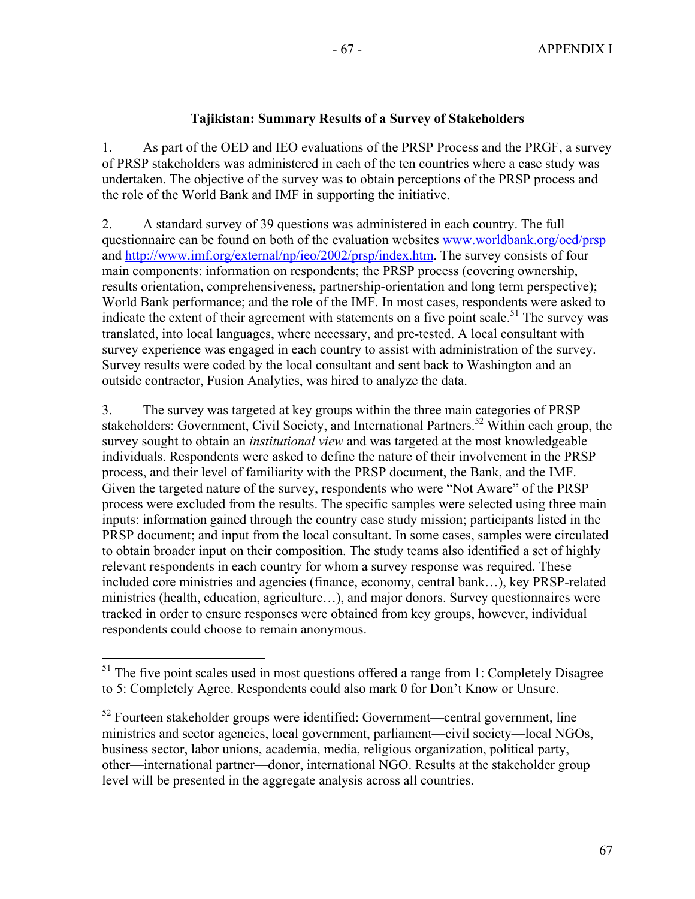## Tajikistan: Summary Results of a Survey of Stakeholders

1. As part of the OED and IEO evaluations of the PRSP Process and the PRGF, a survey of PRSP stakeholders was administered in each of the ten countries where a case study was undertaken. The objective of the survey was to obtain perceptions of the PRSP process and the role of the World Bank and IMF in supporting the initiative.

2. A standard survey of 39 questions was administered in each country. The full questionnaire can be found on both of the evaluation websites www.worldbank.org/oed/prsp and http://www.imf.org/external/np/ieo/2002/prsp/index.htm. The survey consists of four main components: information on respondents; the PRSP process (covering ownership, results orientation, comprehensiveness, partnership-orientation and long term perspective); World Bank performance; and the role of the IMF. In most cases, respondents were asked to indicate the extent of their agreement with statements on a five point scale.[51] The survey was translated, into local languages, where necessary, and pre-tested. A local consultant with survey experience was engaged in each country to assist with administration of the survey. Survey results were coded by the local consultant and sent back to Washington and an outside contractor, Fusion Analytics, was hired to analyze the data.

3. The survey was targeted at key groups within the three main categories of PRSP stakeholders: Government, Civil Society, and International Partners.[52] Within each group, the survey sought to obtain an *institutional view* and was targeted at the most knowledgeable individuals. Respondents were asked to define the nature of their involvement in the PRSP process, and their level of familiarity with the PRSP document, the Bank, and the IMF. Given the targeted nature of the survey, respondents who were "Not Aware" of the PRSP process were excluded from the results. The specific samples were selected using three main inputs: information gained through the country case study mission; participants listed in the PRSP document; and input from the local consultant. In some cases, samples were circulated to obtain broader input on their composition. The study teams also identified a set of highly relevant respondents in each country for whom a survey response was required. These included core ministries and agencies (finance, economy, central bank…), key PRSP-related ministries (health, education, agriculture…), and major donors. Survey questionnaires were tracked in order to ensure responses were obtained from key groups, however, individual respondents could choose to remain anonymous.

---

[51] The five point scales used in most questions offered a range from 1: Completely Disagree to 5: Completely Agree. Respondents could also mark 0 for Don't Know or Unsure.

[52] Fourteen stakeholder groups were identified: Government—central government, line ministries and sector agencies, local government, parliament—civil society—local NGOs, business sector, labor unions, academia, media, religious organization, political party, other—international partner—donor, international NGO. Results at the stakeholder group level will be presented in the aggregate analysis across all countries.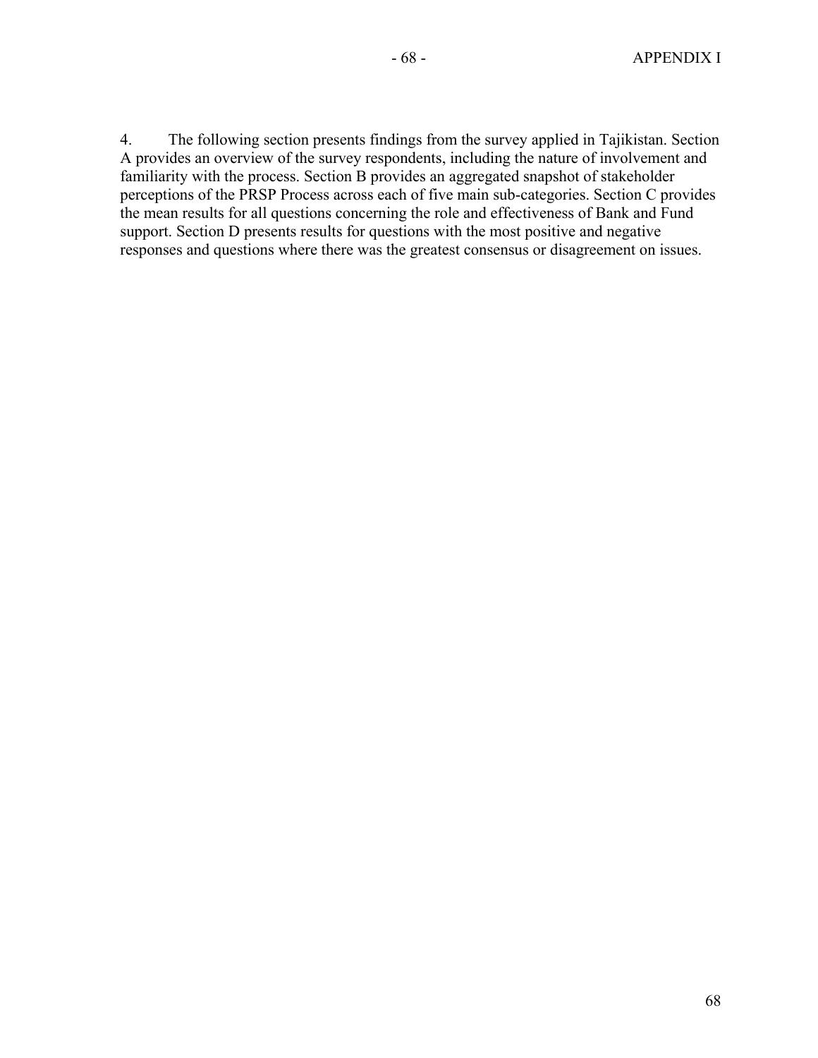4. The following section presents findings from the survey applied in Tajikistan. Section A provides an overview of the survey respondents, including the nature of involvement and familiarity with the process. Section B provides an aggregated snapshot of stakeholder perceptions of the PRSP Process across each of five main sub-categories. Section C provides the mean results for all questions concerning the role and effectiveness of Bank and Fund support. Section D presents results for questions with the most positive and negative responses and questions where there was the greatest consensus or disagreement on issues.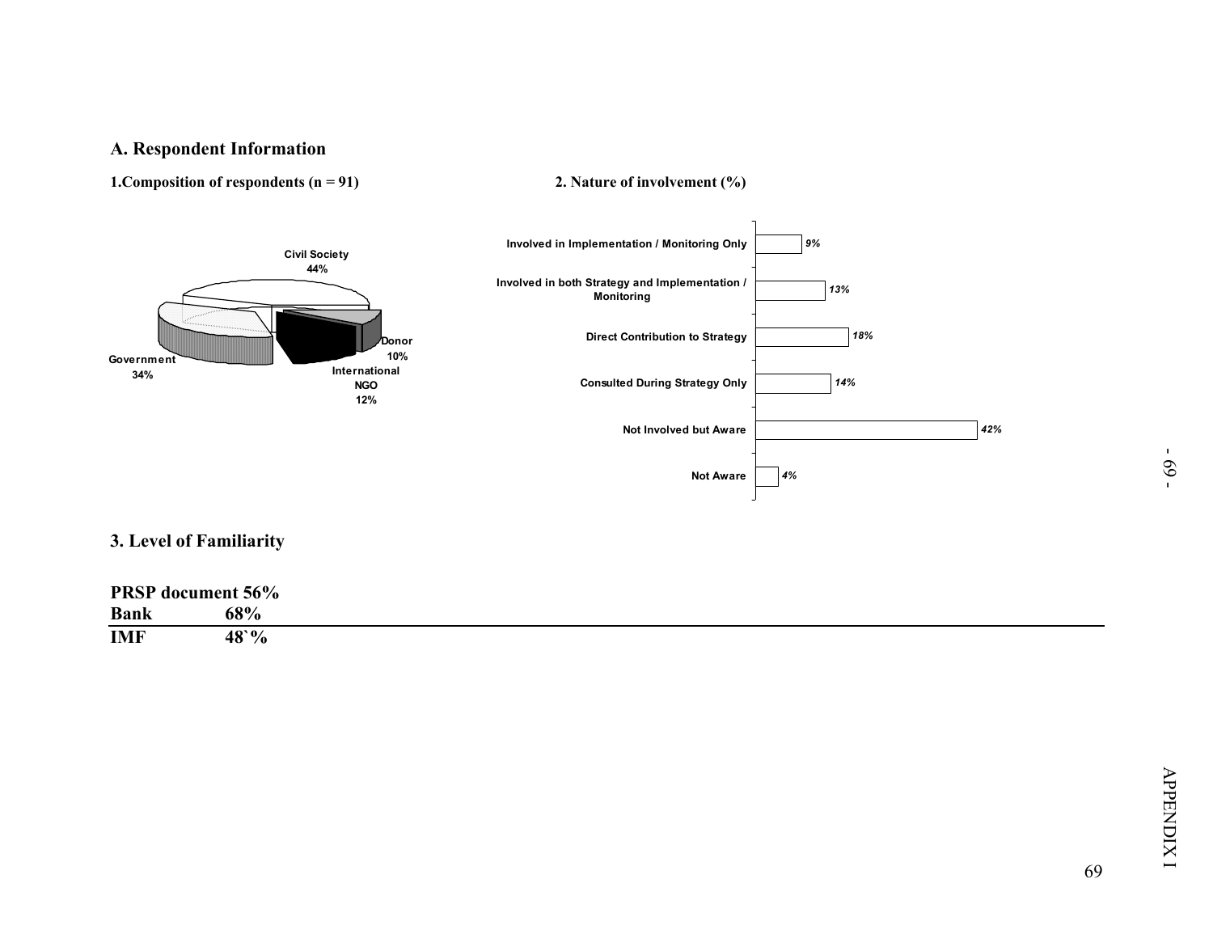## A. Respondent Information

**1.Composition of respondents (n = 91)**

| Category | % |
|---|---|
| Civil Society | 44% |
| Government | 34% |
| International NGO | 12% |
| Donor | 10% |

**2. Nature of involvement (%)**

| Nature of involvement | % |
|---|---|
| Involved in Implementation / Monitoring Only | 9% |
| Involved in both Strategy and Implementation / Monitoring | 13% |
| Direct Contribution to Strategy | 18% |
| Consulted During Strategy Only | 14% |
| Not Involved but Aware | 42% |
| Not Aware | 4% |

## 3. Level of Familiarity

| PRSP document | 56% |
|---|---|
| Bank | 68% |
| IMF | 48`% |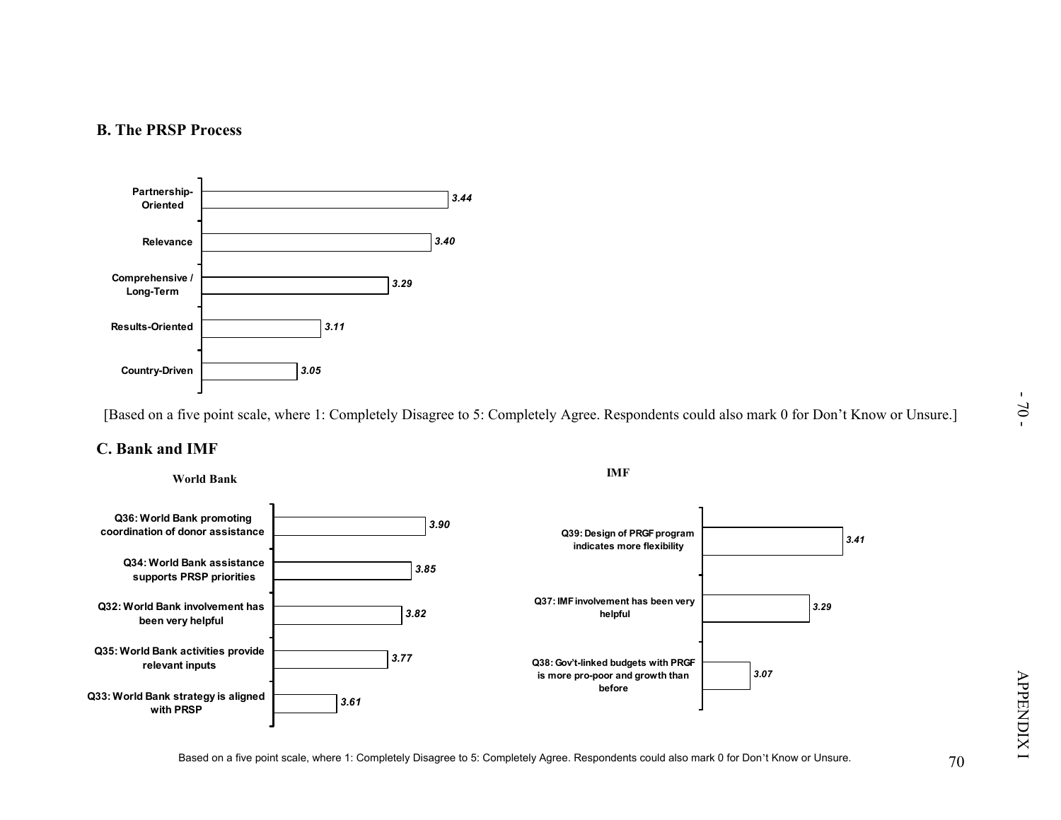## B. The PRSP Process

| Item | Score |
|---|---|
| Partnership-Oriented | 3.44 |
| Relevance | 3.40 |
| Comprehensive / Long-Term | 3.29 |
| Results-Oriented | 3.11 |
| Country-Driven | 3.05 |

[Based on a five point scale, where 1: Completely Disagree to 5: Completely Agree. Respondents could also mark 0 for Don't Know or Unsure.]

## C. Bank and IMF

**World Bank**

| Item | Score |
|---|---|
| Q36: World Bank promoting coordination of donor assistance | 3.90 |
| Q34: World Bank assistance supports PRSP priorities | 3.85 |
| Q32: World Bank involvement has been very helpful | 3.82 |
| Q35: World Bank activities provide relevant inputs | 3.77 |
| Q33: World Bank strategy is aligned with PRSP | 3.61 |

**IMF**

| Item | Score |
|---|---|
| Q39: Design of PRGF program indicates more flexibility | 3.41 |
| Q37: IMF involvement has been very helpful | 3.29 |
| Q38: Gov't-linked budgets with PRGF is more pro-poor and growth than before | 3.07 |

Based on a five point scale, where 1: Completely Disagree to 5: Completely Agree. Respondents could also mark 0 for Don't Know or Unsure.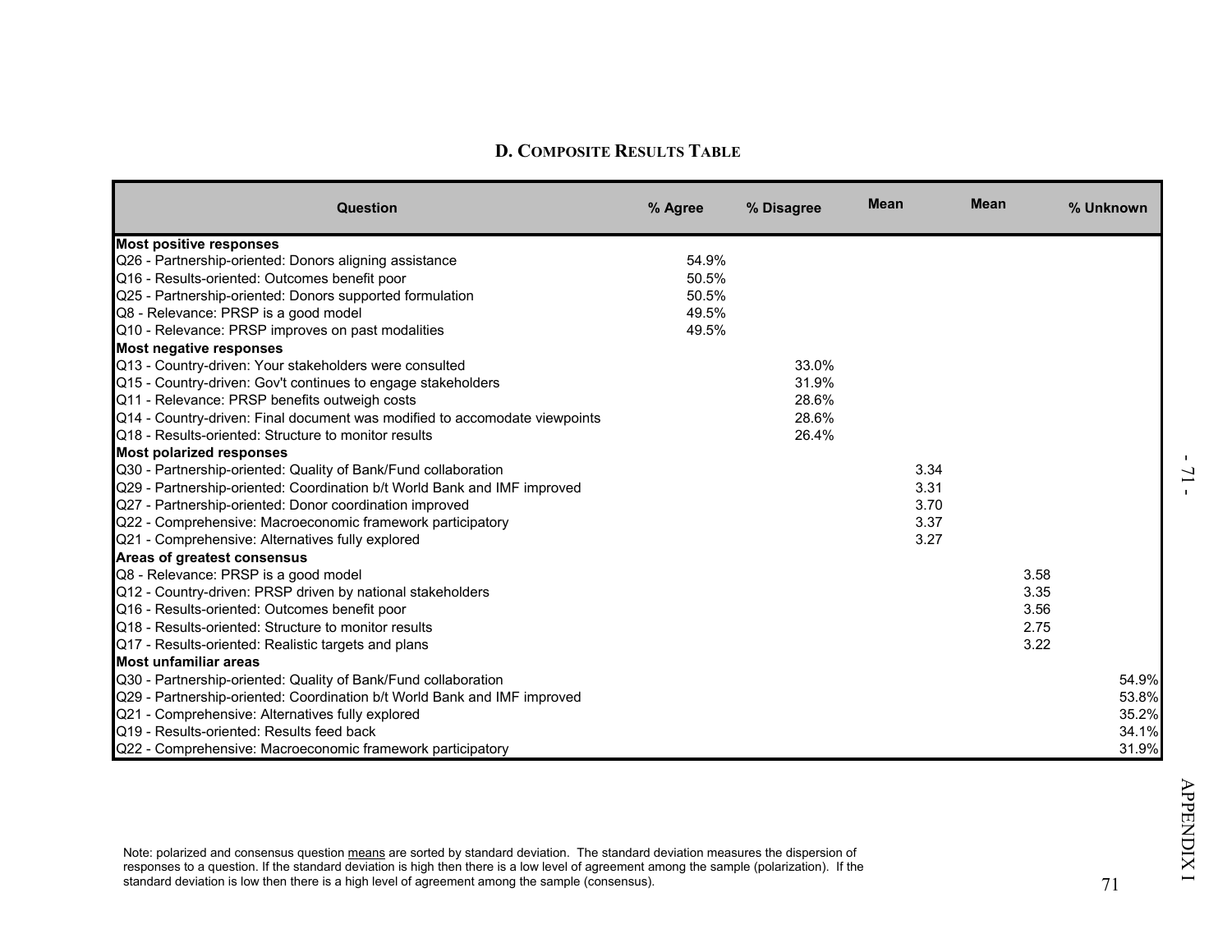## D. Composite Results Table

| Question | % Agree | % Disagree | Mean | Mean | % Unknown |
|---|---|---|---|---|---|
| **Most positive responses** | | | | | |
| Q26 - Partnership-oriented: Donors aligning assistance | 54.9% | | | | |
| Q16 - Results-oriented: Outcomes benefit poor | 50.5% | | | | |
| Q25 - Partnership-oriented: Donors supported formulation | 50.5% | | | | |
| Q8 - Relevance: PRSP is a good model | 49.5% | | | | |
| Q10 - Relevance: PRSP improves on past modalities | 49.5% | | | | |
| **Most negative responses** | | | | | |
| Q13 - Country-driven: Your stakeholders were consulted | | 33.0% | | | |
| Q15 - Country-driven: Gov't continues to engage stakeholders | | 31.9% | | | |
| Q11 - Relevance: PRSP benefits outweigh costs | | 28.6% | | | |
| Q14 - Country-driven: Final document was modified to accomodate viewpoints | | 28.6% | | | |
| Q18 - Results-oriented: Structure to monitor results | | 26.4% | | | |
| **Most polarized responses** | | | | | |
| Q30 - Partnership-oriented: Quality of Bank/Fund collaboration | | | 3.34 | | |
| Q29 - Partnership-oriented: Coordination b/t World Bank and IMF improved | | | 3.31 | | |
| Q27 - Partnership-oriented: Donor coordination improved | | | 3.70 | | |
| Q22 - Comprehensive: Macroeconomic framework participatory | | | 3.37 | | |
| Q21 - Comprehensive: Alternatives fully explored | | | 3.27 | | |
| **Areas of greatest consensus** | | | | | |
| Q8 - Relevance: PRSP is a good model | | | | 3.58 | |
| Q12 - Country-driven: PRSP driven by national stakeholders | | | | 3.35 | |
| Q16 - Results-oriented: Outcomes benefit poor | | | | 3.56 | |
| Q18 - Results-oriented: Structure to monitor results | | | | 2.75 | |
| Q17 - Results-oriented: Realistic targets and plans | | | | 3.22 | |
| **Most unfamiliar areas** | | | | | |
| Q30 - Partnership-oriented: Quality of Bank/Fund collaboration | | | | | 54.9% |
| Q29 - Partnership-oriented: Coordination b/t World Bank and IMF improved | | | | | 53.8% |
| Q21 - Comprehensive: Alternatives fully explored | | | | | 35.2% |
| Q19 - Results-oriented: Results feed back | | | | | 34.1% |
| Q22 - Comprehensive: Macroeconomic framework participatory | | | | | 31.9% |

Note: polarized and consensus question means are sorted by standard deviation. The standard deviation measures the dispersion of responses to a question. If the standard deviation is high then there is a low level of agreement among the sample (polarization). If the standard deviation is low then there is a high level of agreement among the sample (consensus).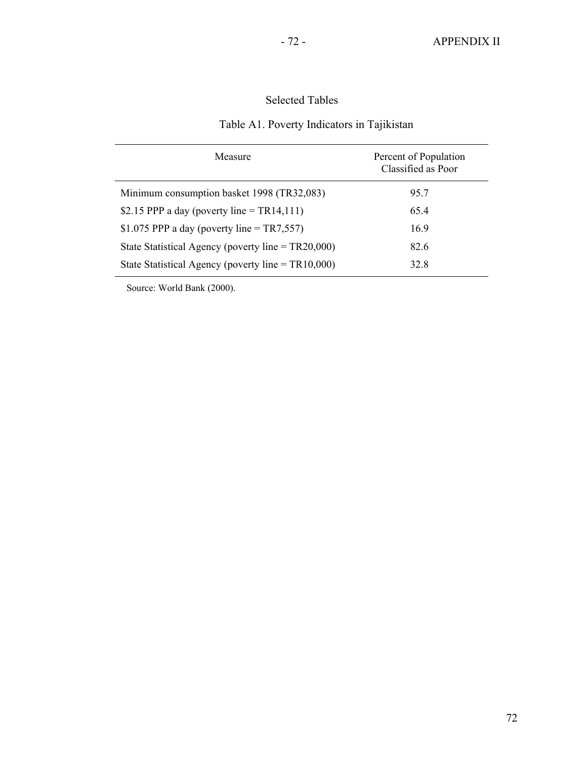## Selected Tables

### Table A1. Poverty Indicators in Tajikistan

| Measure | Percent of Population Classified as Poor |
|---|---|
| Minimum consumption basket 1998 (TR32,083) | 95.7 |
| $2.15 PPP a day (poverty line = TR14,111) | 65.4 |
| $1.075 PPP a day (poverty line = TR7,557) | 16.9 |
| State Statistical Agency (poverty line = TR20,000) | 82.6 |
| State Statistical Agency (poverty line = TR10,000) | 32.8 |

Source: World Bank (2000).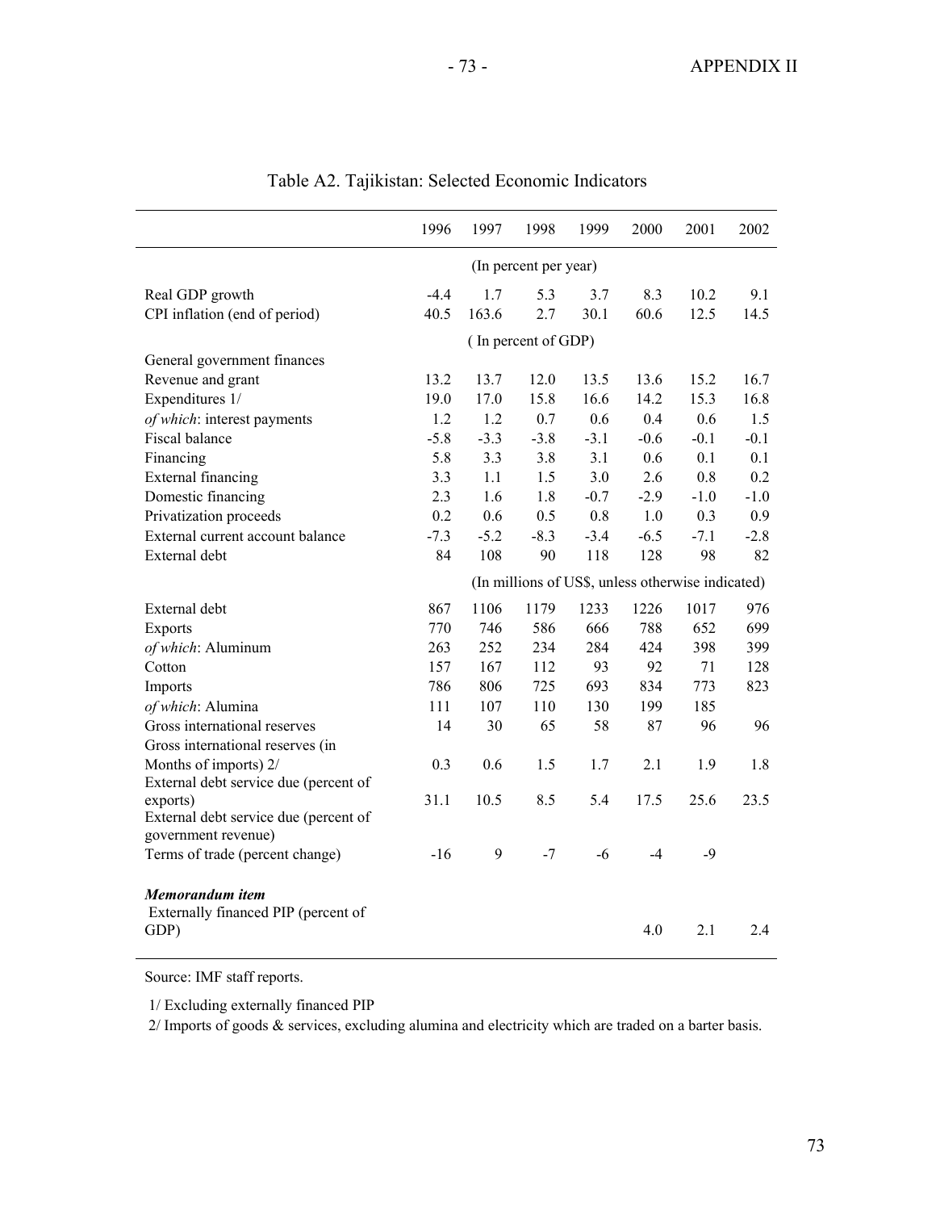## Table A2. Tajikistan: Selected Economic Indicators

| | 1996 | 1997 | 1998 | 1999 | 2000 | 2001 | 2002 |
|---|---|---|---|---|---|---|---|
| | (In percent per year) | | | | | | |
| Real GDP growth | -4.4 | 1.7 | 5.3 | 3.7 | 8.3 | 10.2 | 9.1 |
| CPI inflation (end of period) | 40.5 | 163.6 | 2.7 | 30.1 | 60.6 | 12.5 | 14.5 |
| | ( In percent of GDP) | | | | | | |
| General government finances | | | | | | | |
| Revenue and grant | 13.2 | 13.7 | 12.0 | 13.5 | 13.6 | 15.2 | 16.7 |
| Expenditures 1/ | 19.0 | 17.0 | 15.8 | 16.6 | 14.2 | 15.3 | 16.8 |
| *of which*: interest payments | 1.2 | 1.2 | 0.7 | 0.6 | 0.4 | 0.6 | 1.5 |
| Fiscal balance | -5.8 | -3.3 | -3.8 | -3.1 | -0.6 | -0.1 | -0.1 |
| Financing | 5.8 | 3.3 | 3.8 | 3.1 | 0.6 | 0.1 | 0.1 |
| External financing | 3.3 | 1.1 | 1.5 | 3.0 | 2.6 | 0.8 | 0.2 |
| Domestic financing | 2.3 | 1.6 | 1.8 | -0.7 | -2.9 | -1.0 | -1.0 |
| Privatization proceeds | 0.2 | 0.6 | 0.5 | 0.8 | 1.0 | 0.3 | 0.9 |
| External current account balance | -7.3 | -5.2 | -8.3 | -3.4 | -6.5 | -7.1 | -2.8 |
| External debt | 84 | 108 | 90 | 118 | 128 | 98 | 82 |
| | (In millions of US$, unless otherwise indicated) | | | | | | |
| External debt | 867 | 1106 | 1179 | 1233 | 1226 | 1017 | 976 |
| Exports | 770 | 746 | 586 | 666 | 788 | 652 | 699 |
| *of which*: Aluminum | 263 | 252 | 234 | 284 | 424 | 398 | 399 |
| Cotton | 157 | 167 | 112 | 93 | 92 | 71 | 128 |
| Imports | 786 | 806 | 725 | 693 | 834 | 773 | 823 |
| *of which*: Alumina | 111 | 107 | 110 | 130 | 199 | 185 | |
| Gross international reserves | 14 | 30 | 65 | 58 | 87 | 96 | 96 |
| Gross international reserves (in Months of imports) 2/ | 0.3 | 0.6 | 1.5 | 1.7 | 2.1 | 1.9 | 1.8 |
| External debt service due (percent of exports) | 31.1 | 10.5 | 8.5 | 5.4 | 17.5 | 25.6 | 23.5 |
| External debt service due (percent of government revenue) | | | | | | | |
| Terms of trade (percent change) | -16 | 9 | -7 | -6 | -4 | -9 | |
| ***Memorandum item*** | | | | | | | |
| Externally financed PIP (percent of GDP) | | | | | 4.0 | 2.1 | 2.4 |

Source: IMF staff reports.

1/ Excluding externally financed PIP

2/ Imports of goods & services, excluding alumina and electricity which are traded on a barter basis.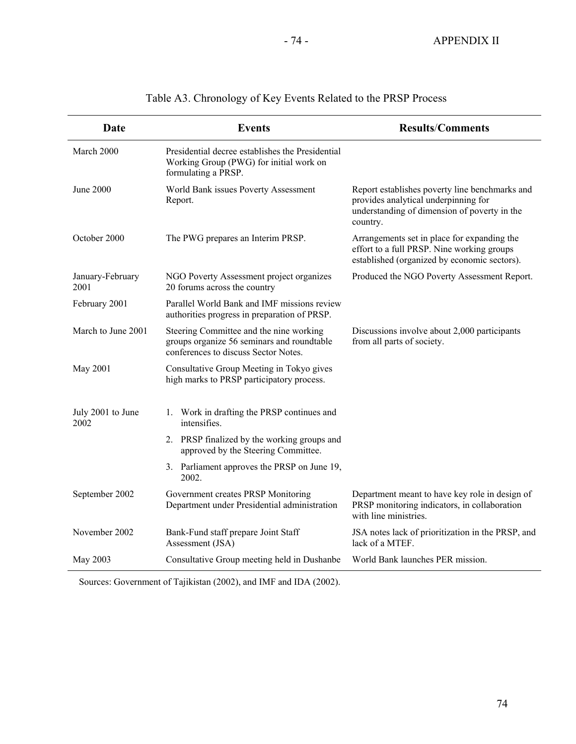Table A3. Chronology of Key Events Related to the PRSP Process

| Date | Events | Results/Comments |
|---|---|---|
| March 2000 | Presidential decree establishes the Presidential Working Group (PWG) for initial work on formulating a PRSP. | |
| June 2000 | World Bank issues Poverty Assessment Report. | Report establishes poverty line benchmarks and provides analytical underpinning for understanding of dimension of poverty in the country. |
| October 2000 | The PWG prepares an Interim PRSP. | Arrangements set in place for expanding the effort to a full PRSP. Nine working groups established (organized by economic sectors). |
| January-February 2001 | NGO Poverty Assessment project organizes 20 forums across the country | Produced the NGO Poverty Assessment Report. |
| February 2001 | Parallel World Bank and IMF missions review authorities progress in preparation of PRSP. | |
| March to June 2001 | Steering Committee and the nine working groups organize 56 seminars and roundtable conferences to discuss Sector Notes. | Discussions involve about 2,000 participants from all parts of society. |
| May 2001 | Consultative Group Meeting in Tokyo gives high marks to PRSP participatory process. | |
| July 2001 to June 2002 | 1. Work in drafting the PRSP continues and intensifies.<br>2. PRSP finalized by the working groups and approved by the Steering Committee.<br>3. Parliament approves the PRSP on June 19, 2002. | |
| September 2002 | Government creates PRSP Monitoring Department under Presidential administration | Department meant to have key role in design of PRSP monitoring indicators, in collaboration with line ministries. |
| November 2002 | Bank-Fund staff prepare Joint Staff Assessment (JSA) | JSA notes lack of prioritization in the PRSP, and lack of a MTEF. |
| May 2003 | Consultative Group meeting held in Dushanbe | World Bank launches PER mission. |

Sources: Government of Tajikistan (2002), and IMF and IDA (2002).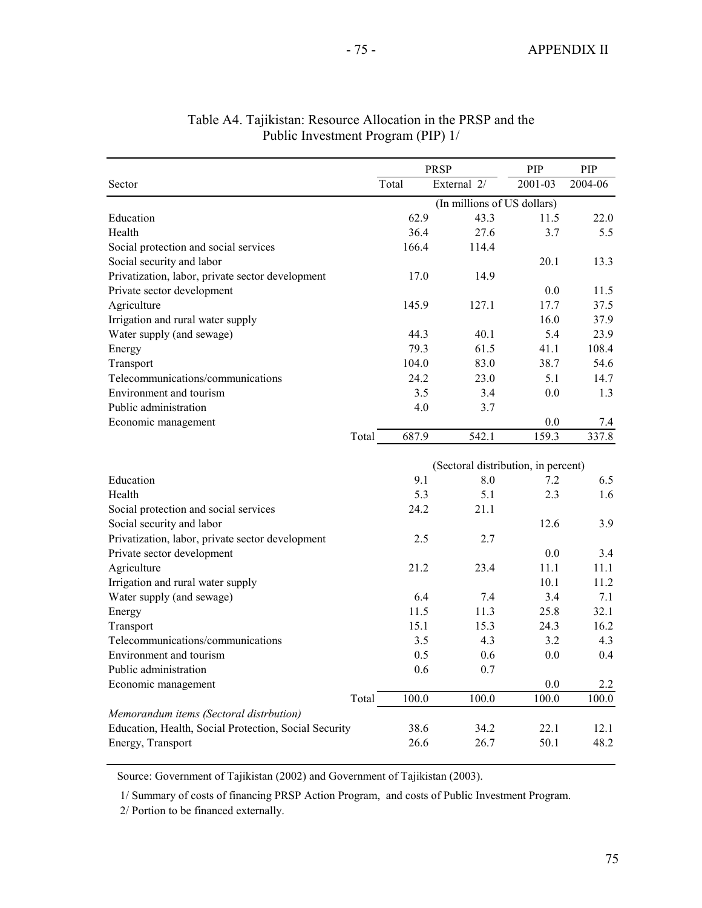# Table A4. Tajikistan: Resource Allocation in the PRSP and the Public Investment Program (PIP) 1/

| Sector | PRSP | | PIP | PIP |
|---|---|---|---|---|
| | Total | External 2/ | 2001-03 | 2004-06 |
| | (In millions of US dollars) | | | |
| Education | 62.9 | 43.3 | 11.5 | 22.0 |
| Health | 36.4 | 27.6 | 3.7 | 5.5 |
| Social protection and social services | 166.4 | 114.4 | | |
| Social security and labor | | | 20.1 | 13.3 |
| Privatization, labor, private sector development | 17.0 | 14.9 | | |
| Private sector development | | | 0.0 | 11.5 |
| Agriculture | 145.9 | 127.1 | 17.7 | 37.5 |
| Irrigation and rural water supply | | | 16.0 | 37.9 |
| Water supply (and sewage) | 44.3 | 40.1 | 5.4 | 23.9 |
| Energy | 79.3 | 61.5 | 41.1 | 108.4 |
| Transport | 104.0 | 83.0 | 38.7 | 54.6 |
| Telecommunications/communications | 24.2 | 23.0 | 5.1 | 14.7 |
| Environment and tourism | 3.5 | 3.4 | 0.0 | 1.3 |
| Public administration | 4.0 | 3.7 | | |
| Economic management | | | 0.0 | 7.4 |
| Total | 687.9 | 542.1 | 159.3 | 337.8 |
| | (Sectoral distribution, in percent) | | | |
| Education | 9.1 | 8.0 | 7.2 | 6.5 |
| Health | 5.3 | 5.1 | 2.3 | 1.6 |
| Social protection and social services | 24.2 | 21.1 | | |
| Social security and labor | | | 12.6 | 3.9 |
| Privatization, labor, private sector development | 2.5 | 2.7 | | |
| Private sector development | | | 0.0 | 3.4 |
| Agriculture | 21.2 | 23.4 | 11.1 | 11.1 |
| Irrigation and rural water supply | | | 10.1 | 11.2 |
| Water supply (and sewage) | 6.4 | 7.4 | 3.4 | 7.1 |
| Energy | 11.5 | 11.3 | 25.8 | 32.1 |
| Transport | 15.1 | 15.3 | 24.3 | 16.2 |
| Telecommunications/communications | 3.5 | 4.3 | 3.2 | 4.3 |
| Environment and tourism | 0.5 | 0.6 | 0.0 | 0.4 |
| Public administration | 0.6 | 0.7 | | |
| Economic management | | | 0.0 | 2.2 |
| Total | 100.0 | 100.0 | 100.0 | 100.0 |
| *Memorandum items (Sectoral distrbution)* | | | | |
| Education, Health, Social Protection, Social Security | 38.6 | 34.2 | 22.1 | 12.1 |
| Energy, Transport | 26.6 | 26.7 | 50.1 | 48.2 |

Source: Government of Tajikistan (2002) and Government of Tajikistan (2003).

1/ Summary of costs of financing PRSP Action Program, and costs of Public Investment Program.

2/ Portion to be financed externally.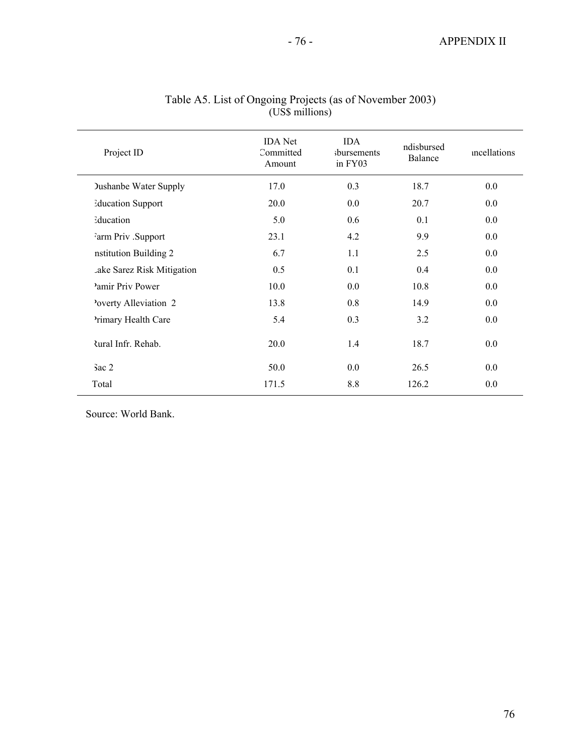Table A5. List of Ongoing Projects (as of November 2003)
(US$ millions)

| Project ID | IDA Net Committed Amount | IDA sbursements in FY03 | ndisbursed Balance | ıncellations |
|---|---|---|---|---|
| Dushanbe Water Supply | 17.0 | 0.3 | 18.7 | 0.0 |
| Education Support | 20.0 | 0.0 | 20.7 | 0.0 |
| Education | 5.0 | 0.6 | 0.1 | 0.0 |
| Farm Priv .Support | 23.1 | 4.2 | 9.9 | 0.0 |
| nstitution Building 2 | 6.7 | 1.1 | 2.5 | 0.0 |
| Lake Sarez Risk Mitigation | 0.5 | 0.1 | 0.4 | 0.0 |
| Pamir Priv Power | 10.0 | 0.0 | 10.8 | 0.0 |
| Poverty Alleviation 2 | 13.8 | 0.8 | 14.9 | 0.0 |
| Primary Health Care | 5.4 | 0.3 | 3.2 | 0.0 |
| Rural Infr. Rehab. | 20.0 | 1.4 | 18.7 | 0.0 |
| Sac 2 | 50.0 | 0.0 | 26.5 | 0.0 |
| Total | 171.5 | 8.8 | 126.2 | 0.0 |

Source: World Bank.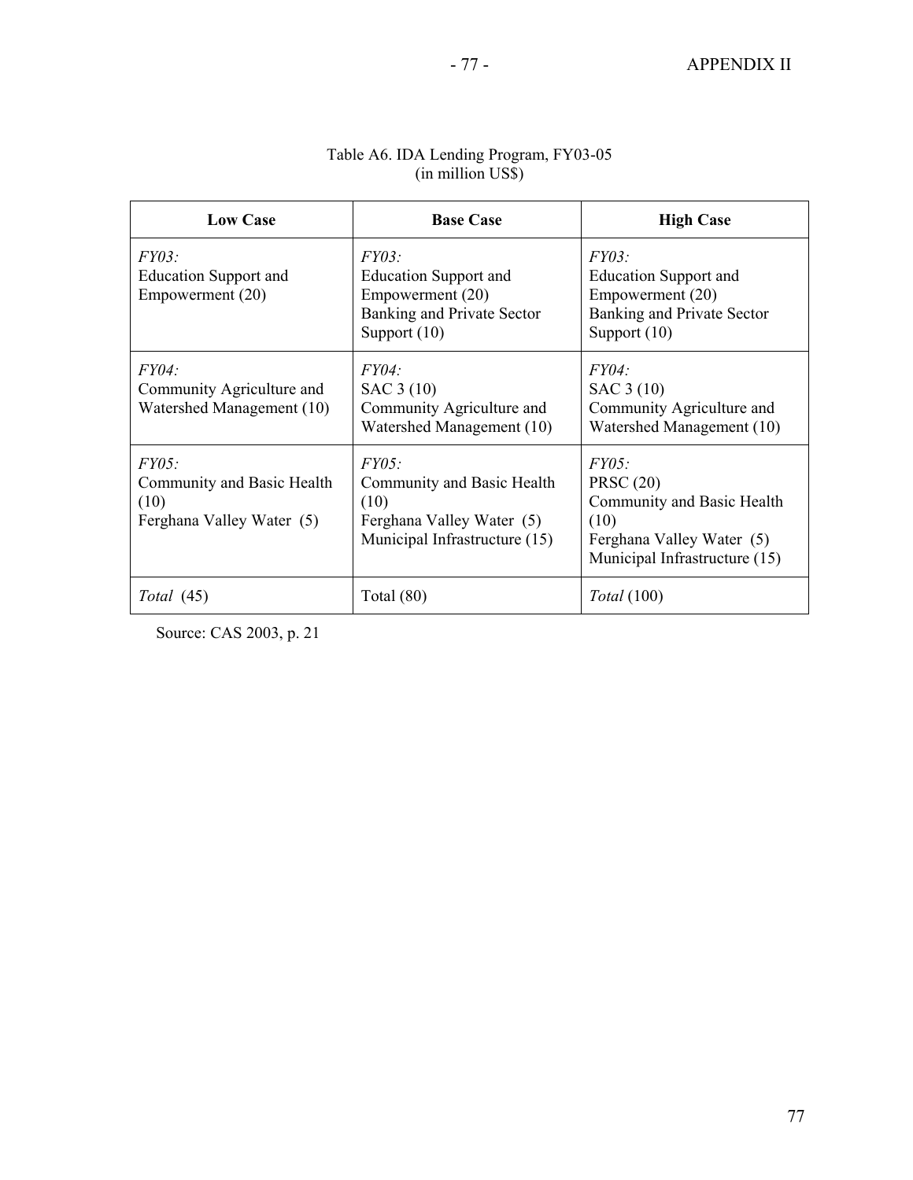Table A6. IDA Lending Program, FY03-05
(in million US$)

| Low Case | Base Case | High Case |
|---|---|---|
| *FY03:*<br>Education Support and Empowerment (20) | *FY03:*<br>Education Support and Empowerment (20)<br>Banking and Private Sector Support (10) | *FY03:*<br>Education Support and Empowerment (20)<br>Banking and Private Sector Support (10) |
| *FY04:*<br>Community Agriculture and Watershed Management (10) | *FY04:*<br>SAC 3 (10)<br>Community Agriculture and Watershed Management (10) | *FY04:*<br>SAC 3 (10)<br>Community Agriculture and Watershed Management (10) |
| *FY05:*<br>Community and Basic Health (10)<br>Ferghana Valley Water (5) | *FY05:*<br>Community and Basic Health (10)<br>Ferghana Valley Water (5)<br>Municipal Infrastructure (15) | *FY05:*<br>PRSC (20)<br>Community and Basic Health (10)<br>Ferghana Valley Water (5)<br>Municipal Infrastructure (15) |
| *Total* (45) | Total (80) | *Total* (100) |

Source: CAS 2003, p. 21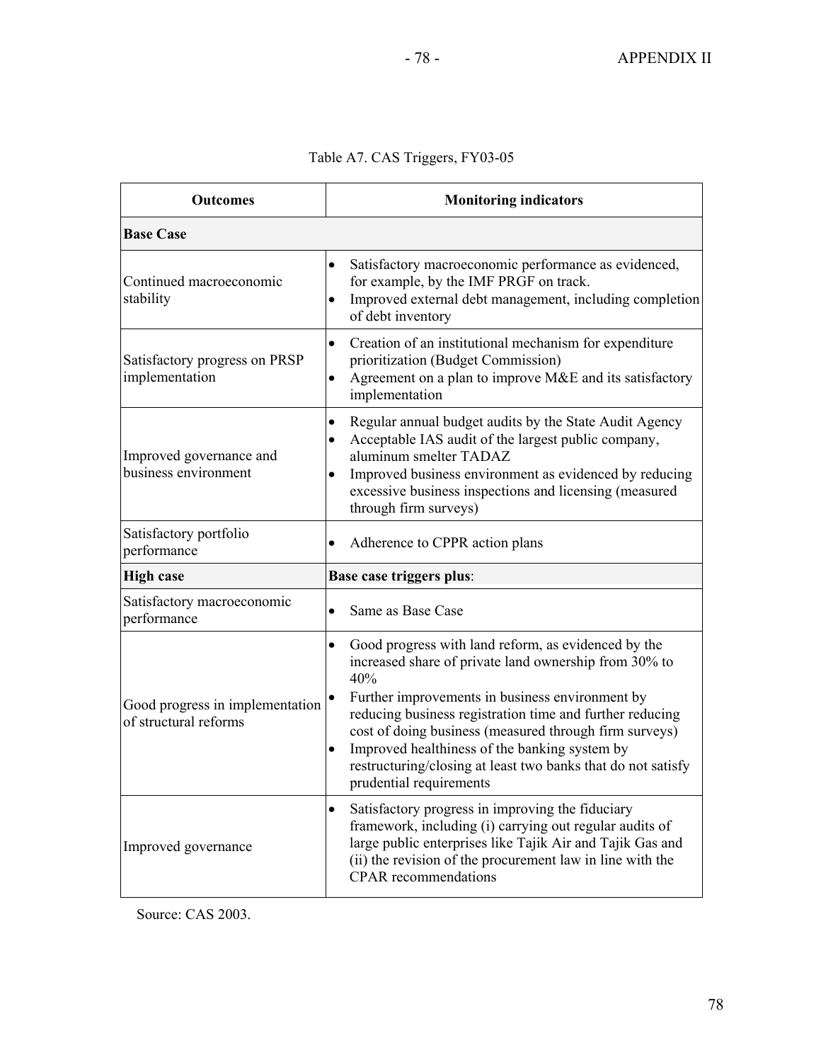Table A7. CAS Triggers, FY03-05

| Outcomes | Monitoring indicators |
|---|---|
| **Base Case** | |
| Continued macroeconomic stability | • Satisfactory macroeconomic performance as evidenced, for example, by the IMF PRGF on track.<br>• Improved external debt management, including completion of debt inventory |
| Satisfactory progress on PRSP implementation | • Creation of an institutional mechanism for expenditure prioritization (Budget Commission)<br>• Agreement on a plan to improve M&E and its satisfactory implementation |
| Improved governance and business environment | • Regular annual budget audits by the State Audit Agency<br>• Acceptable IAS audit of the largest public company, aluminum smelter TADAZ<br>• Improved business environment as evidenced by reducing excessive business inspections and licensing (measured through firm surveys) |
| Satisfactory portfolio performance | • Adherence to CPPR action plans |
| **High case** | **Base case triggers plus**: |
| Satisfactory macroeconomic performance | • Same as Base Case |
| Good progress in implementation of structural reforms | • Good progress with land reform, as evidenced by the increased share of private land ownership from 30% to 40%<br>• Further improvements in business environment by reducing business registration time and further reducing cost of doing business (measured through firm surveys)<br>• Improved healthiness of the banking system by restructuring/closing at least two banks that do not satisfy prudential requirements |
| Improved governance | • Satisfactory progress in improving the fiduciary framework, including (i) carrying out regular audits of large public enterprises like Tajik Air and Tajik Gas and (ii) the revision of the procurement law in line with the CPAR recommendations |

Source: CAS 2003.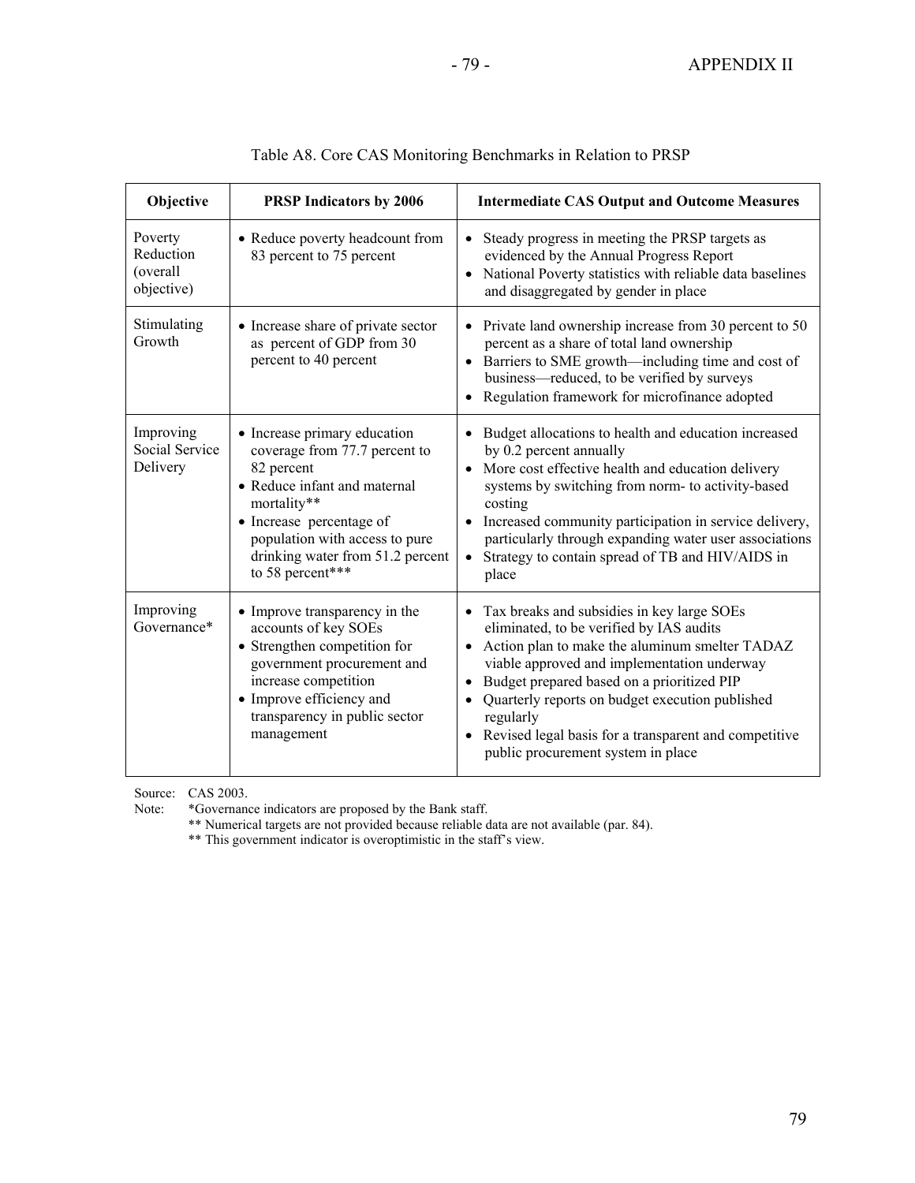Table A8. Core CAS Monitoring Benchmarks in Relation to PRSP

| Objective | PRSP Indicators by 2006 | Intermediate CAS Output and Outcome Measures |
|---|---|---|
| Poverty Reduction (overall objective) | • Reduce poverty headcount from 83 percent to 75 percent | • Steady progress in meeting the PRSP targets as evidenced by the Annual Progress Report<br>• National Poverty statistics with reliable data baselines and disaggregated by gender in place |
| Stimulating Growth | • Increase share of private sector as percent of GDP from 30 percent to 40 percent | • Private land ownership increase from 30 percent to 50 percent as a share of total land ownership<br>• Barriers to SME growth—including time and cost of business—reduced, to be verified by surveys<br>• Regulation framework for microfinance adopted |
| Improving Social Service Delivery | • Increase primary education coverage from 77.7 percent to 82 percent<br>• Reduce infant and maternal mortality**<br>• Increase percentage of population with access to pure drinking water from 51.2 percent to 58 percent*** | • Budget allocations to health and education increased by 0.2 percent annually<br>• More cost effective health and education delivery systems by switching from norm- to activity-based costing<br>• Increased community participation in service delivery, particularly through expanding water user associations<br>• Strategy to contain spread of TB and HIV/AIDS in place |
| Improving Governance* | • Improve transparency in the accounts of key SOEs<br>• Strengthen competition for government procurement and increase competition<br>• Improve efficiency and transparency in public sector management | • Tax breaks and subsidies in key large SOEs eliminated, to be verified by IAS audits<br>• Action plan to make the aluminum smelter TADAZ viable approved and implementation underway<br>• Budget prepared based on a prioritized PIP<br>• Quarterly reports on budget execution published regularly<br>• Revised legal basis for a transparent and competitive public procurement system in place |

Source: CAS 2003.

Note: *Governance indicators are proposed by the Bank staff.

** Numerical targets are not provided because reliable data are not available (par. 84).

** This government indicator is overoptimistic in the staff's view.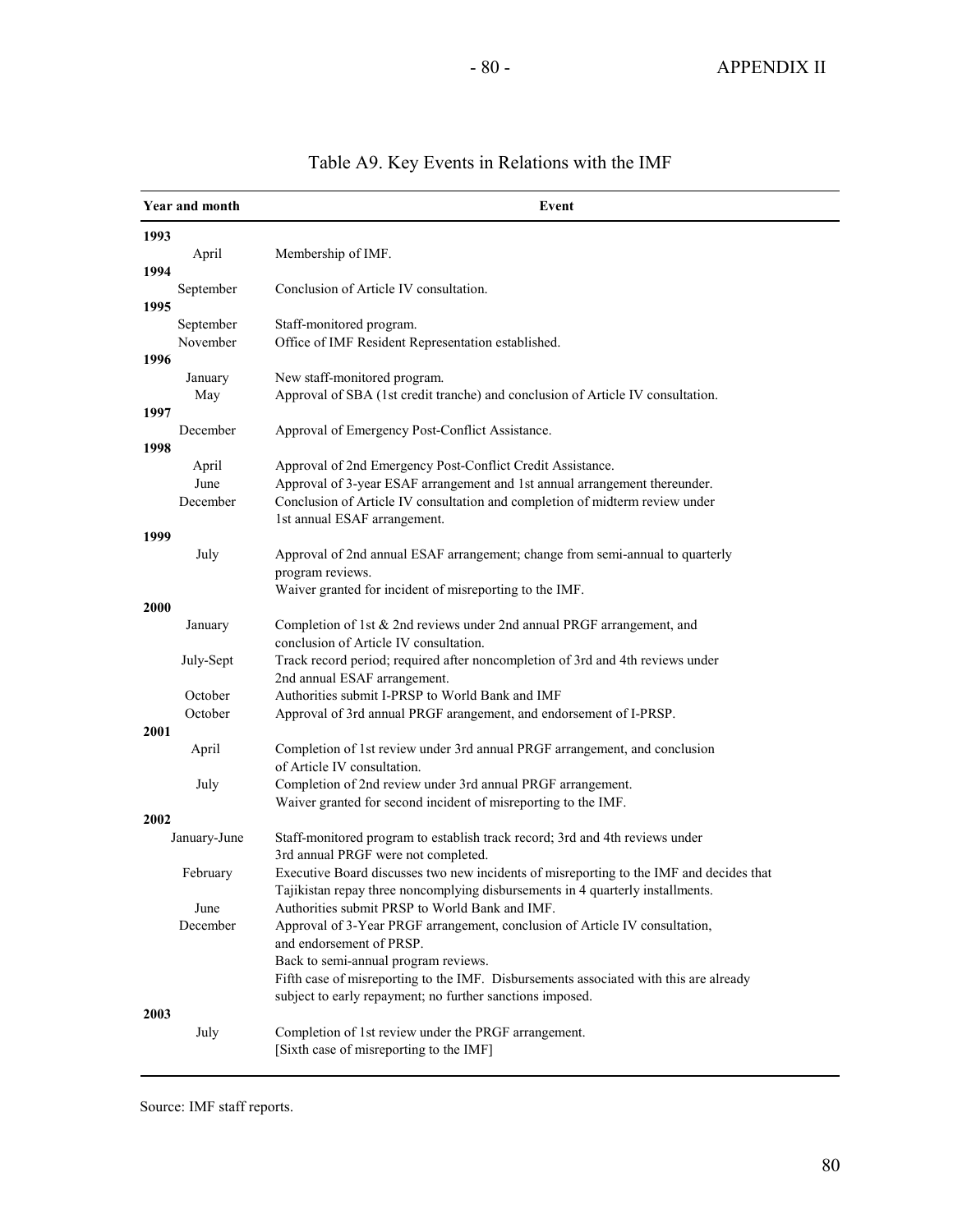# Table A9. Key Events in Relations with the IMF

| Year and month | Event |
|---|---|
| **1993** | |
| April | Membership of IMF. |
| **1994** | |
| September | Conclusion of Article IV consultation. |
| **1995** | |
| September | Staff-monitored program. |
| November | Office of IMF Resident Representation established. |
| **1996** | |
| January | New staff-monitored program. |
| May | Approval of SBA (1st credit tranche) and conclusion of Article IV consultation. |
| **1997** | |
| December | Approval of Emergency Post-Conflict Assistance. |
| **1998** | |
| April | Approval of 2nd Emergency Post-Conflict Credit Assistance. |
| June | Approval of 3-year ESAF arrangement and 1st annual arrangement thereunder. |
| December | Conclusion of Article IV consultation and completion of midterm review under 1st annual ESAF arrangement. |
| **1999** | |
| July | Approval of 2nd annual ESAF arrangement; change from semi-annual to quarterly program reviews. |
| | Waiver granted for incident of misreporting to the IMF. |
| **2000** | |
| January | Completion of 1st & 2nd reviews under 2nd annual PRGF arrangement, and conclusion of Article IV consultation. |
| July-Sept | Track record period; required after noncompletion of 3rd and 4th reviews under 2nd annual ESAF arrangement. |
| October | Authorities submit I-PRSP to World Bank and IMF |
| October | Approval of 3rd annual PRGF arangement, and endorsement of I-PRSP. |
| **2001** | |
| April | Completion of 1st review under 3rd annual PRGF arrangement, and conclusion of Article IV consultation. |
| July | Completion of 2nd review under 3rd annual PRGF arrangement. |
| | Waiver granted for second incident of misreporting to the IMF. |
| **2002** | |
| January-June | Staff-monitored program to establish track record; 3rd and 4th reviews under 3rd annual PRGF were not completed. |
| February | Executive Board discusses two new incidents of misreporting to the IMF and decides that Tajikistan repay three noncomplying disbursements in 4 quarterly installments. |
| June | Authorities submit PRSP to World Bank and IMF. |
| December | Approval of 3-Year PRGF arrangement, conclusion of Article IV consultation, and endorsement of PRSP. |
| | Back to semi-annual program reviews. |
| | Fifth case of misreporting to the IMF. Disbursements associated with this are already subject to early repayment; no further sanctions imposed. |
| **2003** | |
| July | Completion of 1st review under the PRGF arrangement. |
| | [Sixth case of misreporting to the IMF] |

Source: IMF staff reports.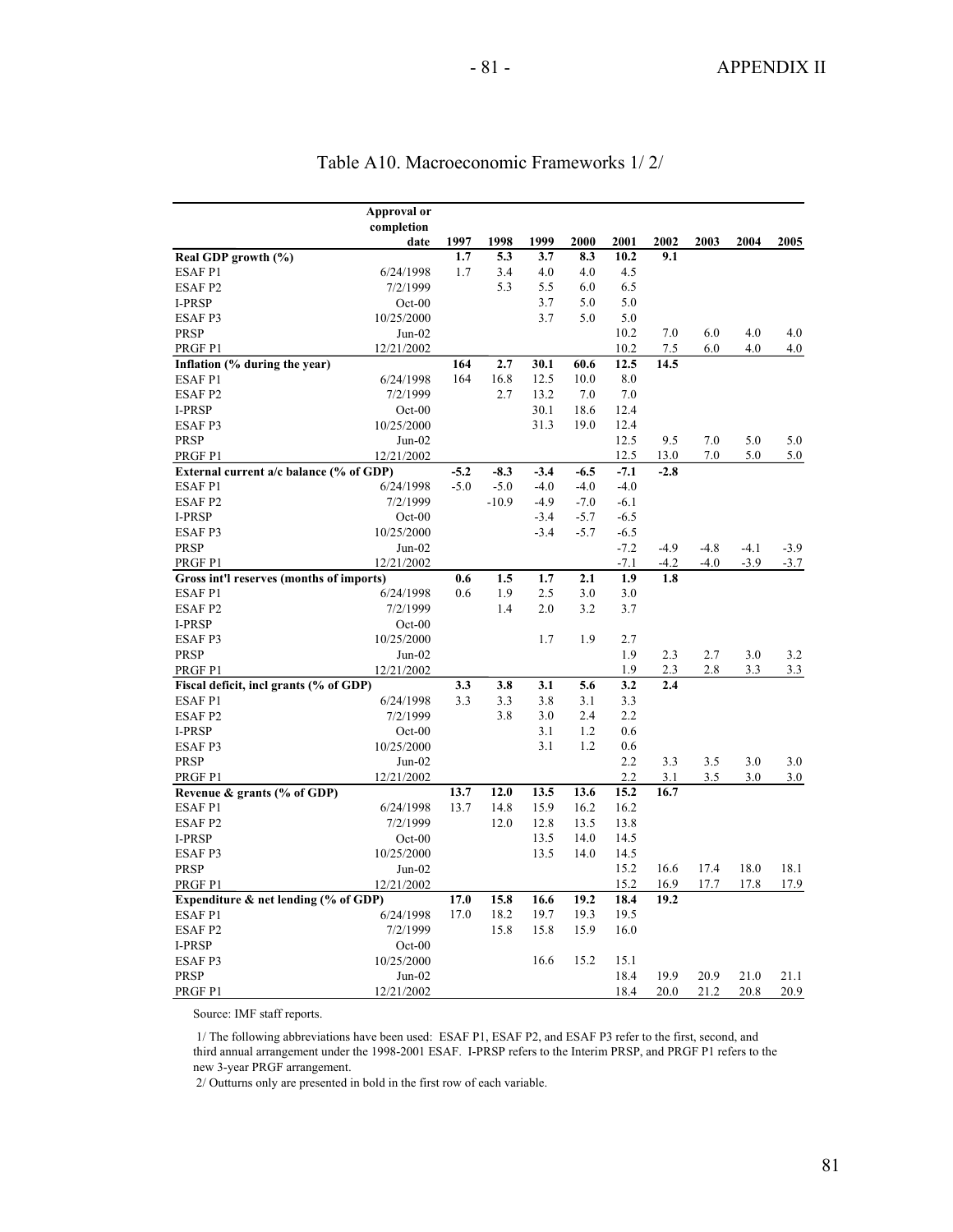# Table A10. Macroeconomic Frameworks 1/ 2/

| | Approval or completion date | 1997 | 1998 | 1999 | 2000 | 2001 | 2002 | 2003 | 2004 | 2005 |
|---|---|---|---|---|---|---|---|---|---|---|
| **Real GDP growth (%)** | | **1.7** | **5.3** | **3.7** | **8.3** | **10.2** | **9.1** | | | |
| ESAF P1 | 6/24/1998 | 1.7 | 3.4 | 4.0 | 4.0 | 4.5 | | | | |
| ESAF P2 | 7/2/1999 | | 5.3 | 5.5 | 6.0 | 6.5 | | | | |
| I-PRSP | Oct-00 | | | 3.7 | 5.0 | 5.0 | | | | |
| ESAF P3 | 10/25/2000 | | | 3.7 | 5.0 | 5.0 | | | | |
| PRSP | Jun-02 | | | | | 10.2 | 7.0 | 6.0 | 4.0 | 4.0 |
| PRGF P1 | 12/21/2002 | | | | | 10.2 | 7.5 | 6.0 | 4.0 | 4.0 |
| **Inflation (% during the year)** | | **164** | **2.7** | **30.1** | **60.6** | **12.5** | **14.5** | | | |
| ESAF P1 | 6/24/1998 | 164 | 16.8 | 12.5 | 10.0 | 8.0 | | | | |
| ESAF P2 | 7/2/1999 | | 2.7 | 13.2 | 7.0 | 7.0 | | | | |
| I-PRSP | Oct-00 | | | 30.1 | 18.6 | 12.4 | | | | |
| ESAF P3 | 10/25/2000 | | | 31.3 | 19.0 | 12.4 | | | | |
| PRSP | Jun-02 | | | | | 12.5 | 9.5 | 7.0 | 5.0 | 5.0 |
| PRGF P1 | 12/21/2002 | | | | | 12.5 | 13.0 | 7.0 | 5.0 | 5.0 |
| **External current a/c balance (% of GDP)** | | **-5.2** | **-8.3** | **-3.4** | **-6.5** | **-7.1** | **-2.8** | | | |
| ESAF P1 | 6/24/1998 | -5.0 | -5.0 | -4.0 | -4.0 | -4.0 | | | | |
| ESAF P2 | 7/2/1999 | | -10.9 | -4.9 | -7.0 | -6.1 | | | | |
| I-PRSP | Oct-00 | | | -3.4 | -5.7 | -6.5 | | | | |
| ESAF P3 | 10/25/2000 | | | -3.4 | -5.7 | -6.5 | | | | |
| PRSP | Jun-02 | | | | | -7.2 | -4.9 | -4.8 | -4.1 | -3.9 |
| PRGF P1 | 12/21/2002 | | | | | -7.1 | -4.2 | -4.0 | -3.9 | -3.7 |
| **Gross int'l reserves (months of imports)** | | **0.6** | **1.5** | **1.7** | **2.1** | **1.9** | **1.8** | | | |
| ESAF P1 | 6/24/1998 | 0.6 | 1.9 | 2.5 | 3.0 | 3.0 | | | | |
| ESAF P2 | 7/2/1999 | | 1.4 | 2.0 | 3.2 | 3.7 | | | | |
| I-PRSP | Oct-00 | | | | | | | | | |
| ESAF P3 | 10/25/2000 | | | 1.7 | 1.9 | 2.7 | | | | |
| PRSP | Jun-02 | | | | | 1.9 | 2.3 | 2.7 | 3.0 | 3.2 |
| PRGF P1 | 12/21/2002 | | | | | 1.9 | 2.3 | 2.8 | 3.3 | 3.3 |
| **Fiscal deficit, incl grants (% of GDP)** | | **3.3** | **3.8** | **3.1** | **5.6** | **3.2** | **2.4** | | | |
| ESAF P1 | 6/24/1998 | 3.3 | 3.3 | 3.8 | 3.1 | 3.3 | | | | |
| ESAF P2 | 7/2/1999 | | 3.8 | 3.0 | 2.4 | 2.2 | | | | |
| I-PRSP | Oct-00 | | | 3.1 | 1.2 | 0.6 | | | | |
| ESAF P3 | 10/25/2000 | | | 3.1 | 1.2 | 0.6 | | | | |
| PRSP | Jun-02 | | | | | 2.2 | 3.3 | 3.5 | 3.0 | 3.0 |
| PRGF P1 | 12/21/2002 | | | | | 2.2 | 3.1 | 3.5 | 3.0 | 3.0 |
| **Revenue & grants (% of GDP)** | | **13.7** | **12.0** | **13.5** | **13.6** | **15.2** | **16.7** | | | |
| ESAF P1 | 6/24/1998 | 13.7 | 14.8 | 15.9 | 16.2 | 16.2 | | | | |
| ESAF P2 | 7/2/1999 | | 12.0 | 12.8 | 13.5 | 13.8 | | | | |
| I-PRSP | Oct-00 | | | 13.5 | 14.0 | 14.5 | | | | |
| ESAF P3 | 10/25/2000 | | | 13.5 | 14.0 | 14.5 | | | | |
| PRSP | Jun-02 | | | | | 15.2 | 16.6 | 17.4 | 18.0 | 18.1 |
| PRGF P1 | 12/21/2002 | | | | | 15.2 | 16.9 | 17.7 | 17.8 | 17.9 |
| **Expenditure & net lending (% of GDP)** | | **17.0** | **15.8** | **16.6** | **19.2** | **18.4** | **19.2** | | | |
| ESAF P1 | 6/24/1998 | 17.0 | 18.2 | 19.7 | 19.3 | 19.5 | | | | |
| ESAF P2 | 7/2/1999 | | 15.8 | 15.8 | 15.9 | 16.0 | | | | |
| I-PRSP | Oct-00 | | | | | | | | | |
| ESAF P3 | 10/25/2000 | | | 16.6 | 15.2 | 15.1 | | | | |
| PRSP | Jun-02 | | | | | 18.4 | 19.9 | 20.9 | 21.0 | 21.1 |
| PRGF P1 | 12/21/2002 | | | | | 18.4 | 20.0 | 21.2 | 20.8 | 20.9 |

Source: IMF staff reports.

1/ The following abbreviations have been used: ESAF P1, ESAF P2, and ESAF P3 refer to the first, second, and third annual arrangement under the 1998-2001 ESAF. I-PRSP refers to the Interim PRSP, and PRGF P1 refers to the new 3-year PRGF arrangement.

2/ Outturns only are presented in bold in the first row of each variable.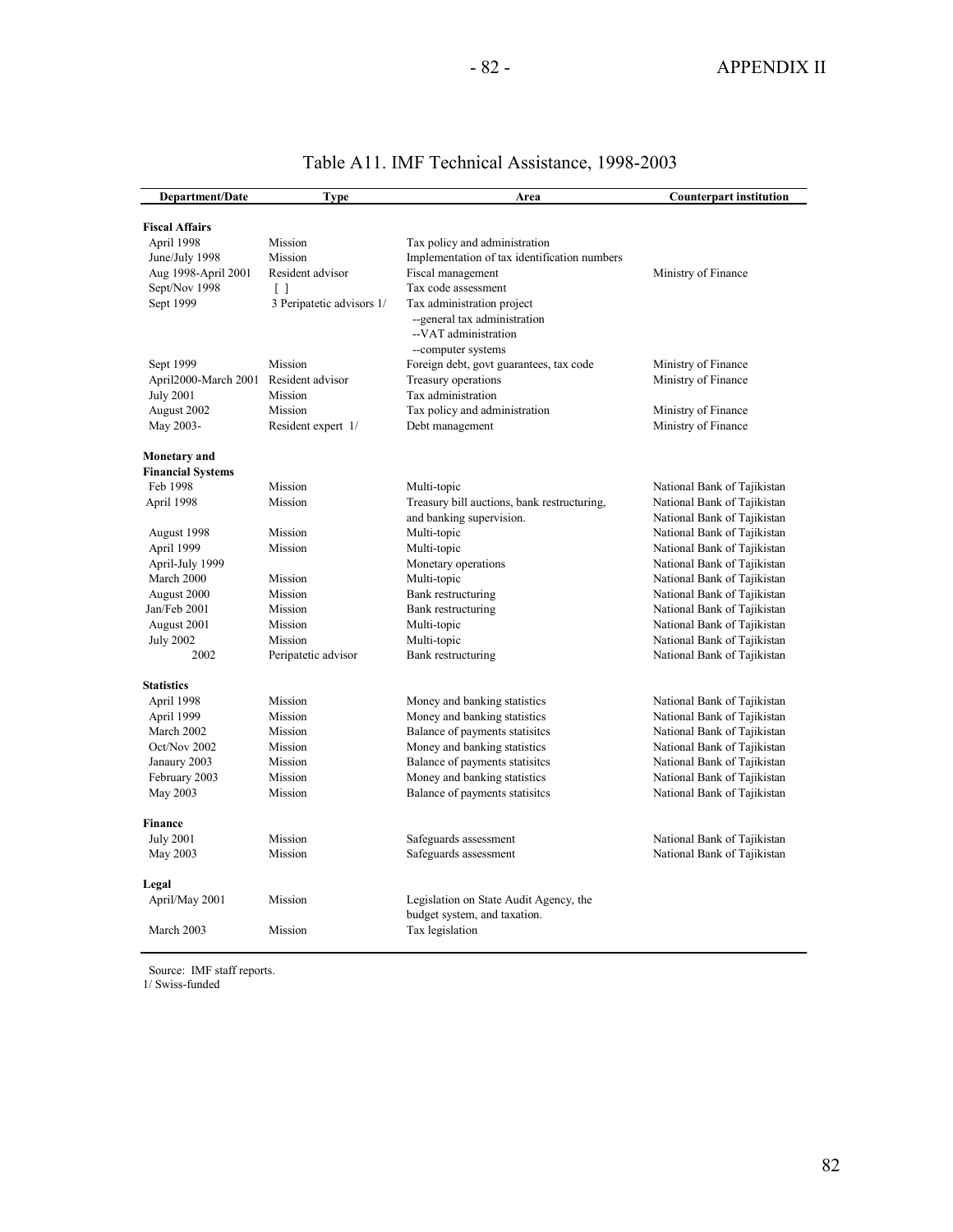# Table A11. IMF Technical Assistance, 1998-2003

| Department/Date | Type | Area | Counterpart institution |
|---|---|---|---|
| **Fiscal Affairs** | | | |
| April 1998 | Mission | Tax policy and administration | |
| June/July 1998 | Mission | Implementation of tax identification numbers | |
| Aug 1998-April 2001 | Resident advisor | Fiscal management | Ministry of Finance |
| Sept/Nov 1998 | [ ] | Tax code assessment | |
| Sept 1999 | 3 Peripatetic advisors 1/ | Tax administration project<br>--general tax administration<br>--VAT administration<br>--computer systems | |
| Sept 1999 | Mission | Foreign debt, govt guarantees, tax code | Ministry of Finance |
| April2000-March 2001 | Resident advisor | Treasury operations | Ministry of Finance |
| July 2001 | Mission | Tax administration | |
| August 2002 | Mission | Tax policy and administration | Ministry of Finance |
| May 2003- | Resident expert 1/ | Debt management | Ministry of Finance |
| **Monetary and Financial Systems** | | | |
| Feb 1998 | Mission | Multi-topic | National Bank of Tajikistan |
| April 1998 | Mission | Treasury bill auctions, bank restructuring, and banking supervision. | National Bank of Tajikistan<br>National Bank of Tajikistan |
| August 1998 | Mission | Multi-topic | National Bank of Tajikistan |
| April 1999 | Mission | Multi-topic | National Bank of Tajikistan |
| April-July 1999 | | Monetary operations | National Bank of Tajikistan |
| March 2000 | Mission | Multi-topic | National Bank of Tajikistan |
| August 2000 | Mission | Bank restructuring | National Bank of Tajikistan |
| Jan/Feb 2001 | Mission | Bank restructuring | National Bank of Tajikistan |
| August 2001 | Mission | Multi-topic | National Bank of Tajikistan |
| July 2002 | Mission | Multi-topic | National Bank of Tajikistan |
| 2002 | Peripatetic advisor | Bank restructuring | National Bank of Tajikistan |
| **Statistics** | | | |
| April 1998 | Mission | Money and banking statistics | National Bank of Tajikistan |
| April 1999 | Mission | Money and banking statistics | National Bank of Tajikistan |
| March 2002 | Mission | Balance of payments statisitcs | National Bank of Tajikistan |
| Oct/Nov 2002 | Mission | Money and banking statistics | National Bank of Tajikistan |
| Janaury 2003 | Mission | Balance of payments statisitcs | National Bank of Tajikistan |
| February 2003 | Mission | Money and banking statistics | National Bank of Tajikistan |
| May 2003 | Mission | Balance of payments statisitcs | National Bank of Tajikistan |
| **Finance** | | | |
| July 2001 | Mission | Safeguards assessment | National Bank of Tajikistan |
| May 2003 | Mission | Safeguards assessment | National Bank of Tajikistan |
| **Legal** | | | |
| April/May 2001 | Mission | Legislation on State Audit Agency, the budget system, and taxation. | |
| March 2003 | Mission | Tax legislation | |

Source: IMF staff reports.
1/ Swiss-funded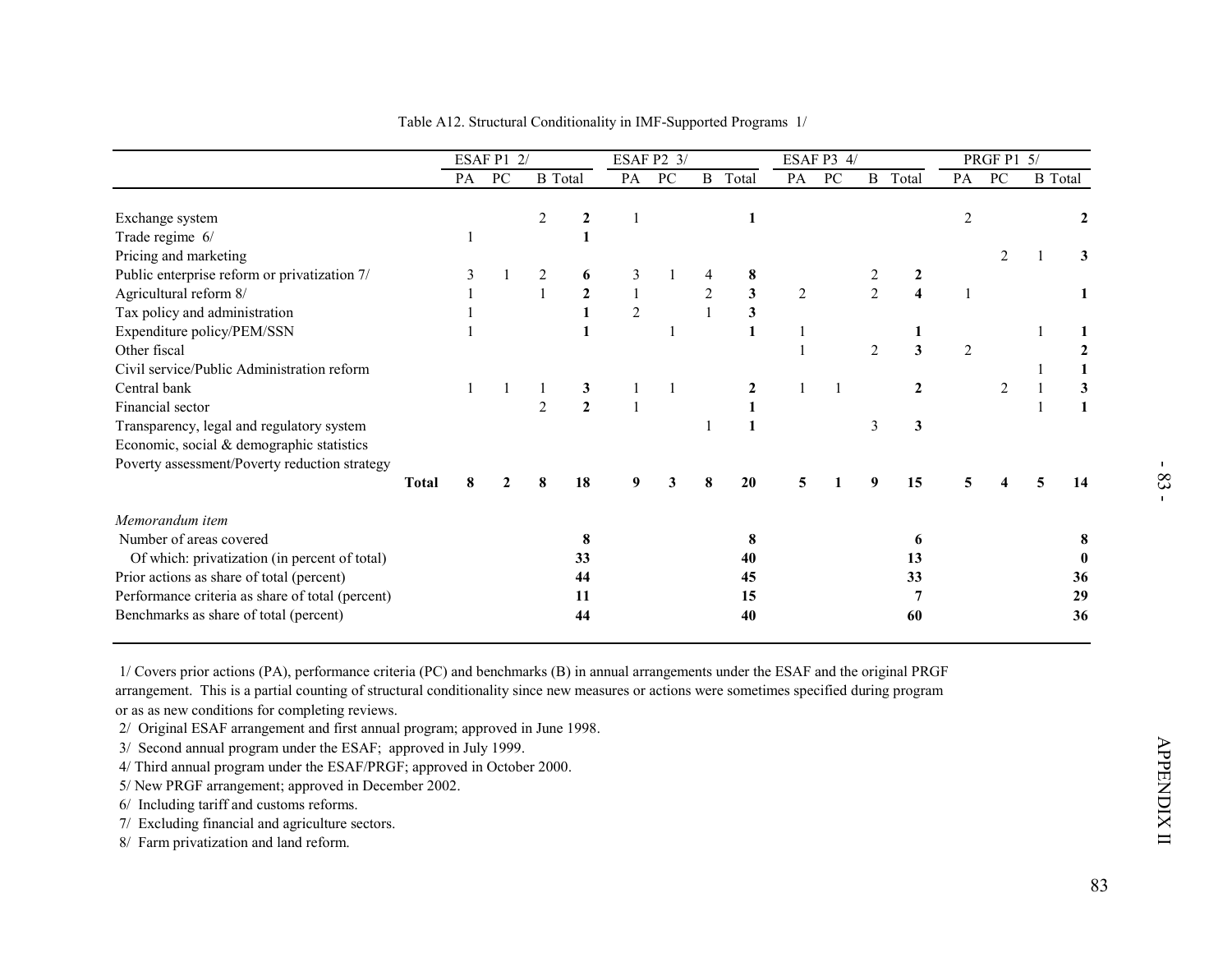Table A12. Structural Conditionality in IMF-Supported Programs 1/

| | ESAF P1 2/ | | | | ESAF P2 3/ | | | | ESAF P3 4/ | | | | PRGF P1 5/ | | | |
|---|---|---|---|---|---|---|---|---|---|---|---|---|---|---|---|---|
| | PA | PC | B | Total | PA | PC | B | Total | PA | PC | B | Total | PA | PC | B | Total |
| Exchange system | | | 2 | **2** | 1 | | | **1** | | | | | 2 | | | **2** |
| Trade regime 6/ | 1 | | | **1** | | | | | | | | | | | | |
| Pricing and marketing | | | | | | | | | | | | | | 2 | 1 | **3** |
| Public enterprise reform or privatization 7/ | 3 | 1 | 2 | **6** | 3 | 1 | 4 | **8** | | | 2 | **2** | | | | |
| Agricultural reform 8/ | 1 | | 1 | **2** | 1 | | 2 | **3** | 2 | | 2 | **4** | 1 | | | **1** |
| Tax policy and administration | 1 | | | **1** | 2 | | 1 | **3** | | | | | | | | |
| Expenditure policy/PEM/SSN | 1 | | | **1** | | 1 | | **1** | 1 | | | **1** | | | 1 | **1** |
| Other fiscal | | | | | | | | | 1 | | 2 | **3** | 2 | | | **2** |
| Civil service/Public Administration reform | | | | | | | | | | | | | | | 1 | **1** |
| Central bank | 1 | 1 | 1 | **3** | 1 | 1 | | **2** | 1 | 1 | | **2** | | 2 | 1 | **3** |
| Financial sector | | | 2 | **2** | 1 | | | **1** | | | | | | | 1 | **1** |
| Transparency, legal and regulatory system | | | | | | | 1 | **1** | | | 3 | **3** | | | | |
| Economic, social & demographic statistics | | | | | | | | | | | | | | | | |
| Poverty assessment/Poverty reduction strategy | | | | | | | | | | | | | | | | |
| **Total** | **8** | **2** | **8** | **18** | **9** | **3** | **8** | **20** | **5** | **1** | **9** | **15** | **5** | **4** | **5** | **14** |
| *Memorandum item* | | | | | | | | | | | | | | | | |
| Number of areas covered | | | | **8** | | | | **8** | | | | **6** | | | | **8** |
| Of which: privatization (in percent of total) | | | | **33** | | | | **40** | | | | **13** | | | | **0** |
| Prior actions as share of total (percent) | | | | **44** | | | | **45** | | | | **33** | | | | **36** |
| Performance criteria as share of total (percent) | | | | **11** | | | | **15** | | | | **7** | | | | **29** |
| Benchmarks as share of total (percent) | | | | **44** | | | | **40** | | | | **60** | | | | **36** |

1/ Covers prior actions (PA), performance criteria (PC) and benchmarks (B) in annual arrangements under the ESAF and the original PRGF arrangement. This is a partial counting of structural conditionality since new measures or actions were sometimes specified during program or as as new conditions for completing reviews.
2/ Original ESAF arrangement and first annual program; approved in June 1998.
3/ Second annual program under the ESAF; approved in July 1999.
4/ Third annual program under the ESAF/PRGF; approved in October 2000.
5/ New PRGF arrangement; approved in December 2002.
6/ Including tariff and customs reforms.
7/ Excluding financial and agriculture sectors.
8/ Farm privatization and land reform.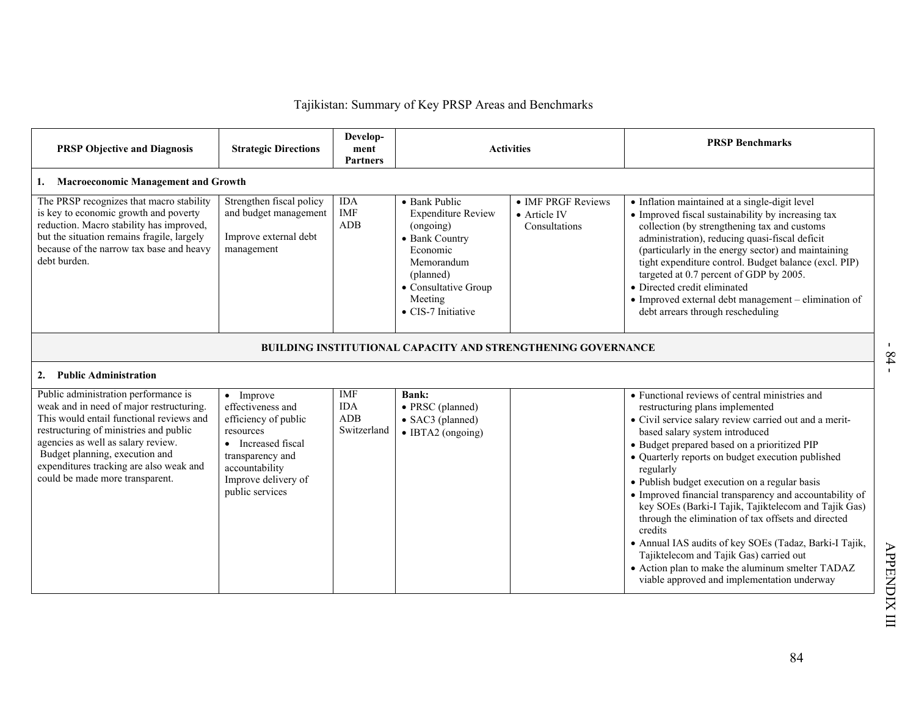## Tajikistan: Summary of Key PRSP Areas and Benchmarks

| PRSP Objective and Diagnosis | Strategic Directions | Development Partners | Activities | | PRSP Benchmarks |
|---|---|---|---|---|---|
| **1. Macroeconomic Management and Growth** | | | | | |
| The PRSP recognizes that macro stability is key to economic growth and poverty reduction. Macro stability has improved, but the situation remains fragile, largely because of the narrow tax base and heavy debt burden. | Strengthen fiscal policy and budget management<br><br>Improve external debt management | IDA<br>IMF<br>ADB | • Bank Public Expenditure Review (ongoing)<br>• Bank Country Economic Memorandum (planned)<br>• Consultative Group Meeting<br>• CIS-7 Initiative | • IMF PRGF Reviews<br>• Article IV Consultations | • Inflation maintained at a single-digit level<br>• Improved fiscal sustainability by increasing tax collection (by strengthening tax and customs administration), reducing quasi-fiscal deficit (particularly in the energy sector) and maintaining tight expenditure control. Budget balance (excl. PIP) targeted at 0.7 percent of GDP by 2005.<br>• Directed credit eliminated<br>• Improved external debt management – elimination of debt arrears through rescheduling |
| **BUILDING INSTITUTIONAL CAPACITY AND STRENGTHENING GOVERNANCE** | | | | | |
| **2. Public Administration** | | | | | |
| Public administration performance is weak and in need of major restructuring. This would entail functional reviews and restructuring of ministries and public agencies as well as salary review. Budget planning, execution and expenditures tracking are also weak and could be made more transparent. | • Improve effectiveness and efficiency of public resources<br>• Increased fiscal transparency and accountability<br>Improve delivery of public services | IMF<br>IDA<br>ADB<br>Switzerland | **Bank:**<br>• PRSC (planned)<br>• SAC3 (planned)<br>• IBTA2 (ongoing) | | • Functional reviews of central ministries and restructuring plans implemented<br>• Civil service salary review carried out and a merit-based salary system introduced<br>• Budget prepared based on a prioritized PIP<br>• Quarterly reports on budget execution published regularly<br>• Publish budget execution on a regular basis<br>• Improved financial transparency and accountability of key SOEs (Barki-I Tajik, Tajiktelecom and Tajik Gas) through the elimination of tax offsets and directed credits<br>• Annual IAS audits of key SOEs (Tadaz, Barki-I Tajik, Tajiktelecom and Tajik Gas) carried out<br>• Action plan to make the aluminum smelter TADAZ viable approved and implementation underway |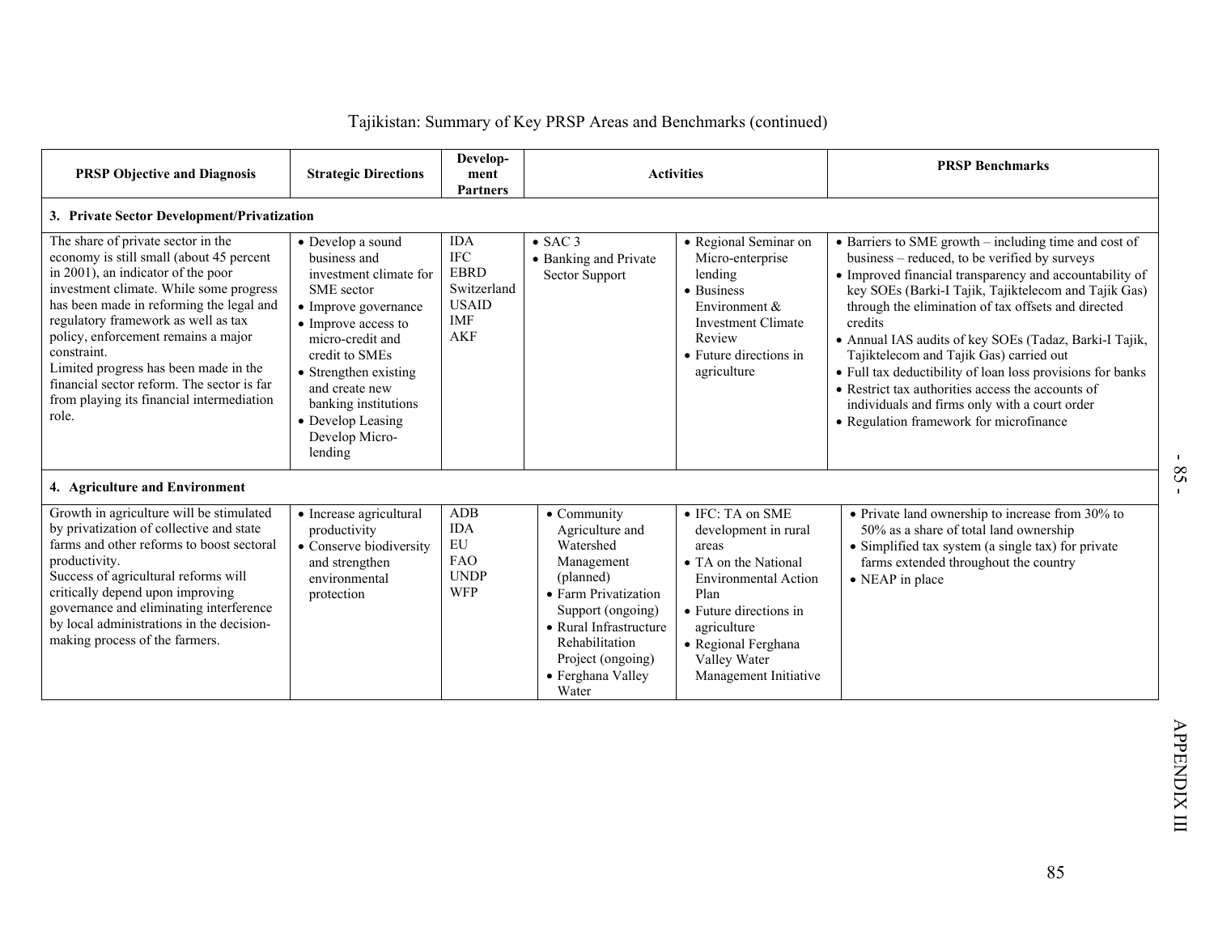Tajikistan: Summary of Key PRSP Areas and Benchmarks (continued)

| PRSP Objective and Diagnosis | Strategic Directions | Develop-ment Partners | Activities | | PRSP Benchmarks |
|---|---|---|---|---|---|
| **3. Private Sector Development/Privatization** | | | | | |
| The share of private sector in the economy is still small (about 45 percent in 2001), an indicator of the poor investment climate. While some progress has been made in reforming the legal and regulatory framework as well as tax policy, enforcement remains a major constraint.<br>Limited progress has been made in the financial sector reform. The sector is far from playing its financial intermediation role. | • Develop a sound business and investment climate for SME sector<br>• Improve governance<br>• Improve access to micro-credit and credit to SMEs<br>• Strengthen existing and create new banking institutions<br>• Develop Leasing Develop Micro-lending | IDA<br>IFC<br>EBRD<br>Switzerland<br>USAID<br>IMF<br>AKF | • SAC 3<br>• Banking and Private Sector Support | • Regional Seminar on Micro-enterprise lending<br>• Business Environment & Investment Climate Review<br>• Future directions in agriculture | • Barriers to SME growth – including time and cost of business – reduced, to be verified by surveys<br>• Improved financial transparency and accountability of key SOEs (Barki-I Tajik, Tajiktelecom and Tajik Gas) through the elimination of tax offsets and directed credits<br>• Annual IAS audits of key SOEs (Tadaz, Barki-I Tajik, Tajiktelecom and Tajik Gas) carried out<br>• Full tax deductibility of loan loss provisions for banks<br>• Restrict tax authorities access the accounts of individuals and firms only with a court order<br>• Regulation framework for microfinance |
| **4. Agriculture and Environment** | | | | | |
| Growth in agriculture will be stimulated by privatization of collective and state farms and other reforms to boost sectoral productivity.<br>Success of agricultural reforms will critically depend upon improving governance and eliminating interference by local administrations in the decision-making process of the farmers. | • Increase agricultural productivity<br>• Conserve biodiversity and strengthen environmental protection | ADB<br>IDA<br>EU<br>FAO<br>UNDP<br>WFP | • Community Agriculture and Watershed Management (planned)<br>• Farm Privatization Support (ongoing)<br>• Rural Infrastructure Rehabilitation Project (ongoing)<br>• Ferghana Valley Water | • IFC: TA on SME development in rural areas<br>• TA on the National Environmental Action Plan<br>• Future directions in agriculture<br>• Regional Ferghana Valley Water Management Initiative | • Private land ownership to increase from 30% to 50% as a share of total land ownership<br>• Simplified tax system (a single tax) for private farms extended throughout the country<br>• NEAP in place |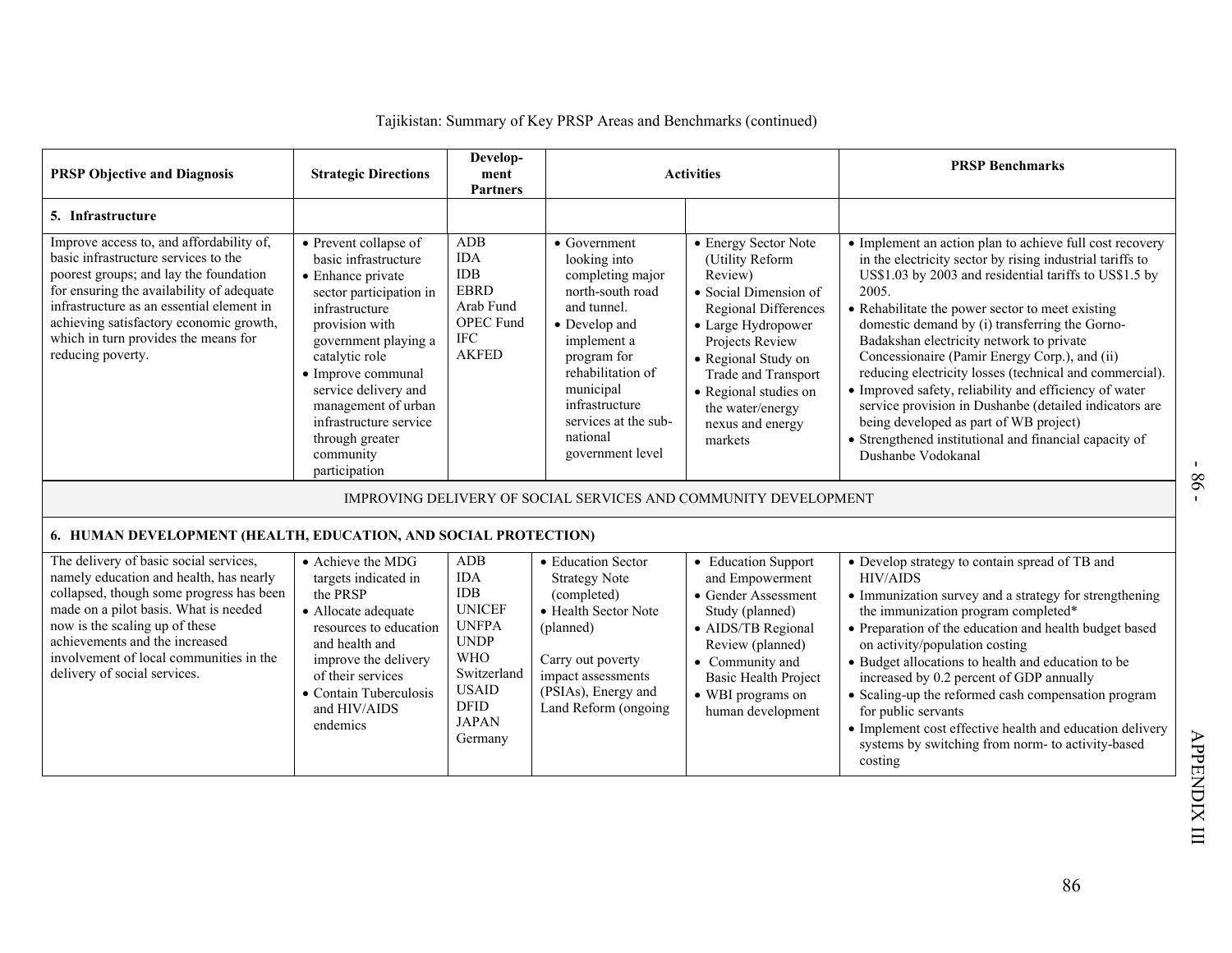Tajikistan: Summary of Key PRSP Areas and Benchmarks (continued)

| PRSP Objective and Diagnosis | Strategic Directions | Develop-ment Partners | Activities | | PRSP Benchmarks |
|---|---|---|---|---|---|
| **5. Infrastructure** | | | | | |
| Improve access to, and affordability of, basic infrastructure services to the poorest groups; and lay the foundation for ensuring the availability of adequate infrastructure as an essential element in achieving satisfactory economic growth, which in turn provides the means for reducing poverty. | • Prevent collapse of basic infrastructure<br>• Enhance private sector participation in infrastructure provision with government playing a catalytic role<br>• Improve communal service delivery and management of urban infrastructure service through greater community participation | ADB<br>IDA<br>IDB<br>EBRD<br>Arab Fund<br>OPEC Fund<br>IFC<br>AKFED | • Government looking into completing major north-south road and tunnel.<br>• Develop and implement a program for rehabilitation of municipal infrastructure services at the sub-national government level | • Energy Sector Note (Utility Reform Review)<br>• Social Dimension of Regional Differences<br>• Large Hydropower Projects Review<br>• Regional Study on Trade and Transport<br>• Regional studies on the water/energy nexus and energy markets | • Implement an action plan to achieve full cost recovery in the electricity sector by rising industrial tariffs to US$1.03 by 2003 and residential tariffs to US$1.5 by 2005.<br>• Rehabilitate the power sector to meet existing domestic demand by (i) transferring the Gorno-Badakshan electricity network to private Concessionaire (Pamir Energy Corp.), and (ii) reducing electricity losses (technical and commercial).<br>• Improved safety, reliability and efficiency of water service provision in Dushanbe (detailed indicators are being developed as part of WB project)<br>• Strengthened institutional and financial capacity of Dushanbe Vodokanal |
| IMPROVING DELIVERY OF SOCIAL SERVICES AND COMMUNITY DEVELOPMENT | | | | | |
| **6. HUMAN DEVELOPMENT (HEALTH, EDUCATION, AND SOCIAL PROTECTION)** | | | | | |
| The delivery of basic social services, namely education and health, has nearly collapsed, though some progress has been made on a pilot basis. What is needed now is the scaling up of these achievements and the increased involvement of local communities in the delivery of social services. | • Achieve the MDG targets indicated in the PRSP<br>• Allocate adequate resources to education and health and improve the delivery of their services<br>• Contain Tuberculosis and HIV/AIDS endemics | ADB<br>IDA<br>IDB<br>UNICEF<br>UNFPA<br>UNDP<br>WHO<br>Switzerland<br>USAID<br>DFID<br>JAPAN<br>Germany | • Education Sector Strategy Note (completed)<br>• Health Sector Note (planned)<br><br>Carry out poverty impact assessments (PSIAs), Energy and Land Reform (ongoing | • Education Support and Empowerment<br>• Gender Assessment Study (planned)<br>• AIDS/TB Regional Review (planned)<br>• Community and Basic Health Project<br>• WBI programs on human development | • Develop strategy to contain spread of TB and HIV/AIDS<br>• Immunization survey and a strategy for strengthening the immunization program completed*<br>• Preparation of the education and health budget based on activity/population costing<br>• Budget allocations to health and education to be increased by 0.2 percent of GDP annually<br>• Scaling-up the reformed cash compensation program for public servants<br>• Implement cost effective health and education delivery systems by switching from norm- to activity-based costing |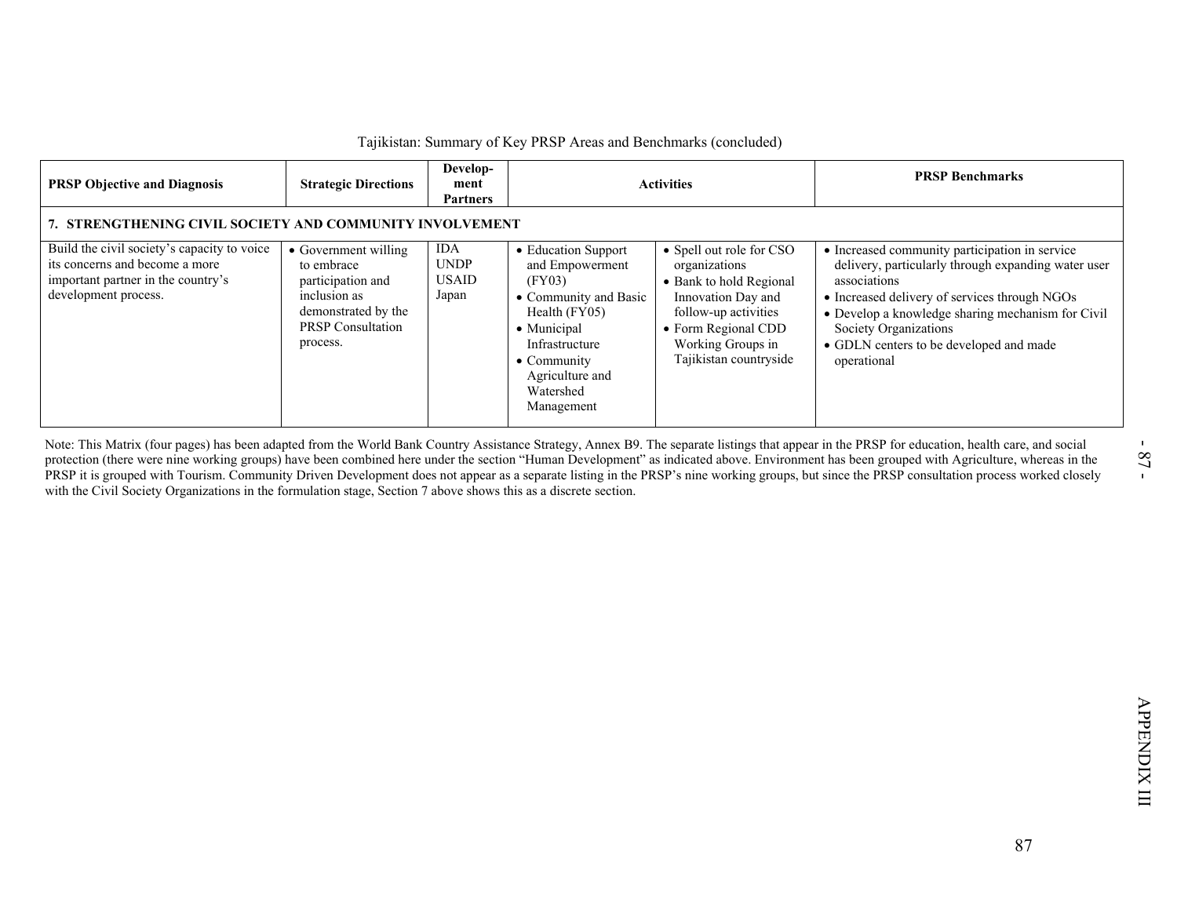Tajikistan: Summary of Key PRSP Areas and Benchmarks (concluded)

| PRSP Objective and Diagnosis | Strategic Directions | Develop-ment Partners | Activities | | PRSP Benchmarks |
|---|---|---|---|---|---|
| **7. STRENGTHENING CIVIL SOCIETY AND COMMUNITY INVOLVEMENT** | | | | | |
| Build the civil society's capacity to voice its concerns and become a more important partner in the country's development process. | • Government willing to embrace participation and inclusion as demonstrated by the PRSP Consultation process. | IDA<br>UNDP<br>USAID<br>Japan | • Education Support and Empowerment (FY03)<br>• Community and Basic Health (FY05)<br>• Municipal Infrastructure<br>• Community Agriculture and Watershed Management | • Spell out role for CSO organizations<br>• Bank to hold Regional Innovation Day and follow-up activities<br>• Form Regional CDD Working Groups in Tajikistan countryside | • Increased community participation in service delivery, particularly through expanding water user associations<br>• Increased delivery of services through NGOs<br>• Develop a knowledge sharing mechanism for Civil Society Organizations<br>• GDLN centers to be developed and made operational |

Note: This Matrix (four pages) has been adapted from the World Bank Country Assistance Strategy, Annex B9. The separate listings that appear in the PRSP for education, health care, and social protection (there were nine working groups) have been combined here under the section "Human Development" as indicated above. Environment has been grouped with Agriculture, whereas in the PRSP it is grouped with Tourism. Community Driven Development does not appear as a separate listing in the PRSP's nine working groups, but since the PRSP consultation process worked closely with the Civil Society Organizations in the formulation stage, Section 7 above shows this as a discrete section.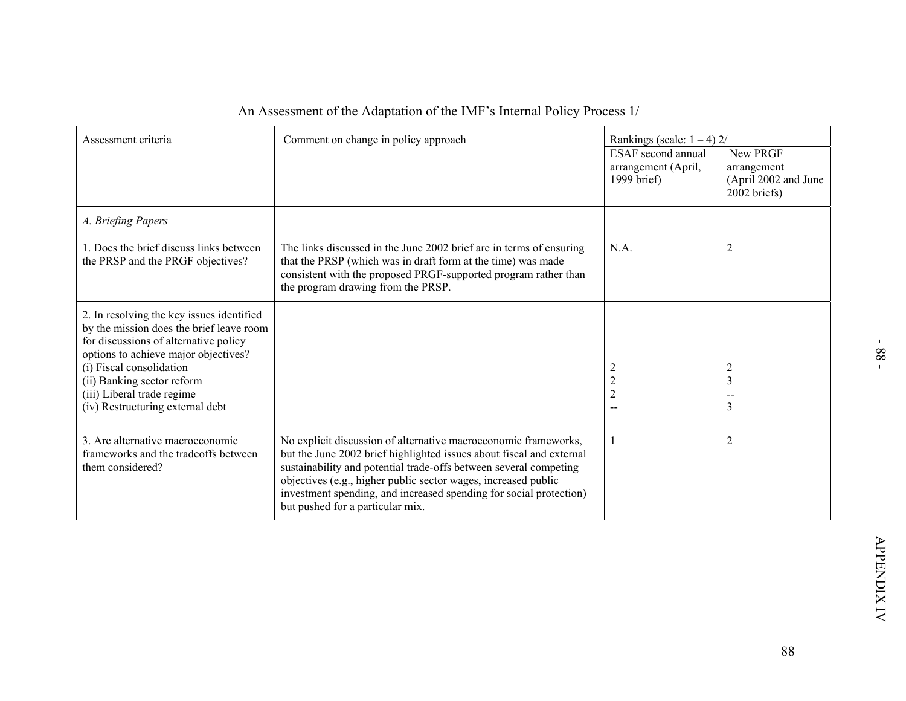An Assessment of the Adaptation of the IMF's Internal Policy Process 1/

| Assessment criteria | Comment on change in policy approach | Rankings (scale: 1 – 4) 2/ | |
|---|---|---|---|
| | | ESAF second annual arrangement (April, 1999 brief) | New PRGF arrangement (April 2002 and June 2002 briefs) |
| *A. Briefing Papers* | | | |
| 1. Does the brief discuss links between the PRSP and the PRGF objectives? | The links discussed in the June 2002 brief are in terms of ensuring that the PRSP (which was in draft form at the time) was made consistent with the proposed PRGF-supported program rather than the program drawing from the PRSP. | N.A. | 2 |
| 2. In resolving the key issues identified by the mission does the brief leave room for discussions of alternative policy options to achieve major objectives? | | | |
| (i) Fiscal consolidation | | 2 | 2 |
| (ii) Banking sector reform | | 2 | 3 |
| (iii) Liberal trade regime | | 2 | -- |
| (iv) Restructuring external debt | | -- | 3 |
| 3. Are alternative macroeconomic frameworks and the tradeoffs between them considered? | No explicit discussion of alternative macroeconomic frameworks, but the June 2002 brief highlighted issues about fiscal and external sustainability and potential trade-offs between several competing objectives (e.g., higher public sector wages, increased public investment spending, and increased spending for social protection) but pushed for a particular mix. | 1 | 2 |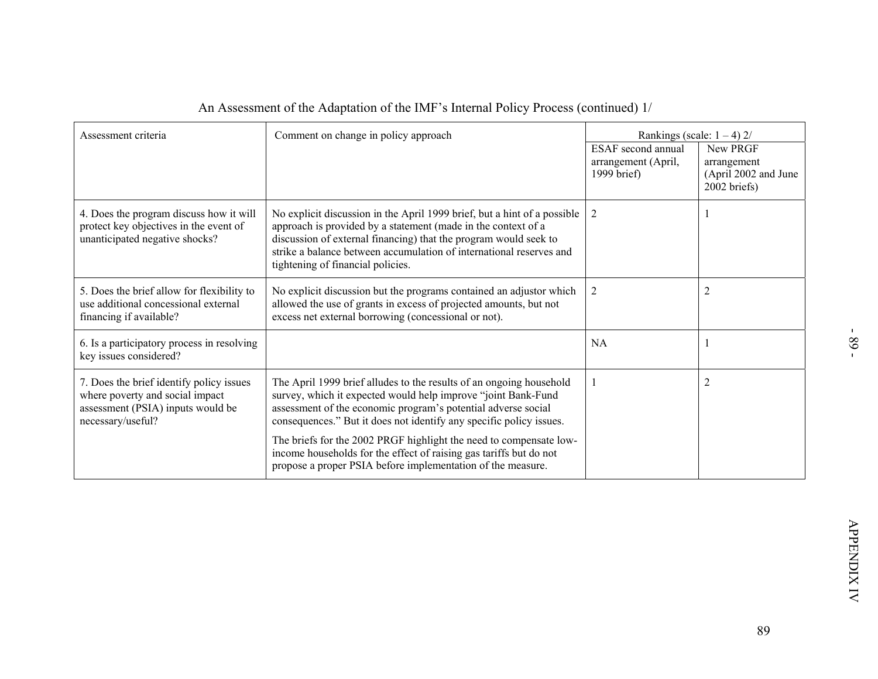An Assessment of the Adaptation of the IMF's Internal Policy Process (continued) 1/

| Assessment criteria | Comment on change in policy approach | Rankings (scale: 1 – 4) 2/ | |
|---|---|---|---|
| | | ESAF second annual arrangement (April, 1999 brief) | New PRGF arrangement (April 2002 and June 2002 briefs) |
| 4. Does the program discuss how it will protect key objectives in the event of unanticipated negative shocks? | No explicit discussion in the April 1999 brief, but a hint of a possible approach is provided by a statement (made in the context of a discussion of external financing) that the program would seek to strike a balance between accumulation of international reserves and tightening of financial policies. | 2 | 1 |
| 5. Does the brief allow for flexibility to use additional concessional external financing if available? | No explicit discussion but the programs contained an adjustor which allowed the use of grants in excess of projected amounts, but not excess net external borrowing (concessional or not). | 2 | 2 |
| 6. Is a participatory process in resolving key issues considered? | | NA | 1 |
| 7. Does the brief identify policy issues where poverty and social impact assessment (PSIA) inputs would be necessary/useful? | The April 1999 brief alludes to the results of an ongoing household survey, which it expected would help improve "joint Bank-Fund assessment of the economic program's potential adverse social consequences." But it does not identify any specific policy issues.<br><br>The briefs for the 2002 PRGF highlight the need to compensate low-income households for the effect of raising gas tariffs but do not propose a proper PSIA before implementation of the measure. | 1 | 2 |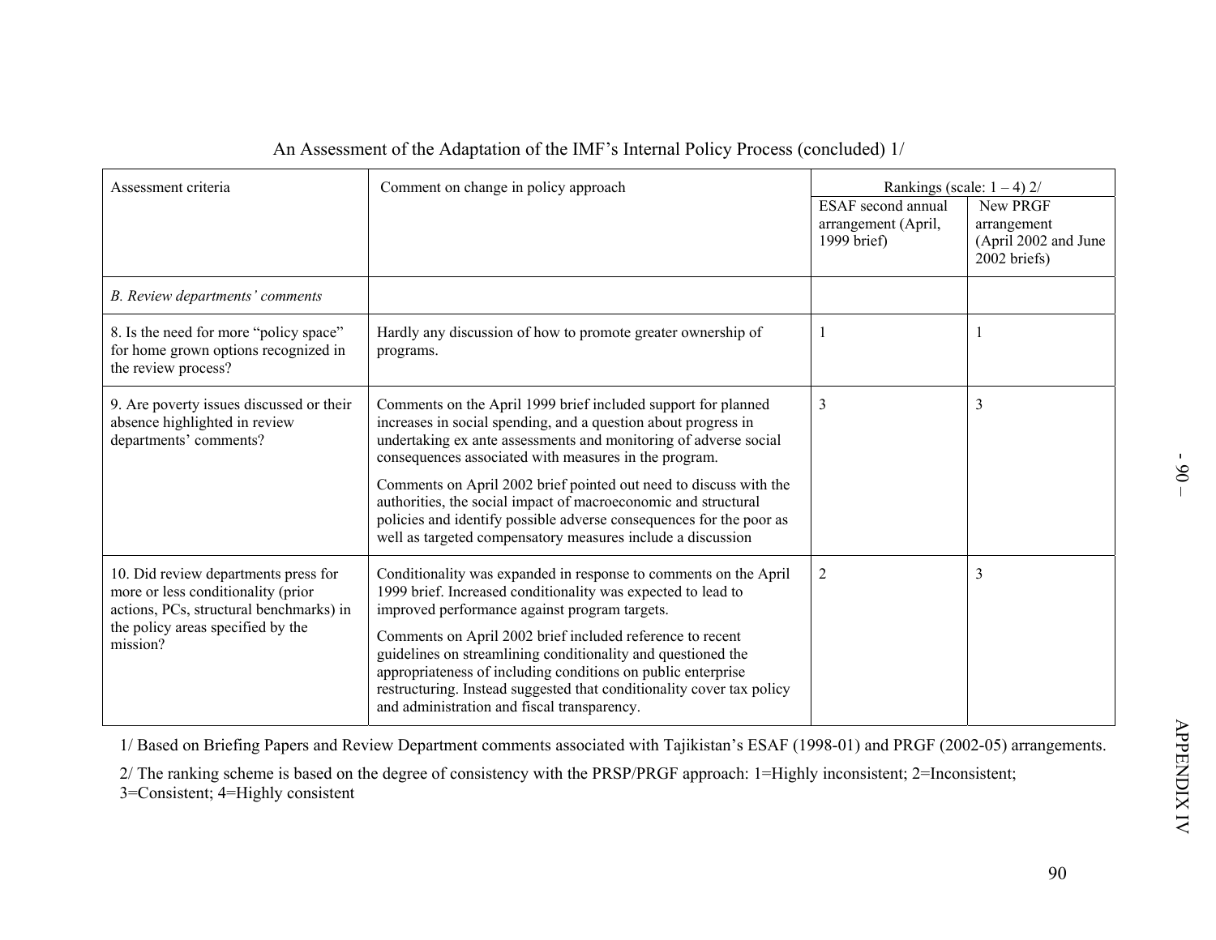An Assessment of the Adaptation of the IMF's Internal Policy Process (concluded) 1/

| Assessment criteria | Comment on change in policy approach | Rankings (scale: 1 – 4) 2/ | |
|---|---|---|---|
| | | ESAF second annual arrangement (April, 1999 brief) | New PRGF arrangement (April 2002 and June 2002 briefs) |
| *B. Review departments' comments* | | | |
| 8. Is the need for more "policy space" for home grown options recognized in the review process? | Hardly any discussion of how to promote greater ownership of programs. | 1 | 1 |
| 9. Are poverty issues discussed or their absence highlighted in review departments' comments? | Comments on the April 1999 brief included support for planned increases in social spending, and a question about progress in undertaking ex ante assessments and monitoring of adverse social consequences associated with measures in the program.<br><br>Comments on April 2002 brief pointed out need to discuss with the authorities, the social impact of macroeconomic and structural policies and identify possible adverse consequences for the poor as well as targeted compensatory measures include a discussion | 3 | 3 |
| 10. Did review departments press for more or less conditionality (prior actions, PCs, structural benchmarks) in the policy areas specified by the mission? | Conditionality was expanded in response to comments on the April 1999 brief. Increased conditionality was expected to lead to improved performance against program targets.<br><br>Comments on April 2002 brief included reference to recent guidelines on streamlining conditionality and questioned the appropriateness of including conditions on public enterprise restructuring. Instead suggested that conditionality cover tax policy and administration and fiscal transparency. | 2 | 3 |

1/ Based on Briefing Papers and Review Department comments associated with Tajikistan's ESAF (1998-01) and PRGF (2002-05) arrangements.

2/ The ranking scheme is based on the degree of consistency with the PRSP/PRGF approach: 1=Highly inconsistent; 2=Inconsistent; 3=Consistent; 4=Highly consistent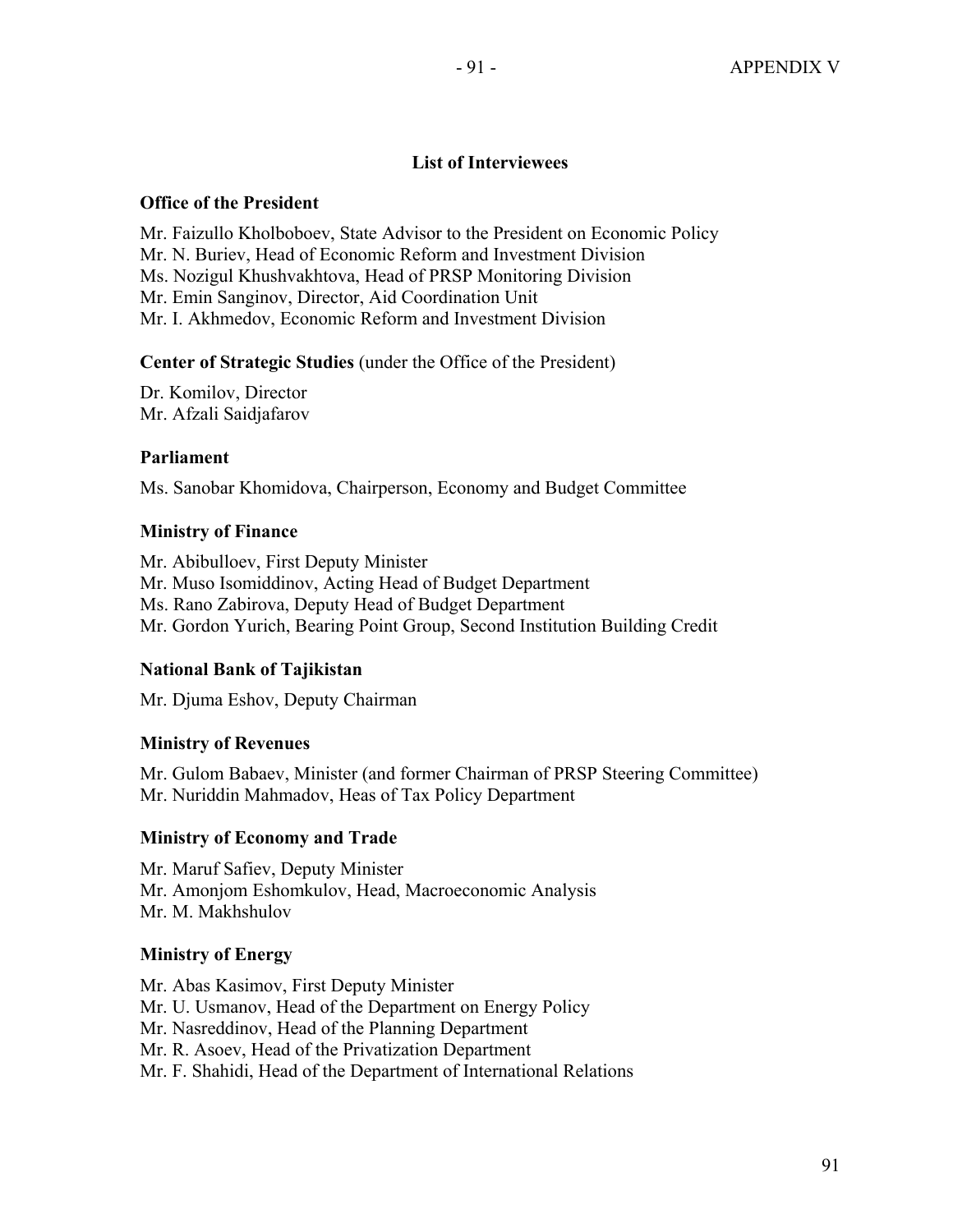## List of Interviewees

**Office of the President**

Mr. Faizullo Kholboboev, State Advisor to the President on Economic Policy
Mr. N. Buriev, Head of Economic Reform and Investment Division
Ms. Nozigul Khushvakhtova, Head of PRSP Monitoring Division
Mr. Emin Sanginov, Director, Aid Coordination Unit
Mr. I. Akhmedov, Economic Reform and Investment Division

**Center of Strategic Studies** (under the Office of the President)

Dr. Komilov, Director
Mr. Afzali Saidjafarov

**Parliament**

Ms. Sanobar Khomidova, Chairperson, Economy and Budget Committee

**Ministry of Finance**

Mr. Abibulloev, First Deputy Minister
Mr. Muso Isomiddinov, Acting Head of Budget Department
Ms. Rano Zabirova, Deputy Head of Budget Department
Mr. Gordon Yurich, Bearing Point Group, Second Institution Building Credit

**National Bank of Tajikistan**

Mr. Djuma Eshov, Deputy Chairman

**Ministry of Revenues**

Mr. Gulom Babaev, Minister (and former Chairman of PRSP Steering Committee)
Mr. Nuriddin Mahmadov, Heas of Tax Policy Department

**Ministry of Economy and Trade**

Mr. Maruf Safiev, Deputy Minister
Mr. Amonjom Eshomkulov, Head, Macroeconomic Analysis
Mr. M. Makhshulov

**Ministry of Energy**

Mr. Abas Kasimov, First Deputy Minister
Mr. U. Usmanov, Head of the Department on Energy Policy
Mr. Nasreddinov, Head of the Planning Department
Mr. R. Asoev, Head of the Privatization Department
Mr. F. Shahidi, Head of the Department of International Relations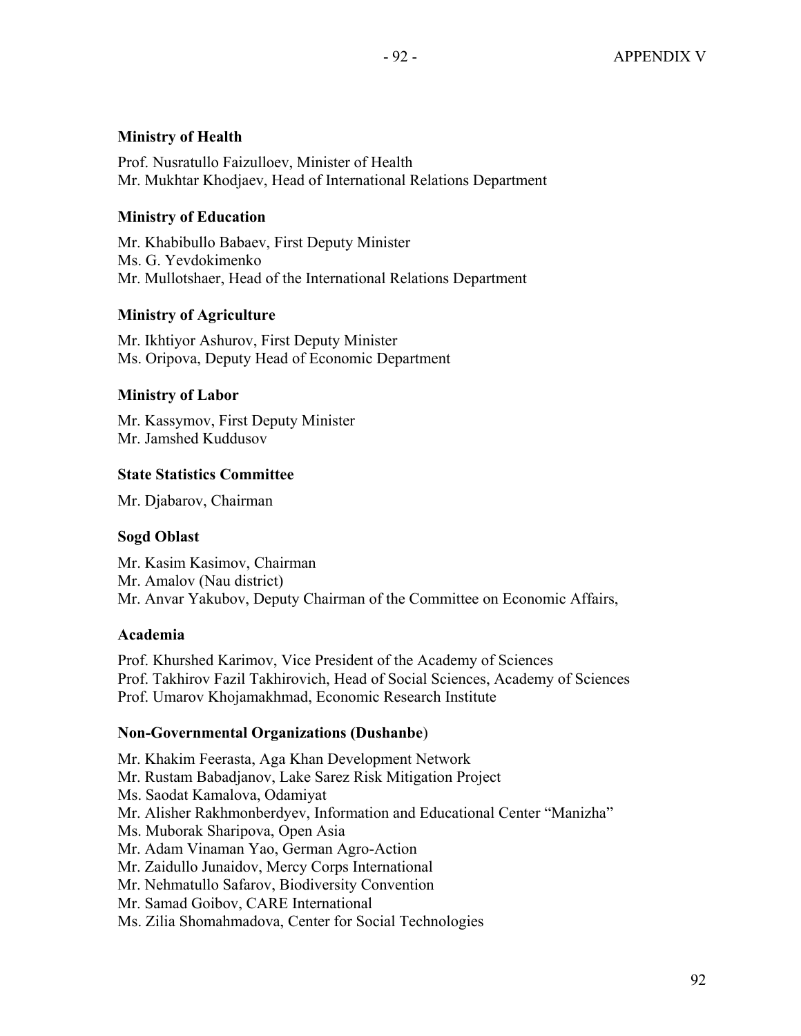**Ministry of Health**

Prof. Nusratullo Faizulloev, Minister of Health
Mr. Mukhtar Khodjaev, Head of International Relations Department

**Ministry of Education**

Mr. Khabibullo Babaev, First Deputy Minister
Ms. G. Yevdokimenko
Mr. Mullotshaer, Head of the International Relations Department

**Ministry of Agriculture**

Mr. Ikhtiyor Ashurov, First Deputy Minister
Ms. Oripova, Deputy Head of Economic Department

**Ministry of Labor**

Mr. Kassymov, First Deputy Minister
Mr. Jamshed Kuddusov

**State Statistics Committee**

Mr. Djabarov, Chairman

**Sogd Oblast**

Mr. Kasim Kasimov, Chairman
Mr. Amalov (Nau district)
Mr. Anvar Yakubov, Deputy Chairman of the Committee on Economic Affairs,

**Academia**

Prof. Khurshed Karimov, Vice President of the Academy of Sciences
Prof. Takhirov Fazil Takhirovich, Head of Social Sciences, Academy of Sciences
Prof. Umarov Khojamakhmad, Economic Research Institute

**Non-Governmental Organizations (Dushanbe)**

Mr. Khakim Feerasta, Aga Khan Development Network
Mr. Rustam Babadjanov, Lake Sarez Risk Mitigation Project
Ms. Saodat Kamalova, Odamiyat
Mr. Alisher Rakhmonberdyev, Information and Educational Center "Manizha"
Ms. Muborak Sharipova, Open Asia
Mr. Adam Vinaman Yao, German Agro-Action
Mr. Zaidullo Junaidov, Mercy Corps International
Mr. Nehmatullo Safarov, Biodiversity Convention
Mr. Samad Goibov, CARE International
Ms. Zilia Shomahmadova, Center for Social Technologies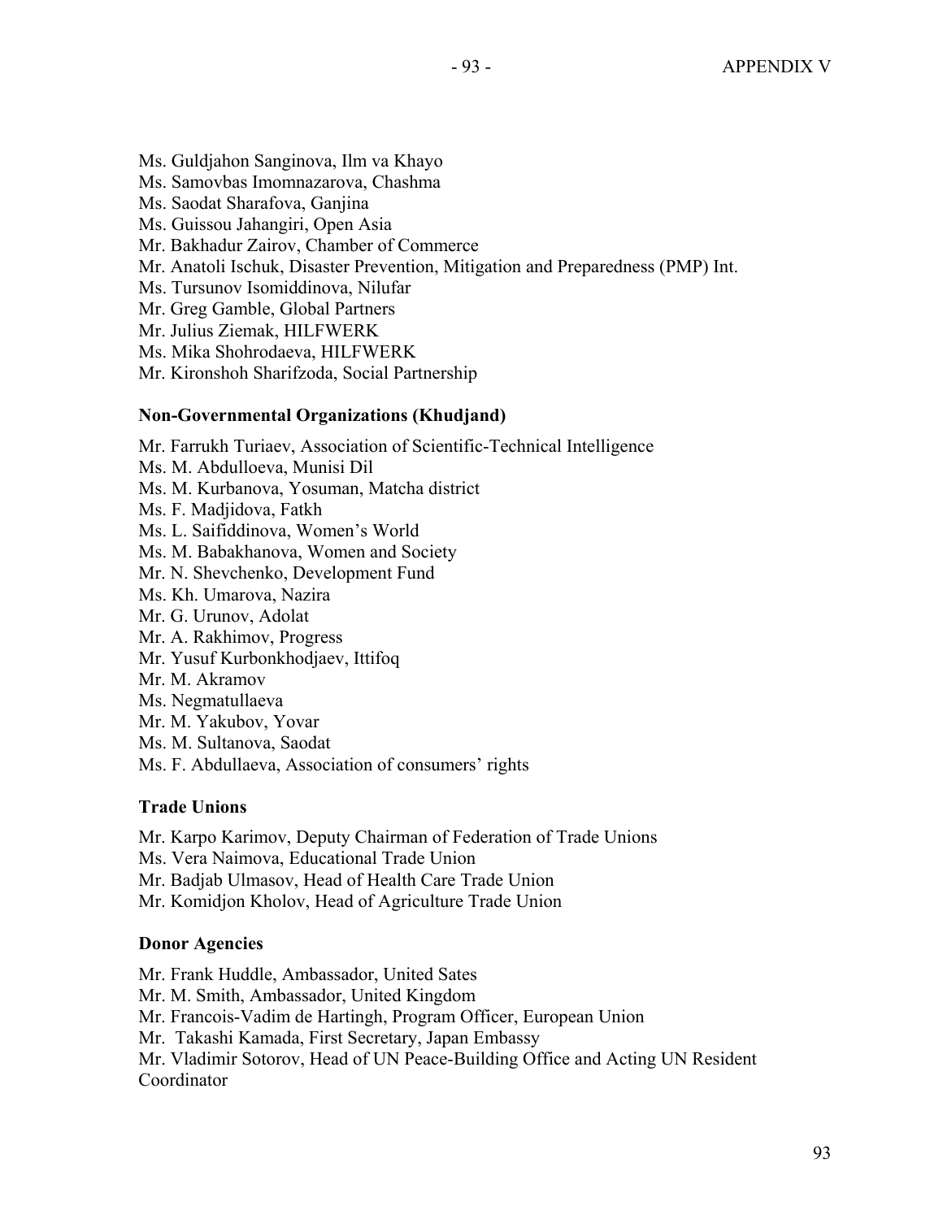Ms. Guldjahon Sanginova, Ilm va Khayo
Ms. Samovbas Imomnazarova, Chashma
Ms. Saodat Sharafova, Ganjina
Ms. Guissou Jahangiri, Open Asia
Mr. Bakhadur Zairov, Chamber of Commerce
Mr. Anatoli Ischuk, Disaster Prevention, Mitigation and Preparedness (PMP) Int.
Ms. Tursunov Isomiddinova, Nilufar
Mr. Greg Gamble, Global Partners
Mr. Julius Ziemak, HILFWERK
Ms. Mika Shohrodaeva, HILFWERK
Mr. Kironshoh Sharifzoda, Social Partnership

**Non-Governmental Organizations (Khudjand)**

Mr. Farrukh Turiaev, Association of Scientific-Technical Intelligence
Ms. M. Abdulloeva, Munisi Dil
Ms. M. Kurbanova, Yosuman, Matcha district
Ms. F. Madjidova, Fatkh
Ms. L. Saifiddinova, Women's World
Ms. M. Babakhanova, Women and Society
Mr. N. Shevchenko, Development Fund
Ms. Kh. Umarova, Nazira
Mr. G. Urunov, Adolat
Mr. A. Rakhimov, Progress
Mr. Yusuf Kurbonkhodjaev, Ittifoq
Mr. M. Akramov
Ms. Negmatullaeva
Mr. M. Yakubov, Yovar
Ms. M. Sultanova, Saodat
Ms. F. Abdullaeva, Association of consumers' rights

**Trade Unions**

Mr. Karpo Karimov, Deputy Chairman of Federation of Trade Unions
Ms. Vera Naimova, Educational Trade Union
Mr. Badjab Ulmasov, Head of Health Care Trade Union
Mr. Komidjon Kholov, Head of Agriculture Trade Union

**Donor Agencies**

Mr. Frank Huddle, Ambassador, United Sates
Mr. M. Smith, Ambassador, United Kingdom
Mr. Francois-Vadim de Hartingh, Program Officer, European Union
Mr. Takashi Kamada, First Secretary, Japan Embassy
Mr. Vladimir Sotorov, Head of UN Peace-Building Office and Acting UN Resident Coordinator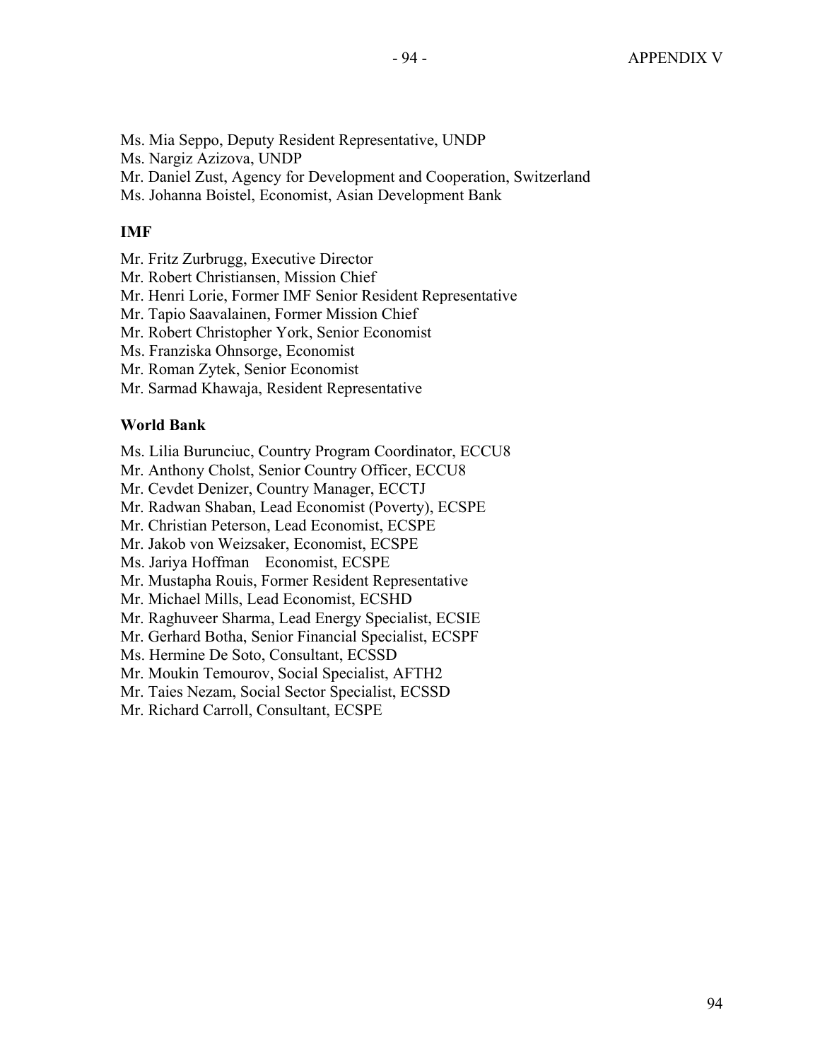Ms. Mia Seppo, Deputy Resident Representative, UNDP
Ms. Nargiz Azizova, UNDP
Mr. Daniel Zust, Agency for Development and Cooperation, Switzerland
Ms. Johanna Boistel, Economist, Asian Development Bank

**IMF**

Mr. Fritz Zurbrugg, Executive Director
Mr. Robert Christiansen, Mission Chief
Mr. Henri Lorie, Former IMF Senior Resident Representative
Mr. Tapio Saavalainen, Former Mission Chief
Mr. Robert Christopher York, Senior Economist
Ms. Franziska Ohnsorge, Economist
Mr. Roman Zytek, Senior Economist
Mr. Sarmad Khawaja, Resident Representative

**World Bank**

Ms. Lilia Burunciuc, Country Program Coordinator, ECCU8
Mr. Anthony Cholst, Senior Country Officer, ECCU8
Mr. Cevdet Denizer, Country Manager, ECCTJ
Mr. Radwan Shaban, Lead Economist (Poverty), ECSPE
Mr. Christian Peterson, Lead Economist, ECSPE
Mr. Jakob von Weizsaker, Economist, ECSPE
Ms. Jariya Hoffman Economist, ECSPE
Mr. Mustapha Rouis, Former Resident Representative
Mr. Michael Mills, Lead Economist, ECSHD
Mr. Raghuveer Sharma, Lead Energy Specialist, ECSIE
Mr. Gerhard Botha, Senior Financial Specialist, ECSPF
Ms. Hermine De Soto, Consultant, ECSSD
Mr. Moukin Temourov, Social Specialist, AFTH2
Mr. Taies Nezam, Social Sector Specialist, ECSSD
Mr. Richard Carroll, Consultant, ECSPE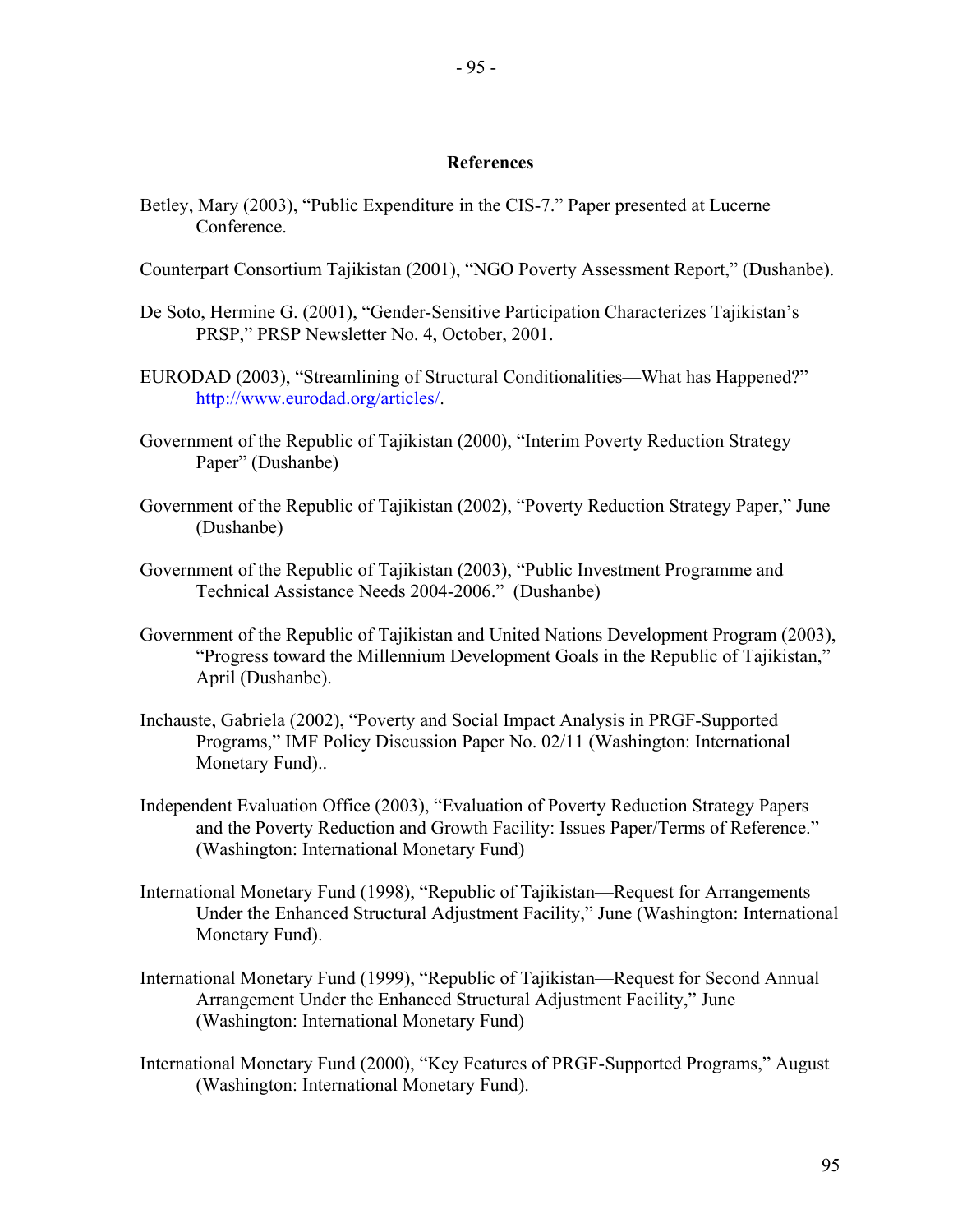## References

Betley, Mary (2003), "Public Expenditure in the CIS-7." Paper presented at Lucerne Conference.

Counterpart Consortium Tajikistan (2001), "NGO Poverty Assessment Report," (Dushanbe).

De Soto, Hermine G. (2001), "Gender-Sensitive Participation Characterizes Tajikistan's PRSP," PRSP Newsletter No. 4, October, 2001.

EURODAD (2003), "Streamlining of Structural Conditionalities—What has Happened?" http://www.eurodad.org/articles/.

Government of the Republic of Tajikistan (2000), "Interim Poverty Reduction Strategy Paper" (Dushanbe)

Government of the Republic of Tajikistan (2002), "Poverty Reduction Strategy Paper," June (Dushanbe)

Government of the Republic of Tajikistan (2003), "Public Investment Programme and Technical Assistance Needs 2004-2006." (Dushanbe)

Government of the Republic of Tajikistan and United Nations Development Program (2003), "Progress toward the Millennium Development Goals in the Republic of Tajikistan," April (Dushanbe).

Inchauste, Gabriela (2002), "Poverty and Social Impact Analysis in PRGF-Supported Programs," IMF Policy Discussion Paper No. 02/11 (Washington: International Monetary Fund)..

Independent Evaluation Office (2003), "Evaluation of Poverty Reduction Strategy Papers and the Poverty Reduction and Growth Facility: Issues Paper/Terms of Reference." (Washington: International Monetary Fund)

International Monetary Fund (1998), "Republic of Tajikistan—Request for Arrangements Under the Enhanced Structural Adjustment Facility," June (Washington: International Monetary Fund).

International Monetary Fund (1999), "Republic of Tajikistan—Request for Second Annual Arrangement Under the Enhanced Structural Adjustment Facility," June (Washington: International Monetary Fund)

International Monetary Fund (2000), "Key Features of PRGF-Supported Programs," August (Washington: International Monetary Fund).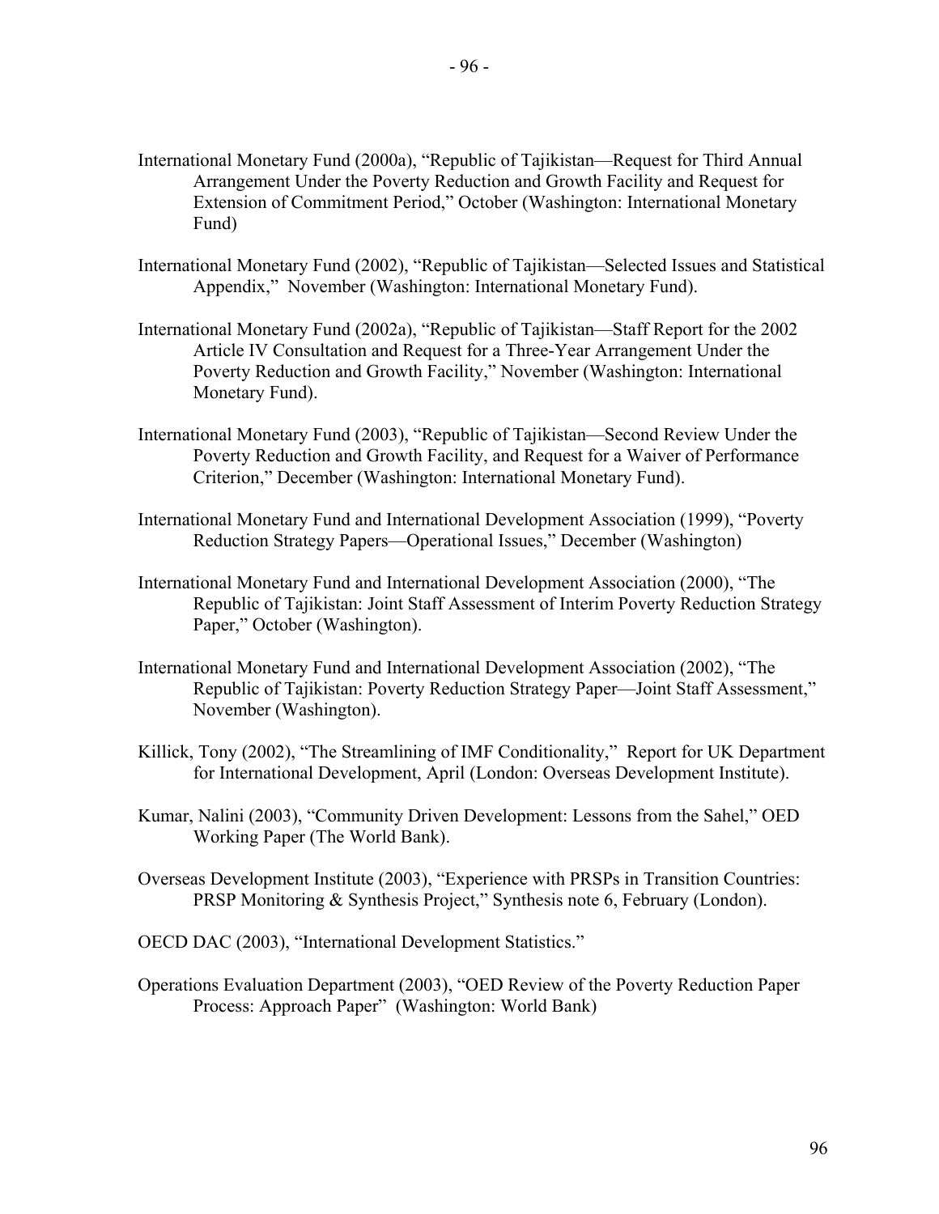International Monetary Fund (2000a), "Republic of Tajikistan—Request for Third Annual Arrangement Under the Poverty Reduction and Growth Facility and Request for Extension of Commitment Period," October (Washington: International Monetary Fund)

International Monetary Fund (2002), "Republic of Tajikistan—Selected Issues and Statistical Appendix," November (Washington: International Monetary Fund).

International Monetary Fund (2002a), "Republic of Tajikistan—Staff Report for the 2002 Article IV Consultation and Request for a Three-Year Arrangement Under the Poverty Reduction and Growth Facility," November (Washington: International Monetary Fund).

International Monetary Fund (2003), "Republic of Tajikistan—Second Review Under the Poverty Reduction and Growth Facility, and Request for a Waiver of Performance Criterion," December (Washington: International Monetary Fund).

International Monetary Fund and International Development Association (1999), "Poverty Reduction Strategy Papers—Operational Issues," December (Washington)

International Monetary Fund and International Development Association (2000), "The Republic of Tajikistan: Joint Staff Assessment of Interim Poverty Reduction Strategy Paper," October (Washington).

International Monetary Fund and International Development Association (2002), "The Republic of Tajikistan: Poverty Reduction Strategy Paper—Joint Staff Assessment," November (Washington).

Killick, Tony (2002), "The Streamlining of IMF Conditionality," Report for UK Department for International Development, April (London: Overseas Development Institute).

Kumar, Nalini (2003), "Community Driven Development: Lessons from the Sahel," OED Working Paper (The World Bank).

Overseas Development Institute (2003), "Experience with PRSPs in Transition Countries: PRSP Monitoring & Synthesis Project," Synthesis note 6, February (London).

OECD DAC (2003), "International Development Statistics."

Operations Evaluation Department (2003), "OED Review of the Poverty Reduction Paper Process: Approach Paper" (Washington: World Bank)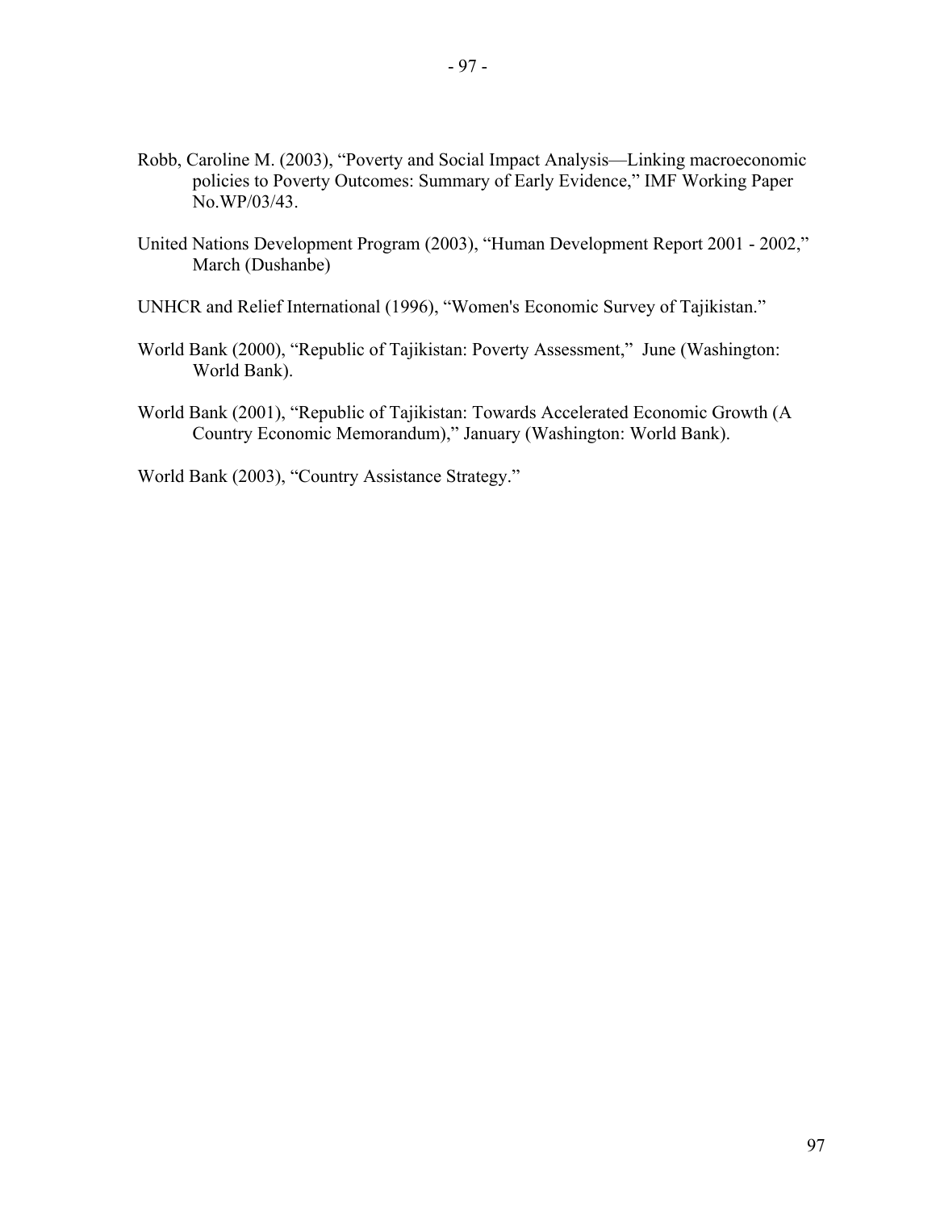Robb, Caroline M. (2003), "Poverty and Social Impact Analysis—Linking macroeconomic policies to Poverty Outcomes: Summary of Early Evidence," IMF Working Paper No.WP/03/43.

United Nations Development Program (2003), "Human Development Report 2001 - 2002," March (Dushanbe)

UNHCR and Relief International (1996), "Women's Economic Survey of Tajikistan."

World Bank (2000), "Republic of Tajikistan: Poverty Assessment," June (Washington: World Bank).

World Bank (2001), "Republic of Tajikistan: Towards Accelerated Economic Growth (A Country Economic Memorandum)," January (Washington: World Bank).

World Bank (2003), "Country Assistance Strategy."